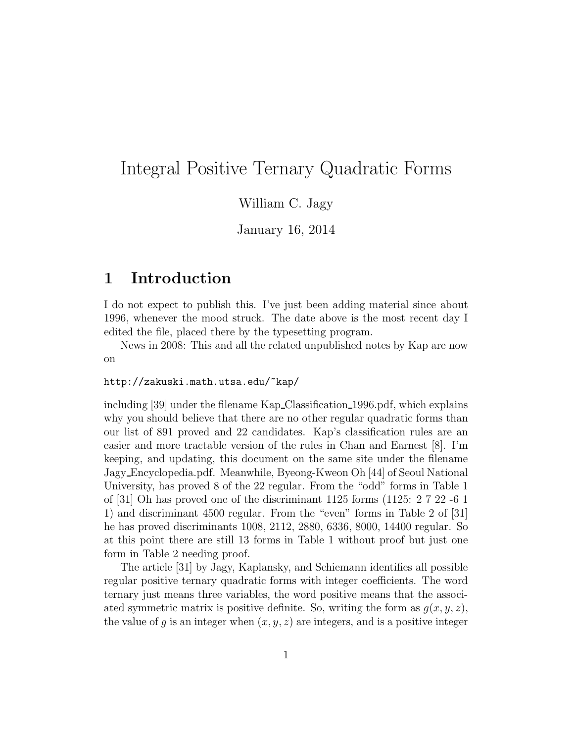# Integral Positive Ternary Quadratic Forms

William C. Jagy

January 16, 2014

## 1 Introduction

I do not expect to publish this. I've just been adding material since about 1996, whenever the mood struck. The date above is the most recent day I edited the file, placed there by the typesetting program.

News in 2008: This and all the related unpublished notes by Kap are now on

```
http://zakuski.math.utsa.edu/~kap/
```

including [39] under the filename Kap_Classification_1996.pdf, which explains why you should believe that there are no other regular quadratic forms than our list of 891 proved and 22 candidates. Kap's classification rules are an easier and more tractable version of the rules in Chan and Earnest [8]. I'm keeping, and updating, this document on the same site under the filename Jagy_Encyclopedia.pdf. Meanwhile, Byeong-Kweon Oh [44] of Seoul National University, has proved 8 of the 22 regular. From the "odd" forms in Table 1 of [31] Oh has proved one of the discriminant 1125 forms (1125: 2 7 22 -6 1 1) and discriminant 4500 regular. From the "even" forms in Table 2 of [31] he has proved discriminants 1008, 2112, 2880, 6336, 8000, 14400 regular. So at this point there are still 13 forms in Table 1 without proof but just one form in Table 2 needing proof.

The article [31] by Jagy, Kaplansky, and Schiemann identifies all possible regular positive ternary quadratic forms with integer coefficients. The word ternary just means three variables, the word positive means that the associated symmetric matrix is positive definite. So, writing the form as $g(x, y, z)$, the value of $g$ is an integer when $(x, y, z)$ are integers, and is a positive integer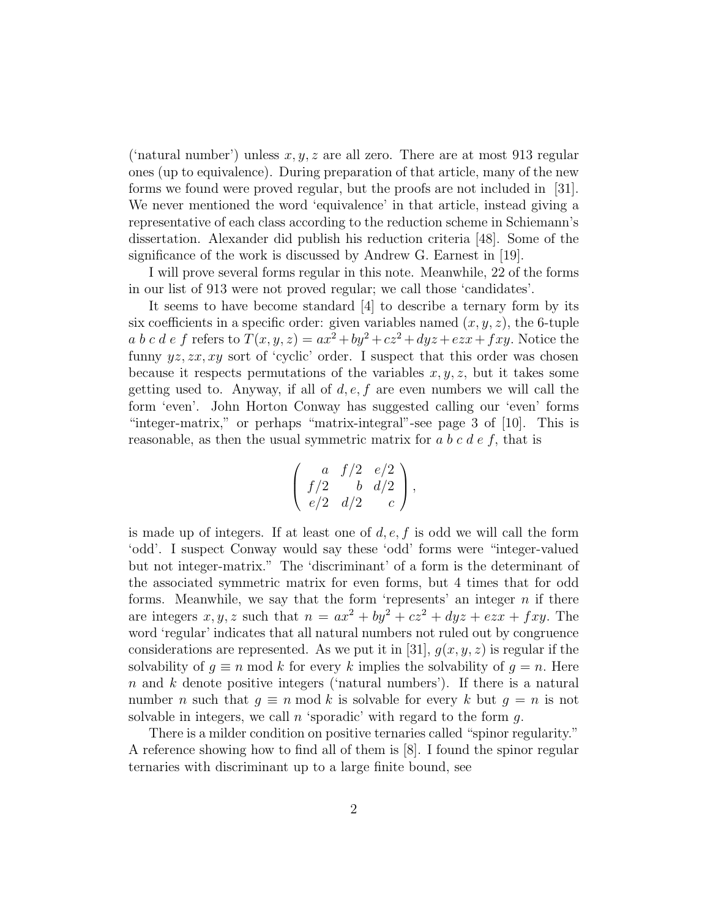('natural number') unless $x, y, z$ are all zero. There are at most 913 regular ones (up to equivalence). During preparation of that article, many of the new forms we found were proved regular, but the proofs are not included in [31]. We never mentioned the word 'equivalence' in that article, instead giving a representative of each class according to the reduction scheme in Schiemann's dissertation. Alexander did publish his reduction criteria [48]. Some of the significance of the work is discussed by Andrew G. Earnest in [19].

I will prove several forms regular in this note. Meanwhile, 22 of the forms in our list of 913 were not proved regular; we call those 'candidates'.

It seems to have become standard [4] to describe a ternary form by its six coefficients in a specific order: given variables named $(x, y, z)$, the 6-tuple $a\ b\ c\ d\ e\ f$ refers to $T(x, y, z) = ax^2 + by^2 + cz^2 + dyz + ezx + fxy$. Notice the funny $yz, zx, xy$ sort of 'cyclic' order. I suspect that this order was chosen because it respects permutations of the variables $x, y, z$, but it takes some getting used to. Anyway, if all of $d, e, f$ are even numbers we will call the form 'even'. John Horton Conway has suggested calling our 'even' forms "integer-matrix," or perhaps "matrix-integral"-see page 3 of [10]. This is reasonable, as then the usual symmetric matrix for $a\ b\ c\ d\ e\ f$, that is

$$\begin{pmatrix} a & f/2 & e/2 \\ f/2 & b & d/2 \\ e/2 & d/2 & c \end{pmatrix},$$

is made up of integers. If at least one of $d, e, f$ is odd we will call the form 'odd'. I suspect Conway would say these 'odd' forms were "integer-valued but not integer-matrix." The 'discriminant' of a form is the determinant of the associated symmetric matrix for even forms, but 4 times that for odd forms. Meanwhile, we say that the form 'represents' an integer $n$ if there are integers $x, y, z$ such that $n = ax^2 + by^2 + cz^2 + dyz + ezx + fxy$. The word 'regular' indicates that all natural numbers not ruled out by congruence considerations are represented. As we put it in [31], $g(x, y, z)$ is regular if the solvability of $g \equiv n \bmod k$ for every $k$ implies the solvability of $g = n$. Here $n$ and $k$ denote positive integers ('natural numbers'). If there is a natural number $n$ such that $g \equiv n \bmod k$ is solvable for every $k$ but $g = n$ is not solvable in integers, we call $n$ 'sporadic' with regard to the form $g$.

There is a milder condition on positive ternaries called "spinor regularity." A reference showing how to find all of them is [8]. I found the spinor regular ternaries with discriminant up to a large finite bound, see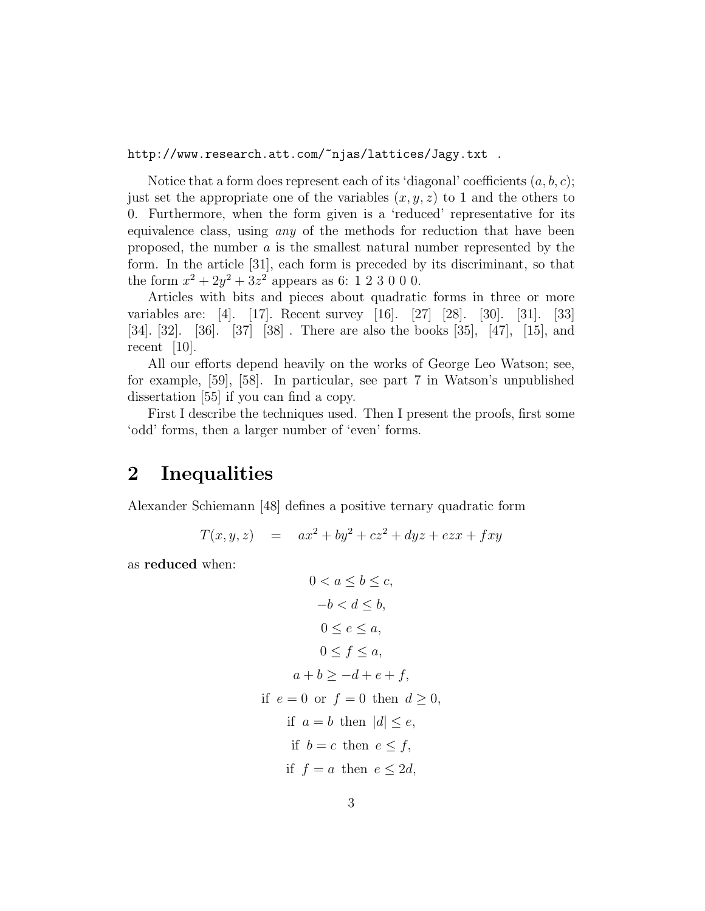http://www.research.att.com/~njas/lattices/Jagy.txt .

Notice that a form does represent each of its ‘diagonal’ coefficients $(a, b, c)$; just set the appropriate one of the variables $(x, y, z)$ to 1 and the others to 0. Furthermore, when the form given is a ‘reduced’ representative for its equivalence class, using *any* of the methods for reduction that have been proposed, the number $a$ is the smallest natural number represented by the form. In the article [31], each form is preceded by its discriminant, so that the form $x^2 + 2y^2 + 3z^2$ appears as 6: 1 2 3 0 0 0.

Articles with bits and pieces about quadratic forms in three or more variables are: [4]. [17]. Recent survey [16]. [27] [28]. [30]. [31]. [33] [34]. [32]. [36]. [37] [38] . There are also the books [35], [47], [15], and recent [10].

All our efforts depend heavily on the works of George Leo Watson; see, for example, [59], [58]. In particular, see part 7 in Watson’s unpublished dissertation [55] if you can find a copy.

First I describe the techniques used. Then I present the proofs, first some ‘odd’ forms, then a larger number of ‘even’ forms.

## 2 Inequalities

Alexander Schiemann [48] defines a positive ternary quadratic form

$$T(x, y, z) \quad = \quad ax^2 + by^2 + cz^2 + dyz + ezx + fxy$$

as **reduced** when:

$$0 < a \leq b \leq c,$$

$$-b < d \leq b,$$

$$0 \leq e \leq a,$$

$$0 \leq f \leq a,$$

$$a + b \geq -d + e + f,$$

$$\text{if } \ e = 0 \ \text{ or } \ f = 0 \ \text{ then } \ d \geq 0,$$

$$\text{if } \ a = b \ \text{ then } \ |d| \leq e,$$

$$\text{if } \ b = c \ \text{ then } \ e \leq f,$$

$$\text{if } \ f = a \ \text{ then } \ e \leq 2d,$$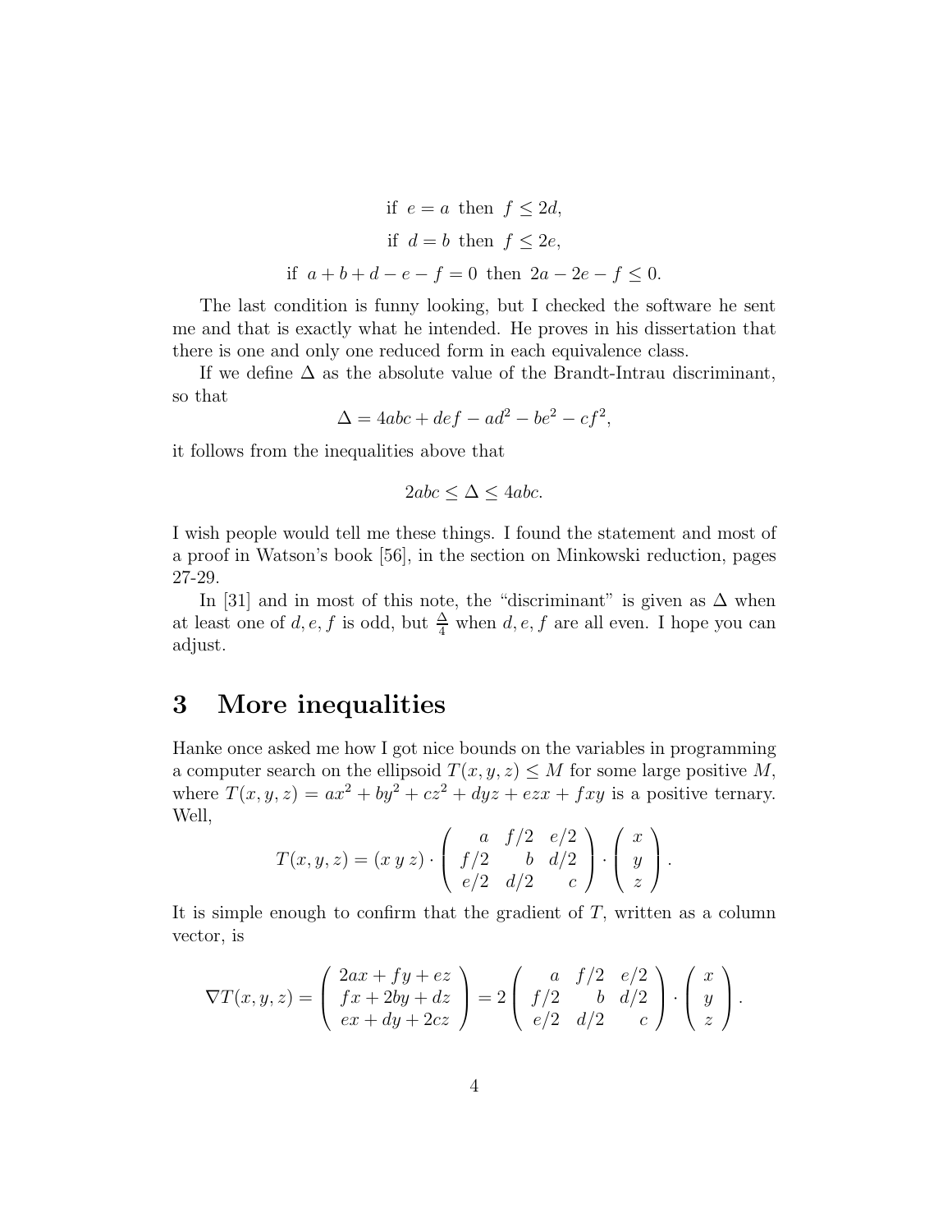$$\text{if } e = a \text{ then } f \leq 2d,$$

$$\text{if } d = b \text{ then } f \leq 2e,$$

$$\text{if } a + b + d - e - f = 0 \text{ then } 2a - 2e - f \leq 0.$$

The last condition is funny looking, but I checked the software he sent me and that is exactly what he intended. He proves in his dissertation that there is one and only one reduced form in each equivalence class.

If we define $\Delta$ as the absolute value of the Brandt-Intrau discriminant, so that

$$\Delta = 4abc + def - ad^2 - be^2 - cf^2,$$

it follows from the inequalities above that

$$2abc \leq \Delta \leq 4abc.$$

I wish people would tell me these things. I found the statement and most of a proof in Watson's book [56], in the section on Minkowski reduction, pages 27-29.

In [31] and in most of this note, the "discriminant" is given as $\Delta$ when at least one of $d, e, f$ is odd, but $\frac{\Delta}{4}$ when $d, e, f$ are all even. I hope you can adjust.

# 3 More inequalities

Hanke once asked me how I got nice bounds on the variables in programming a computer search on the ellipsoid $T(x, y, z) \leq M$ for some large positive $M$, where $T(x, y, z) = ax^2 + by^2 + cz^2 + dyz + ezx + fxy$ is a positive ternary. Well,

$$T(x, y, z) = (x\ y\ z) \cdot \begin{pmatrix} a & f/2 & e/2 \\ f/2 & b & d/2 \\ e/2 & d/2 & c \end{pmatrix} \cdot \begin{pmatrix} x \\ y \\ z \end{pmatrix}.$$

It is simple enough to confirm that the gradient of $T$, written as a column vector, is

$$\nabla T(x, y, z) = \begin{pmatrix} 2ax + fy + ez \\ fx + 2by + dz \\ ex + dy + 2cz \end{pmatrix} = 2 \begin{pmatrix} a & f/2 & e/2 \\ f/2 & b & d/2 \\ e/2 & d/2 & c \end{pmatrix} \cdot \begin{pmatrix} x \\ y \\ z \end{pmatrix}.$$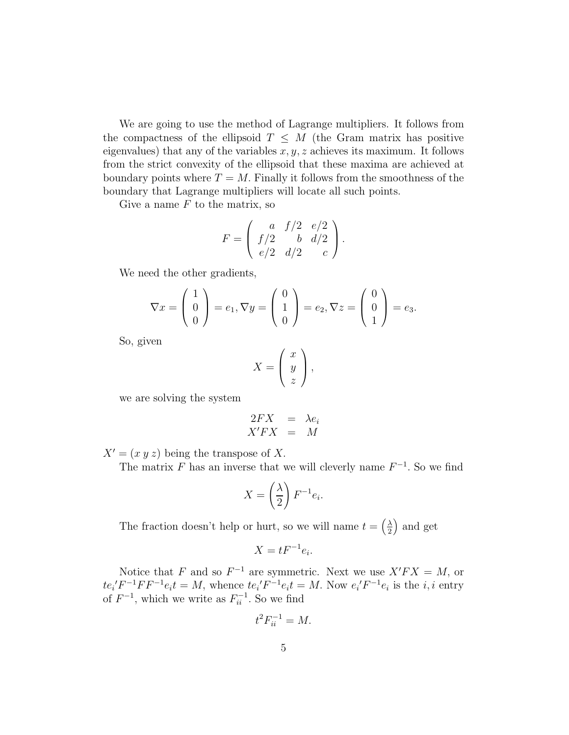We are going to use the method of Lagrange multipliers. It follows from the compactness of the ellipsoid $T \leq M$ (the Gram matrix has positive eigenvalues) that any of the variables $x, y, z$ achieves its maximum. It follows from the strict convexity of the ellipsoid that these maxima are achieved at boundary points where $T = M$. Finally it follows from the smoothness of the boundary that Lagrange multipliers will locate all such points.

Give a name $F$ to the matrix, so

$$F = \begin{pmatrix} a & f/2 & e/2 \\ f/2 & b & d/2 \\ e/2 & d/2 & c \end{pmatrix}.$$

We need the other gradients,

$$\nabla x = \begin{pmatrix} 1 \\ 0 \\ 0 \end{pmatrix} = e_1, \nabla y = \begin{pmatrix} 0 \\ 1 \\ 0 \end{pmatrix} = e_2, \nabla z = \begin{pmatrix} 0 \\ 0 \\ 1 \end{pmatrix} = e_3.$$

So, given

$$X = \begin{pmatrix} x \\ y \\ z \end{pmatrix},$$

we are solving the system

$$\begin{aligned} 2FX &= \lambda e_i \\ X'FX &= M \end{aligned}$$

$X' = (x\; y\; z)$ being the transpose of $X$.

The matrix $F$ has an inverse that we will cleverly name $F^{-1}$. So we find

$$X = \left(\frac{\lambda}{2}\right) F^{-1} e_i.$$

The fraction doesn't help or hurt, so we will name $t = \left(\frac{\lambda}{2}\right)$ and get

$$X = tF^{-1}e_i.$$

Notice that $F$ and so $F^{-1}$ are symmetric. Next we use $X'FX = M$, or $te_i'F^{-1}FF^{-1}e_it = M$, whence $te_i'F^{-1}e_it = M$. Now $e_i'F^{-1}e_i$ is the $i,i$ entry of $F^{-1}$, which we write as $F^{-1}_{ii}$. So we find

$$t^2 F^{-1}_{ii} = M.$$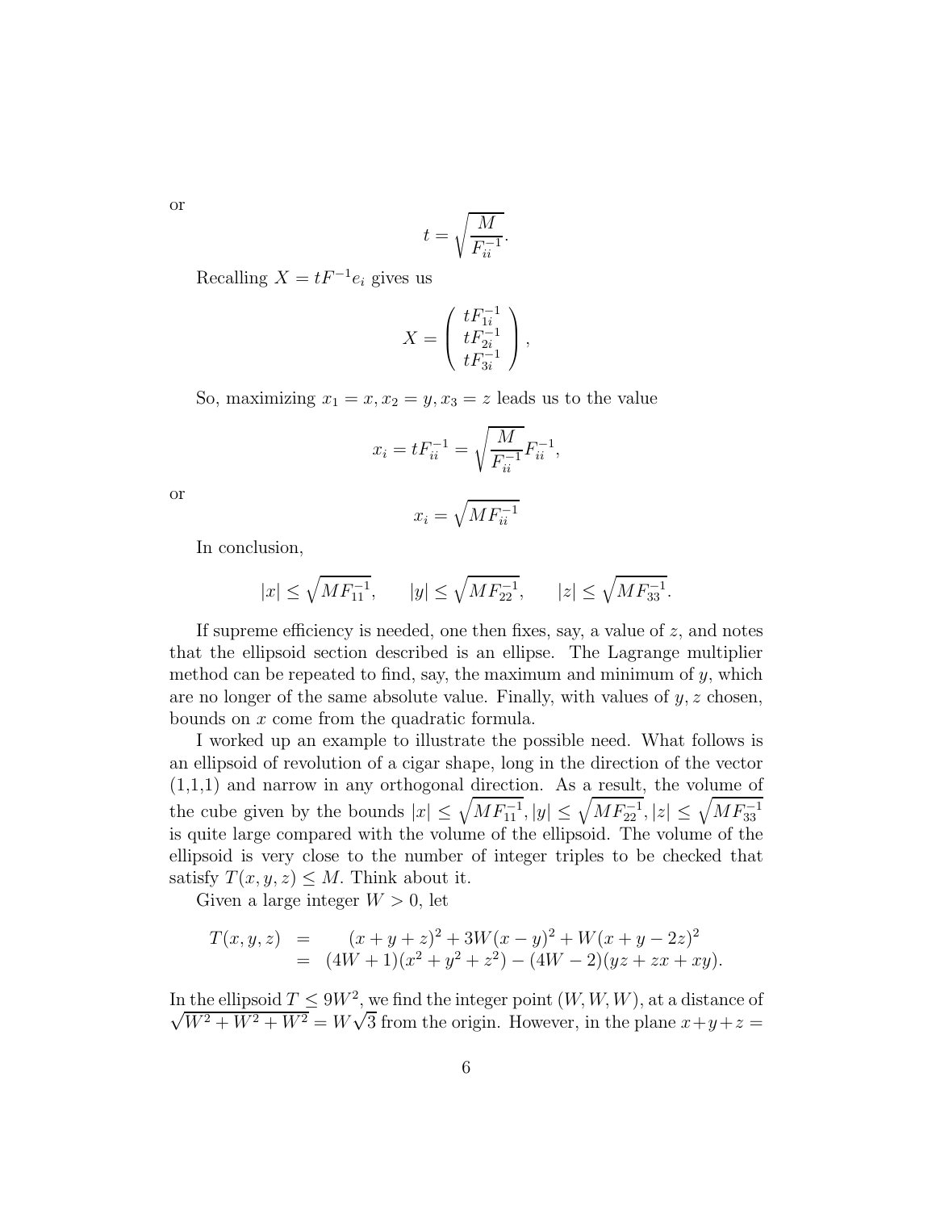or

$$t = \sqrt{\frac{M}{F_{ii}^{-1}}}.$$

Recalling $X = tF^{-1}e_i$ gives us

$$X = \begin{pmatrix} tF_{1i}^{-1} \\ tF_{2i}^{-1} \\ tF_{3i}^{-1} \end{pmatrix},$$

So, maximizing $x_1 = x, x_2 = y, x_3 = z$ leads us to the value

$$x_i = tF_{ii}^{-1} = \sqrt{\frac{M}{F_{ii}^{-1}}} F_{ii}^{-1},$$

or

$$x_i = \sqrt{MF_{ii}^{-1}}$$

In conclusion,

$$|x| \leq \sqrt{MF_{11}^{-1}}, \qquad |y| \leq \sqrt{MF_{22}^{-1}}, \qquad |z| \leq \sqrt{MF_{33}^{-1}}.$$

If supreme efficiency is needed, one then fixes, say, a value of $z$, and notes that the ellipsoid section described is an ellipse. The Lagrange multiplier method can be repeated to find, say, the maximum and minimum of $y$, which are no longer of the same absolute value. Finally, with values of $y, z$ chosen, bounds on $x$ come from the quadratic formula.

I worked up an example to illustrate the possible need. What follows is an ellipsoid of revolution of a cigar shape, long in the direction of the vector (1,1,1) and narrow in any orthogonal direction. As a result, the volume of the cube given by the bounds $|x| \leq \sqrt{MF_{11}^{-1}}, |y| \leq \sqrt{MF_{22}^{-1}}, |z| \leq \sqrt{MF_{33}^{-1}}$ is quite large compared with the volume of the ellipsoid. The volume of the ellipsoid is very close to the number of integer triples to be checked that satisfy $T(x, y, z) \leq M$. Think about it.

Given a large integer $W > 0$, let

$$\begin{aligned} T(x,y,z) &= \quad (x+y+z)^2 + 3W(x-y)^2 + W(x+y-2z)^2 \\ &= (4W+1)(x^2+y^2+z^2) - (4W-2)(yz+zx+xy). \end{aligned}$$

In the ellipsoid $T \leq 9W^2$, we find the integer point $(W, W, W)$, at a distance of $\sqrt{W^2 + W^2 + W^2} = W\sqrt{3}$ from the origin. However, in the plane $x + y + z =$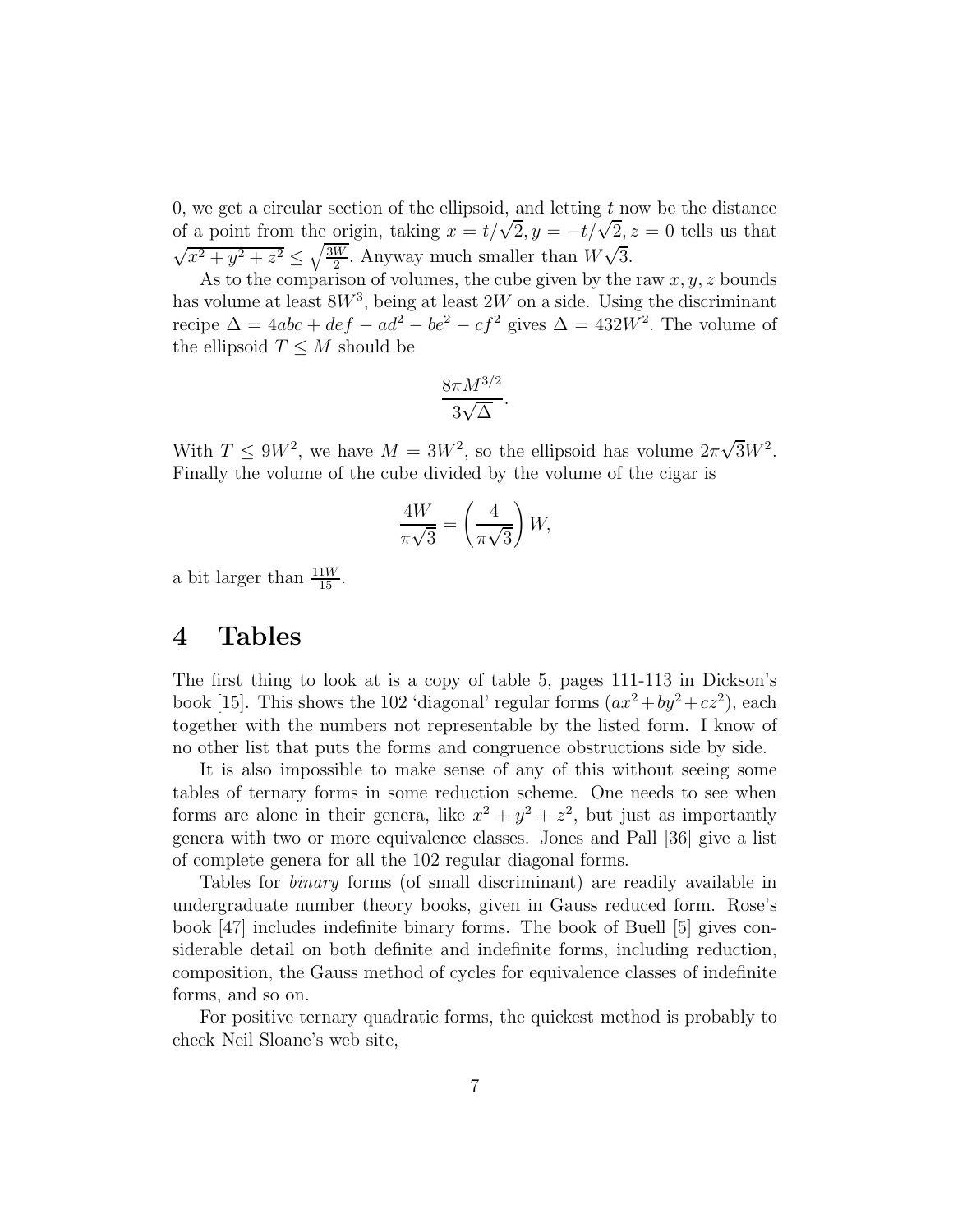0, we get a circular section of the ellipsoid, and letting $t$ now be the distance of a point from the origin, taking $x = t/\sqrt{2}, y = -t/\sqrt{2}, z = 0$ tells us that $\sqrt{x^2 + y^2 + z^2} \leq \sqrt{\frac{3W}{2}}$. Anyway much smaller than $W\sqrt{3}$.

As to the comparison of volumes, the cube given by the raw $x, y, z$ bounds has volume at least $8W^3$, being at least $2W$ on a side. Using the discriminant recipe $\Delta = 4abc + def - ad^2 - be^2 - cf^2$ gives $\Delta = 432W^2$. The volume of the ellipsoid $T \leq M$ should be

$$\frac{8\pi M^{3/2}}{3\sqrt{\Delta}}.$$

With $T \leq 9W^2$, we have $M = 3W^2$, so the ellipsoid has volume $2\pi\sqrt{3}W^2$. Finally the volume of the cube divided by the volume of the cigar is

$$\frac{4W}{\pi\sqrt{3}} = \left(\frac{4}{\pi\sqrt{3}}\right) W,$$

a bit larger than $\frac{11W}{15}$.

# 4 Tables

The first thing to look at is a copy of table 5, pages 111-113 in Dickson's book [15]. This shows the 102 'diagonal' regular forms $(ax^2 + by^2 + cz^2)$, each together with the numbers not representable by the listed form. I know of no other list that puts the forms and congruence obstructions side by side.

It is also impossible to make sense of any of this without seeing some tables of ternary forms in some reduction scheme. One needs to see when forms are alone in their genera, like $x^2 + y^2 + z^2$, but just as importantly genera with two or more equivalence classes. Jones and Pall [36] give a list of complete genera for all the 102 regular diagonal forms.

Tables for *binary* forms (of small discriminant) are readily available in undergraduate number theory books, given in Gauss reduced form. Rose's book [47] includes indefinite binary forms. The book of Buell [5] gives considerable detail on both definite and indefinite forms, including reduction, composition, the Gauss method of cycles for equivalence classes of indefinite forms, and so on.

For positive ternary quadratic forms, the quickest method is probably to check Neil Sloane's web site,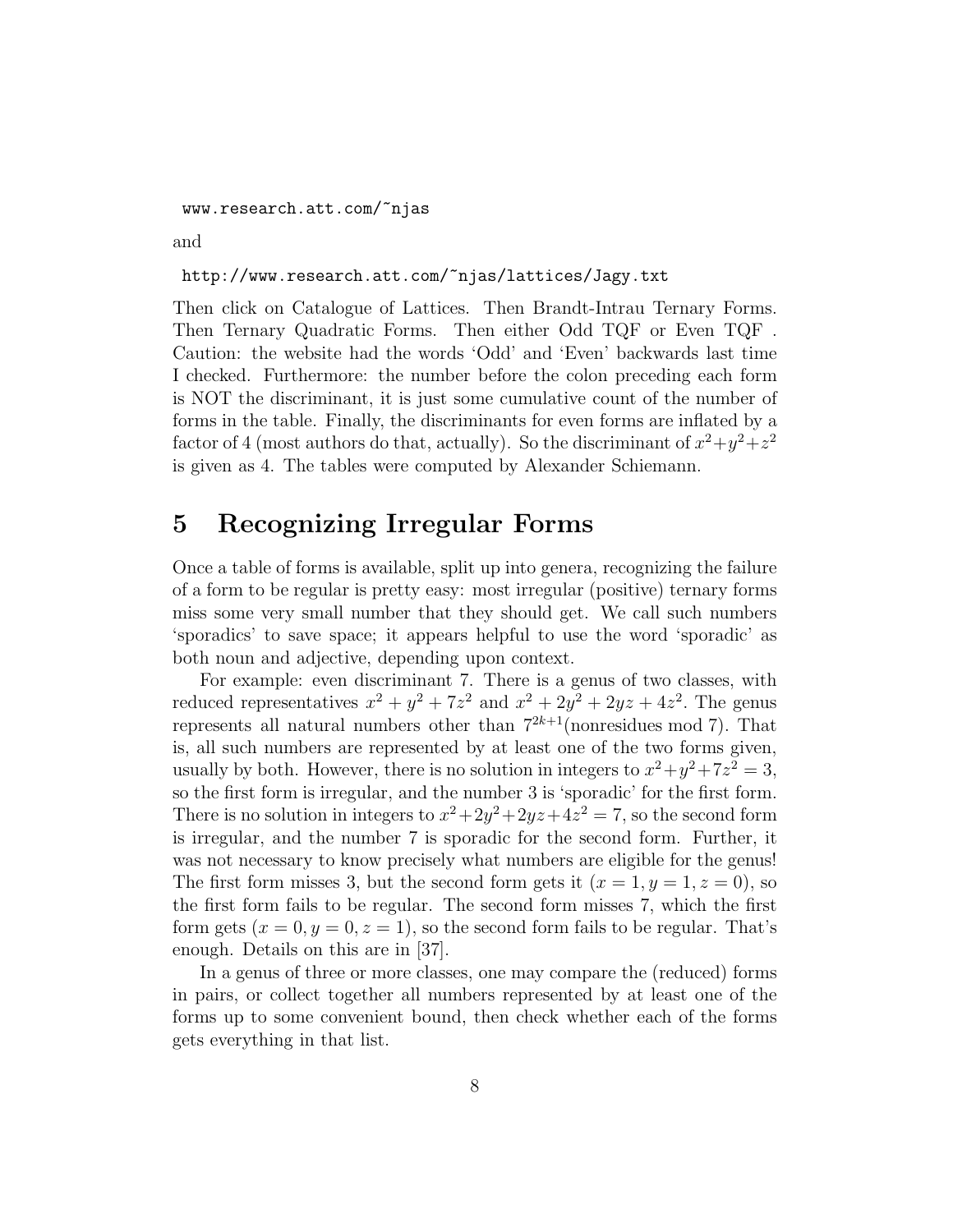```
www.research.att.com/~njas
```

and

```
http://www.research.att.com/~njas/lattices/Jagy.txt
```

Then click on Catalogue of Lattices. Then Brandt-Intrau Ternary Forms. Then Ternary Quadratic Forms. Then either Odd TQF or Even TQF . Caution: the website had the words 'Odd' and 'Even' backwards last time I checked. Furthermore: the number before the colon preceding each form is NOT the discriminant, it is just some cumulative count of the number of forms in the table. Finally, the discriminants for even forms are inflated by a factor of 4 (most authors do that, actually). So the discriminant of $x^2+y^2+z^2$ is given as 4. The tables were computed by Alexander Schiemann.

# 5 Recognizing Irregular Forms

Once a table of forms is available, split up into genera, recognizing the failure of a form to be regular is pretty easy: most irregular (positive) ternary forms miss some very small number that they should get. We call such numbers 'sporadics' to save space; it appears helpful to use the word 'sporadic' as both noun and adjective, depending upon context.

For example: even discriminant 7. There is a genus of two classes, with reduced representatives $x^2 + y^2 + 7z^2$ and $x^2 + 2y^2 + 2yz + 4z^2$. The genus represents all natural numbers other than $7^{2k+1}$(nonresidues mod 7). That is, all such numbers are represented by at least one of the two forms given, usually by both. However, there is no solution in integers to $x^2+y^2+7z^2 = 3$, so the first form is irregular, and the number 3 is 'sporadic' for the first form. There is no solution in integers to $x^2+2y^2+2yz+4z^2 = 7$, so the second form is irregular, and the number 7 is sporadic for the second form. Further, it was not necessary to know precisely what numbers are eligible for the genus! The first form misses 3, but the second form gets it ($x = 1, y = 1, z = 0$), so the first form fails to be regular. The second form misses 7, which the first form gets ($x = 0, y = 0, z = 1$), so the second form fails to be regular. That's enough. Details on this are in [37].

In a genus of three or more classes, one may compare the (reduced) forms in pairs, or collect together all numbers represented by at least one of the forms up to some convenient bound, then check whether each of the forms gets everything in that list.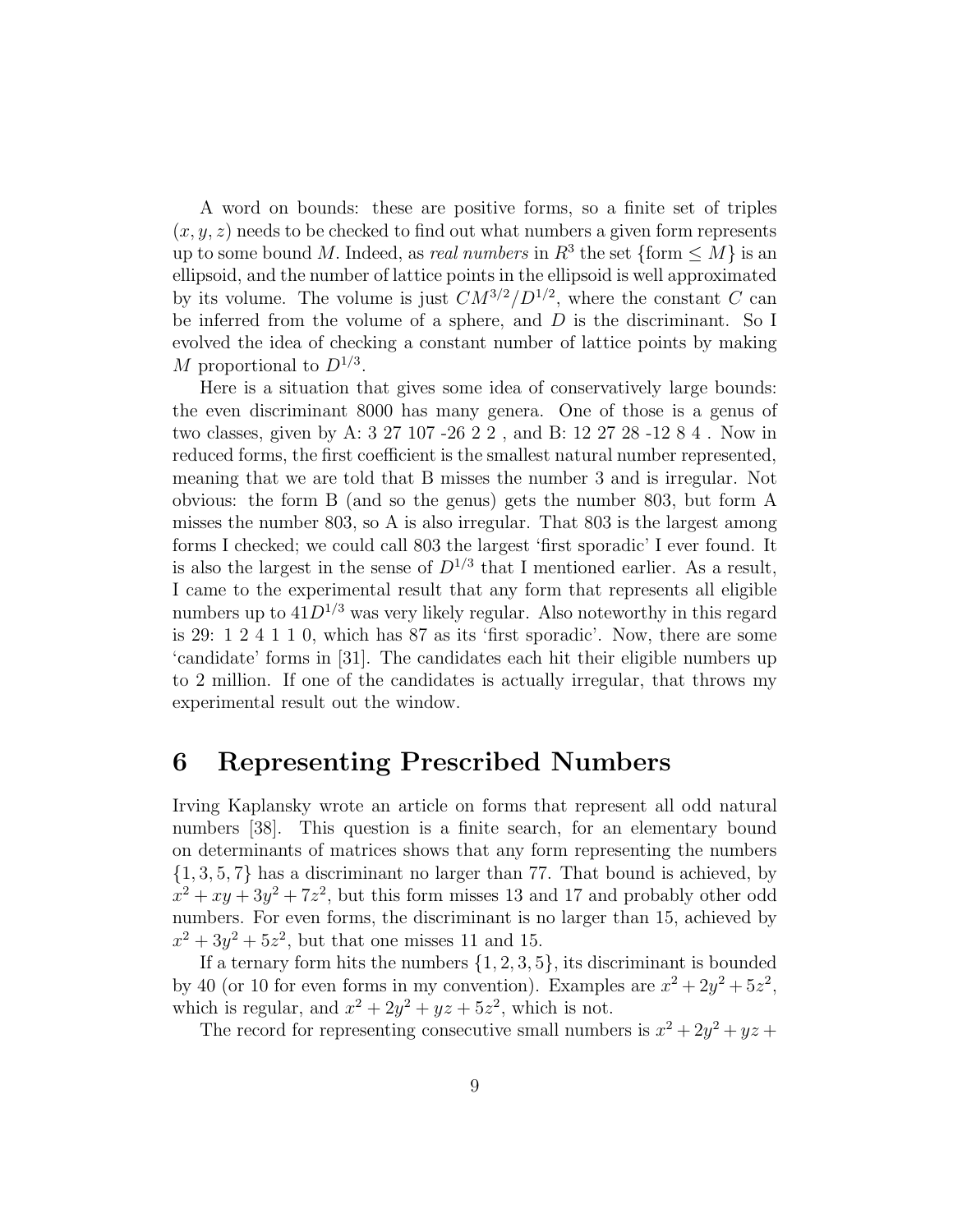A word on bounds: these are positive forms, so a finite set of triples $(x, y, z)$ needs to be checked to find out what numbers a given form represents up to some bound $M$. Indeed, as *real numbers* in $R^3$ the set {form $\leq M$} is an ellipsoid, and the number of lattice points in the ellipsoid is well approximated by its volume. The volume is just $CM^{3/2}/D^{1/2}$, where the constant $C$ can be inferred from the volume of a sphere, and $D$ is the discriminant. So I evolved the idea of checking a constant number of lattice points by making $M$ proportional to $D^{1/3}$.

Here is a situation that gives some idea of conservatively large bounds: the even discriminant 8000 has many genera. One of those is a genus of two classes, given by A: 3 27 107 -26 2 2 , and B: 12 27 28 -12 8 4 . Now in reduced forms, the first coefficient is the smallest natural number represented, meaning that we are told that B misses the number 3 and is irregular. Not obvious: the form B (and so the genus) gets the number 803, but form A misses the number 803, so A is also irregular. That 803 is the largest among forms I checked; we could call 803 the largest 'first sporadic' I ever found. It is also the largest in the sense of $D^{1/3}$ that I mentioned earlier. As a result, I came to the experimental result that any form that represents all eligible numbers up to $41D^{1/3}$ was very likely regular. Also noteworthy in this regard is 29: 1 2 4 1 1 0, which has 87 as its 'first sporadic'. Now, there are some 'candidate' forms in [31]. The candidates each hit their eligible numbers up to 2 million. If one of the candidates is actually irregular, that throws my experimental result out the window.

# 6 Representing Prescribed Numbers

Irving Kaplansky wrote an article on forms that represent all odd natural numbers [38]. This question is a finite search, for an elementary bound on determinants of matrices shows that any form representing the numbers $\{1, 3, 5, 7\}$ has a discriminant no larger than 77. That bound is achieved, by $x^2 + xy + 3y^2 + 7z^2$, but this form misses 13 and 17 and probably other odd numbers. For even forms, the discriminant is no larger than 15, achieved by $x^2 + 3y^2 + 5z^2$, but that one misses 11 and 15.

If a ternary form hits the numbers $\{1, 2, 3, 5\}$, its discriminant is bounded by 40 (or 10 for even forms in my convention). Examples are $x^2 + 2y^2 + 5z^2$, which is regular, and $x^2 + 2y^2 + yz + 5z^2$, which is not.

The record for representing consecutive small numbers is $x^2 + 2y^2 + yz +$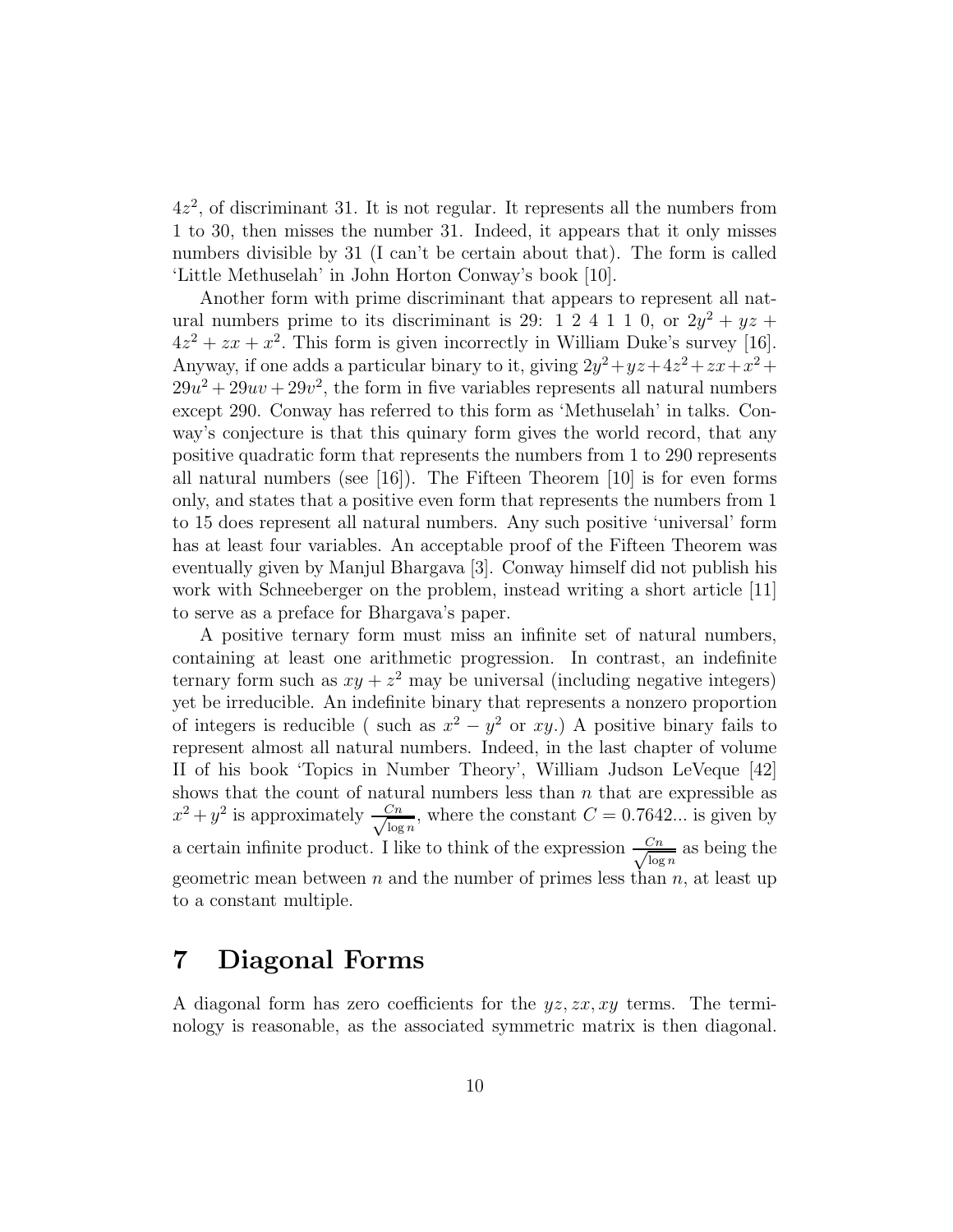$4z^2$, of discriminant 31. It is not regular. It represents all the numbers from 1 to 30, then misses the number 31. Indeed, it appears that it only misses numbers divisible by 31 (I can't be certain about that). The form is called 'Little Methuselah' in John Horton Conway's book [10].

Another form with prime discriminant that appears to represent all natural numbers prime to its discriminant is 29: 1 2 4 1 1 0, or $2y^2 + yz + 4z^2 + zx + x^2$. This form is given incorrectly in William Duke's survey [16]. Anyway, if one adds a particular binary to it, giving $2y^2+yz+4z^2+zx+x^2+29u^2+29uv+29v^2$, the form in five variables represents all natural numbers except 290. Conway has referred to this form as 'Methuselah' in talks. Conway's conjecture is that this quinary form gives the world record, that any positive quadratic form that represents the numbers from 1 to 290 represents all natural numbers (see [16]). The Fifteen Theorem [10] is for even forms only, and states that a positive even form that represents the numbers from 1 to 15 does represent all natural numbers. Any such positive 'universal' form has at least four variables. An acceptable proof of the Fifteen Theorem was eventually given by Manjul Bhargava [3]. Conway himself did not publish his work with Schneeberger on the problem, instead writing a short article [11] to serve as a preface for Bhargava's paper.

A positive ternary form must miss an infinite set of natural numbers, containing at least one arithmetic progression. In contrast, an indefinite ternary form such as $xy + z^2$ may be universal (including negative integers) yet be irreducible. An indefinite binary that represents a nonzero proportion of integers is reducible ( such as $x^2 - y^2$ or $xy$.) A positive binary fails to represent almost all natural numbers. Indeed, in the last chapter of volume II of his book 'Topics in Number Theory', William Judson LeVeque [42] shows that the count of natural numbers less than $n$ that are expressible as $x^2 + y^2$ is approximately $\frac{Cn}{\sqrt{\log n}}$, where the constant $C = 0.7642...$ is given by a certain infinite product. I like to think of the expression $\frac{Cn}{\sqrt{\log n}}$ as being the geometric mean between $n$ and the number of primes less than $n$, at least up to a constant multiple.

# 7 Diagonal Forms

A diagonal form has zero coefficients for the $yz, zx, xy$ terms. The terminology is reasonable, as the associated symmetric matrix is then diagonal.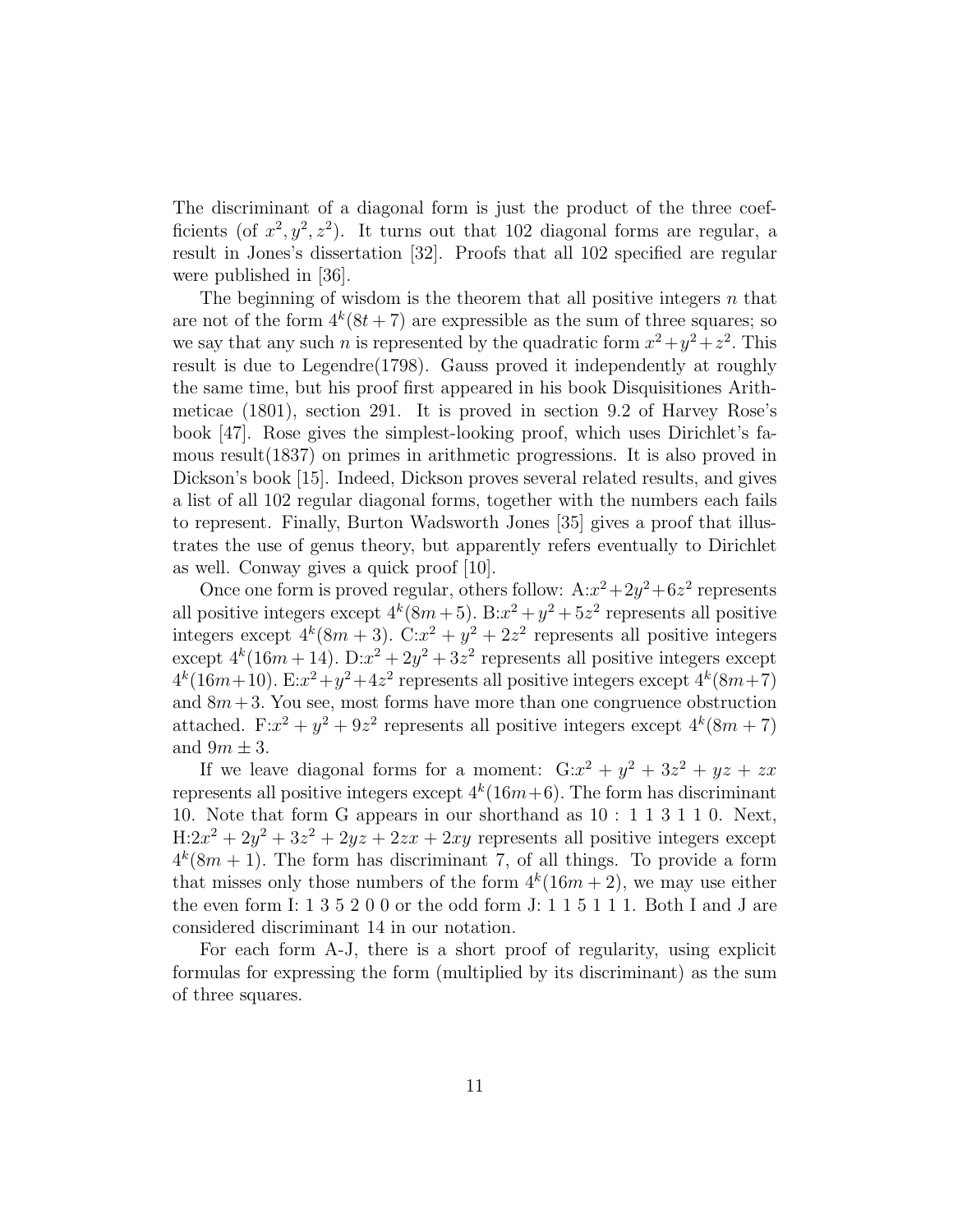The discriminant of a diagonal form is just the product of the three coefficients (of $x^2, y^2, z^2$). It turns out that 102 diagonal forms are regular, a result in Jones's dissertation [32]. Proofs that all 102 specified are regular were published in [36].

The beginning of wisdom is the theorem that all positive integers $n$ that are not of the form $4^k(8t+7)$ are expressible as the sum of three squares; so we say that any such $n$ is represented by the quadratic form $x^2+y^2+z^2$. This result is due to Legendre(1798). Gauss proved it independently at roughly the same time, but his proof first appeared in his book Disquisitiones Arithmeticae (1801), section 291. It is proved in section 9.2 of Harvey Rose's book [47]. Rose gives the simplest-looking proof, which uses Dirichlet's famous result(1837) on primes in arithmetic progressions. It is also proved in Dickson's book [15]. Indeed, Dickson proves several related results, and gives a list of all 102 regular diagonal forms, together with the numbers each fails to represent. Finally, Burton Wadsworth Jones [35] gives a proof that illustrates the use of genus theory, but apparently refers eventually to Dirichlet as well. Conway gives a quick proof [10].

Once one form is proved regular, others follow: A:$x^2+2y^2+6z^2$ represents all positive integers except $4^k(8m+5)$. B:$x^2+y^2+5z^2$ represents all positive integers except $4^k(8m+3)$. C:$x^2+y^2+2z^2$ represents all positive integers except $4^k(16m+14)$. D:$x^2+2y^2+3z^2$ represents all positive integers except $4^k(16m+10)$. E:$x^2+y^2+4z^2$ represents all positive integers except $4^k(8m+7)$ and $8m+3$. You see, most forms have more than one congruence obstruction attached. F:$x^2+y^2+9z^2$ represents all positive integers except $4^k(8m+7)$ and $9m \pm 3$.

If we leave diagonal forms for a moment: G:$x^2+y^2+3z^2+yz+zx$ represents all positive integers except $4^k(16m+6)$. The form has discriminant 10. Note that form G appears in our shorthand as $10: \; 1 \; 1 \; 3 \; 1 \; 1 \; 0$. Next, H:$2x^2+2y^2+3z^2+2yz+2zx+2xy$ represents all positive integers except $4^k(8m+1)$. The form has discriminant 7, of all things. To provide a form that misses only those numbers of the form $4^k(16m+2)$, we may use either the even form I: 1 3 5 2 0 0 or the odd form J: 1 1 5 1 1 1. Both I and J are considered discriminant 14 in our notation.

For each form A-J, there is a short proof of regularity, using explicit formulas for expressing the form (multiplied by its discriminant) as the sum of three squares.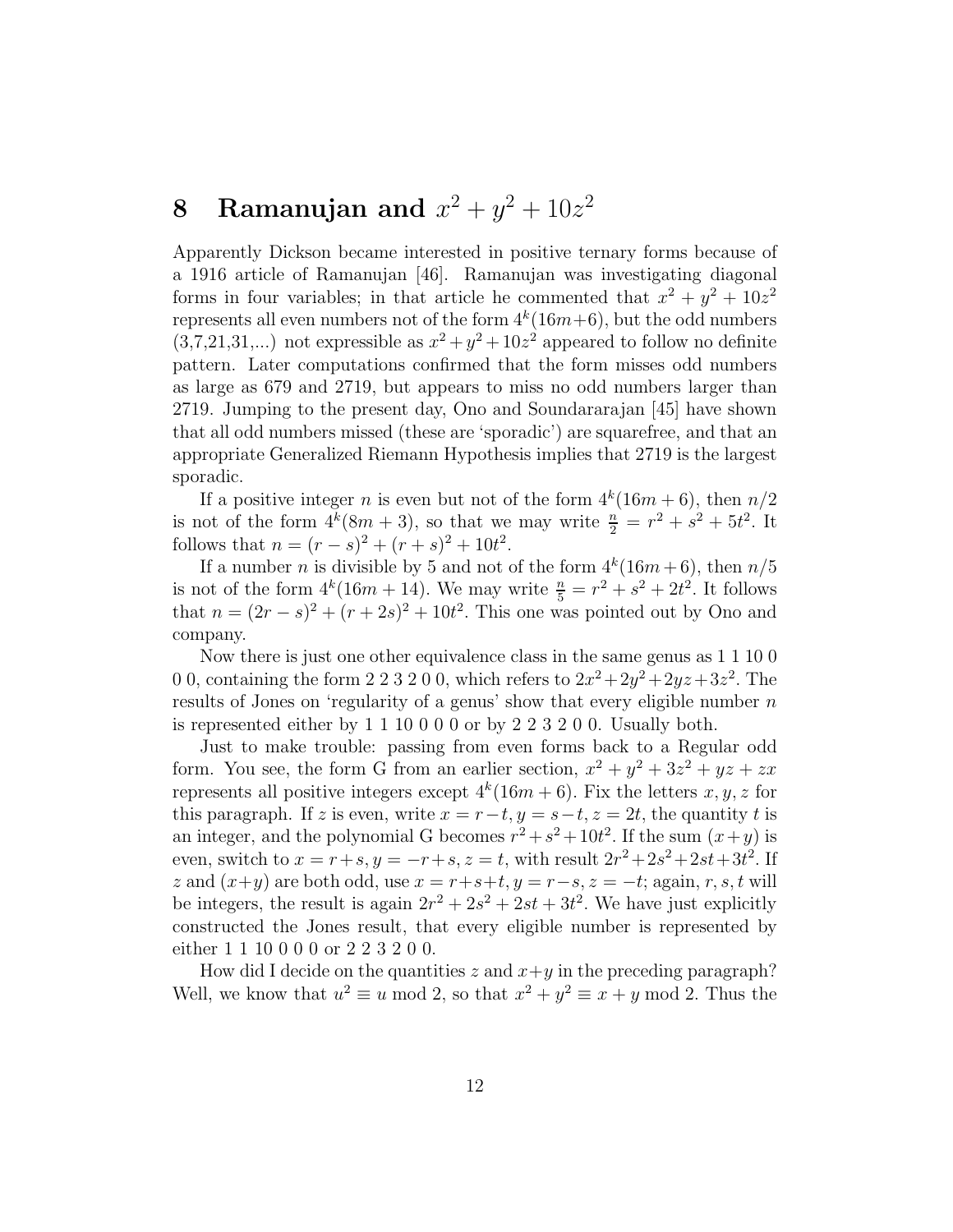# 8 Ramanujan and $x^2 + y^2 + 10z^2$

Apparently Dickson became interested in positive ternary forms because of a 1916 article of Ramanujan [46]. Ramanujan was investigating diagonal forms in four variables; in that article he commented that $x^2 + y^2 + 10z^2$ represents all even numbers not of the form $4^k(16m+6)$, but the odd numbers (3,7,21,31,...) not expressible as $x^2+y^2+10z^2$ appeared to follow no definite pattern. Later computations confirmed that the form misses odd numbers as large as 679 and 2719, but appears to miss no odd numbers larger than 2719. Jumping to the present day, Ono and Soundararajan [45] have shown that all odd numbers missed (these are 'sporadic') are squarefree, and that an appropriate Generalized Riemann Hypothesis implies that 2719 is the largest sporadic.

If a positive integer $n$ is even but not of the form $4^k(16m + 6)$, then $n/2$ is not of the form $4^k(8m + 3)$, so that we may write $\frac{n}{2} = r^2 + s^2 + 5t^2$. It follows that $n = (r - s)^2 + (r + s)^2 + 10t^2$.

If a number $n$ is divisible by 5 and not of the form $4^k(16m+6)$, then $n/5$ is not of the form $4^k(16m + 14)$. We may write $\frac{n}{5} = r^2 + s^2 + 2t^2$. It follows that $n = (2r - s)^2 + (r + 2s)^2 + 10t^2$. This one was pointed out by Ono and company.

Now there is just one other equivalence class in the same genus as 1 1 10 0 0 0, containing the form 2 2 3 2 0 0, which refers to $2x^2+2y^2+2yz+3z^2$. The results of Jones on 'regularity of a genus' show that every eligible number $n$ is represented either by 1 1 10 0 0 0 or by 2 2 3 2 0 0. Usually both.

Just to make trouble: passing from even forms back to a Regular odd form. You see, the form G from an earlier section, $x^2 + y^2 + 3z^2 + yz + zx$ represents all positive integers except $4^k(16m + 6)$. Fix the letters $x, y, z$ for this paragraph. If $z$ is even, write $x = r - t, y = s - t, z = 2t$, the quantity $t$ is an integer, and the polynomial G becomes $r^2 + s^2 + 10t^2$. If the sum $(x+y)$ is even, switch to $x = r+s, y = -r+s, z = t$, with result $2r^2+2s^2+2st+3t^2$. If $z$ and $(x+y)$ are both odd, use $x = r+s+t, y = r-s, z = -t$; again, $r, s, t$ will be integers, the result is again $2r^2 + 2s^2 + 2st + 3t^2$. We have just explicitly constructed the Jones result, that every eligible number is represented by either 1 1 10 0 0 0 or 2 2 3 2 0 0.

How did I decide on the quantities $z$ and $x+y$ in the preceding paragraph? Well, we know that $u^2 \equiv u \bmod 2$, so that $x^2 + y^2 \equiv x + y \bmod 2$. Thus the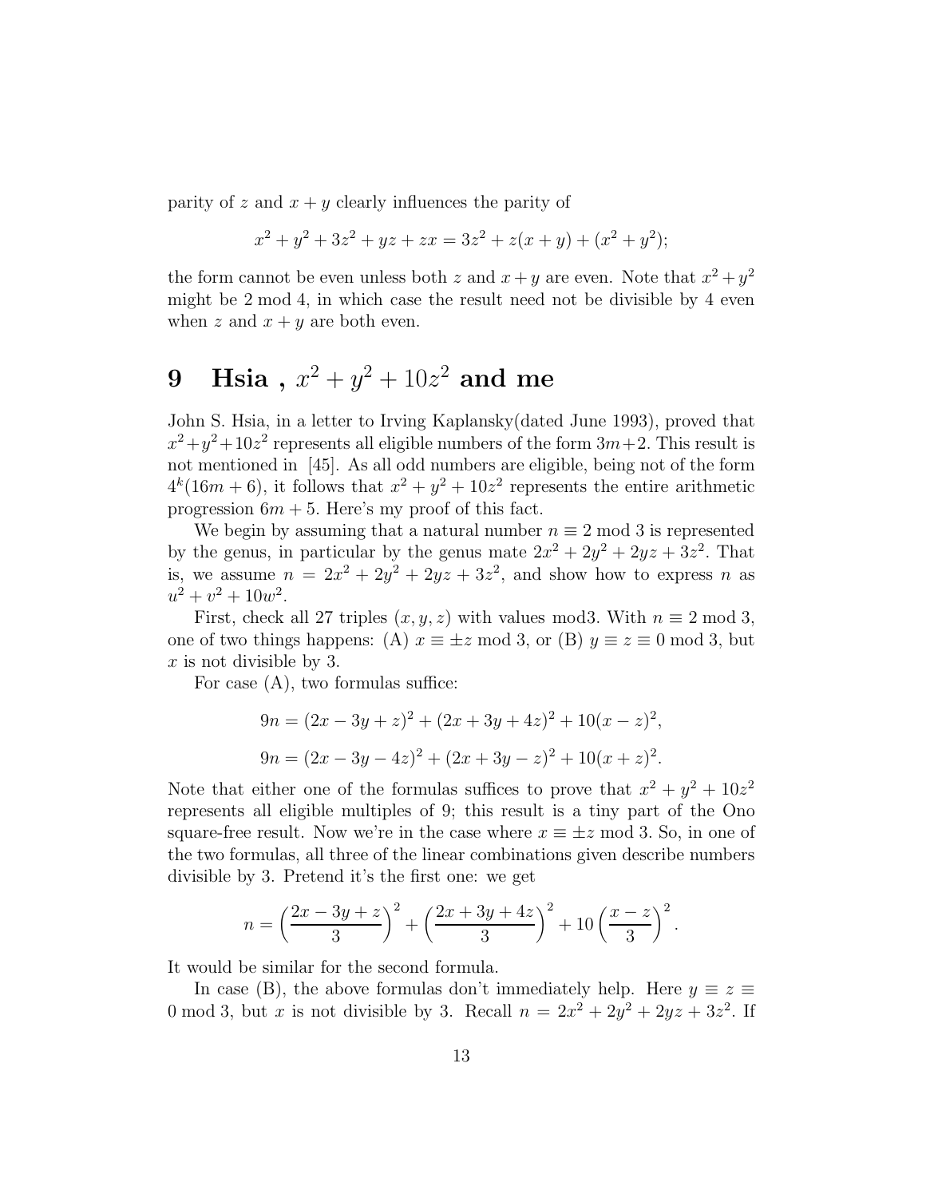parity of $z$ and $x+y$ clearly influences the parity of

$$x^2 + y^2 + 3z^2 + yz + zx = 3z^2 + z(x+y) + (x^2 + y^2);$$

the form cannot be even unless both $z$ and $x+y$ are even. Note that $x^2+y^2$ might be 2 mod 4, in which case the result need not be divisible by 4 even when $z$ and $x+y$ are both even.

# 9 Hsia , $x^2 + y^2 + 10z^2$ and me

John S. Hsia, in a letter to Irving Kaplansky(dated June 1993), proved that $x^2+y^2+10z^2$ represents all eligible numbers of the form $3m+2$. This result is not mentioned in [45]. As all odd numbers are eligible, being not of the form $4^k(16m+6)$, it follows that $x^2+y^2+10z^2$ represents the entire arithmetic progression $6m+5$. Here's my proof of this fact.

We begin by assuming that a natural number $n \equiv 2 \bmod 3$ is represented by the genus, in particular by the genus mate $2x^2+2y^2+2yz+3z^2$. That is, we assume $n = 2x^2+2y^2+2yz+3z^2$, and show how to express $n$ as $u^2+v^2+10w^2$.

First, check all 27 triples $(x, y, z)$ with values mod3. With $n \equiv 2 \bmod 3$, one of two things happens: (A) $x \equiv \pm z \bmod 3$, or (B) $y \equiv z \equiv 0 \bmod 3$, but $x$ is not divisible by 3.

For case (A), two formulas suffice:

$$9n = (2x - 3y + z)^2 + (2x + 3y + 4z)^2 + 10(x - z)^2,$$

$$9n = (2x - 3y - 4z)^2 + (2x + 3y - z)^2 + 10(x + z)^2.$$

Note that either one of the formulas suffices to prove that $x^2 + y^2 + 10z^2$ represents all eligible multiples of 9; this result is a tiny part of the Ono square-free result. Now we're in the case where $x \equiv \pm z \bmod 3$. So, in one of the two formulas, all three of the linear combinations given describe numbers divisible by 3. Pretend it's the first one: we get

$$n = \left(\frac{2x - 3y + z}{3}\right)^2 + \left(\frac{2x + 3y + 4z}{3}\right)^2 + 10\left(\frac{x - z}{3}\right)^2.$$

It would be similar for the second formula.

In case (B), the above formulas don't immediately help. Here $y \equiv z \equiv 0 \bmod 3$, but $x$ is not divisible by 3. Recall $n = 2x^2+2y^2+2yz+3z^2$. If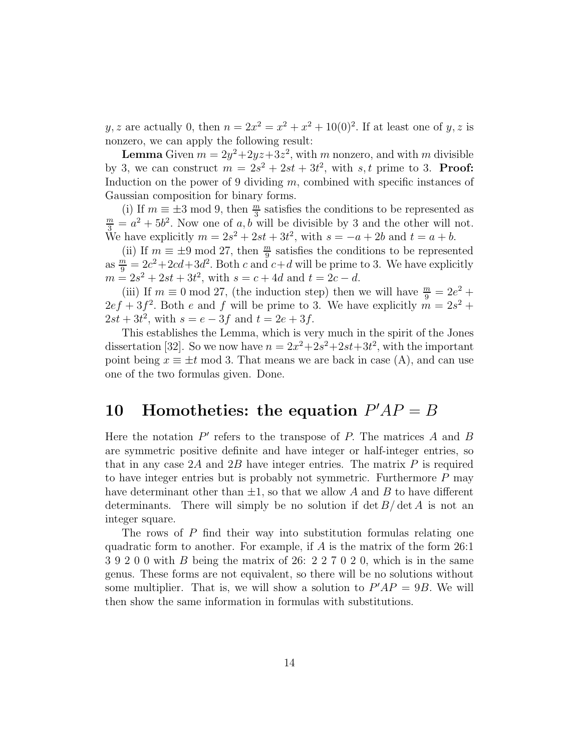$y, z$ are actually 0, then $n = 2x^2 = x^2 + x^2 + 10(0)^2$. If at least one of $y, z$ is nonzero, we can apply the following result:

**Lemma** Given $m = 2y^2 + 2yz + 3z^2$, with $m$ nonzero, and with $m$ divisible by 3, we can construct $m = 2s^2 + 2st + 3t^2$, with $s, t$ prime to 3. **Proof:** Induction on the power of 9 dividing $m$, combined with specific instances of Gaussian composition for binary forms.

(i) If $m \equiv \pm 3 \bmod 9$, then $\frac{m}{3}$ satisfies the conditions to be represented as $\frac{m}{3} = a^2 + 5b^2$. Now one of $a, b$ will be divisible by 3 and the other will not. We have explicitly $m = 2s^2 + 2st + 3t^2$, with $s = -a + 2b$ and $t = a + b$.

(ii) If $m \equiv \pm 9 \bmod 27$, then $\frac{m}{9}$ satisfies the conditions to be represented as $\frac{m}{9} = 2c^2 + 2cd + 3d^2$. Both $c$ and $c + d$ will be prime to 3. We have explicitly $m = 2s^2 + 2st + 3t^2$, with $s = c + 4d$ and $t = 2c - d$.

(iii) If $m \equiv 0 \bmod 27$, (the induction step) then we will have $\frac{m}{9} = 2e^2 + 2ef + 3f^2$. Both $e$ and $f$ will be prime to 3. We have explicitly $m = 2s^2 + 2st + 3t^2$, with $s = e - 3f$ and $t = 2e + 3f$.

This establishes the Lemma, which is very much in the spirit of the Jones dissertation [32]. So we now have $n = 2x^2 + 2s^2 + 2st + 3t^2$, with the important point being $x \equiv \pm t \bmod 3$. That means we are back in case (A), and can use one of the two formulas given. Done.

## 10 Homotheties: the equation $P'AP = B$

Here the notation $P'$ refers to the transpose of $P$. The matrices $A$ and $B$ are symmetric positive definite and have integer or half-integer entries, so that in any case $2A$ and $2B$ have integer entries. The matrix $P$ is required to have integer entries but is probably not symmetric. Furthermore $P$ may have determinant other than $\pm 1$, so that we allow $A$ and $B$ to have different determinants. There will simply be no solution if $\det B / \det A$ is not an integer square.

The rows of $P$ find their way into substitution formulas relating one quadratic form to another. For example, if $A$ is the matrix of the form 26:1 3 9 2 0 0 with $B$ being the matrix of 26: 2 2 7 0 2 0, which is in the same genus. These forms are not equivalent, so there will be no solutions without some multiplier. That is, we will show a solution to $P'AP = 9B$. We will then show the same information in formulas with substitutions.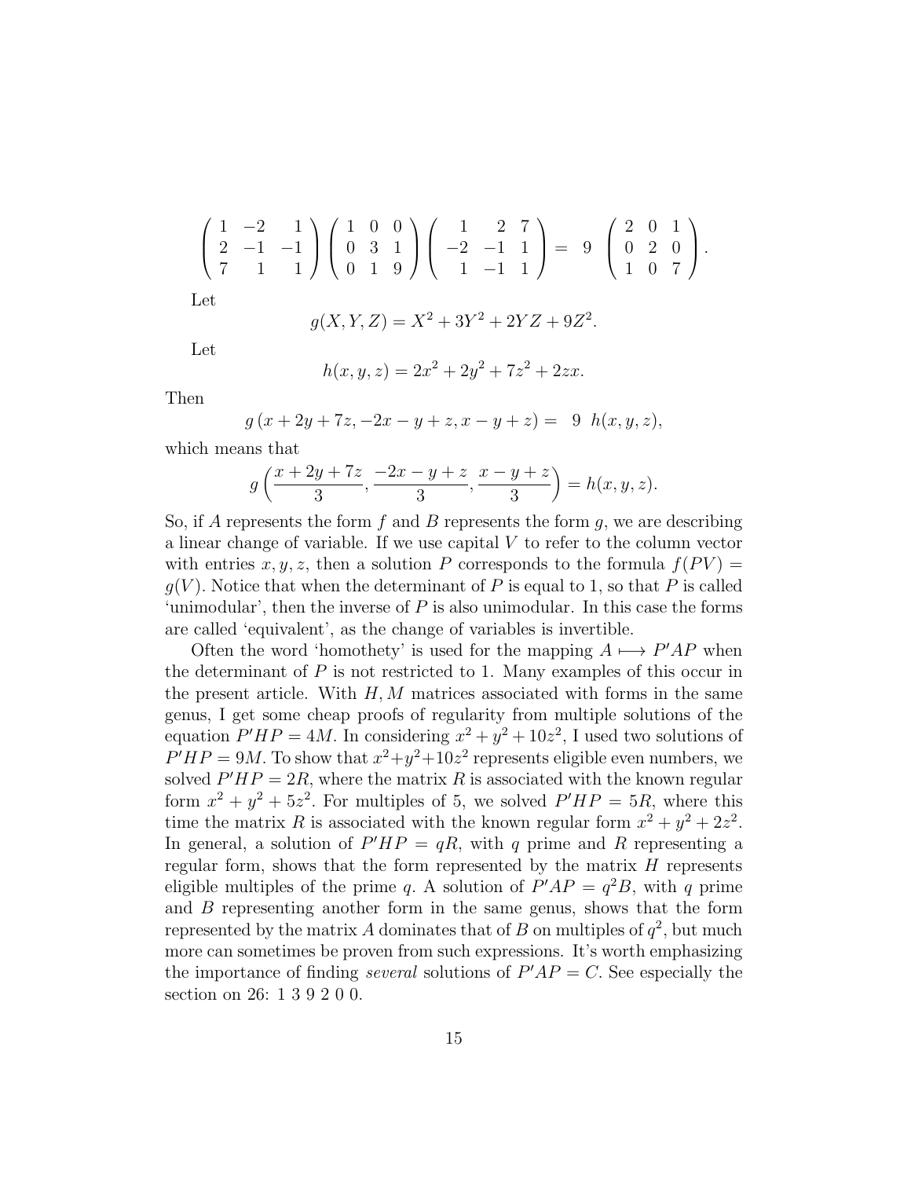$$\begin{pmatrix} 1 & -2 & 1 \\ 2 & -1 & -1 \\ 7 & 1 & 1 \end{pmatrix} \begin{pmatrix} 1 & 0 & 0 \\ 0 & 3 & 1 \\ 0 & 1 & 9 \end{pmatrix} \begin{pmatrix} 1 & 2 & 7 \\ -2 & -1 & 1 \\ 1 & -1 & 1 \end{pmatrix} = 9 \begin{pmatrix} 2 & 0 & 1 \\ 0 & 2 & 0 \\ 1 & 0 & 7 \end{pmatrix}.$$

Let

$$g(X, Y, Z) = X^2 + 3Y^2 + 2YZ + 9Z^2.$$

Let

$$h(x, y, z) = 2x^2 + 2y^2 + 7z^2 + 2zx.$$

Then

$$g(x + 2y + 7z, -2x - y + z, x - y + z) = 9 \ h(x, y, z),$$

which means that

$$g\left(\frac{x + 2y + 7z}{3}, \frac{-2x - y + z}{3}, \frac{x - y + z}{3}\right) = h(x, y, z).$$

So, if $A$ represents the form $f$ and $B$ represents the form $g$, we are describing a linear change of variable. If we use capital $V$ to refer to the column vector with entries $x, y, z$, then a solution $P$ corresponds to the formula $f(PV) = g(V)$. Notice that when the determinant of $P$ is equal to 1, so that $P$ is called 'unimodular', then the inverse of $P$ is also unimodular. In this case the forms are called 'equivalent', as the change of variables is invertible.

Often the word 'homothety' is used for the mapping $A \longmapsto P'AP$ when the determinant of $P$ is not restricted to 1. Many examples of this occur in the present article. With $H, M$ matrices associated with forms in the same genus, I get some cheap proofs of regularity from multiple solutions of the equation $P'HP = 4M$. In considering $x^2 + y^2 + 10z^2$, I used two solutions of $P'HP = 9M$. To show that $x^2+y^2+10z^2$ represents eligible even numbers, we solved $P'HP = 2R$, where the matrix $R$ is associated with the known regular form $x^2 + y^2 + 5z^2$. For multiples of 5, we solved $P'HP = 5R$, where this time the matrix $R$ is associated with the known regular form $x^2 + y^2 + 2z^2$. In general, a solution of $P'HP = qR$, with $q$ prime and $R$ representing a regular form, shows that the form represented by the matrix $H$ represents eligible multiples of the prime $q$. A solution of $P'AP = q^2B$, with $q$ prime and $B$ representing another form in the same genus, shows that the form represented by the matrix $A$ dominates that of $B$ on multiples of $q^2$, but much more can sometimes be proven from such expressions. It's worth emphasizing the importance of finding *several* solutions of $P'AP = C$. See especially the section on 26: 1 3 9 2 0 0.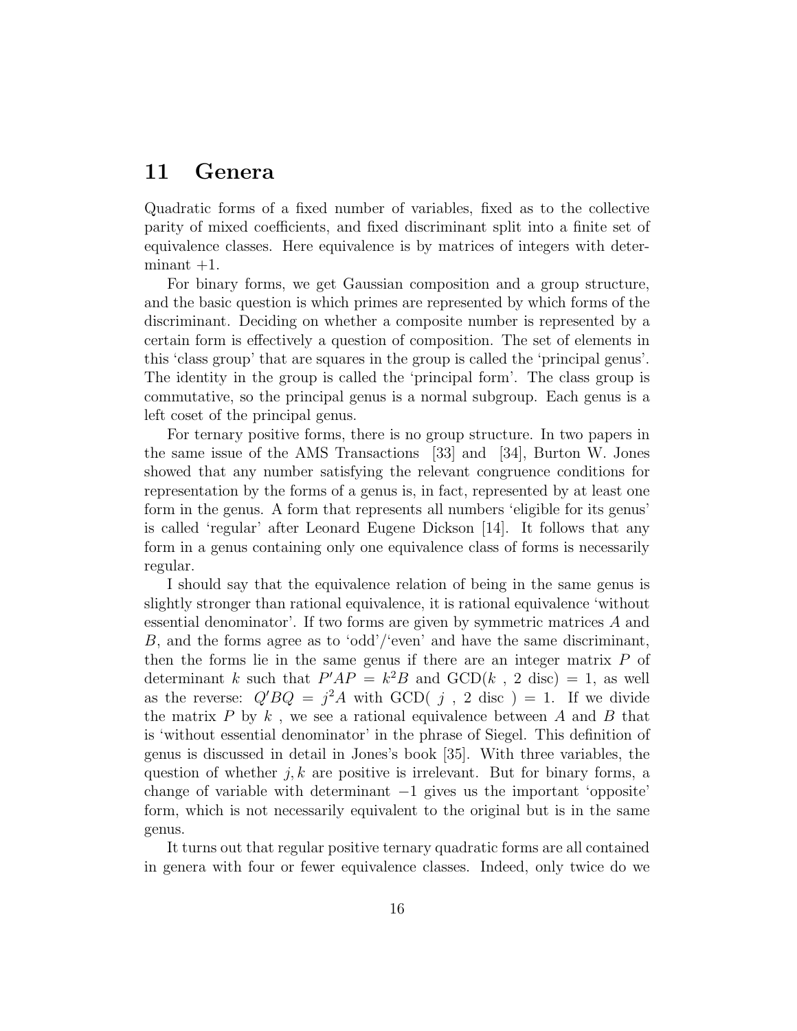# 11 Genera

Quadratic forms of a fixed number of variables, fixed as to the collective parity of mixed coefficients, and fixed discriminant split into a finite set of equivalence classes. Here equivalence is by matrices of integers with determinant +1.

For binary forms, we get Gaussian composition and a group structure, and the basic question is which primes are represented by which forms of the discriminant. Deciding on whether a composite number is represented by a certain form is effectively a question of composition. The set of elements in this 'class group' that are squares in the group is called the 'principal genus'. The identity in the group is called the 'principal form'. The class group is commutative, so the principal genus is a normal subgroup. Each genus is a left coset of the principal genus.

For ternary positive forms, there is no group structure. In two papers in the same issue of the AMS Transactions [33] and [34], Burton W. Jones showed that any number satisfying the relevant congruence conditions for representation by the forms of a genus is, in fact, represented by at least one form in the genus. A form that represents all numbers 'eligible for its genus' is called 'regular' after Leonard Eugene Dickson [14]. It follows that any form in a genus containing only one equivalence class of forms is necessarily regular.

I should say that the equivalence relation of being in the same genus is slightly stronger than rational equivalence, it is rational equivalence 'without essential denominator'. If two forms are given by symmetric matrices $A$ and $B$, and the forms agree as to 'odd'/'even' and have the same discriminant, then the forms lie in the same genus if there are an integer matrix $P$ of determinant $k$ such that $P'AP = k^2B$ and GCD($k$ , 2 disc) = 1, as well as the reverse: $Q'BQ = j^2A$ with GCD( $j$ , 2 disc ) = 1. If we divide the matrix $P$ by $k$ , we see a rational equivalence between $A$ and $B$ that is 'without essential denominator' in the phrase of Siegel. This definition of genus is discussed in detail in Jones's book [35]. With three variables, the question of whether $j, k$ are positive is irrelevant. But for binary forms, a change of variable with determinant −1 gives us the important 'opposite' form, which is not necessarily equivalent to the original but is in the same genus.

It turns out that regular positive ternary quadratic forms are all contained in genera with four or fewer equivalence classes. Indeed, only twice do we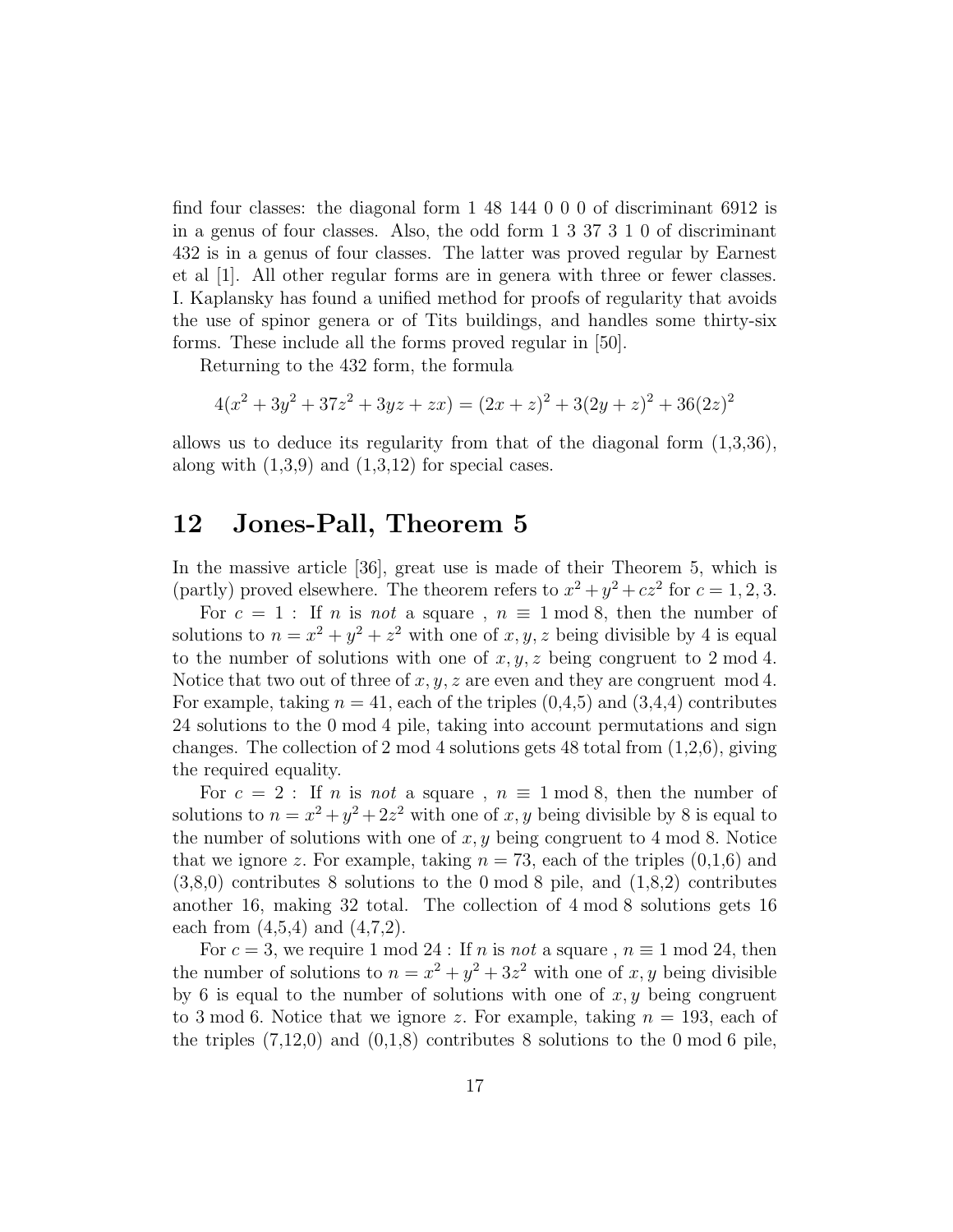find four classes: the diagonal form 1 48 144 0 0 0 of discriminant 6912 is in a genus of four classes. Also, the odd form 1 3 37 3 1 0 of discriminant 432 is in a genus of four classes. The latter was proved regular by Earnest et al [1]. All other regular forms are in genera with three or fewer classes. I. Kaplansky has found a unified method for proofs of regularity that avoids the use of spinor genera or of Tits buildings, and handles some thirty-six forms. These include all the forms proved regular in [50].

Returning to the 432 form, the formula

$$4(x^2 + 3y^2 + 37z^2 + 3yz + zx) = (2x + z)^2 + 3(2y + z)^2 + 36(2z)^2$$

allows us to deduce its regularity from that of the diagonal form (1,3,36), along with (1,3,9) and (1,3,12) for special cases.

## 12 Jones-Pall, Theorem 5

In the massive article [36], great use is made of their Theorem 5, which is (partly) proved elsewhere. The theorem refers to $x^2 + y^2 + cz^2$ for $c = 1, 2, 3$.

For $c = 1$ : If $n$ is *not* a square , $n \equiv 1 \bmod 8$, then the number of solutions to $n = x^2 + y^2 + z^2$ with one of $x, y, z$ being divisible by 4 is equal to the number of solutions with one of $x, y, z$ being congruent to $2 \bmod 4$. Notice that two out of three of $x, y, z$ are even and they are congruent $\bmod 4$. For example, taking $n = 41$, each of the triples (0,4,5) and (3,4,4) contributes 24 solutions to the $0 \bmod 4$ pile, taking into account permutations and sign changes. The collection of $2 \bmod 4$ solutions gets 48 total from (1,2,6), giving the required equality.

For $c = 2$ : If $n$ is *not* a square , $n \equiv 1 \bmod 8$, then the number of solutions to $n = x^2 + y^2 + 2z^2$ with one of $x, y$ being divisible by 8 is equal to the number of solutions with one of $x, y$ being congruent to $4 \bmod 8$. Notice that we ignore $z$. For example, taking $n = 73$, each of the triples (0,1,6) and (3,8,0) contributes 8 solutions to the $0 \bmod 8$ pile, and (1,8,2) contributes another 16, making 32 total. The collection of $4 \bmod 8$ solutions gets 16 each from (4,5,4) and (4,7,2).

For $c = 3$, we require $1 \bmod 24$ : If $n$ is *not* a square , $n \equiv 1 \bmod 24$, then the number of solutions to $n = x^2 + y^2 + 3z^2$ with one of $x, y$ being divisible by 6 is equal to the number of solutions with one of $x, y$ being congruent to $3 \bmod 6$. Notice that we ignore $z$. For example, taking $n = 193$, each of the triples (7,12,0) and (0,1,8) contributes 8 solutions to the $0 \bmod 6$ pile,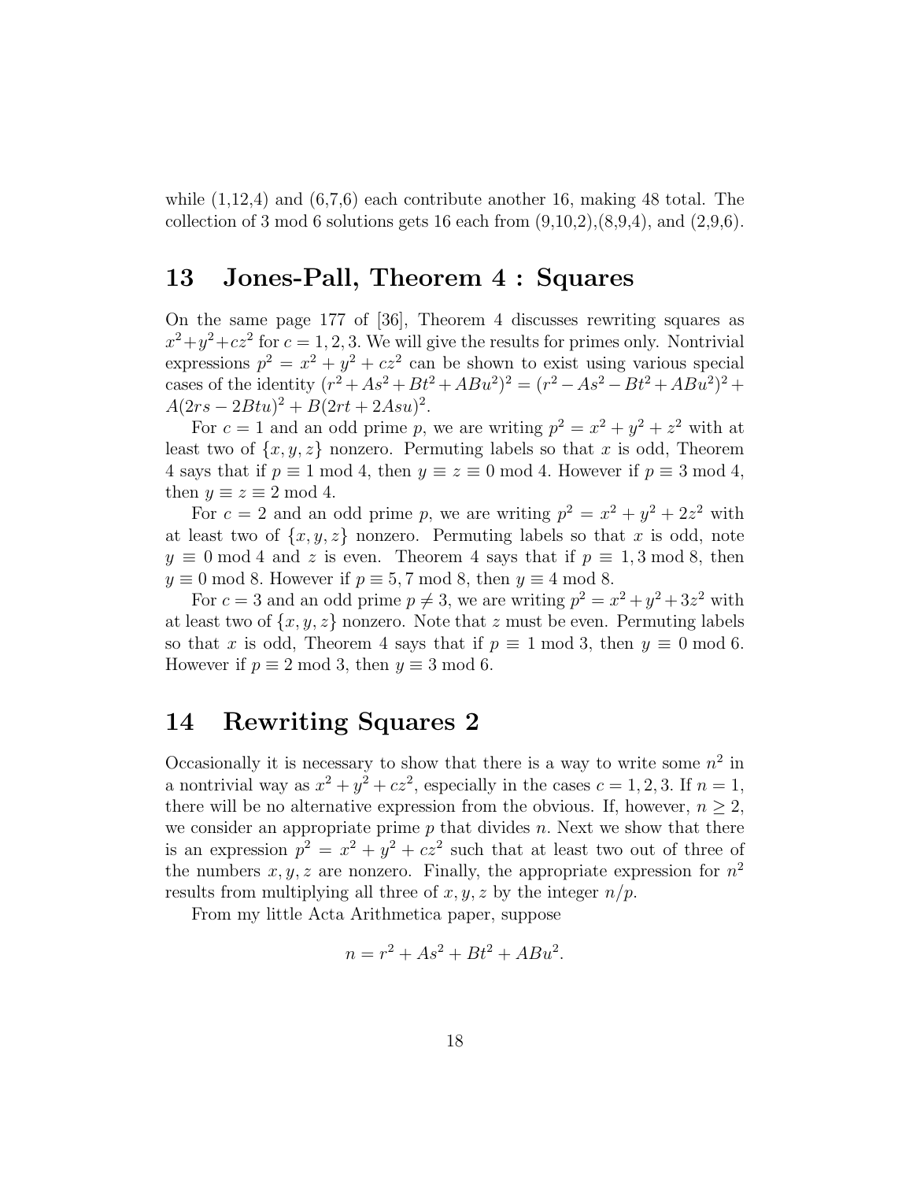while (1,12,4) and (6,7,6) each contribute another 16, making 48 total. The collection of 3 mod 6 solutions gets 16 each from (9,10,2),(8,9,4), and (2,9,6).

## 13 Jones-Pall, Theorem 4 : Squares

On the same page 177 of [36], Theorem 4 discusses rewriting squares as $x^2+y^2+cz^2$ for $c = 1, 2, 3$. We will give the results for primes only. Nontrivial expressions $p^2 = x^2 + y^2 + cz^2$ can be shown to exist using various special cases of the identity $(r^2 + As^2 + Bt^2 + ABu^2)^2 = (r^2 - As^2 - Bt^2 + ABu^2)^2 + A(2rs - 2Btu)^2 + B(2rt + 2Asu)^2$.

For $c = 1$ and an odd prime $p$, we are writing $p^2 = x^2 + y^2 + z^2$ with at least two of $\{x, y, z\}$ nonzero. Permuting labels so that $x$ is odd, Theorem 4 says that if $p \equiv 1 \bmod 4$, then $y \equiv z \equiv 0 \bmod 4$. However if $p \equiv 3 \bmod 4$, then $y \equiv z \equiv 2 \bmod 4$.

For $c = 2$ and an odd prime $p$, we are writing $p^2 = x^2 + y^2 + 2z^2$ with at least two of $\{x, y, z\}$ nonzero. Permuting labels so that $x$ is odd, note $y \equiv 0 \bmod 4$ and $z$ is even. Theorem 4 says that if $p \equiv 1, 3 \bmod 8$, then $y \equiv 0 \bmod 8$. However if $p \equiv 5, 7 \bmod 8$, then $y \equiv 4 \bmod 8$.

For $c = 3$ and an odd prime $p \neq 3$, we are writing $p^2 = x^2 + y^2 + 3z^2$ with at least two of $\{x, y, z\}$ nonzero. Note that $z$ must be even. Permuting labels so that $x$ is odd, Theorem 4 says that if $p \equiv 1 \bmod 3$, then $y \equiv 0 \bmod 6$. However if $p \equiv 2 \bmod 3$, then $y \equiv 3 \bmod 6$.

## 14 Rewriting Squares 2

Occasionally it is necessary to show that there is a way to write some $n^2$ in a nontrivial way as $x^2 + y^2 + cz^2$, especially in the cases $c = 1, 2, 3$. If $n = 1$, there will be no alternative expression from the obvious. If, however, $n \geq 2$, we consider an appropriate prime $p$ that divides $n$. Next we show that there is an expression $p^2 = x^2 + y^2 + cz^2$ such that at least two out of three of the numbers $x, y, z$ are nonzero. Finally, the appropriate expression for $n^2$ results from multiplying all three of $x, y, z$ by the integer $n/p$.

From my little Acta Arithmetica paper, suppose

$$n = r^2 + As^2 + Bt^2 + ABu^2.$$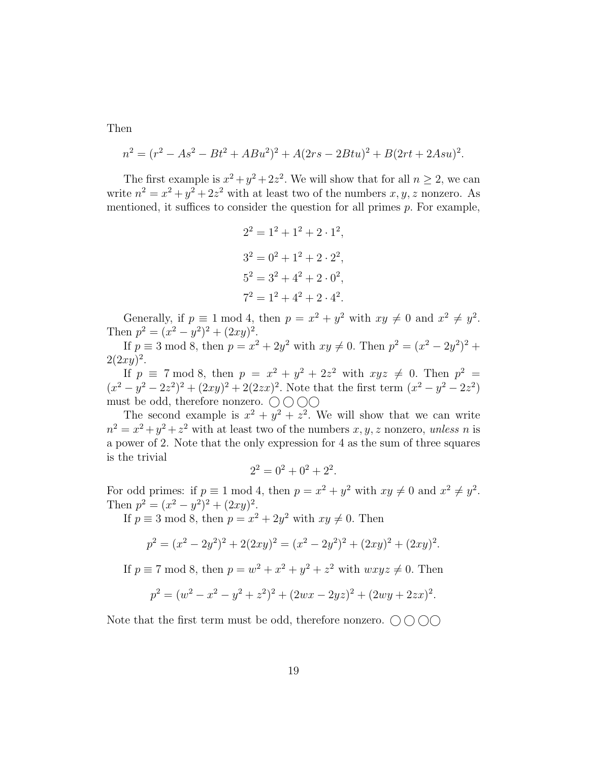Then

$$n^2 = (r^2 - As^2 - Bt^2 + ABu^2)^2 + A(2rs - 2Btu)^2 + B(2rt + 2Asu)^2.$$

The first example is $x^2 + y^2 + 2z^2$. We will show that for all $n \geq 2$, we can write $n^2 = x^2 + y^2 + 2z^2$ with at least two of the numbers $x, y, z$ nonzero. As mentioned, it suffices to consider the question for all primes $p$. For example,

$$2^2 = 1^2 + 1^2 + 2 \cdot 1^2,$$

$$3^2 = 0^2 + 1^2 + 2 \cdot 2^2,$$

$$5^2 = 3^2 + 4^2 + 2 \cdot 0^2,$$

$$7^2 = 1^2 + 4^2 + 2 \cdot 4^2.$$

Generally, if $p \equiv 1 \bmod 4$, then $p = x^2 + y^2$ with $xy \neq 0$ and $x^2 \neq y^2$. Then $p^2 = (x^2 - y^2)^2 + (2xy)^2$.

If $p \equiv 3 \bmod 8$, then $p = x^2 + 2y^2$ with $xy \neq 0$. Then $p^2 = (x^2 - 2y^2)^2 + 2(2xy)^2$.

If $p \equiv 7 \bmod 8$, then $p = x^2 + y^2 + 2z^2$ with $xyz \neq 0$. Then $p^2 = (x^2 - y^2 - 2z^2)^2 + (2xy)^2 + 2(2zx)^2$. Note that the first term $(x^2 - y^2 - 2z^2)$ must be odd, therefore nonzero. ◯◯◯◯

The second example is $x^2 + y^2 + z^2$. We will show that we can write $n^2 = x^2 + y^2 + z^2$ with at least two of the numbers $x, y, z$ nonzero, *unless* $n$ is a power of 2. Note that the only expression for 4 as the sum of three squares is the trivial

$$2^2 = 0^2 + 0^2 + 2^2.$$

For odd primes: if $p \equiv 1 \bmod 4$, then $p = x^2 + y^2$ with $xy \neq 0$ and $x^2 \neq y^2$. Then $p^2 = (x^2 - y^2)^2 + (2xy)^2$.

If $p \equiv 3 \bmod 8$, then $p = x^2 + 2y^2$ with $xy \neq 0$. Then

$$p^2 = (x^2 - 2y^2)^2 + 2(2xy)^2 = (x^2 - 2y^2)^2 + (2xy)^2 + (2xy)^2.$$

If $p \equiv 7 \bmod 8$, then $p = w^2 + x^2 + y^2 + z^2$ with $wxyz \neq 0$. Then

$$p^2 = (w^2 - x^2 - y^2 + z^2)^2 + (2wx - 2yz)^2 + (2wy + 2zx)^2.$$

Note that the first term must be odd, therefore nonzero. ◯◯◯◯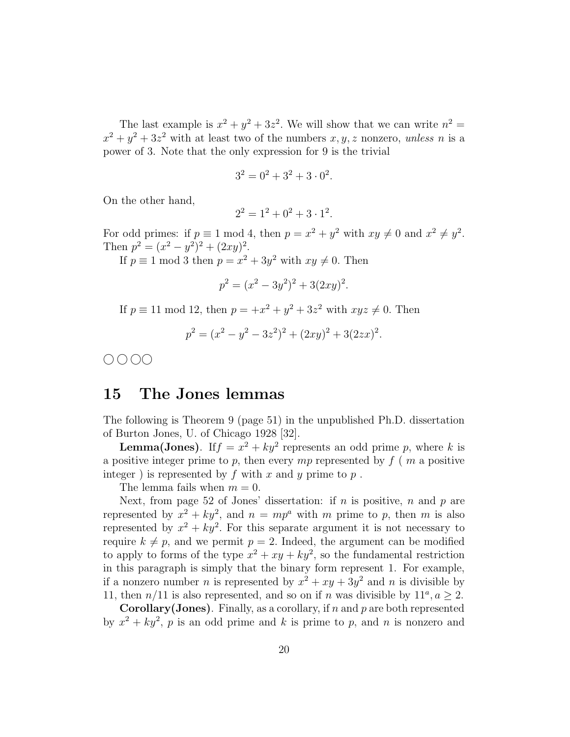The last example is $x^2 + y^2 + 3z^2$. We will show that we can write $n^2 = x^2 + y^2 + 3z^2$ with at least two of the numbers $x, y, z$ nonzero, *unless* $n$ is a power of 3. Note that the only expression for 9 is the trivial

$$3^2 = 0^2 + 3^2 + 3 \cdot 0^2.$$

On the other hand,

$$2^2 = 1^2 + 0^2 + 3 \cdot 1^2.$$

For odd primes: if $p \equiv 1 \bmod 4$, then $p = x^2 + y^2$ with $xy \neq 0$ and $x^2 \neq y^2$. Then $p^2 = (x^2 - y^2)^2 + (2xy)^2$.

If $p \equiv 1 \bmod 3$ then $p = x^2 + 3y^2$ with $xy \neq 0$. Then

$$p^2 = (x^2 - 3y^2)^2 + 3(2xy)^2.$$

If $p \equiv 11 \bmod 12$, then $p = +x^2 + y^2 + 3z^2$ with $xyz \neq 0$. Then

$$p^2 = (x^2 - y^2 - 3z^2)^2 + (2xy)^2 + 3(2zx)^2.$$

○○○○

## 15 The Jones lemmas

The following is Theorem 9 (page 51) in the unpublished Ph.D. dissertation of Burton Jones, U. of Chicago 1928 [32].

**Lemma(Jones)**. If$f = x^2 + ky^2$ represents an odd prime $p$, where $k$ is a positive integer prime to $p$, then every $mp$ represented by $f$ ( $m$ a positive integer ) is represented by $f$ with $x$ and $y$ prime to $p$ .

The lemma fails when $m = 0$.

Next, from page 52 of Jones' dissertation: if $n$ is positive, $n$ and $p$ are represented by $x^2 + ky^2$, and $n = mp^a$ with $m$ prime to $p$, then $m$ is also represented by $x^2 + ky^2$. For this separate argument it is not necessary to require $k \neq p$, and we permit $p = 2$. Indeed, the argument can be modified to apply to forms of the type $x^2 + xy + ky^2$, so the fundamental restriction in this paragraph is simply that the binary form represent 1. For example, if a nonzero number $n$ is represented by $x^2 + xy + 3y^2$ and $n$ is divisible by 11, then $n/11$ is also represented, and so on if $n$ was divisible by $11^a, a \geq 2$.

**Corollary(Jones)**. Finally, as a corollary, if $n$ and $p$ are both represented by $x^2 + ky^2$, $p$ is an odd prime and $k$ is prime to $p$, and $n$ is nonzero and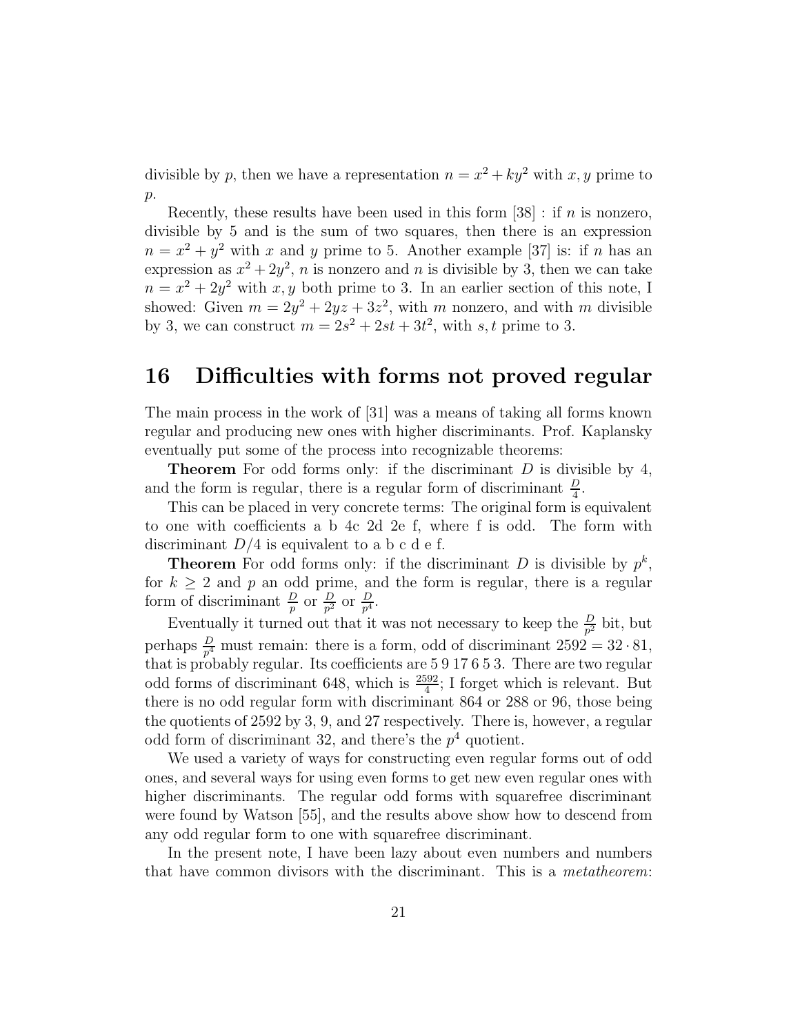divisible by $p$, then we have a representation $n = x^2 + ky^2$ with $x, y$ prime to $p$.

Recently, these results have been used in this form [38] : if $n$ is nonzero, divisible by 5 and is the sum of two squares, then there is an expression $n = x^2 + y^2$ with $x$ and $y$ prime to 5. Another example [37] is: if $n$ has an expression as $x^2 + 2y^2$, $n$ is nonzero and $n$ is divisible by 3, then we can take $n = x^2 + 2y^2$ with $x, y$ both prime to 3. In an earlier section of this note, I showed: Given $m = 2y^2 + 2yz + 3z^2$, with $m$ nonzero, and with $m$ divisible by 3, we can construct $m = 2s^2 + 2st + 3t^2$, with $s, t$ prime to 3.

## 16 Difficulties with forms not proved regular

The main process in the work of [31] was a means of taking all forms known regular and producing new ones with higher discriminants. Prof. Kaplansky eventually put some of the process into recognizable theorems:

**Theorem** For odd forms only: if the discriminant $D$ is divisible by 4, and the form is regular, there is a regular form of discriminant $\frac{D}{4}$.

This can be placed in very concrete terms: The original form is equivalent to one with coefficients a b 4c 2d 2e f, where f is odd. The form with discriminant $D/4$ is equivalent to a b c d e f.

**Theorem** For odd forms only: if the discriminant $D$ is divisible by $p^k$, for $k \geq 2$ and $p$ an odd prime, and the form is regular, there is a regular form of discriminant $\frac{D}{p}$ or $\frac{D}{p^2}$ or $\frac{D}{p^4}$.

Eventually it turned out that it was not necessary to keep the $\frac{D}{p^2}$ bit, but perhaps $\frac{D}{p^4}$ must remain: there is a form, odd of discriminant $2592 = 32 \cdot 81$, that is probably regular. Its coefficients are 5 9 17 6 5 3. There are two regular odd forms of discriminant 648, which is $\frac{2592}{4}$; I forget which is relevant. But there is no odd regular form with discriminant 864 or 288 or 96, those being the quotients of 2592 by 3, 9, and 27 respectively. There is, however, a regular odd form of discriminant 32, and there's the $p^4$ quotient.

We used a variety of ways for constructing even regular forms out of odd ones, and several ways for using even forms to get new even regular ones with higher discriminants. The regular odd forms with squarefree discriminant were found by Watson [55], and the results above show how to descend from any odd regular form to one with squarefree discriminant.

In the present note, I have been lazy about even numbers and numbers that have common divisors with the discriminant. This is a *metatheorem*: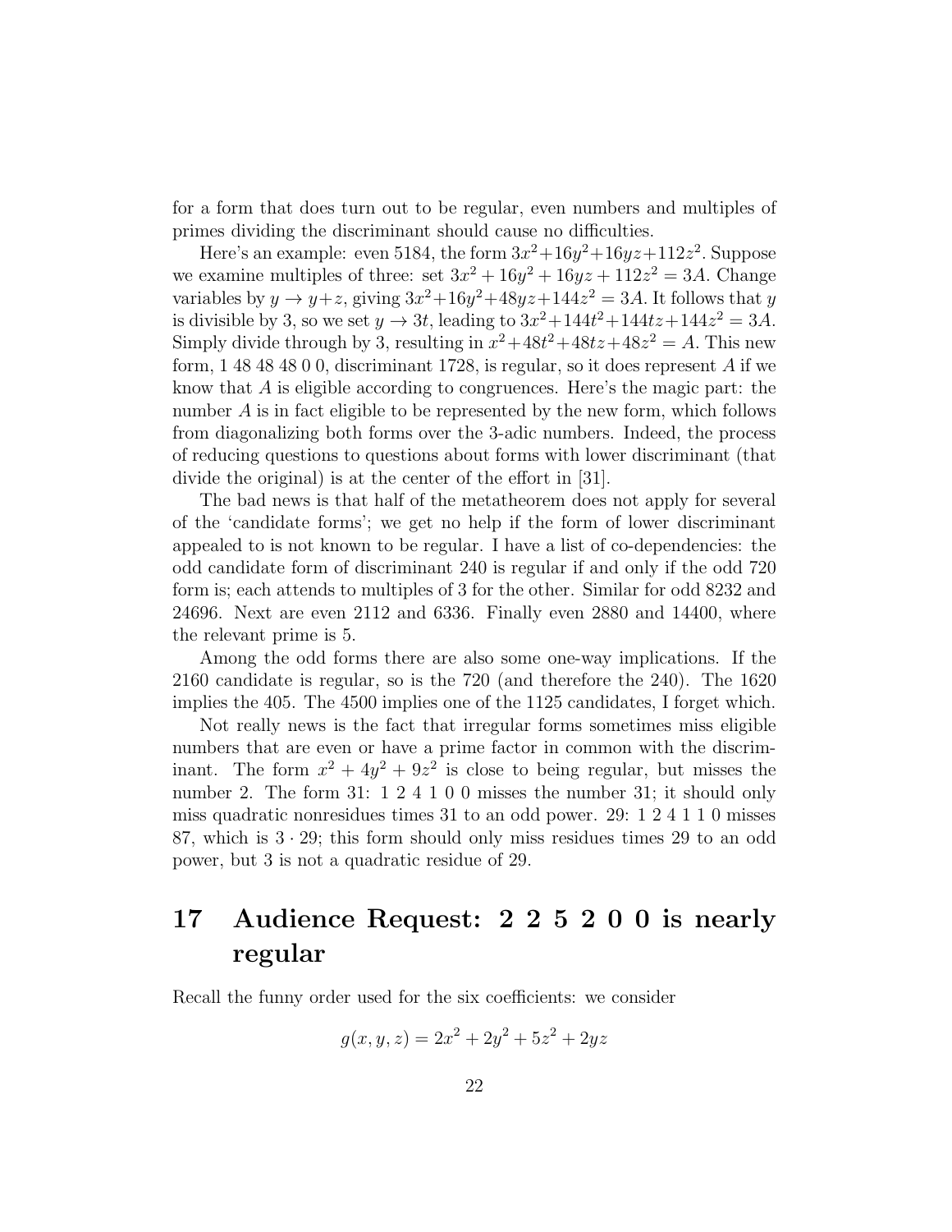for a form that does turn out to be regular, even numbers and multiples of primes dividing the discriminant should cause no difficulties.

Here's an example: even 5184, the form $3x^2+16y^2+16yz+112z^2$. Suppose we examine multiples of three: set $3x^2+16y^2+16yz+112z^2 = 3A$. Change variables by $y \to y+z$, giving $3x^2+16y^2+48yz+144z^2 = 3A$. It follows that $y$ is divisible by 3, so we set $y \to 3t$, leading to $3x^2+144t^2+144tz+144z^2 = 3A$. Simply divide through by 3, resulting in $x^2+48t^2+48tz+48z^2 = A$. This new form, 1 48 48 48 0 0, discriminant 1728, is regular, so it does represent $A$ if we know that $A$ is eligible according to congruences. Here's the magic part: the number $A$ is in fact eligible to be represented by the new form, which follows from diagonalizing both forms over the 3-adic numbers. Indeed, the process of reducing questions to questions about forms with lower discriminant (that divide the original) is at the center of the effort in [31].

The bad news is that half of the metatheorem does not apply for several of the 'candidate forms'; we get no help if the form of lower discriminant appealed to is not known to be regular. I have a list of co-dependencies: the odd candidate form of discriminant 240 is regular if and only if the odd 720 form is; each attends to multiples of 3 for the other. Similar for odd 8232 and 24696. Next are even 2112 and 6336. Finally even 2880 and 14400, where the relevant prime is 5.

Among the odd forms there are also some one-way implications. If the 2160 candidate is regular, so is the 720 (and therefore the 240). The 1620 implies the 405. The 4500 implies one of the 1125 candidates, I forget which.

Not really news is the fact that irregular forms sometimes miss eligible numbers that are even or have a prime factor in common with the discriminant. The form $x^2 + 4y^2 + 9z^2$ is close to being regular, but misses the number 2. The form 31: 1 2 4 1 0 0 misses the number 31; it should only miss quadratic nonresidues times 31 to an odd power. 29: 1 2 4 1 1 0 misses 87, which is $3 \cdot 29$; this form should only miss residues times 29 to an odd power, but 3 is not a quadratic residue of 29.

# 17 Audience Request: 2 2 5 2 0 0 is nearly regular

Recall the funny order used for the six coefficients: we consider

$$g(x, y, z) = 2x^2 + 2y^2 + 5z^2 + 2yz$$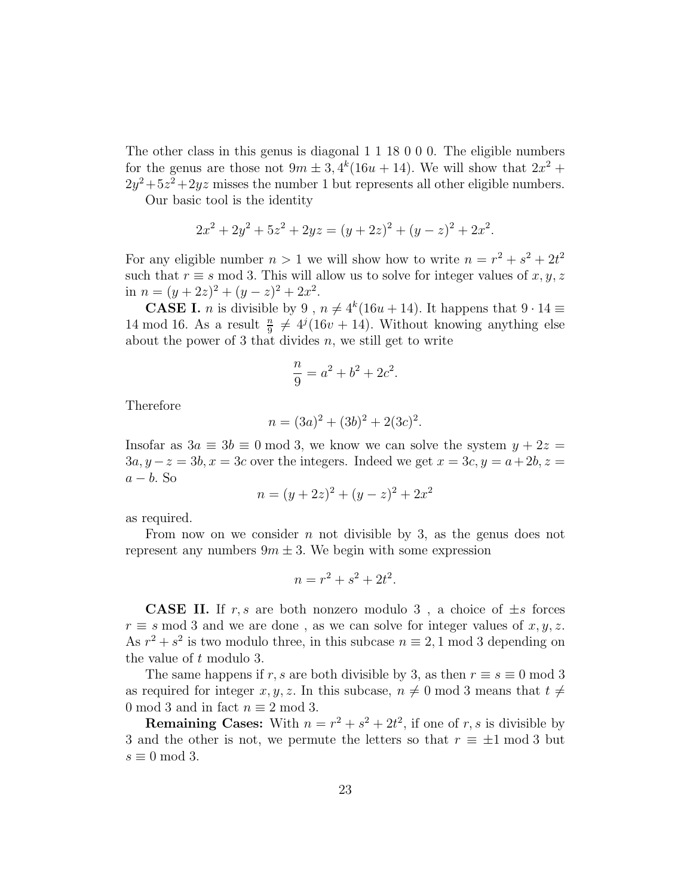The other class in this genus is diagonal 1 1 18 0 0 0. The eligible numbers for the genus are those not $9m \pm 3, 4^k(16u + 14)$. We will show that $2x^2 + 2y^2 + 5z^2 + 2yz$ misses the number 1 but represents all other eligible numbers.

Our basic tool is the identity

$$2x^2 + 2y^2 + 5z^2 + 2yz = (y + 2z)^2 + (y - z)^2 + 2x^2.$$

For any eligible number $n > 1$ we will show how to write $n = r^2 + s^2 + 2t^2$ such that $r \equiv s \bmod 3$. This will allow us to solve for integer values of $x, y, z$ in $n = (y + 2z)^2 + (y - z)^2 + 2x^2$.

**CASE I.** $n$ is divisible by 9 , $n \neq 4^k(16u + 14)$. It happens that $9 \cdot 14 \equiv 14 \bmod 16$. As a result $\frac{n}{9} \neq 4^j(16v + 14)$. Without knowing anything else about the power of 3 that divides $n$, we still get to write

$$\frac{n}{9} = a^2 + b^2 + 2c^2.$$

Therefore

$$n = (3a)^2 + (3b)^2 + 2(3c)^2.$$

Insofar as $3a \equiv 3b \equiv 0 \bmod 3$, we know we can solve the system $y + 2z = 3a, y - z = 3b, x = 3c$ over the integers. Indeed we get $x = 3c, y = a + 2b, z = a - b$. So

$$n = (y + 2z)^2 + (y - z)^2 + 2x^2$$

as required.

From now on we consider $n$ not divisible by 3, as the genus does not represent any numbers $9m \pm 3$. We begin with some expression

$$n = r^2 + s^2 + 2t^2.$$

**CASE II.** If $r, s$ are both nonzero modulo 3 , a choice of $\pm s$ forces $r \equiv s \bmod 3$ and we are done , as we can solve for integer values of $x, y, z$. As $r^2 + s^2$ is two modulo three, in this subcase $n \equiv 2, 1 \bmod 3$ depending on the value of $t$ modulo 3.

The same happens if $r, s$ are both divisible by 3, as then $r \equiv s \equiv 0 \bmod 3$ as required for integer $x, y, z$. In this subcase, $n \neq 0 \bmod 3$ means that $t \neq 0 \bmod 3$ and in fact $n \equiv 2 \bmod 3$.

**Remaining Cases:** With $n = r^2 + s^2 + 2t^2$, if one of $r, s$ is divisible by 3 and the other is not, we permute the letters so that $r \equiv \pm 1 \bmod 3$ but $s \equiv 0 \bmod 3$.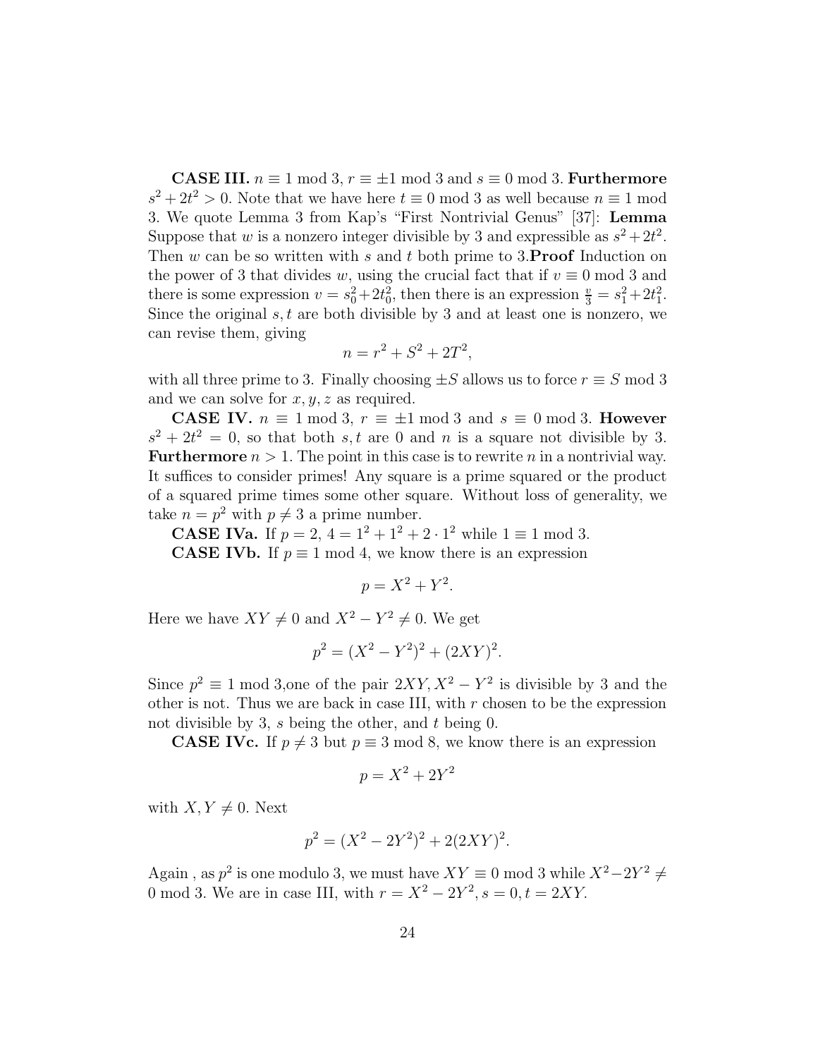**CASE III.** $n \equiv 1 \bmod 3$, $r \equiv \pm 1 \bmod 3$ and $s \equiv 0 \bmod 3$. **Furthermore** $s^2 + 2t^2 > 0$. Note that we have here $t \equiv 0 \bmod 3$ as well because $n \equiv 1 \bmod 3$. We quote Lemma 3 from Kap's "First Nontrivial Genus" [37]: **Lemma** Suppose that $w$ is a nonzero integer divisible by 3 and expressible as $s^2 + 2t^2$. Then $w$ can be so written with $s$ and $t$ both prime to 3.**Proof** Induction on the power of 3 that divides $w$, using the crucial fact that if $v \equiv 0 \bmod 3$ and there is some expression $v = s_0^2 + 2t_0^2$, then there is an expression $\frac{v}{3} = s_1^2 + 2t_1^2$. Since the original $s, t$ are both divisible by 3 and at least one is nonzero, we can revise them, giving

$$n = r^2 + S^2 + 2T^2,$$

with all three prime to 3. Finally choosing $\pm S$ allows us to force $r \equiv S \bmod 3$ and we can solve for $x, y, z$ as required.

**CASE IV.** $n \equiv 1 \bmod 3$, $r \equiv \pm 1 \bmod 3$ and $s \equiv 0 \bmod 3$. **However** $s^2 + 2t^2 = 0$, so that both $s, t$ are 0 and $n$ is a square not divisible by 3. **Furthermore** $n > 1$. The point in this case is to rewrite $n$ in a nontrivial way. It suffices to consider primes! Any square is a prime squared or the product of a squared prime times some other square. Without loss of generality, we take $n = p^2$ with $p \neq 3$ a prime number.

**CASE IVa.** If $p = 2$, $4 = 1^2 + 1^2 + 2 \cdot 1^2$ while $1 \equiv 1 \bmod 3$.

**CASE IVb.** If $p \equiv 1 \bmod 4$, we know there is an expression

$$p = X^2 + Y^2.$$

Here we have $XY \neq 0$ and $X^2 - Y^2 \neq 0$. We get

$$p^2 = (X^2 - Y^2)^2 + (2XY)^2.$$

Since $p^2 \equiv 1 \bmod 3$,one of the pair $2XY, X^2 - Y^2$ is divisible by 3 and the other is not. Thus we are back in case III, with $r$ chosen to be the expression not divisible by 3, $s$ being the other, and $t$ being 0.

**CASE IVc.** If $p \neq 3$ but $p \equiv 3 \bmod 8$, we know there is an expression

$$p = X^2 + 2Y^2$$

with $X, Y \neq 0$. Next

$$p^2 = (X^2 - 2Y^2)^2 + 2(2XY)^2.$$

Again , as $p^2$ is one modulo 3, we must have $XY \equiv 0 \bmod 3$ while $X^2 - 2Y^2 \neq 0 \bmod 3$. We are in case III, with $r = X^2 - 2Y^2, s = 0, t = 2XY$.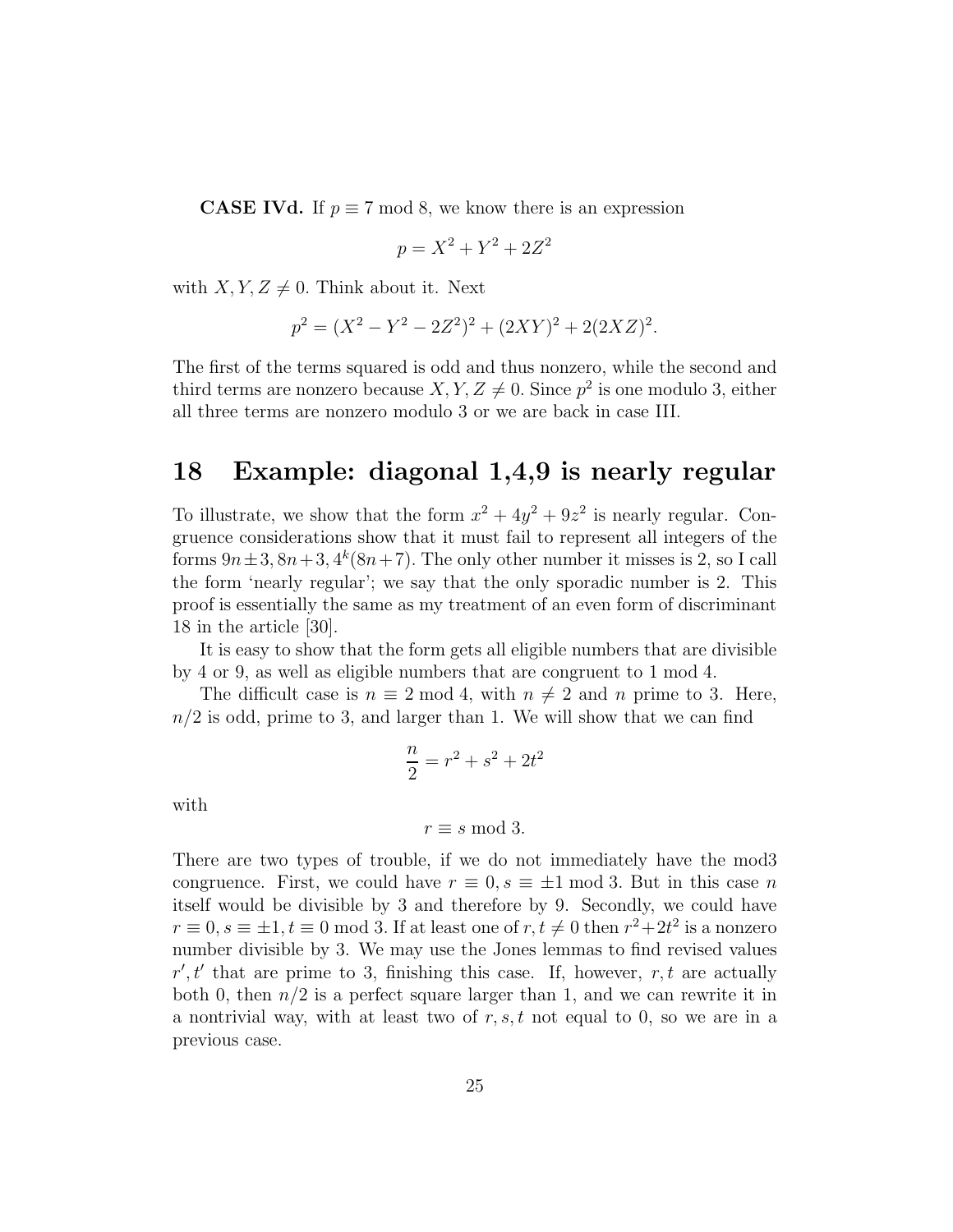**CASE IVd.** If $p \equiv 7 \bmod 8$, we know there is an expression

$$p = X^2 + Y^2 + 2Z^2$$

with $X, Y, Z \neq 0$. Think about it. Next

$$p^2 = (X^2 - Y^2 - 2Z^2)^2 + (2XY)^2 + 2(2XZ)^2.$$

The first of the terms squared is odd and thus nonzero, while the second and third terms are nonzero because $X, Y, Z \neq 0$. Since $p^2$ is one modulo 3, either all three terms are nonzero modulo 3 or we are back in case III.

## 18 Example: diagonal 1,4,9 is nearly regular

To illustrate, we show that the form $x^2 + 4y^2 + 9z^2$ is nearly regular. Congruence considerations show that it must fail to represent all integers of the forms $9n \pm 3, 8n + 3, 4^k(8n + 7)$. The only other number it misses is 2, so I call the form 'nearly regular'; we say that the only sporadic number is 2. This proof is essentially the same as my treatment of an even form of discriminant 18 in the article [30].

It is easy to show that the form gets all eligible numbers that are divisible by 4 or 9, as well as eligible numbers that are congruent to 1 mod 4.

The difficult case is $n \equiv 2 \bmod 4$, with $n \neq 2$ and $n$ prime to 3. Here, $n/2$ is odd, prime to 3, and larger than 1. We will show that we can find

$$\frac{n}{2} = r^2 + s^2 + 2t^2$$

with

$$r \equiv s \bmod 3.$$

There are two types of trouble, if we do not immediately have the mod3 congruence. First, we could have $r \equiv 0, s \equiv \pm 1 \bmod 3$. But in this case $n$ itself would be divisible by 3 and therefore by 9. Secondly, we could have $r \equiv 0, s \equiv \pm 1, t \equiv 0 \bmod 3$. If at least one of $r, t \neq 0$ then $r^2 + 2t^2$ is a nonzero number divisible by 3. We may use the Jones lemmas to find revised values $r', t'$ that are prime to 3, finishing this case. If, however, $r, t$ are actually both 0, then $n/2$ is a perfect square larger than 1, and we can rewrite it in a nontrivial way, with at least two of $r, s, t$ not equal to 0, so we are in a previous case.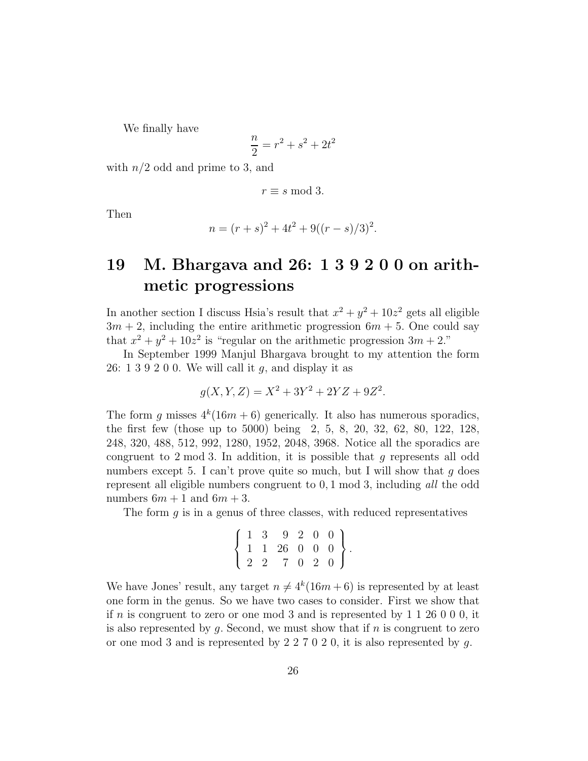We finally have

$$\frac{n}{2} = r^2 + s^2 + 2t^2$$

with $n/2$ odd and prime to 3, and

$$r \equiv s \bmod 3.$$

Then

$$n = (r+s)^2 + 4t^2 + 9((r-s)/3)^2.$$

## 19 M. Bhargava and 26: 1 3 9 2 0 0 on arithmetic progressions

In another section I discuss Hsia's result that $x^2 + y^2 + 10z^2$ gets all eligible $3m + 2$, including the entire arithmetic progression $6m + 5$. One could say that $x^2 + y^2 + 10z^2$ is "regular on the arithmetic progression $3m + 2$."

In September 1999 Manjul Bhargava brought to my attention the form 26: 1 3 9 2 0 0. We will call it $g$, and display it as

$$g(X, Y, Z) = X^2 + 3Y^2 + 2YZ + 9Z^2.$$

The form $g$ misses $4^k(16m + 6)$ generically. It also has numerous sporadics, the first few (those up to 5000) being 2, 5, 8, 20, 32, 62, 80, 122, 128, 248, 320, 488, 512, 992, 1280, 1952, 2048, 3968. Notice all the sporadics are congruent to 2 mod 3. In addition, it is possible that $g$ represents all odd numbers except 5. I can't prove quite so much, but I will show that $g$ does represent all eligible numbers congruent to $0, 1 \bmod 3$, including *all* the odd numbers $6m + 1$ and $6m + 3$.

The form $g$ is in a genus of three classes, with reduced representatives

$$\left\{ \begin{array}{cccccc} 1 & 3 & 9 & 2 & 0 & 0 \\ 1 & 1 & 26 & 0 & 0 & 0 \\ 2 & 2 & 7 & 0 & 2 & 0 \end{array} \right\}.$$

We have Jones' result, any target $n \neq 4^k(16m + 6)$ is represented by at least one form in the genus. So we have two cases to consider. First we show that if $n$ is congruent to zero or one mod 3 and is represented by 1 1 26 0 0 0, it is also represented by $g$. Second, we must show that if $n$ is congruent to zero or one mod 3 and is represented by 2 2 7 0 2 0, it is also represented by $g$.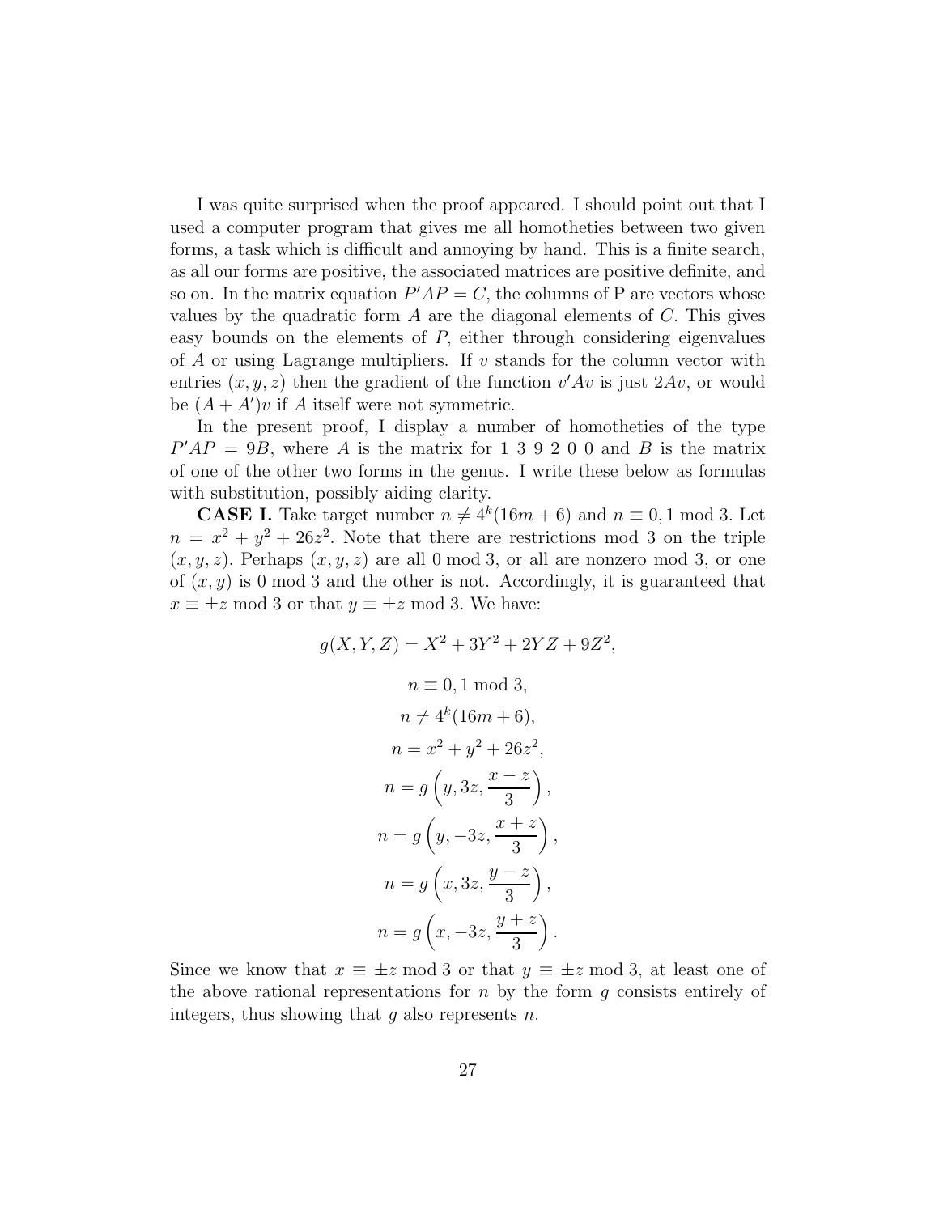I was quite surprised when the proof appeared. I should point out that I used a computer program that gives me all homotheties between two given forms, a task which is difficult and annoying by hand. This is a finite search, as all our forms are positive, the associated matrices are positive definite, and so on. In the matrix equation $P'AP = C$, the columns of P are vectors whose values by the quadratic form $A$ are the diagonal elements of $C$. This gives easy bounds on the elements of $P$, either through considering eigenvalues of $A$ or using Lagrange multipliers. If $v$ stands for the column vector with entries $(x, y, z)$ then the gradient of the function $v'Av$ is just $2Av$, or would be $(A + A')v$ if $A$ itself were not symmetric.

In the present proof, I display a number of homotheties of the type $P'AP = 9B$, where $A$ is the matrix for 1 3 9 2 0 0 and $B$ is the matrix of one of the other two forms in the genus. I write these below as formulas with substitution, possibly aiding clarity.

**CASE I.** Take target number $n \neq 4^k(16m + 6)$ and $n \equiv 0, 1 \bmod 3$. Let $n = x^2 + y^2 + 26z^2$. Note that there are restrictions mod 3 on the triple $(x, y, z)$. Perhaps $(x, y, z)$ are all 0 mod 3, or all are nonzero mod 3, or one of $(x, y)$ is 0 mod 3 and the other is not. Accordingly, it is guaranteed that $x \equiv \pm z \bmod 3$ or that $y \equiv \pm z \bmod 3$. We have:

$$g(X, Y, Z) = X^2 + 3Y^2 + 2YZ + 9Z^2,$$

$$n \equiv 0, 1 \bmod 3,$$

$$n \neq 4^k(16m + 6),$$

$$n = x^2 + y^2 + 26z^2,$$

$$n = g\left(y, 3z, \frac{x - z}{3}\right),$$

$$n = g\left(y, -3z, \frac{x + z}{3}\right),$$

$$n = g\left(x, 3z, \frac{y - z}{3}\right),$$

$$n = g\left(x, -3z, \frac{y + z}{3}\right).$$

Since we know that $x \equiv \pm z \bmod 3$ or that $y \equiv \pm z \bmod 3$, at least one of the above rational representations for $n$ by the form $g$ consists entirely of integers, thus showing that $g$ also represents $n$.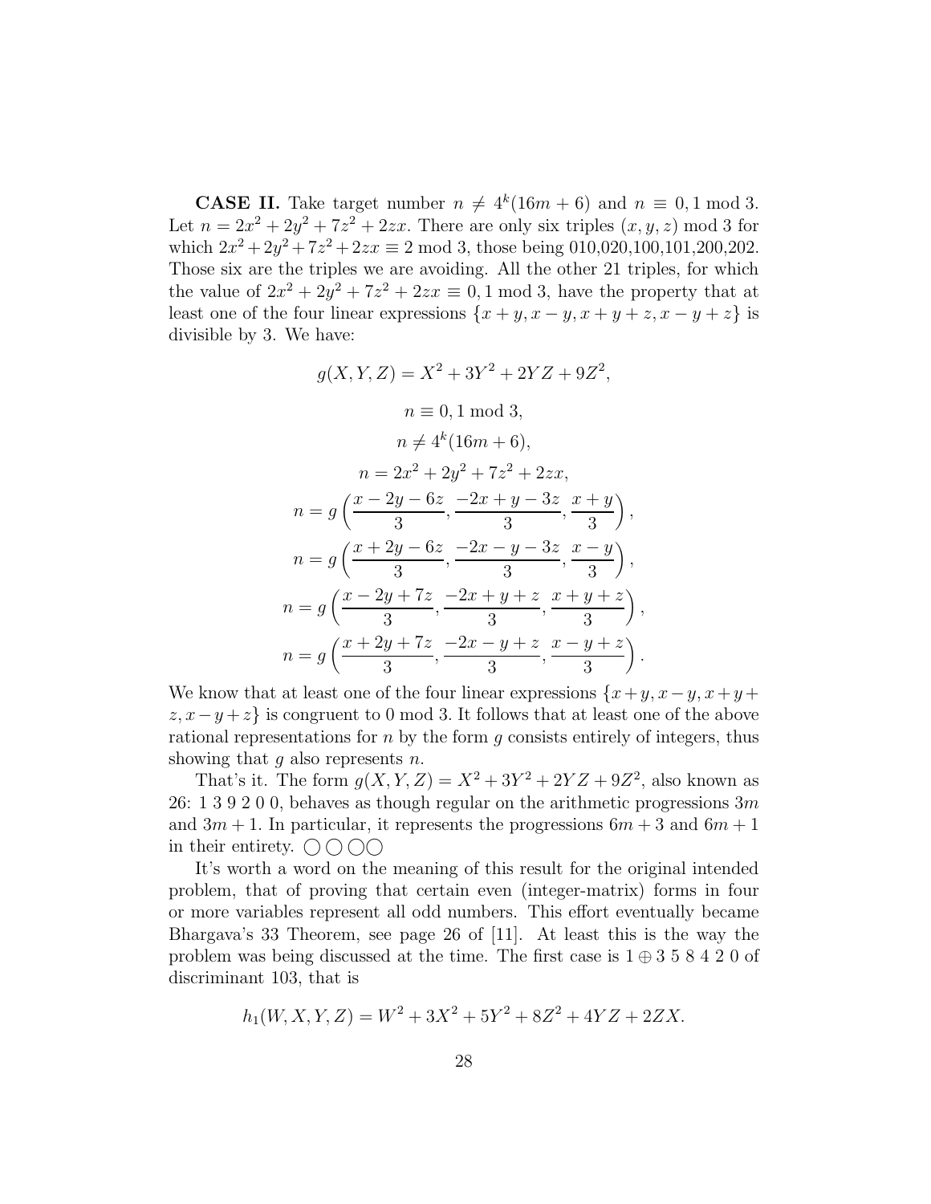**CASE II.** Take target number $n \neq 4^k(16m+6)$ and $n \equiv 0, 1 \bmod 3$. Let $n = 2x^2 + 2y^2 + 7z^2 + 2zx$. There are only six triples $(x, y, z) \bmod 3$ for which $2x^2 + 2y^2 + 7z^2 + 2zx \equiv 2 \bmod 3$, those being 010,020,100,101,200,202. Those six are the triples we are avoiding. All the other 21 triples, for which the value of $2x^2 + 2y^2 + 7z^2 + 2zx \equiv 0, 1 \bmod 3$, have the property that at least one of the four linear expressions $\{x + y, x - y, x + y + z, x - y + z\}$ is divisible by 3. We have:

$$g(X, Y, Z) = X^2 + 3Y^2 + 2YZ + 9Z^2,$$

$$n \equiv 0, 1 \bmod 3,$$

$$n \neq 4^k(16m + 6),$$

$$n = 2x^2 + 2y^2 + 7z^2 + 2zx,$$

$$n = g\left(\frac{x - 2y - 6z}{3}, \frac{-2x + y - 3z}{3}, \frac{x + y}{3}\right),$$

$$n = g\left(\frac{x + 2y - 6z}{3}, \frac{-2x - y - 3z}{3}, \frac{x - y}{3}\right),$$

$$n = g\left(\frac{x - 2y + 7z}{3}, \frac{-2x + y + z}{3}, \frac{x + y + z}{3}\right),$$

$$n = g\left(\frac{x + 2y + 7z}{3}, \frac{-2x - y + z}{3}, \frac{x - y + z}{3}\right).$$

We know that at least one of the four linear expressions $\{x+y, x-y, x+y+z, x-y+z\}$ is congruent to 0 mod 3. It follows that at least one of the above rational representations for $n$ by the form $g$ consists entirely of integers, thus showing that $g$ also represents $n$.

That's it. The form $g(X, Y, Z) = X^2 + 3Y^2 + 2YZ + 9Z^2$, also known as 26: 1 3 9 2 0 0, behaves as though regular on the arithmetic progressions $3m$ and $3m + 1$. In particular, it represents the progressions $6m + 3$ and $6m + 1$ in their entirety. ◯ ◯ ◯◯

It's worth a word on the meaning of this result for the original intended problem, that of proving that certain even (integer-matrix) forms in four or more variables represent all odd numbers. This effort eventually became Bhargava's 33 Theorem, see page 26 of [11]. At least this is the way the problem was being discussed at the time. The first case is $1 \oplus 3\ 5\ 8\ 4\ 2\ 0$ of discriminant 103, that is

$$h_1(W, X, Y, Z) = W^2 + 3X^2 + 5Y^2 + 8Z^2 + 4YZ + 2ZX.$$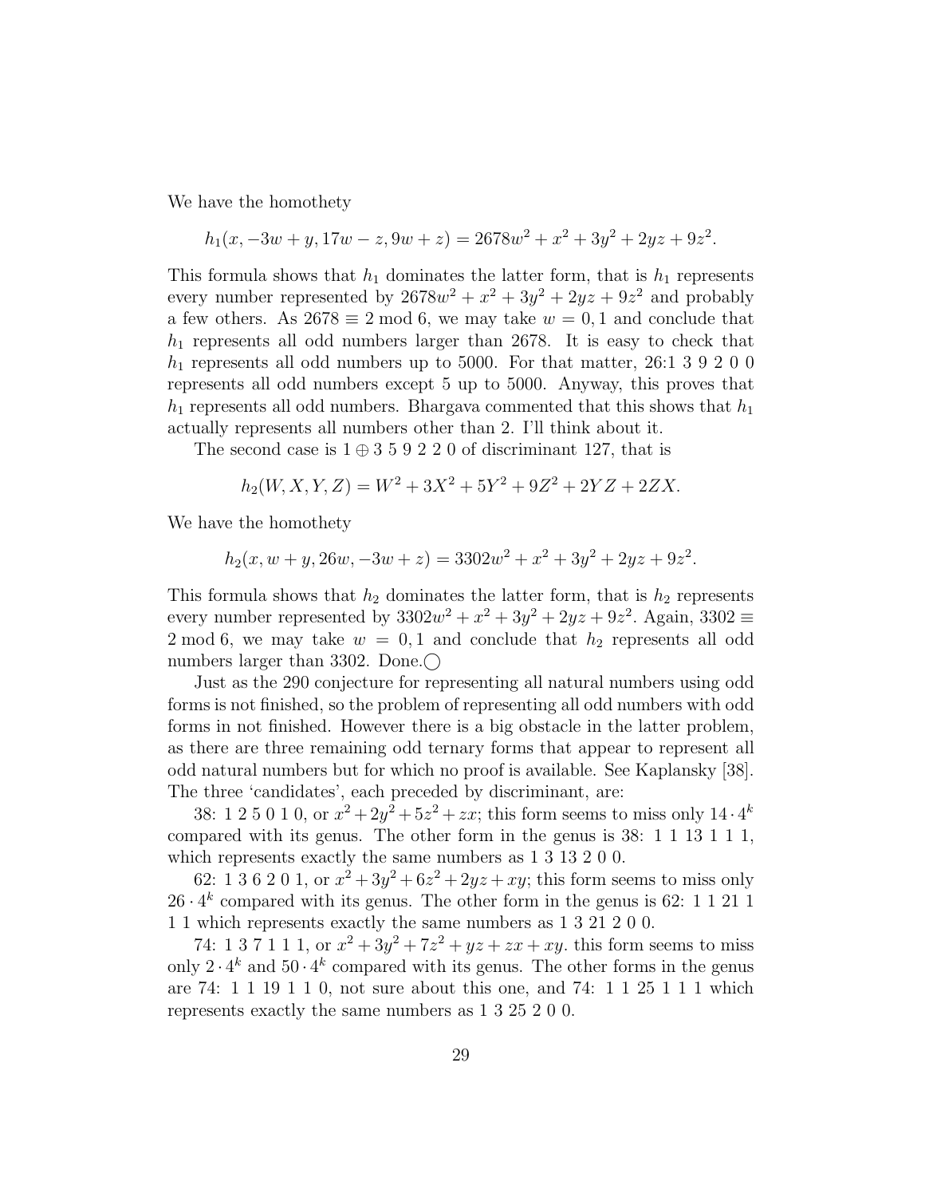We have the homothety

$$h_1(x, -3w + y, 17w - z, 9w + z) = 2678w^2 + x^2 + 3y^2 + 2yz + 9z^2.$$

This formula shows that $h_1$ dominates the latter form, that is $h_1$ represents every number represented by $2678w^2 + x^2 + 3y^2 + 2yz + 9z^2$ and probably a few others. As $2678 \equiv 2 \bmod 6$, we may take $w = 0, 1$ and conclude that $h_1$ represents all odd numbers larger than 2678. It is easy to check that $h_1$ represents all odd numbers up to 5000. For that matter, 26:1 3 9 2 0 0 represents all odd numbers except 5 up to 5000. Anyway, this proves that $h_1$ represents all odd numbers. Bhargava commented that this shows that $h_1$ actually represents all numbers other than 2. I'll think about it.

The second case is $1 \oplus 3\ 5\ 9\ 2\ 2\ 0$ of discriminant 127, that is

$$h_2(W, X, Y, Z) = W^2 + 3X^2 + 5Y^2 + 9Z^2 + 2YZ + 2ZX.$$

We have the homothety

$$h_2(x, w + y, 26w, -3w + z) = 3302w^2 + x^2 + 3y^2 + 2yz + 9z^2.$$

This formula shows that $h_2$ dominates the latter form, that is $h_2$ represents every number represented by $3302w^2 + x^2 + 3y^2 + 2yz + 9z^2$. Again, $3302 \equiv 2 \bmod 6$, we may take $w = 0, 1$ and conclude that $h_2$ represents all odd numbers larger than 3302. Done.◯

Just as the 290 conjecture for representing all natural numbers using odd forms is not finished, so the problem of representing all odd numbers with odd forms in not finished. However there is a big obstacle in the latter problem, as there are three remaining odd ternary forms that appear to represent all odd natural numbers but for which no proof is available. See Kaplansky [38]. The three 'candidates', each preceded by discriminant, are:

38: 1 2 5 0 1 0, or $x^2 + 2y^2 + 5z^2 + zx$; this form seems to miss only $14 \cdot 4^k$ compared with its genus. The other form in the genus is 38: 1 1 13 1 1 1, which represents exactly the same numbers as 1 3 13 2 0 0.

62: 1 3 6 2 0 1, or $x^2 + 3y^2 + 6z^2 + 2yz + xy$; this form seems to miss only $26 \cdot 4^k$ compared with its genus. The other form in the genus is 62: 1 1 21 1 1 1 which represents exactly the same numbers as 1 3 21 2 0 0.

74: 1 3 7 1 1 1, or $x^2 + 3y^2 + 7z^2 + yz + zx + xy$. this form seems to miss only $2 \cdot 4^k$ and $50 \cdot 4^k$ compared with its genus. The other forms in the genus are 74: 1 1 19 1 1 0, not sure about this one, and 74: 1 1 25 1 1 1 which represents exactly the same numbers as 1 3 25 2 0 0.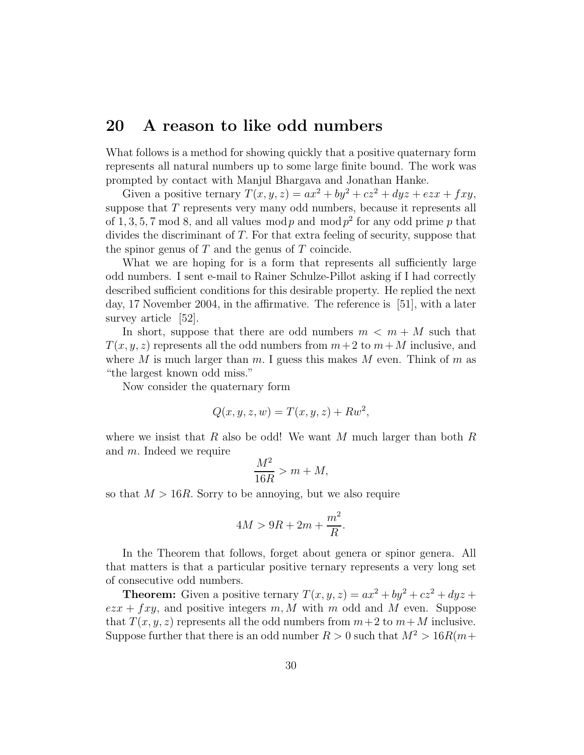## 20 A reason to like odd numbers

What follows is a method for showing quickly that a positive quaternary form represents all natural numbers up to some large finite bound. The work was prompted by contact with Manjul Bhargava and Jonathan Hanke.

Given a positive ternary $T(x, y, z) = ax^2 + by^2 + cz^2 + dyz + ezx + fxy$, suppose that $T$ represents very many odd numbers, because it represents all of $1, 3, 5, 7 \bmod 8$, and all values $\bmod\, p$ and $\bmod\, p^2$ for any odd prime $p$ that divides the discriminant of $T$. For that extra feeling of security, suppose that the spinor genus of $T$ and the genus of $T$ coincide.

What we are hoping for is a form that represents all sufficiently large odd numbers. I sent e-mail to Rainer Schulze-Pillot asking if I had correctly described sufficient conditions for this desirable property. He replied the next day, 17 November 2004, in the affirmative. The reference is [51], with a later survey article [52].

In short, suppose that there are odd numbers $m < m + M$ such that $T(x, y, z)$ represents all the odd numbers from $m+2$ to $m+M$ inclusive, and where $M$ is much larger than $m$. I guess this makes $M$ even. Think of $m$ as "the largest known odd miss."

Now consider the quaternary form

$$Q(x, y, z, w) = T(x, y, z) + Rw^2,$$

where we insist that $R$ also be odd! We want $M$ much larger than both $R$ and $m$. Indeed we require

$$\frac{M^2}{16R} > m + M,$$

so that $M > 16R$. Sorry to be annoying, but we also require

$$4M > 9R + 2m + \frac{m^2}{R}.$$

In the Theorem that follows, forget about genera or spinor genera. All that matters is that a particular positive ternary represents a very long set of consecutive odd numbers.

**Theorem:** Given a positive ternary $T(x, y, z) = ax^2 + by^2 + cz^2 + dyz + ezx + fxy$, and positive integers $m, M$ with $m$ odd and $M$ even. Suppose that $T(x, y, z)$ represents all the odd numbers from $m+2$ to $m+M$ inclusive. Suppose further that there is an odd number $R > 0$ such that $M^2 > 16R(m+$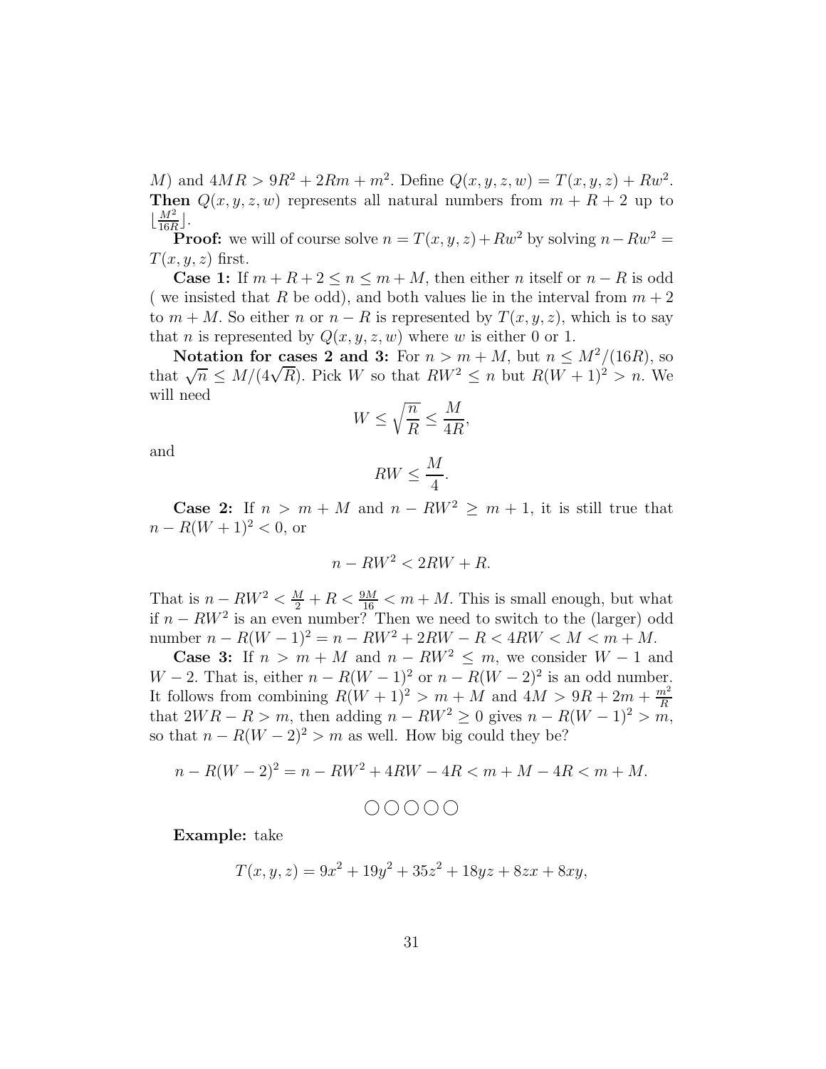$M$) and $4MR > 9R^2 + 2Rm + m^2$. Define $Q(x,y,z,w) = T(x,y,z) + Rw^2$. **Then** $Q(x,y,z,w)$ represents all natural numbers from $m + R + 2$ up to $\lfloor \frac{M^2}{16R} \rfloor$.

**Proof:** we will of course solve $n = T(x,y,z) + Rw^2$ by solving $n - Rw^2 = T(x,y,z)$ first.

**Case 1:** If $m + R + 2 \leq n \leq m + M$, then either $n$ itself or $n - R$ is odd ( we insisted that $R$ be odd), and both values lie in the interval from $m + 2$ to $m + M$. So either $n$ or $n - R$ is represented by $T(x,y,z)$, which is to say that $n$ is represented by $Q(x,y,z,w)$ where $w$ is either 0 or 1.

**Notation for cases 2 and 3:** For $n > m + M$, but $n \leq M^2/(16R)$, so that $\sqrt{n} \leq M/(4\sqrt{R})$. Pick $W$ so that $RW^2 \leq n$ but $R(W+1)^2 > n$. We will need

$$W \leq \sqrt{\frac{n}{R}} \leq \frac{M}{4R},$$

and

$$RW \leq \frac{M}{4}.$$

**Case 2:** If $n > m + M$ and $n - RW^2 \geq m + 1$, it is still true that $n - R(W+1)^2 < 0$, or

$$n - RW^2 < 2RW + R.$$

That is $n - RW^2 < \frac{M}{2} + R < \frac{9M}{16} < m + M$. This is small enough, but what if $n - RW^2$ is an even number? Then we need to switch to the (larger) odd number $n - R(W-1)^2 = n - RW^2 + 2RW - R < 4RW < M < m + M$.

**Case 3:** If $n > m + M$ and $n - RW^2 \leq m$, we consider $W - 1$ and $W - 2$. That is, either $n - R(W-1)^2$ or $n - R(W-2)^2$ is an odd number. It follows from combining $R(W+1)^2 > m + M$ and $4M > 9R + 2m + \frac{m^2}{R}$ that $2WR - R > m$, then adding $n - RW^2 \geq 0$ gives $n - R(W-1)^2 > m$, so that $n - R(W-2)^2 > m$ as well. How big could they be?

$$n - R(W-2)^2 = n - RW^2 + 4RW - 4R < m + M - 4R < m + M.$$

$$\bigcirc\bigcirc\bigcirc\bigcirc\bigcirc$$

**Example:** take

$$T(x,y,z) = 9x^2 + 19y^2 + 35z^2 + 18yz + 8zx + 8xy,$$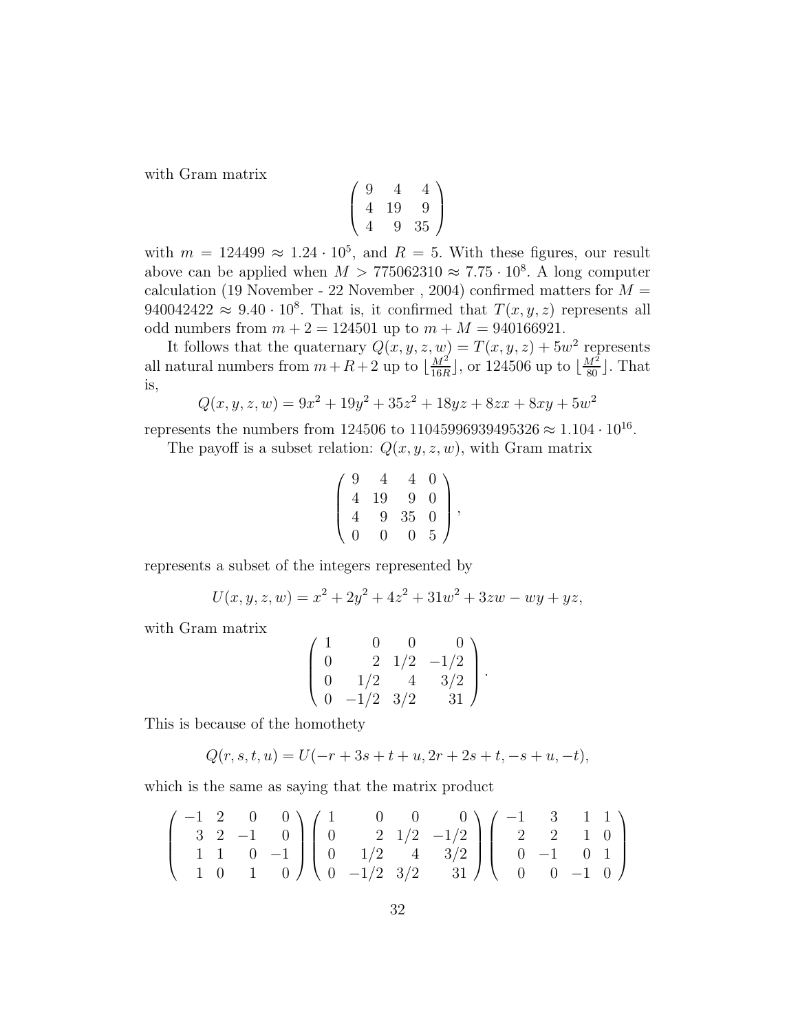with Gram matrix

$$\begin{pmatrix} 9 & 4 & 4 \\ 4 & 19 & 9 \\ 4 & 9 & 35 \end{pmatrix}$$

with $m = 124499 \approx 1.24 \cdot 10^5$, and $R = 5$. With these figures, our result above can be applied when $M > 775062310 \approx 7.75 \cdot 10^8$. A long computer calculation (19 November - 22 November , 2004) confirmed matters for $M = 940042422 \approx 9.40 \cdot 10^8$. That is, it confirmed that $T(x, y, z)$ represents all odd numbers from $m + 2 = 124501$ up to $m + M = 940166921$.

It follows that the quaternary $Q(x, y, z, w) = T(x, y, z) + 5w^2$ represents all natural numbers from $m+R+2$ up to $\lfloor \frac{M^2}{16R} \rfloor$, or 124506 up to $\lfloor \frac{M^2}{80} \rfloor$. That is,

$$Q(x, y, z, w) = 9x^2 + 19y^2 + 35z^2 + 18yz + 8zx + 8xy + 5w^2$$

represents the numbers from 124506 to $11045996939495326 \approx 1.104 \cdot 10^{16}$.

The payoff is a subset relation: $Q(x, y, z, w)$, with Gram matrix

$$\begin{pmatrix} 9 & 4 & 4 & 0 \\ 4 & 19 & 9 & 0 \\ 4 & 9 & 35 & 0 \\ 0 & 0 & 0 & 5 \end{pmatrix},$$

represents a subset of the integers represented by

$$U(x, y, z, w) = x^2 + 2y^2 + 4z^2 + 31w^2 + 3zw - wy + yz,$$

with Gram matrix

$$\begin{pmatrix} 1 & 0 & 0 & 0 \\ 0 & 2 & 1/2 & -1/2 \\ 0 & 1/2 & 4 & 3/2 \\ 0 & -1/2 & 3/2 & 31 \end{pmatrix}.$$

This is because of the homothety

$$Q(r, s, t, u) = U(-r + 3s + t + u, 2r + 2s + t, -s + u, -t),$$

which is the same as saying that the matrix product

$$\begin{pmatrix} -1 & 2 & 0 & 0 \\ 3 & 2 & -1 & 0 \\ 1 & 1 & 0 & -1 \\ 1 & 0 & 1 & 0 \end{pmatrix} \begin{pmatrix} 1 & 0 & 0 & 0 \\ 0 & 2 & 1/2 & -1/2 \\ 0 & 1/2 & 4 & 3/2 \\ 0 & -1/2 & 3/2 & 31 \end{pmatrix} \begin{pmatrix} -1 & 3 & 1 & 1 \\ 2 & 2 & 1 & 0 \\ 0 & -1 & 0 & 1 \\ 0 & 0 & -1 & 0 \end{pmatrix}$$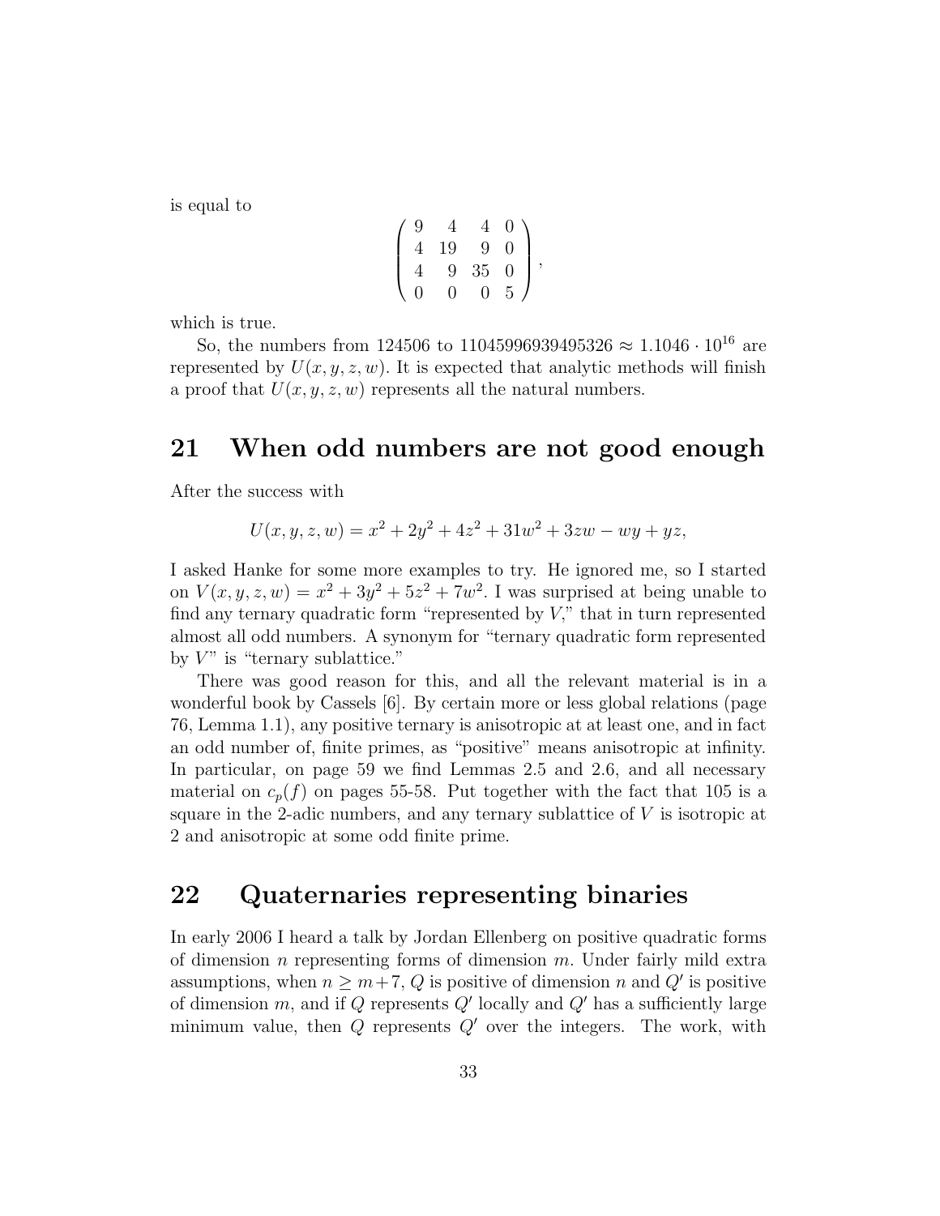is equal to

$$\begin{pmatrix} 9 & 4 & 4 & 0 \\ 4 & 19 & 9 & 0 \\ 4 & 9 & 35 & 0 \\ 0 & 0 & 0 & 5 \end{pmatrix},$$

which is true.

So, the numbers from 124506 to $11045996939495326 \approx 1.1046 \cdot 10^{16}$ are represented by $U(x, y, z, w)$. It is expected that analytic methods will finish a proof that $U(x, y, z, w)$ represents all the natural numbers.

## 21 When odd numbers are not good enough

After the success with

$$U(x, y, z, w) = x^2 + 2y^2 + 4z^2 + 31w^2 + 3zw - wy + yz,$$

I asked Hanke for some more examples to try. He ignored me, so I started on $V(x, y, z, w) = x^2 + 3y^2 + 5z^2 + 7w^2$. I was surprised at being unable to find any ternary quadratic form "represented by $V$," that in turn represented almost all odd numbers. A synonym for "ternary quadratic form represented by $V$" is "ternary sublattice."

There was good reason for this, and all the relevant material is in a wonderful book by Cassels [6]. By certain more or less global relations (page 76, Lemma 1.1), any positive ternary is anisotropic at at least one, and in fact an odd number of, finite primes, as "positive" means anisotropic at infinity. In particular, on page 59 we find Lemmas 2.5 and 2.6, and all necessary material on $c_p(f)$ on pages 55-58. Put together with the fact that 105 is a square in the 2-adic numbers, and any ternary sublattice of $V$ is isotropic at 2 and anisotropic at some odd finite prime.

## 22 Quaternaries representing binaries

In early 2006 I heard a talk by Jordan Ellenberg on positive quadratic forms of dimension $n$ representing forms of dimension $m$. Under fairly mild extra assumptions, when $n \geq m+7$, $Q$ is positive of dimension $n$ and $Q'$ is positive of dimension $m$, and if $Q$ represents $Q'$ locally and $Q'$ has a sufficiently large minimum value, then $Q$ represents $Q'$ over the integers. The work, with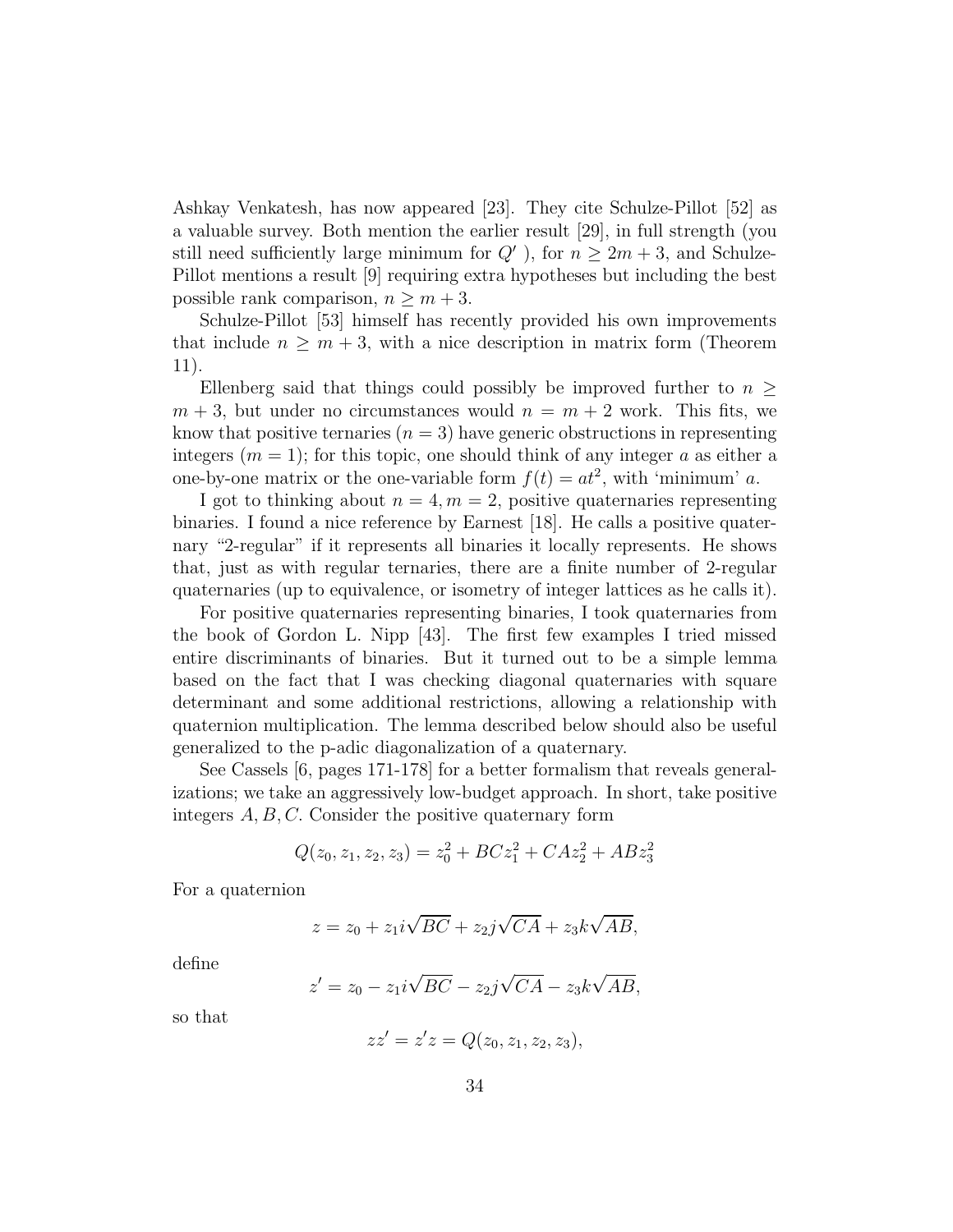Ashkay Venkatesh, has now appeared [23]. They cite Schulze-Pillot [52] as a valuable survey. Both mention the earlier result [29], in full strength (you still need sufficiently large minimum for $Q'$ ), for $n \geq 2m + 3$, and Schulze-Pillot mentions a result [9] requiring extra hypotheses but including the best possible rank comparison, $n \geq m + 3$.

Schulze-Pillot [53] himself has recently provided his own improvements that include $n \geq m + 3$, with a nice description in matrix form (Theorem 11).

Ellenberg said that things could possibly be improved further to $n \geq m + 3$, but under no circumstances would $n = m + 2$ work. This fits, we know that positive ternaries ($n = 3$) have generic obstructions in representing integers ($m = 1$); for this topic, one should think of any integer $a$ as either a one-by-one matrix or the one-variable form $f(t) = at^2$, with 'minimum' $a$.

I got to thinking about $n = 4, m = 2$, positive quaternaries representing binaries. I found a nice reference by Earnest [18]. He calls a positive quaternary "2-regular" if it represents all binaries it locally represents. He shows that, just as with regular ternaries, there are a finite number of 2-regular quaternaries (up to equivalence, or isometry of integer lattices as he calls it).

For positive quaternaries representing binaries, I took quaternaries from the book of Gordon L. Nipp [43]. The first few examples I tried missed entire discriminants of binaries. But it turned out to be a simple lemma based on the fact that I was checking diagonal quaternaries with square determinant and some additional restrictions, allowing a relationship with quaternion multiplication. The lemma described below should also be useful generalized to the p-adic diagonalization of a quaternary.

See Cassels [6, pages 171-178] for a better formalism that reveals generalizations; we take an aggressively low-budget approach. In short, take positive integers $A, B, C$. Consider the positive quaternary form

$$Q(z_0, z_1, z_2, z_3) = z_0^2 + BCz_1^2 + CAz_2^2 + ABz_3^2$$

For a quaternion

$$z = z_0 + z_1 i\sqrt{BC} + z_2 j\sqrt{CA} + z_3 k\sqrt{AB},$$

define

$$z' = z_0 - z_1 i\sqrt{BC} - z_2 j\sqrt{CA} - z_3 k\sqrt{AB},$$

so that

$$zz' = z'z = Q(z_0, z_1, z_2, z_3),$$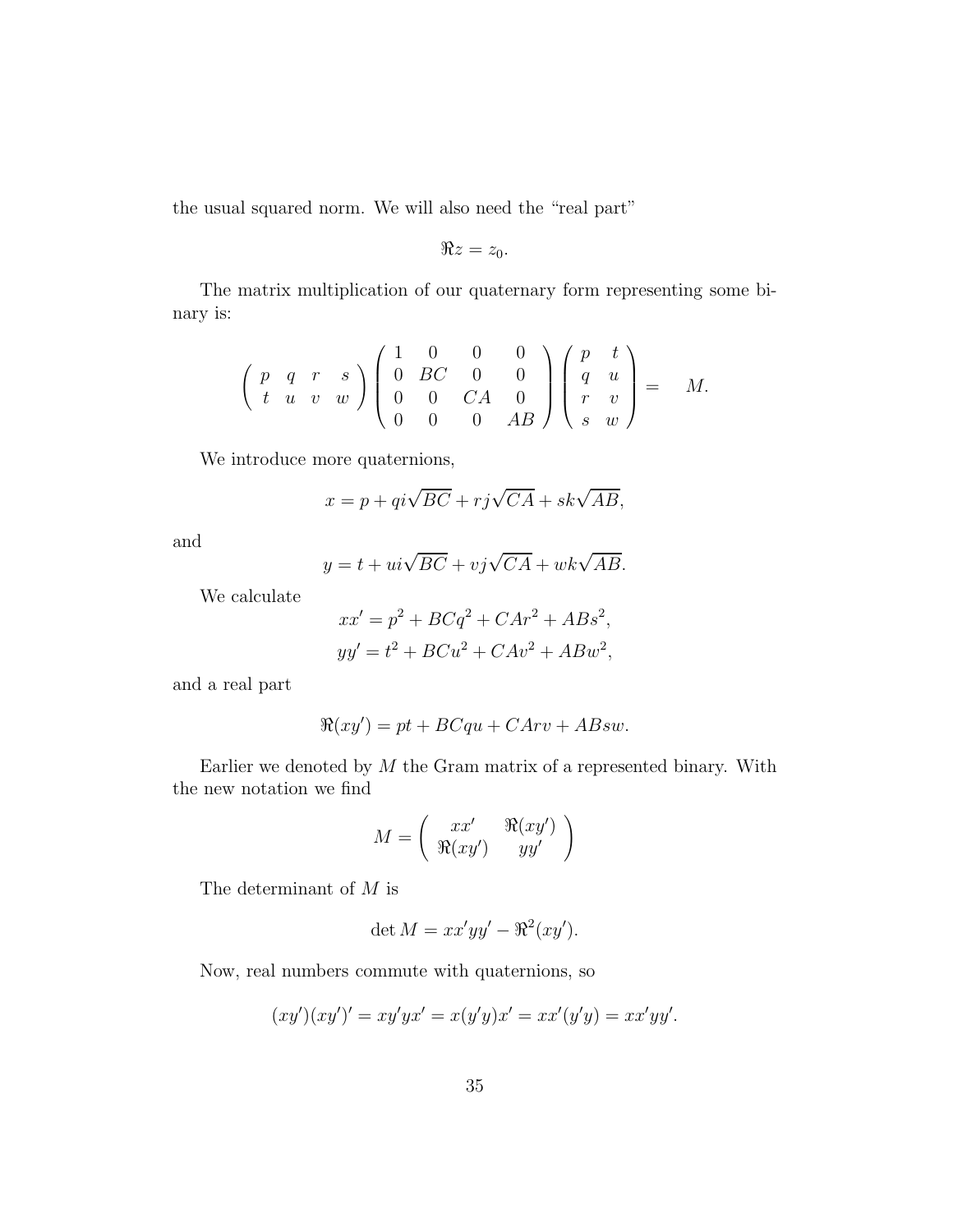the usual squared norm. We will also need the "real part"

$$\Re z = z_0.$$

The matrix multiplication of our quaternary form representing some binary is:

$$\left( \begin{array}{cccc} p & q & r & s \\ t & u & v & w \end{array} \right) \left( \begin{array}{cccc} 1 & 0 & 0 & 0 \\ 0 & BC & 0 & 0 \\ 0 & 0 & CA & 0 \\ 0 & 0 & 0 & AB \end{array} \right) \left( \begin{array}{cc} p & t \\ q & u \\ r & v \\ s & w \end{array} \right) = \quad M.$$

We introduce more quaternions,

$$x = p + qi\sqrt{BC} + rj\sqrt{CA} + sk\sqrt{AB},$$

and

$$y = t + ui\sqrt{BC} + vj\sqrt{CA} + wk\sqrt{AB}.$$

We calculate

$$xx' = p^2 + BCq^2 + CAr^2 + ABs^2,$$
$$yy' = t^2 + BCu^2 + CAv^2 + ABw^2,$$

and a real part

$$\Re(xy') = pt + BCqu + CArv + ABsw.$$

Earlier we denoted by $M$ the Gram matrix of a represented binary. With the new notation we find

$$M = \left( \begin{array}{cc} xx' & \Re(xy') \\ \Re(xy') & yy' \end{array} \right)$$

The determinant of $M$ is

$$\det M = xx'yy' - \Re^2(xy').$$

Now, real numbers commute with quaternions, so

$$(xy')(xy')' = xy'yx' = x(y'y)x' = xx'(y'y) = xx'yy'.$$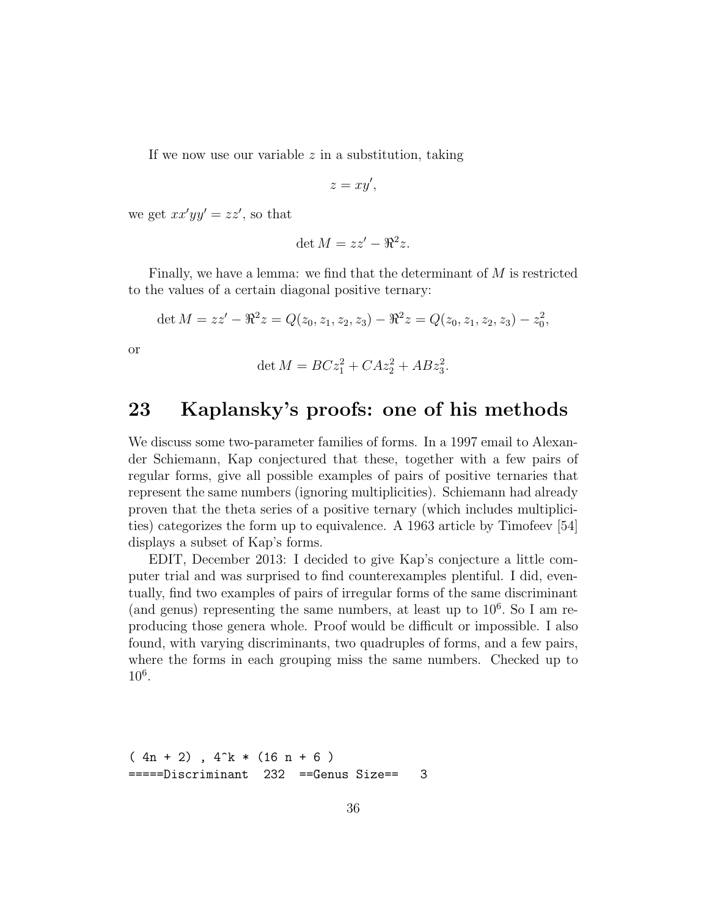If we now use our variable $z$ in a substitution, taking

$$z = xy',$$

we get $xx'yy' = zz'$, so that

$$\det M = zz' - \Re^2 z.$$

Finally, we have a lemma: we find that the determinant of $M$ is restricted to the values of a certain diagonal positive ternary:

$$\det M = zz' - \Re^2 z = Q(z_0, z_1, z_2, z_3) - \Re^2 z = Q(z_0, z_1, z_2, z_3) - z_0^2,$$

or

$$\det M = BCz_1^2 + CAz_2^2 + ABz_3^2.$$

## 23 Kaplansky's proofs: one of his methods

We discuss some two-parameter families of forms. In a 1997 email to Alexander Schiemann, Kap conjectured that these, together with a few pairs of regular forms, give all possible examples of pairs of positive ternaries that represent the same numbers (ignoring multiplicities). Schiemann had already proven that the theta series of a positive ternary (which includes multiplicities) categorizes the form up to equivalence. A 1963 article by Timofeev [54] displays a subset of Kap's forms.

EDIT, December 2013: I decided to give Kap's conjecture a little computer trial and was surprised to find counterexamples plentiful. I did, eventually, find two examples of pairs of irregular forms of the same discriminant (and genus) representing the same numbers, at least up to $10^6$. So I am reproducing those genera whole. Proof would be difficult or impossible. I also found, with varying discriminants, two quadruples of forms, and a few pairs, where the forms in each grouping miss the same numbers. Checked up to $10^6$.

```
( 4n + 2) , 4^k * (16 n + 6 )
=====Discriminant  232  ==Genus Size==   3
```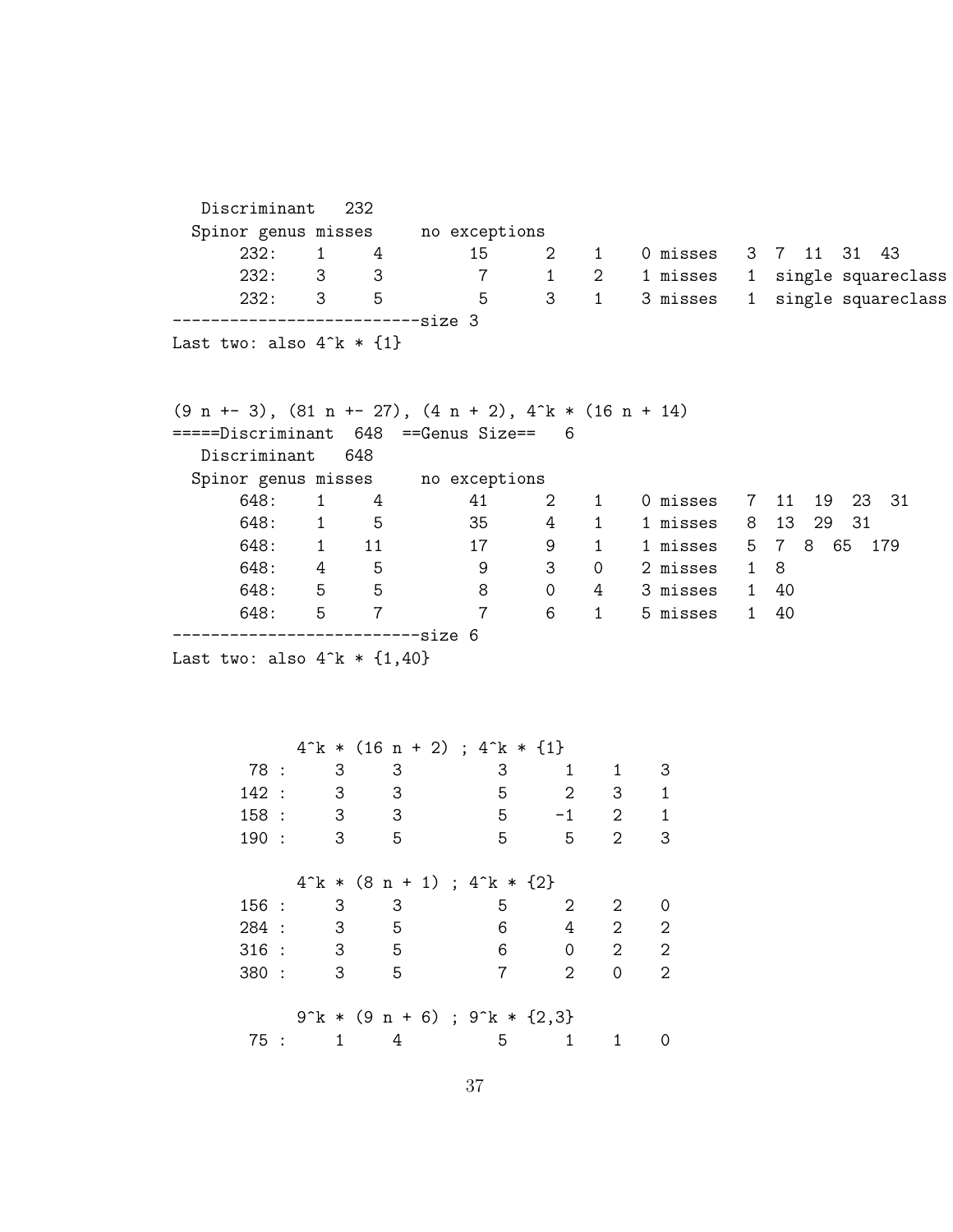```
   Discriminant   232
  Spinor genus misses     no exceptions
       232:    1     4         15      2    1    0 misses   3  7  11  31  43
       232:    3     3          7      1    2    1 misses   1  single squareclass
       232:    3     5          5      3    1    3 misses   1  single squareclass
--------------------------size 3
Last two: also 4^k * {1}


(9 n +- 3), (81 n +- 27), (4 n + 2), 4^k * (16 n + 14)
=====Discriminant  648  ==Genus Size==   6
   Discriminant   648
  Spinor genus misses     no exceptions
       648:    1     4         41      2    1    0 misses   7  11  19  23  31
       648:    1     5         35      4    1    1 misses   8  13  29  31
       648:    1    11         17      9    1    1 misses   5  7  8  65  179
       648:    4     5          9      3    0    2 misses   1  8
       648:    5     5          8      0    4    3 misses   1  40
       648:    5     7          7      6    1    5 misses   1  40
--------------------------size 6
Last two: also 4^k * {1,40}



          4^k * (16 n + 2) ; 4^k * {1}
     78 :     3     3          3      1    1    3
    142 :     3     3          5      2    3    1
    158 :     3     3          5     -1    2    1
    190 :     3     5          5      5    2    3

          4^k * (8 n + 1) ; 4^k * {2}
    156 :     3     3          5      2    2    0
    284 :     3     5          6      4    2    2
    316 :     3     5          6      0    2    2
    380 :     3     5          7      2    0    2

          9^k * (9 n + 6) ; 9^k * {2,3}
     75 :     1     4          5      1    1    0
```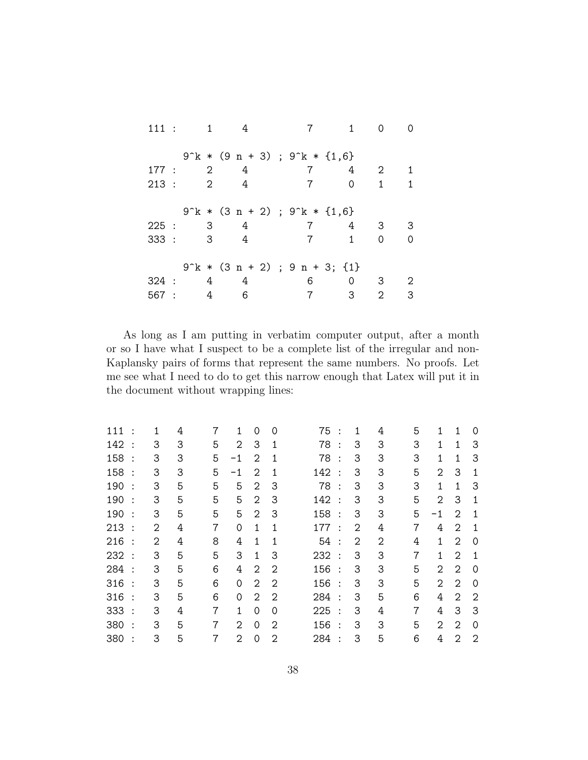```
111 :     1     4          7     1    0    0

      9^k * (9 n + 3) ; 9^k * {1,6}
177 :     2     4          7     4    2    1
213 :     2     4          7     0    1    1

      9^k * (3 n + 2) ; 9^k * {1,6}
225 :     3     4          7     4    3    3
333 :     3     4          7     1    0    0

      9^k * (3 n + 2) ; 9 n + 3; {1}
324 :     4     4          6     0    3    2
567 :     4     6          7     3    2    3
```

As long as I am putting in verbatim computer output, after a month or so I have what I suspect to be a complete list of the irregular and non-Kaplansky pairs of forms that represent the same numbers. No proofs. Let me see what I need to do to get this narrow enough that Latex will put it in the document without wrapping lines:

```
111 :  1   4    7   1  0  0      75 :  1   4    5   1  1  0
142 :  3   3    5   2  3  1      78 :  3   3    3   1  1  3
158 :  3   3    5  -1  2  1      78 :  3   3    3   1  1  3
158 :  3   3    5  -1  2  1     142 :  3   3    5   2  3  1
190 :  3   5    5   5  2  3      78 :  3   3    3   1  1  3
190 :  3   5    5   5  2  3     142 :  3   3    5   2  3  1
190 :  3   5    5   5  2  3     158 :  3   3    5  -1  2  1
213 :  2   4    7   0  1  1     177 :  2   4    7   4  2  1
216 :  2   4    8   4  1  1      54 :  2   2    4   1  2  0
232 :  3   5    5   3  1  3     232 :  3   3    7   1  2  1
284 :  3   5    6   4  2  2     156 :  3   3    5   2  2  0
316 :  3   5    6   0  2  2     156 :  3   3    5   2  2  0
316 :  3   5    6   0  2  2     284 :  3   5    6   4  2  2
333 :  3   4    7   1  0  0     225 :  3   4    7   4  3  3
380 :  3   5    7   2  0  2     156 :  3   3    5   2  2  0
380 :  3   5    7   2  0  2     284 :  3   5    6   4  2  2
```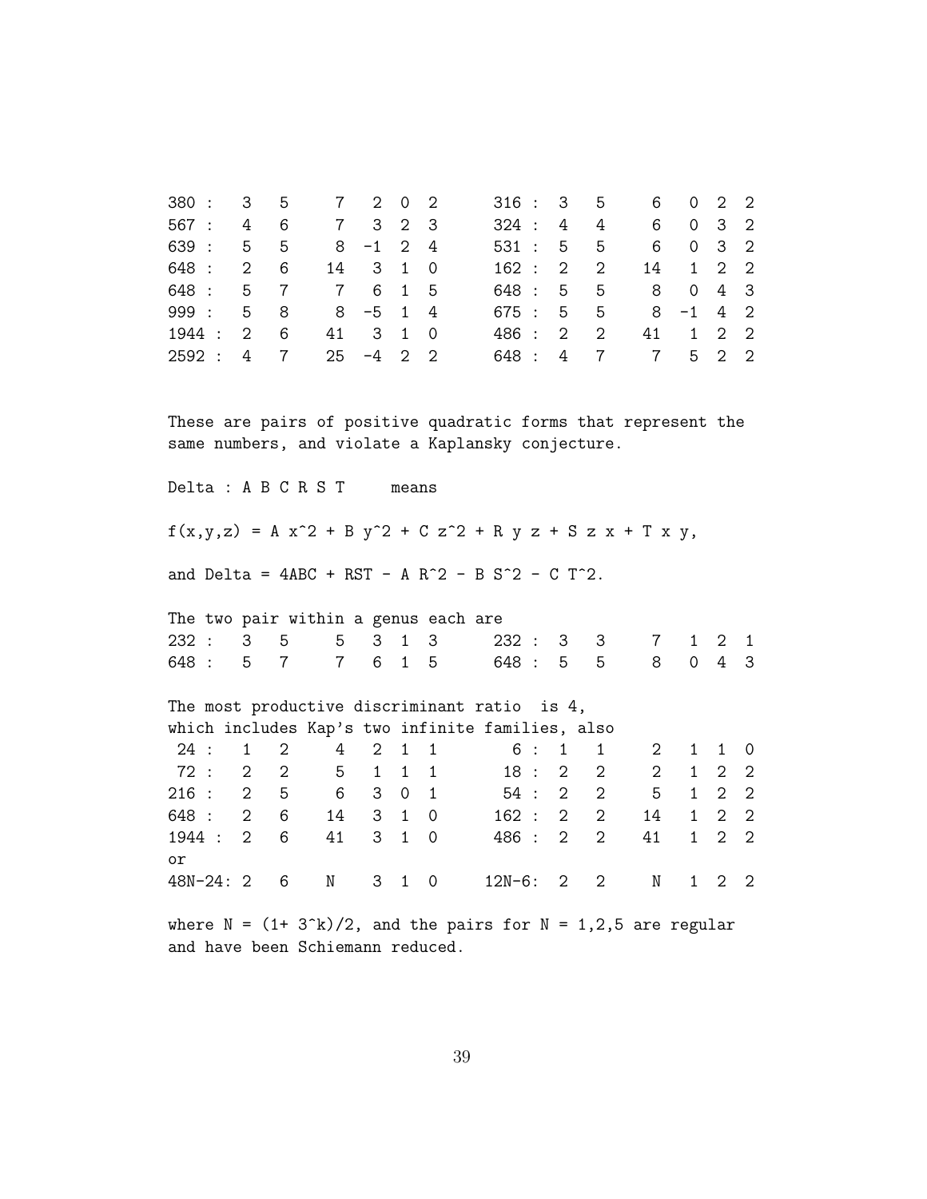```
380 :   3   5     7   2  0  2      316 :  3   5     6   0  2  2
567 :   4   6     7   3  2  3      324 :  4   4     6   0  3  2
639 :   5   5     8  -1  2  4      531 :  5   5     6   0  3  2
648 :   2   6    14   3  1  0      162 :  2   2    14   1  2  2
648 :   5   7     7   6  1  5      648 :  5   5     8   0  4  3
999 :   5   8     8  -5  1  4      675 :  5   5     8  -1  4  2
1944 :  2   6    41   3  1  0      486 :  2   2    41   1  2  2
2592 :  4   7    25  -4  2  2      648 :  4   7     7   5  2  2
```

These are pairs of positive quadratic forms that represent the same numbers, and violate a Kaplansky conjecture.

```
Delta : A B C R S T     means
```

$f(x,y,z) = A x^2 + B y^2 + C z^2 + R y z + S z x + T x y,$

and $\Delta = 4ABC + RST - A R^2 - B S^2 - C T^2$.

The two pair within a genus each are

```
232 :   3   5     5   3  1  3      232 :  3   3     7   1  2  1
648 :   5   7     7   6  1  5      648 :  5   5     8   0  4  3
```

The most productive discriminant ratio is 4, which includes Kap's two infinite families, also

```
 24 :   1   2     4   2  1  1        6 :  1   1     2   1  1  0
 72 :   2   2     5   1  1  1       18 :  2   2     2   1  2  2
216 :   2   5     6   3  0  1       54 :  2   2     5   1  2  2
648 :   2   6    14   3  1  0      162 :  2   2    14   1  2  2
1944 :  2   6    41   3  1  0      486 :  2   2    41   1  2  2
or
48N-24: 2   6     N   3  1  0     12N-6:  2   2     N   1  2  2
```

where $N = (1+ 3^k)/2$, and the pairs for N = 1,2,5 are regular and have been Schiemann reduced.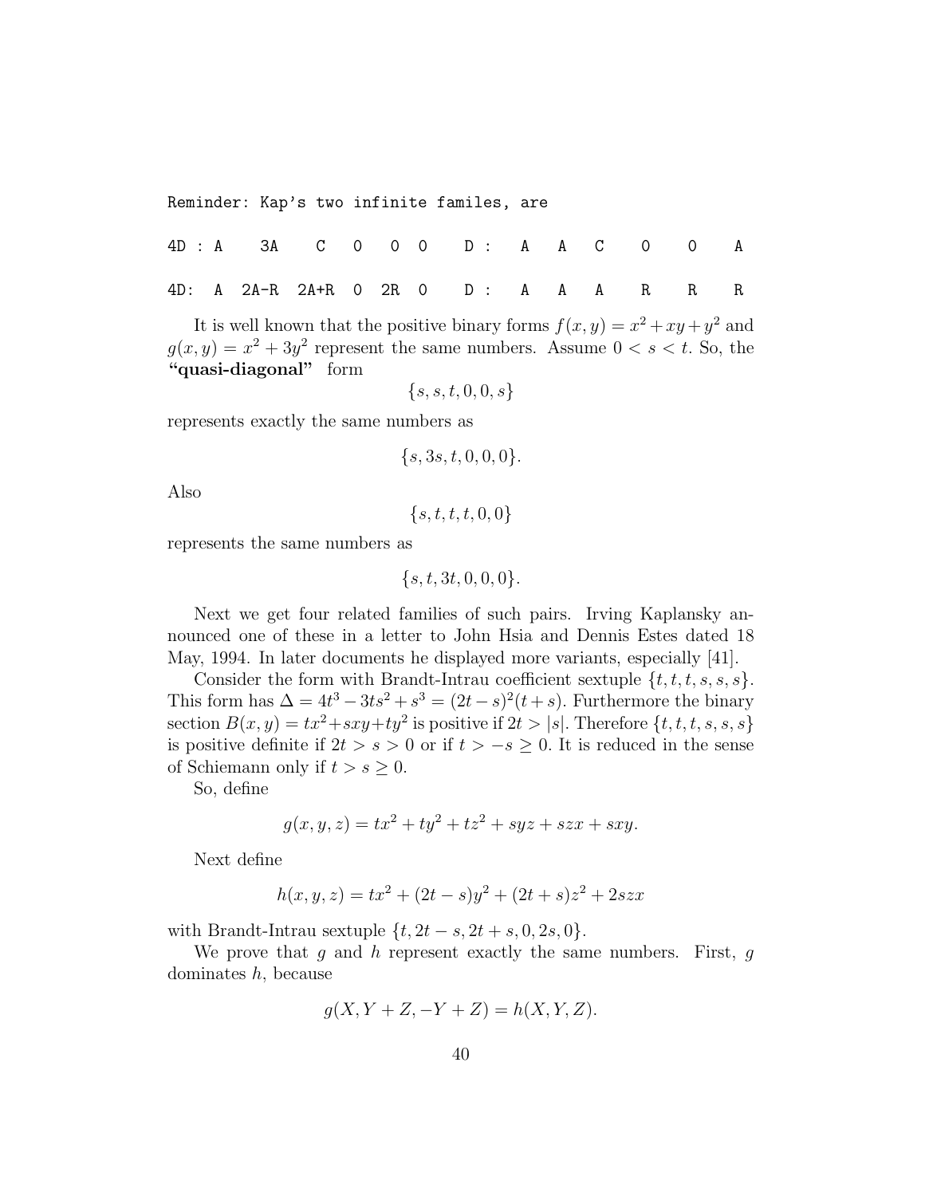```
Reminder: Kap's two infinite familes, are

4D : A    3A    C   0   0  0    D :   A   A   C    0    0    A

4D:  A  2A-R  2A+R  0  2R  0    D :   A   A   A    R    R    R
```

It is well known that the positive binary forms $f(x, y) = x^2 + xy + y^2$ and $g(x, y) = x^2 + 3y^2$ represent the same numbers. Assume $0 < s < t$. So, the **"quasi-diagonal"** form

$$\{s, s, t, 0, 0, s\}$$

represents exactly the same numbers as

$$\{s, 3s, t, 0, 0, 0\}.$$

Also

$$\{s, t, t, t, 0, 0\}$$

represents the same numbers as

$$\{s, t, 3t, 0, 0, 0\}.$$

Next we get four related families of such pairs. Irving Kaplansky announced one of these in a letter to John Hsia and Dennis Estes dated 18 May, 1994. In later documents he displayed more variants, especially [41].

Consider the form with Brandt-Intrau coefficient sextuple $\{t, t, t, s, s, s\}$. This form has $\Delta = 4t^3 - 3ts^2 + s^3 = (2t - s)^2(t + s)$. Furthermore the binary section $B(x, y) = tx^2 + sxy + ty^2$ is positive if $2t > |s|$. Therefore $\{t, t, t, s, s, s\}$ is positive definite if $2t > s > 0$ or if $t > -s \geq 0$. It is reduced in the sense of Schiemann only if $t > s \geq 0$.

So, define

$$g(x, y, z) = tx^2 + ty^2 + tz^2 + syz + szx + sxy.$$

Next define

$$h(x, y, z) = tx^2 + (2t - s)y^2 + (2t + s)z^2 + 2szx$$

with Brandt-Intrau sextuple $\{t, 2t - s, 2t + s, 0, 2s, 0\}$.

We prove that $g$ and $h$ represent exactly the same numbers. First, $g$ dominates $h$, because

$$g(X, Y + Z, -Y + Z) = h(X, Y, Z).$$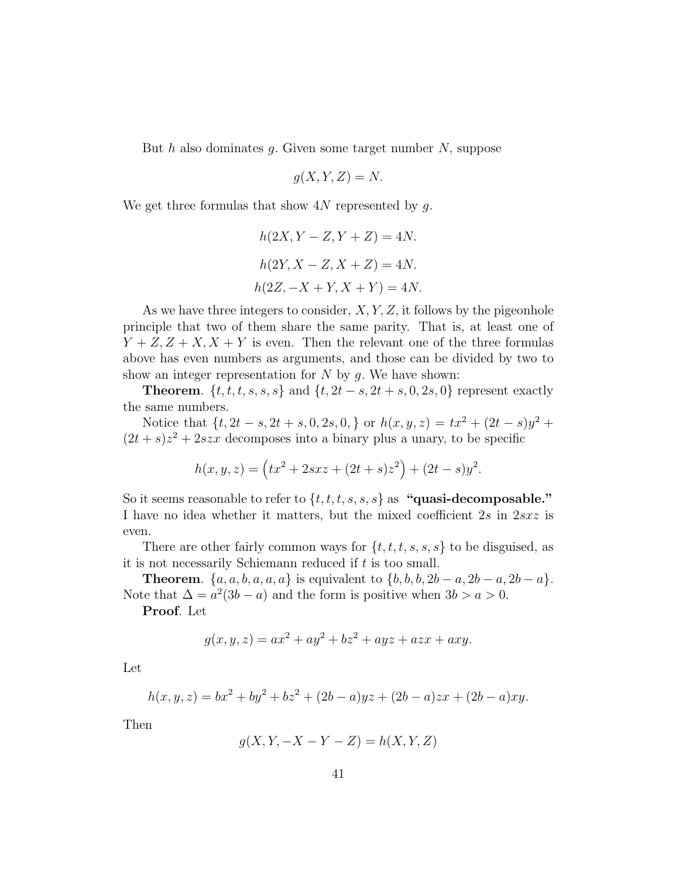But $h$ also dominates $g$. Given some target number $N$, suppose

$$g(X, Y, Z) = N.$$

We get three formulas that show $4N$ represented by $g$.

$$h(2X, Y - Z, Y + Z) = 4N.$$

$$h(2Y, X - Z, X + Z) = 4N.$$

$$h(2Z, -X + Y, X + Y) = 4N.$$

As we have three integers to consider, $X, Y, Z$, it follows by the pigeonhole principle that two of them share the same parity. That is, at least one of $Y + Z, Z + X, X + Y$ is even. Then the relevant one of the three formulas above has even numbers as arguments, and those can be divided by two to show an integer representation for $N$ by $g$. We have shown:

**Theorem**. $\{t, t, t, s, s, s\}$ and $\{t, 2t - s, 2t + s, 0, 2s, 0\}$ represent exactly the same numbers.

Notice that $\{t, 2t - s, 2t + s, 0, 2s, 0, \}$ or $h(x, y, z) = tx^2 + (2t - s)y^2 + (2t + s)z^2 + 2szx$ decomposes into a binary plus a unary, to be specific

$$h(x, y, z) = \left(tx^2 + 2sxz + (2t + s)z^2\right) + (2t - s)y^2.$$

So it seems reasonable to refer to $\{t, t, t, s, s, s\}$ as **"quasi-decomposable."** I have no idea whether it matters, but the mixed coefficient $2s$ in $2sxz$ is even.

There are other fairly common ways for $\{t, t, t, s, s, s\}$ to be disguised, as it is not necessarily Schiemann reduced if $t$ is too small.

**Theorem**. $\{a, a, b, a, a, a\}$ is equivalent to $\{b, b, b, 2b - a, 2b - a, 2b - a\}$. Note that $\Delta = a^2(3b - a)$ and the form is positive when $3b > a > 0$.

**Proof**. Let

$$g(x, y, z) = ax^2 + ay^2 + bz^2 + ayz + azx + axy.$$

Let

$$h(x, y, z) = bx^2 + by^2 + bz^2 + (2b - a)yz + (2b - a)zx + (2b - a)xy.$$

Then

$$g(X, Y, -X - Y - Z) = h(X, Y, Z)$$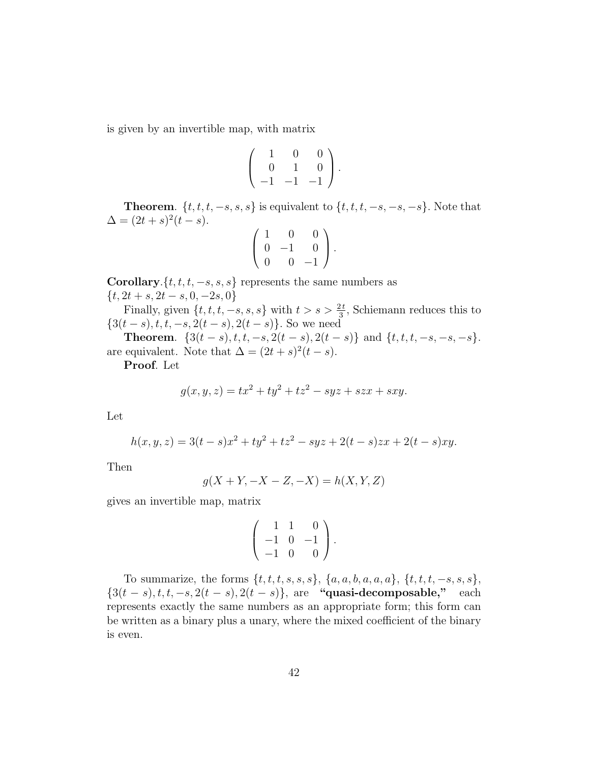is given by an invertible map, with matrix

$$\begin{pmatrix} 1 & 0 & 0 \\ 0 & 1 & 0 \\ -1 & -1 & -1 \end{pmatrix}.$$

**Theorem**. $\{t, t, t, -s, s, s\}$ is equivalent to $\{t, t, t, -s, -s, -s\}$. Note that $\Delta = (2t + s)^2(t - s)$.

$$\begin{pmatrix} 1 & 0 & 0 \\ 0 & -1 & 0 \\ 0 & 0 & -1 \end{pmatrix}.$$

**Corollary**. $\{t, t, t, -s, s, s\}$ represents the same numbers as $\{t, 2t + s, 2t - s, 0, -2s, 0\}$

Finally, given $\{t, t, t, -s, s, s\}$ with $t > s > \frac{2t}{3}$, Schiemann reduces this to $\{3(t - s), t, t, -s, 2(t - s), 2(t - s)\}$. So we need

**Theorem**. $\{3(t - s), t, t, -s, 2(t - s), 2(t - s)\}$ and $\{t, t, t, -s, -s, -s\}$. are equivalent. Note that $\Delta = (2t + s)^2(t - s)$.

**Proof**. Let

$$g(x, y, z) = tx^2 + ty^2 + tz^2 - syz + szx + sxy.$$

Let

$$h(x, y, z) = 3(t - s)x^2 + ty^2 + tz^2 - syz + 2(t - s)zx + 2(t - s)xy.$$

Then

$$g(X + Y, -X - Z, -X) = h(X, Y, Z)$$

gives an invertible map, matrix

$$\begin{pmatrix} 1 & 1 & 0 \\ -1 & 0 & -1 \\ -1 & 0 & 0 \end{pmatrix}.$$

To summarize, the forms $\{t, t, t, s, s, s\}$, $\{a, a, b, a, a, a\}$, $\{t, t, t, -s, s, s\}$, $\{3(t - s), t, t, -s, 2(t - s), 2(t - s)\}$, are **"quasi-decomposable,"** each represents exactly the same numbers as an appropriate form; this form can be written as a binary plus a unary, where the mixed coefficient of the binary is even.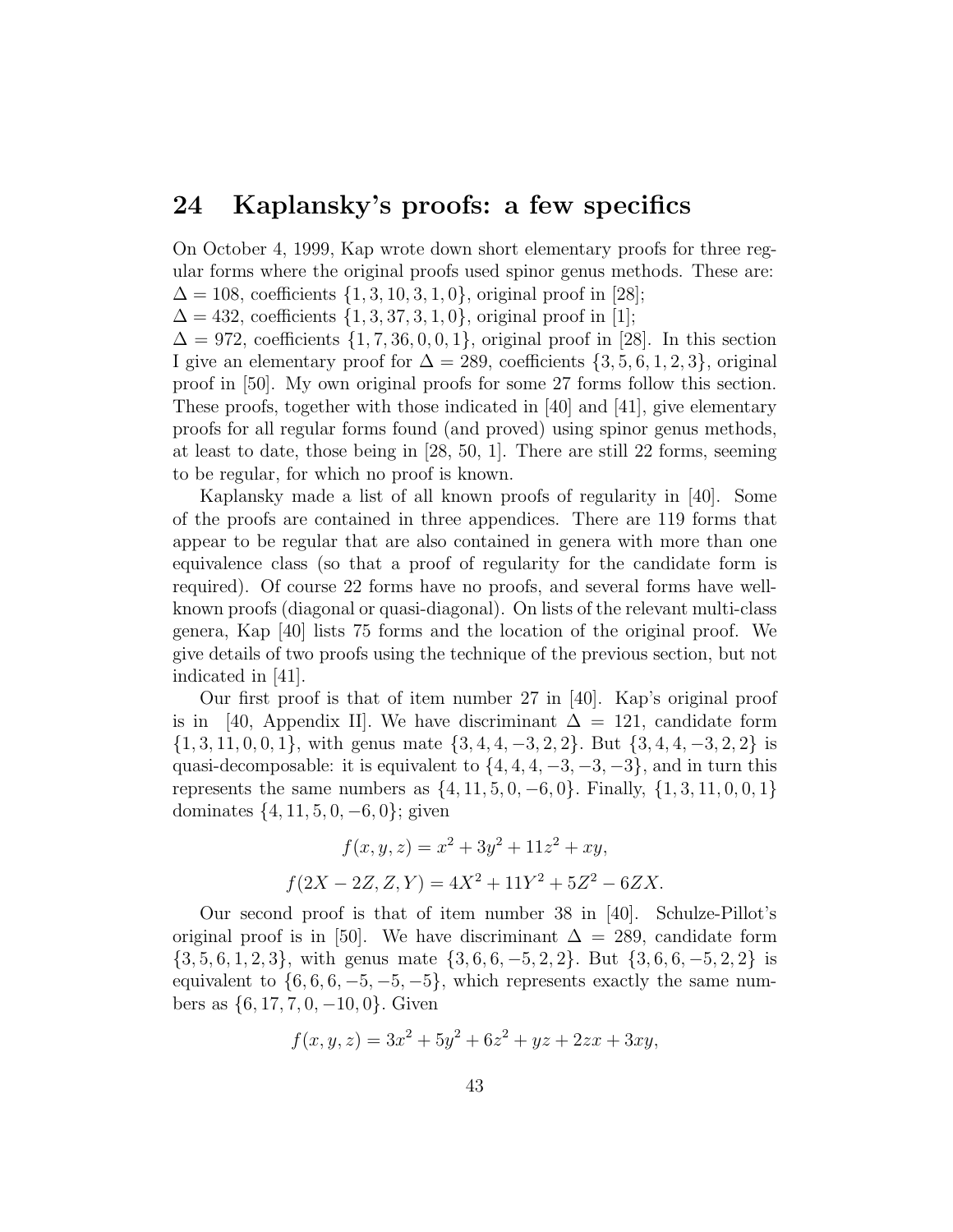## 24 Kaplansky's proofs: a few specifics

On October 4, 1999, Kap wrote down short elementary proofs for three regular forms where the original proofs used spinor genus methods. These are:
$\Delta = 108$, coefficients $\{1, 3, 10, 3, 1, 0\}$, original proof in [28];
$\Delta = 432$, coefficients $\{1, 3, 37, 3, 1, 0\}$, original proof in [1];
$\Delta = 972$, coefficients $\{1, 7, 36, 0, 0, 1\}$, original proof in [28]. In this section I give an elementary proof for $\Delta = 289$, coefficients $\{3, 5, 6, 1, 2, 3\}$, original proof in [50]. My own original proofs for some 27 forms follow this section. These proofs, together with those indicated in [40] and [41], give elementary proofs for all regular forms found (and proved) using spinor genus methods, at least to date, those being in [28, 50, 1]. There are still 22 forms, seeming to be regular, for which no proof is known.

Kaplansky made a list of all known proofs of regularity in [40]. Some of the proofs are contained in three appendices. There are 119 forms that appear to be regular that are also contained in genera with more than one equivalence class (so that a proof of regularity for the candidate form is required). Of course 22 forms have no proofs, and several forms have well-known proofs (diagonal or quasi-diagonal). On lists of the relevant multi-class genera, Kap [40] lists 75 forms and the location of the original proof. We give details of two proofs using the technique of the previous section, but not indicated in [41].

Our first proof is that of item number 27 in [40]. Kap's original proof is in [40, Appendix II]. We have discriminant $\Delta = 121$, candidate form $\{1, 3, 11, 0, 0, 1\}$, with genus mate $\{3, 4, 4, -3, 2, 2\}$. But $\{3, 4, 4, -3, 2, 2\}$ is quasi-decomposable: it is equivalent to $\{4, 4, 4, -3, -3, -3\}$, and in turn this represents the same numbers as $\{4, 11, 5, 0, -6, 0\}$. Finally, $\{1, 3, 11, 0, 0, 1\}$ dominates $\{4, 11, 5, 0, -6, 0\}$; given

$$f(x, y, z) = x^2 + 3y^2 + 11z^2 + xy,$$

$$f(2X - 2Z, Z, Y) = 4X^2 + 11Y^2 + 5Z^2 - 6ZX.$$

Our second proof is that of item number 38 in [40]. Schulze-Pillot's original proof is in [50]. We have discriminant $\Delta = 289$, candidate form $\{3, 5, 6, 1, 2, 3\}$, with genus mate $\{3, 6, 6, -5, 2, 2\}$. But $\{3, 6, 6, -5, 2, 2\}$ is equivalent to $\{6, 6, 6, -5, -5, -5\}$, which represents exactly the same numbers as $\{6, 17, 7, 0, -10, 0\}$. Given

$$f(x, y, z) = 3x^2 + 5y^2 + 6z^2 + yz + 2zx + 3xy,$$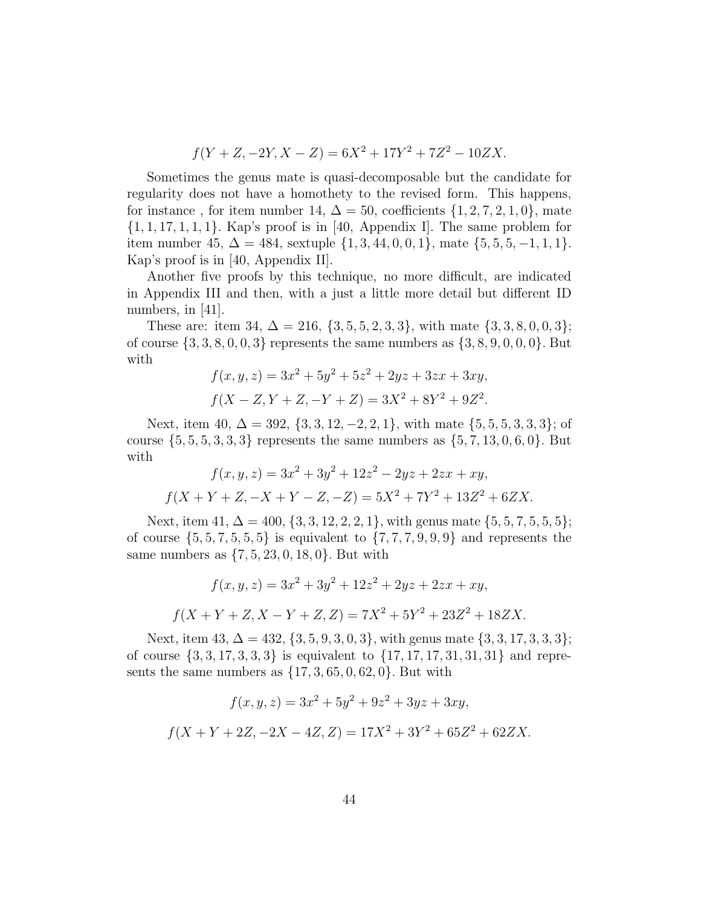$$f(Y+Z,-2Y,X-Z) = 6X^2 + 17Y^2 + 7Z^2 - 10ZX.$$

Sometimes the genus mate is quasi-decomposable but the candidate for regularity does not have a homothety to the revised form. This happens, for instance , for item number 14, $\Delta = 50$, coefficients $\{1,2,7,2,1,0\}$, mate $\{1,1,17,1,1,1\}$. Kap's proof is in [40, Appendix I]. The same problem for item number 45, $\Delta = 484$, sextuple $\{1,3,44,0,0,1\}$, mate $\{5,5,5,-1,1,1\}$. Kap's proof is in [40, Appendix II].

Another five proofs by this technique, no more difficult, are indicated in Appendix III and then, with a just a little more detail but different ID numbers, in [41].

These are: item 34, $\Delta = 216$, $\{3,5,5,2,3,3\}$, with mate $\{3,3,8,0,0,3\}$; of course $\{3,3,8,0,0,3\}$ represents the same numbers as $\{3,8,9,0,0,0\}$. But with

$$f(x,y,z) = 3x^2 + 5y^2 + 5z^2 + 2yz + 3zx + 3xy,$$

$$f(X-Z,Y+Z,-Y+Z) = 3X^2 + 8Y^2 + 9Z^2.$$

Next, item 40, $\Delta = 392$, $\{3,3,12,-2,2,1\}$, with mate $\{5,5,5,3,3,3\}$; of course $\{5,5,5,3,3,3\}$ represents the same numbers as $\{5,7,13,0,6,0\}$. But with

$$f(x,y,z) = 3x^2 + 3y^2 + 12z^2 - 2yz + 2zx + xy,$$

$$f(X+Y+Z,-X+Y-Z,-Z) = 5X^2 + 7Y^2 + 13Z^2 + 6ZX.$$

Next, item 41, $\Delta = 400$, $\{3,3,12,2,2,1\}$, with genus mate $\{5,5,7,5,5,5\}$; of course $\{5,5,7,5,5,5\}$ is equivalent to $\{7,7,7,9,9,9\}$ and represents the same numbers as $\{7,5,23,0,18,0\}$. But with

$$f(x,y,z) = 3x^2 + 3y^2 + 12z^2 + 2yz + 2zx + xy,$$

$$f(X+Y+Z,X-Y+Z,Z) = 7X^2 + 5Y^2 + 23Z^2 + 18ZX.$$

Next, item 43, $\Delta = 432$, $\{3,5,9,3,0,3\}$, with genus mate $\{3,3,17,3,3,3\}$; of course $\{3,3,17,3,3,3\}$ is equivalent to $\{17,17,17,31,31,31\}$ and represents the same numbers as $\{17,3,65,0,62,0\}$. But with

$$f(x,y,z) = 3x^2 + 5y^2 + 9z^2 + 3yz + 3xy,$$

$$f(X+Y+2Z,-2X-4Z,Z) = 17X^2 + 3Y^2 + 65Z^2 + 62ZX.$$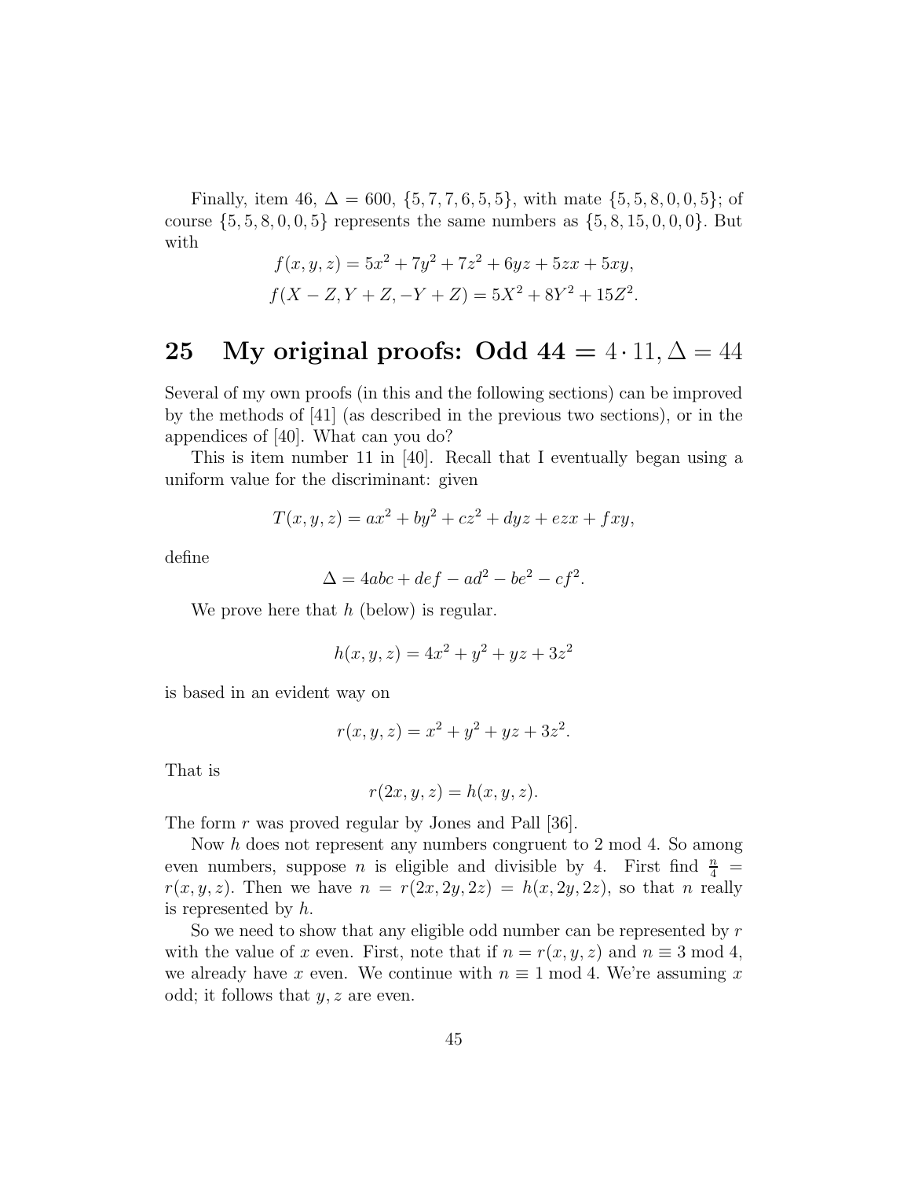Finally, item 46, $\Delta = 600$, $\{5, 7, 7, 6, 5, 5\}$, with mate $\{5, 5, 8, 0, 0, 5\}$; of course $\{5, 5, 8, 0, 0, 5\}$ represents the same numbers as $\{5, 8, 15, 0, 0, 0\}$. But with

$$f(x, y, z) = 5x^2 + 7y^2 + 7z^2 + 6yz + 5zx + 5xy,$$

$$f(X - Z, Y + Z, -Y + Z) = 5X^2 + 8Y^2 + 15Z^2.$$

# 25 My original proofs: Odd 44 = $4 \cdot 11, \Delta = 44$

Several of my own proofs (in this and the following sections) can be improved by the methods of [41] (as described in the previous two sections), or in the appendices of [40]. What can you do?

This is item number 11 in [40]. Recall that I eventually began using a uniform value for the discriminant: given

$$T(x, y, z) = ax^2 + by^2 + cz^2 + dyz + ezx + fxy,$$

define

$$\Delta = 4abc + def - ad^2 - be^2 - cf^2.$$

We prove here that $h$ (below) is regular.

$$h(x, y, z) = 4x^2 + y^2 + yz + 3z^2$$

is based in an evident way on

$$r(x, y, z) = x^2 + y^2 + yz + 3z^2.$$

That is

$$r(2x, y, z) = h(x, y, z).$$

The form $r$ was proved regular by Jones and Pall [36].

Now $h$ does not represent any numbers congruent to 2 mod 4. So among even numbers, suppose $n$ is eligible and divisible by 4. First find $\frac{n}{4} = r(x, y, z)$. Then we have $n = r(2x, 2y, 2z) = h(x, 2y, 2z)$, so that $n$ really is represented by $h$.

So we need to show that any eligible odd number can be represented by $r$ with the value of $x$ even. First, note that if $n = r(x, y, z)$ and $n \equiv 3 \bmod 4$, we already have $x$ even. We continue with $n \equiv 1 \bmod 4$. We're assuming $x$ odd; it follows that $y, z$ are even.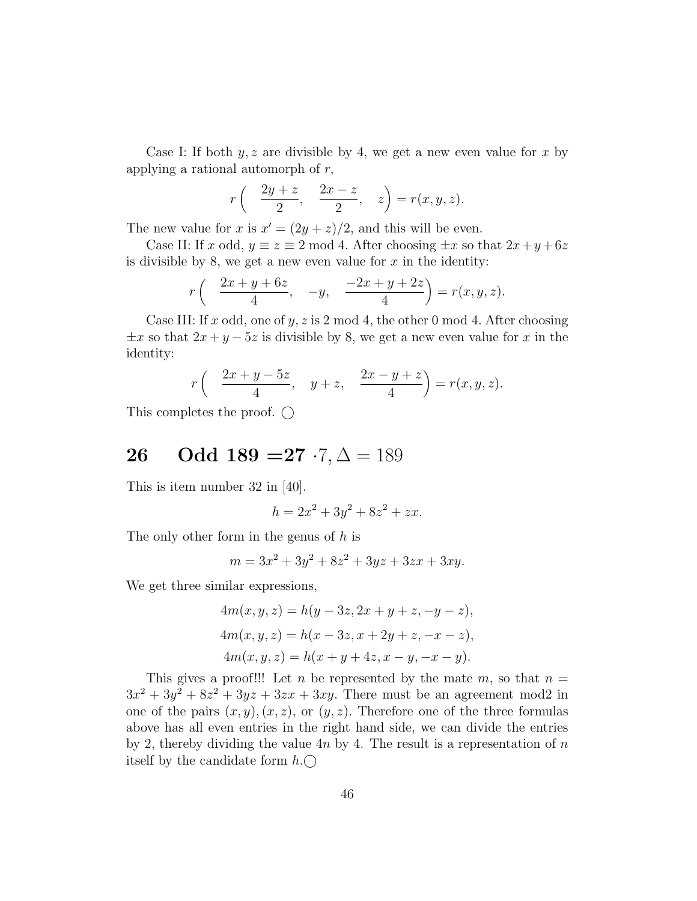Case I: If both $y, z$ are divisible by 4, we get a new even value for $x$ by applying a rational automorph of $r$,

$$r\left( \quad \frac{2y+z}{2}, \quad \frac{2x-z}{2}, \quad z \right) = r(x,y,z).$$

The new value for $x$ is $x' = (2y+z)/2$, and this will be even.

Case II: If $x$ odd, $y \equiv z \equiv 2 \bmod 4$. After choosing $\pm x$ so that $2x+y+6z$ is divisible by 8, we get a new even value for $x$ in the identity:

$$r\left( \quad \frac{2x+y+6z}{4}, \quad -y, \quad \frac{-2x+y+2z}{4} \right) = r(x,y,z).$$

Case III: If $x$ odd, one of $y, z$ is 2 mod 4, the other 0 mod 4. After choosing $\pm x$ so that $2x+y-5z$ is divisible by 8, we get a new even value for $x$ in the identity:

$$r\left( \quad \frac{2x+y-5z}{4}, \quad y+z, \quad \frac{2x-y+z}{4} \right) = r(x,y,z).$$

This completes the proof. ◯

# 26 Odd 189 $= 27 \cdot 7, \Delta = 189$

This is item number 32 in [40].

$$h = 2x^2 + 3y^2 + 8z^2 + zx.$$

The only other form in the genus of $h$ is

$$m = 3x^2 + 3y^2 + 8z^2 + 3yz + 3zx + 3xy.$$

We get three similar expressions,

$$4m(x,y,z) = h(y-3z, 2x+y+z, -y-z),$$
$$4m(x,y,z) = h(x-3z, x+2y+z, -x-z),$$
$$4m(x,y,z) = h(x+y+4z, x-y, -x-y).$$

This gives a proof!!! Let $n$ be represented by the mate $m$, so that $n = 3x^2 + 3y^2 + 8z^2 + 3yz + 3zx + 3xy$. There must be an agreement mod2 in one of the pairs $(x,y), (x,z)$, or $(y,z)$. Therefore one of the three formulas above has all even entries in the right hand side, we can divide the entries by 2, thereby dividing the value $4n$ by 4. The result is a representation of $n$ itself by the candidate form $h$.◯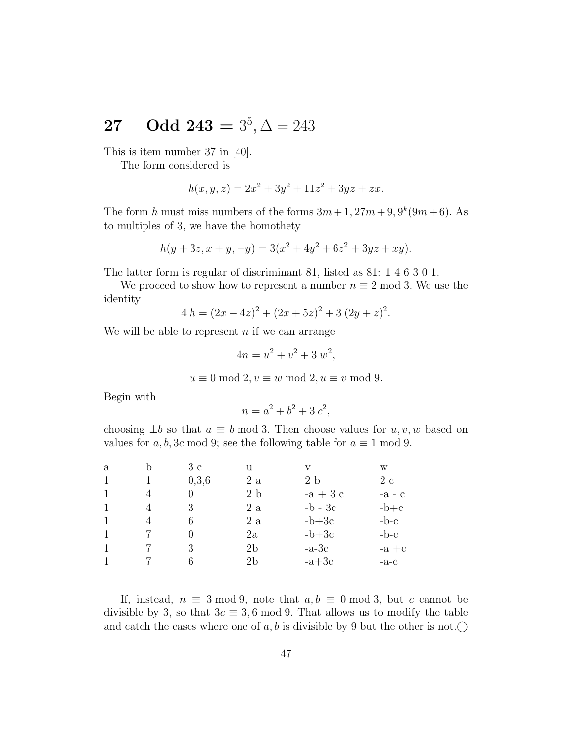## 27 Odd 243 $= 3^5, \Delta = 243$

This is item number 37 in [40].

The form considered is

$$h(x, y, z) = 2x^2 + 3y^2 + 11z^2 + 3yz + zx.$$

The form $h$ must miss numbers of the forms $3m+1, 27m+9, 9^k(9m+6)$. As to multiples of 3, we have the homothety

$$h(y + 3z, x + y, -y) = 3(x^2 + 4y^2 + 6z^2 + 3yz + xy).$$

The latter form is regular of discriminant 81, listed as 81: 1 4 6 3 0 1.

We proceed to show how to represent a number $n \equiv 2 \bmod 3$. We use the identity

$$4\,h = (2x - 4z)^2 + (2x + 5z)^2 + 3\,(2y + z)^2.$$

We will be able to represent $n$ if we can arrange

$$4n = u^2 + v^2 + 3\,w^2,$$

$$u \equiv 0 \bmod 2, v \equiv w \bmod 2, u \equiv v \bmod 9.$$

Begin with

$$n = a^2 + b^2 + 3\,c^2,$$

choosing $\pm b$ so that $a \equiv b \bmod 3$. Then choose values for $u, v, w$ based on values for $a, b, 3c \bmod 9$; see the following table for $a \equiv 1 \bmod 9$.

| a | b | 3 c | u | v | w |
|---|---|---|---|---|---|
| 1 | 1 | 0,3,6 | 2 a | 2 b | 2 c |
| 1 | 4 | 0 | 2 b | -a + 3 c | -a - c |
| 1 | 4 | 3 | 2 a | -b - 3c | -b+c |
| 1 | 4 | 6 | 2 a | -b+3c | -b-c |
| 1 | 7 | 0 | 2a | -b+3c | -b-c |
| 1 | 7 | 3 | 2b | -a-3c | -a +c |
| 1 | 7 | 6 | 2b | -a+3c | -a-c |

If, instead, $n \equiv 3 \bmod 9$, note that $a, b \equiv 0 \bmod 3$, but $c$ cannot be divisible by 3, so that $3c \equiv 3, 6 \bmod 9$. That allows us to modify the table and catch the cases where one of $a, b$ is divisible by 9 but the other is not.○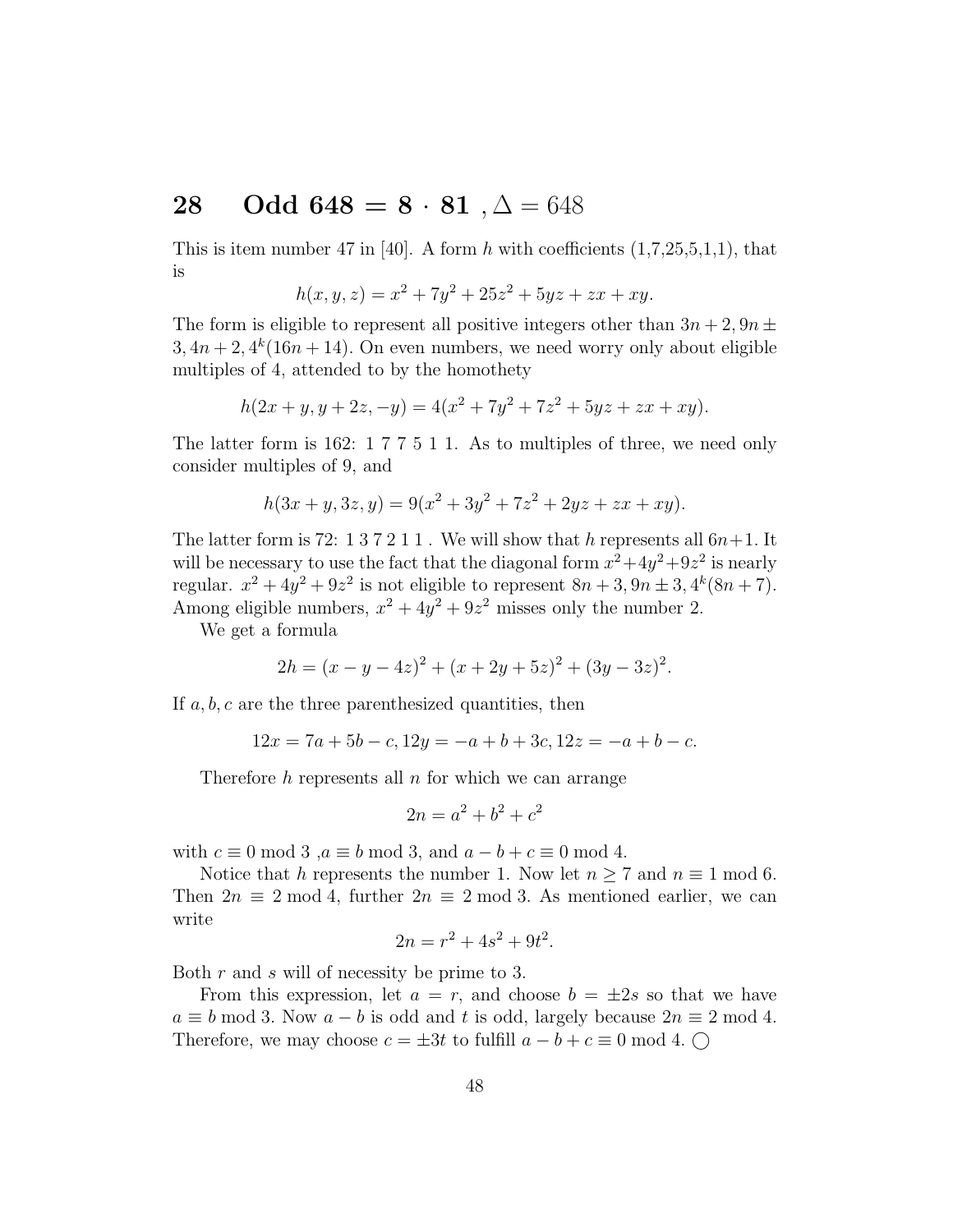# 28 Odd $648 = 8 \cdot 81$ , $\Delta = 648$

This is item number 47 in [40]. A form $h$ with coefficients (1,7,25,5,1,1), that is

$$h(x, y, z) = x^2 + 7y^2 + 25z^2 + 5yz + zx + xy.$$

The form is eligible to represent all positive integers other than $3n + 2, 9n \pm 3, 4n + 2, 4^k(16n + 14)$. On even numbers, we need worry only about eligible multiples of 4, attended to by the homothety

$$h(2x + y, y + 2z, -y) = 4(x^2 + 7y^2 + 7z^2 + 5yz + zx + xy).$$

The latter form is 162: 1 7 7 5 1 1. As to multiples of three, we need only consider multiples of 9, and

$$h(3x + y, 3z, y) = 9(x^2 + 3y^2 + 7z^2 + 2yz + zx + xy).$$

The latter form is 72: 1 3 7 2 1 1 . We will show that $h$ represents all $6n+1$. It will be necessary to use the fact that the diagonal form $x^2+4y^2+9z^2$ is nearly regular. $x^2 + 4y^2 + 9z^2$ is not eligible to represent $8n + 3, 9n \pm 3, 4^k(8n + 7)$. Among eligible numbers, $x^2 + 4y^2 + 9z^2$ misses only the number 2.

We get a formula

$$2h = (x - y - 4z)^2 + (x + 2y + 5z)^2 + (3y - 3z)^2.$$

If $a, b, c$ are the three parenthesized quantities, then

$$12x = 7a + 5b - c, 12y = -a + b + 3c, 12z = -a + b - c.$$

Therefore $h$ represents all $n$ for which we can arrange

$$2n = a^2 + b^2 + c^2$$

with $c \equiv 0 \bmod 3$ ,$a \equiv b \bmod 3$, and $a - b + c \equiv 0 \bmod 4$.

Notice that $h$ represents the number 1. Now let $n \geq 7$ and $n \equiv 1 \bmod 6$. Then $2n \equiv 2 \bmod 4$, further $2n \equiv 2 \bmod 3$. As mentioned earlier, we can write

$$2n = r^2 + 4s^2 + 9t^2.$$

Both $r$ and $s$ will of necessity be prime to 3.

From this expression, let $a = r$, and choose $b = \pm 2s$ so that we have $a \equiv b \bmod 3$. Now $a - b$ is odd and $t$ is odd, largely because $2n \equiv 2 \bmod 4$. Therefore, we may choose $c = \pm 3t$ to fulfill $a - b + c \equiv 0 \bmod 4$. ◯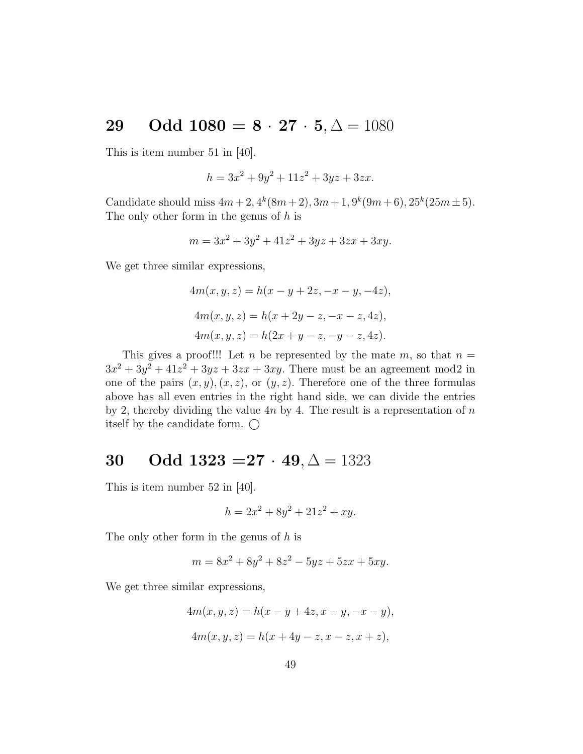## 29 Odd $1080 = 8 \cdot 27 \cdot 5, \Delta = 1080$

This is item number 51 in [40].

$$h = 3x^2 + 9y^2 + 11z^2 + 3yz + 3zx.$$

Candidate should miss $4m+2, 4^k(8m+2), 3m+1, 9^k(9m+6), 25^k(25m \pm 5)$. The only other form in the genus of $h$ is

$$m = 3x^2 + 3y^2 + 41z^2 + 3yz + 3zx + 3xy.$$

We get three similar expressions,

$$4m(x,y,z) = h(x - y + 2z, -x - y, -4z),$$

$$4m(x,y,z) = h(x + 2y - z, -x - z, 4z),$$

$$4m(x,y,z) = h(2x + y - z, -y - z, 4z).$$

This gives a proof!!! Let $n$ be represented by the mate $m$, so that $n = 3x^2 + 3y^2 + 41z^2 + 3yz + 3zx + 3xy$. There must be an agreement mod2 in one of the pairs $(x,y), (x,z)$, or $(y,z)$. Therefore one of the three formulas above has all even entries in the right hand side, we can divide the entries by 2, thereby dividing the value $4n$ by 4. The result is a representation of $n$ itself by the candidate form. ◯

## 30 Odd $1323 = 27 \cdot 49, \Delta = 1323$

This is item number 52 in [40].

$$h = 2x^2 + 8y^2 + 21z^2 + xy.$$

The only other form in the genus of $h$ is

$$m = 8x^2 + 8y^2 + 8z^2 - 5yz + 5zx + 5xy.$$

We get three similar expressions,

$$4m(x,y,z) = h(x - y + 4z, x - y, -x - y),$$

$$4m(x,y,z) = h(x + 4y - z, x - z, x + z),$$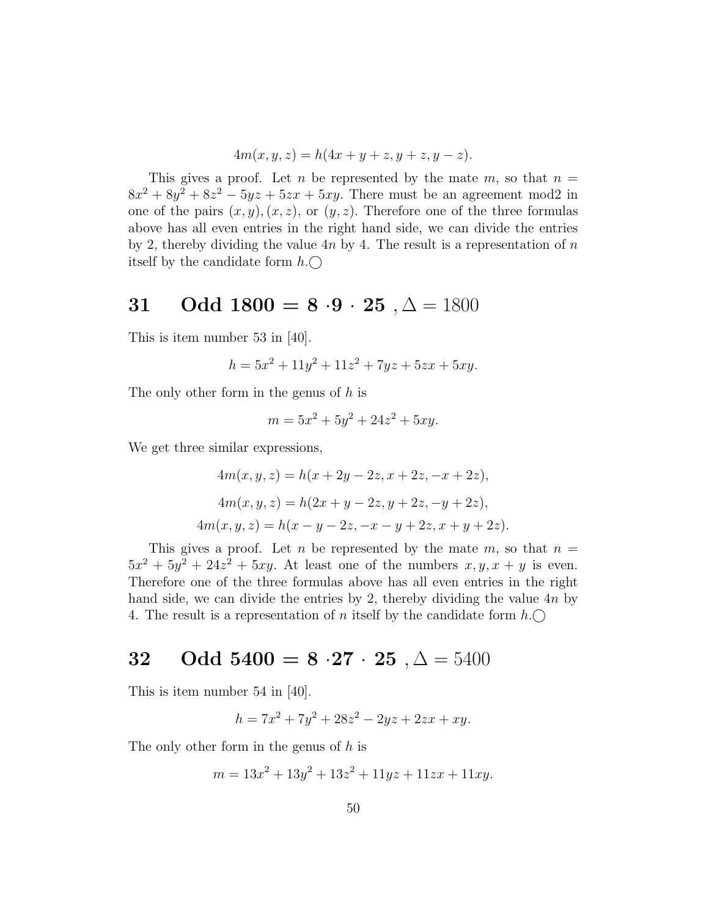$$4m(x, y, z) = h(4x + y + z, y + z, y - z).$$

This gives a proof. Let $n$ be represented by the mate $m$, so that $n = 8x^2 + 8y^2 + 8z^2 - 5yz + 5zx + 5xy$. There must be an agreement mod2 in one of the pairs $(x, y), (x, z)$, or $(y, z)$. Therefore one of the three formulas above has all even entries in the right hand side, we can divide the entries by 2, thereby dividing the value $4n$ by 4. The result is a representation of $n$ itself by the candidate form $h$.◯

## 31 Odd 1800 = 8 ·9 · 25 , $\Delta = 1800$

This is item number 53 in [40].

$$h = 5x^2 + 11y^2 + 11z^2 + 7yz + 5zx + 5xy.$$

The only other form in the genus of $h$ is

$$m = 5x^2 + 5y^2 + 24z^2 + 5xy.$$

We get three similar expressions,

$$4m(x, y, z) = h(x + 2y - 2z, x + 2z, -x + 2z),$$

$$4m(x, y, z) = h(2x + y - 2z, y + 2z, -y + 2z),$$

$$4m(x, y, z) = h(x - y - 2z, -x - y + 2z, x + y + 2z).$$

This gives a proof. Let $n$ be represented by the mate $m$, so that $n = 5x^2 + 5y^2 + 24z^2 + 5xy$. At least one of the numbers $x, y, x + y$ is even. Therefore one of the three formulas above has all even entries in the right hand side, we can divide the entries by 2, thereby dividing the value $4n$ by 4. The result is a representation of $n$ itself by the candidate form $h$.◯

## 32 Odd 5400 = 8 ·27 · 25 , $\Delta = 5400$

This is item number 54 in [40].

$$h = 7x^2 + 7y^2 + 28z^2 - 2yz + 2zx + xy.$$

The only other form in the genus of $h$ is

$$m = 13x^2 + 13y^2 + 13z^2 + 11yz + 11zx + 11xy.$$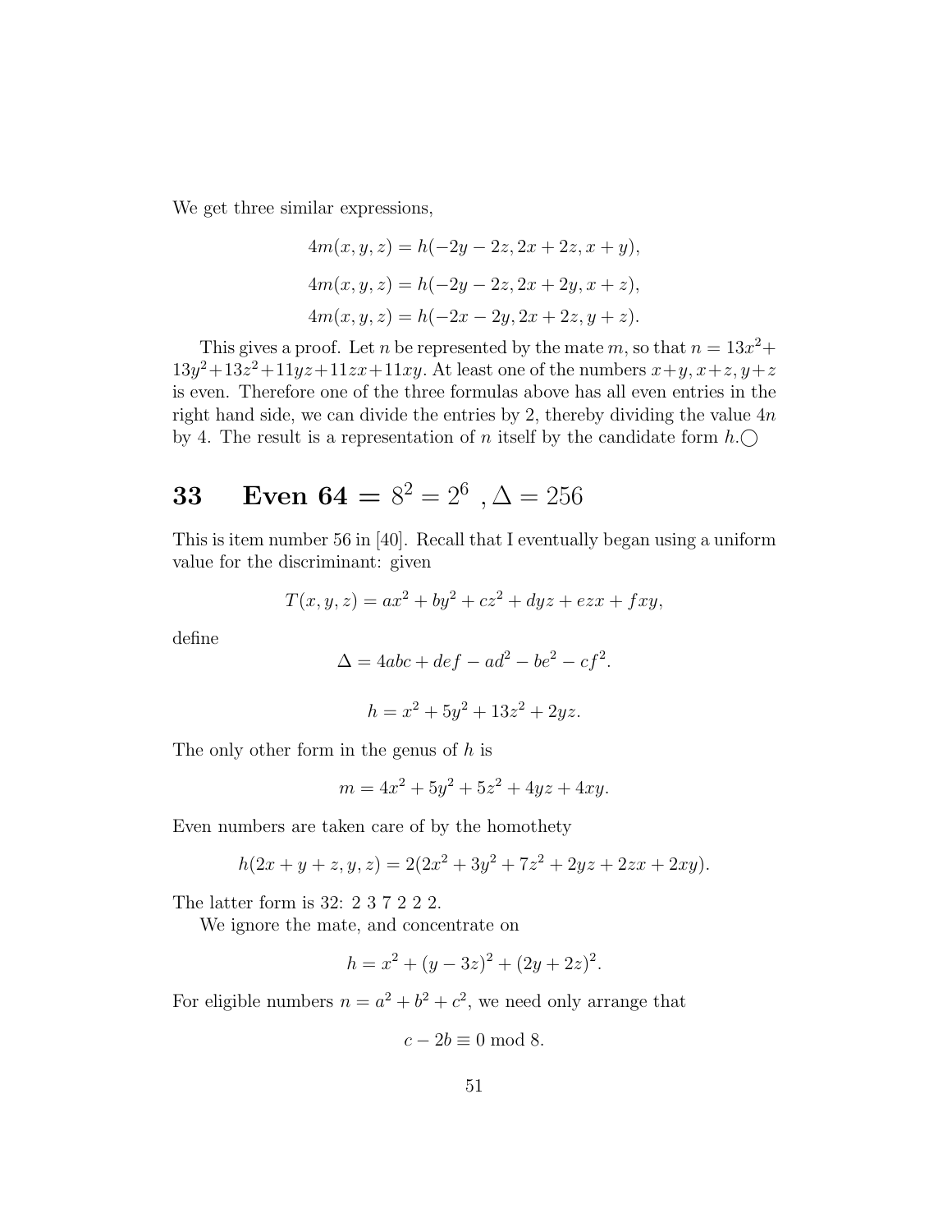We get three similar expressions,

$$4m(x,y,z) = h(-2y-2z, 2x+2z, x+y),$$

$$4m(x,y,z) = h(-2y-2z, 2x+2y, x+z),$$

$$4m(x,y,z) = h(-2x-2y, 2x+2z, y+z).$$

This gives a proof. Let $n$ be represented by the mate $m$, so that $n = 13x^2 + 13y^2 + 13z^2 + 11yz + 11zx + 11xy$. At least one of the numbers $x+y, x+z, y+z$ is even. Therefore one of the three formulas above has all even entries in the right hand side, we can divide the entries by 2, thereby dividing the value $4n$ by 4. The result is a representation of $n$ itself by the candidate form $h$.$\bigcirc$

## 33 Even 64 = $8^2 = 2^6$ , $\Delta = 256$

This is item number 56 in [40]. Recall that I eventually began using a uniform value for the discriminant: given

$$T(x,y,z) = ax^2 + by^2 + cz^2 + dyz + ezx + fxy,$$

define

$$\Delta = 4abc + def - ad^2 - be^2 - cf^2.$$

$$h = x^2 + 5y^2 + 13z^2 + 2yz.$$

The only other form in the genus of $h$ is

$$m = 4x^2 + 5y^2 + 5z^2 + 4yz + 4xy.$$

Even numbers are taken care of by the homothety

$$h(2x+y+z, y, z) = 2(2x^2 + 3y^2 + 7z^2 + 2yz + 2zx + 2xy).$$

The latter form is 32: 2 3 7 2 2 2.

We ignore the mate, and concentrate on

$$h = x^2 + (y-3z)^2 + (2y+2z)^2.$$

For eligible numbers $n = a^2 + b^2 + c^2$, we need only arrange that

$$c - 2b \equiv 0 \bmod 8.$$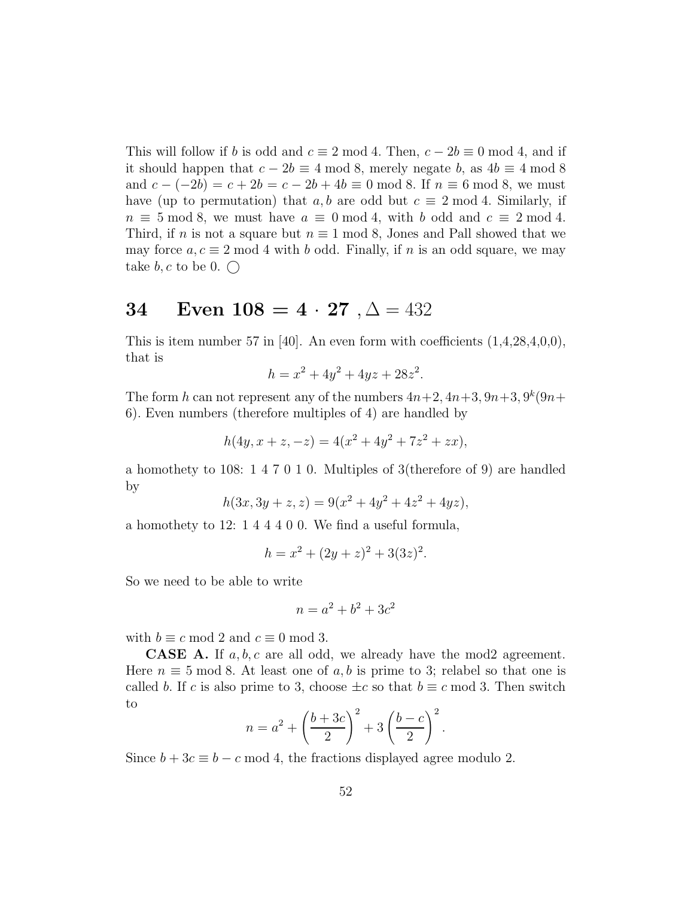This will follow if $b$ is odd and $c \equiv 2 \bmod 4$. Then, $c - 2b \equiv 0 \bmod 4$, and if it should happen that $c - 2b \equiv 4 \bmod 8$, merely negate $b$, as $4b \equiv 4 \bmod 8$ and $c - (-2b) = c + 2b = c - 2b + 4b \equiv 0 \bmod 8$. If $n \equiv 6 \bmod 8$, we must have (up to permutation) that $a, b$ are odd but $c \equiv 2 \bmod 4$. Similarly, if $n \equiv 5 \bmod 8$, we must have $a \equiv 0 \bmod 4$, with $b$ odd and $c \equiv 2 \bmod 4$. Third, if $n$ is not a square but $n \equiv 1 \bmod 8$, Jones and Pall showed that we may force $a, c \equiv 2 \bmod 4$ with $b$ odd. Finally, if $n$ is an odd square, we may take $b, c$ to be 0. ◯

# 34 Even 108 = 4 · 27 , $\Delta = 432$

This is item number 57 in [40]. An even form with coefficients (1,4,28,4,0,0), that is

$$h = x^2 + 4y^2 + 4yz + 28z^2.$$

The form $h$ can not represent any of the numbers $4n+2, 4n+3, 9n+3, 9^k(9n+6)$. Even numbers (therefore multiples of 4) are handled by

$$h(4y, x + z, -z) = 4(x^2 + 4y^2 + 7z^2 + zx),$$

a homothety to 108: 1 4 7 0 1 0. Multiples of 3(therefore of 9) are handled by

$$h(3x, 3y + z, z) = 9(x^2 + 4y^2 + 4z^2 + 4yz),$$

a homothety to 12: 1 4 4 4 0 0. We find a useful formula,

$$h = x^2 + (2y + z)^2 + 3(3z)^2.$$

So we need to be able to write

$$n = a^2 + b^2 + 3c^2$$

with $b \equiv c \bmod 2$ and $c \equiv 0 \bmod 3$.

**CASE A.** If $a, b, c$ are all odd, we already have the mod2 agreement. Here $n \equiv 5 \bmod 8$. At least one of $a, b$ is prime to 3; relabel so that one is called $b$. If $c$ is also prime to 3, choose $\pm c$ so that $b \equiv c \bmod 3$. Then switch to

$$n = a^2 + \left(\frac{b + 3c}{2}\right)^2 + 3\left(\frac{b - c}{2}\right)^2.$$

Since $b + 3c \equiv b - c \bmod 4$, the fractions displayed agree modulo 2.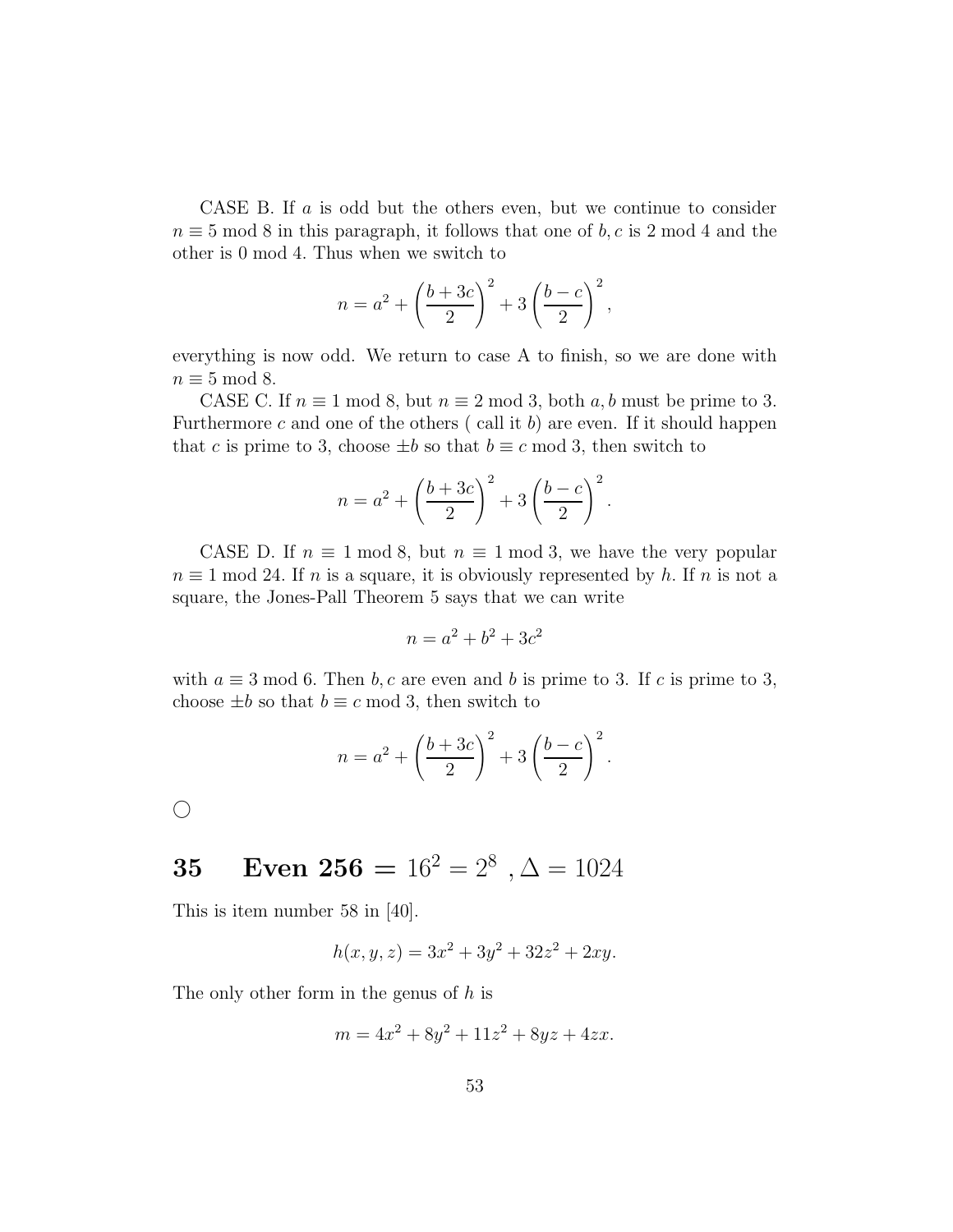CASE B. If $a$ is odd but the others even, but we continue to consider $n \equiv 5 \bmod 8$ in this paragraph, it follows that one of $b, c$ is 2 mod 4 and the other is 0 mod 4. Thus when we switch to

$$n = a^2 + \left(\frac{b+3c}{2}\right)^2 + 3\left(\frac{b-c}{2}\right)^2,$$

everything is now odd. We return to case A to finish, so we are done with $n \equiv 5 \bmod 8$.

CASE C. If $n \equiv 1 \bmod 8$, but $n \equiv 2 \bmod 3$, both $a, b$ must be prime to 3. Furthermore $c$ and one of the others ( call it $b$) are even. If it should happen that $c$ is prime to 3, choose $\pm b$ so that $b \equiv c \bmod 3$, then switch to

$$n = a^2 + \left(\frac{b+3c}{2}\right)^2 + 3\left(\frac{b-c}{2}\right)^2.$$

CASE D. If $n \equiv 1 \bmod 8$, but $n \equiv 1 \bmod 3$, we have the very popular $n \equiv 1 \bmod 24$. If $n$ is a square, it is obviously represented by $h$. If $n$ is not a square, the Jones-Pall Theorem 5 says that we can write

$$n = a^2 + b^2 + 3c^2$$

with $a \equiv 3 \bmod 6$. Then $b, c$ are even and $b$ is prime to 3. If $c$ is prime to 3, choose $\pm b$ so that $b \equiv c \bmod 3$, then switch to

$$n = a^2 + \left(\frac{b+3c}{2}\right)^2 + 3\left(\frac{b-c}{2}\right)^2.$$

○

## 35 Even 256 = $16^2 = 2^8$ , $\Delta = 1024$

This is item number 58 in [40].

$$h(x, y, z) = 3x^2 + 3y^2 + 32z^2 + 2xy.$$

The only other form in the genus of $h$ is

$$m = 4x^2 + 8y^2 + 11z^2 + 8yz + 4zx.$$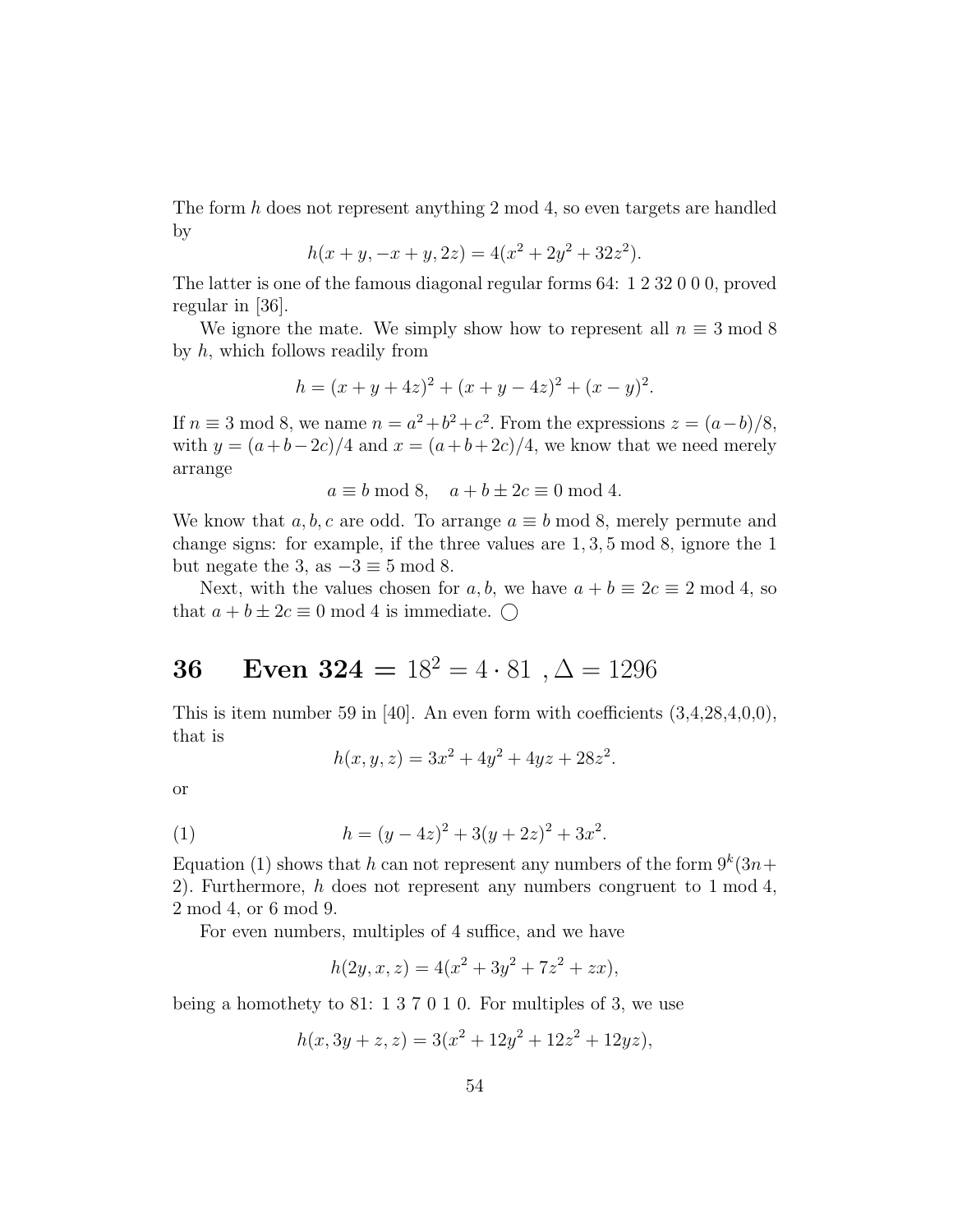The form $h$ does not represent anything 2 mod 4, so even targets are handled by

$$h(x+y, -x+y, 2z) = 4(x^2 + 2y^2 + 32z^2).$$

The latter is one of the famous diagonal regular forms 64: 1 2 32 0 0 0, proved regular in [36].

We ignore the mate. We simply show how to represent all $n \equiv 3 \bmod 8$ by $h$, which follows readily from

$$h = (x+y+4z)^2 + (x+y-4z)^2 + (x-y)^2.$$

If $n \equiv 3 \bmod 8$, we name $n = a^2+b^2+c^2$. From the expressions $z = (a-b)/8$, with $y = (a+b-2c)/4$ and $x = (a+b+2c)/4$, we know that we need merely arrange

$$a \equiv b \bmod 8, \quad a+b \pm 2c \equiv 0 \bmod 4.$$

We know that $a, b, c$ are odd. To arrange $a \equiv b \bmod 8$, merely permute and change signs: for example, if the three values are $1, 3, 5 \bmod 8$, ignore the 1 but negate the 3, as $-3 \equiv 5 \bmod 8$.

Next, with the values chosen for $a, b$, we have $a + b \equiv 2c \equiv 2 \bmod 4$, so that $a + b \pm 2c \equiv 0 \bmod 4$ is immediate. ◯

# 36 Even 324 = $18^2 = 4 \cdot 81$ , $\Delta = 1296$

This is item number 59 in [40]. An even form with coefficients (3,4,28,4,0,0), that is

$$h(x, y, z) = 3x^2 + 4y^2 + 4yz + 28z^2.$$

or

$$h = (y-4z)^2 + 3(y+2z)^2 + 3x^2. \tag{1}$$

Equation (1) shows that $h$ can not represent any numbers of the form $9^k(3n+2)$. Furthermore, $h$ does not represent any numbers congruent to 1 mod 4, 2 mod 4, or 6 mod 9.

For even numbers, multiples of 4 suffice, and we have

$$h(2y, x, z) = 4(x^2 + 3y^2 + 7z^2 + zx),$$

being a homothety to 81: 1 3 7 0 1 0. For multiples of 3, we use

$$h(x, 3y+z, z) = 3(x^2 + 12y^2 + 12z^2 + 12yz),$$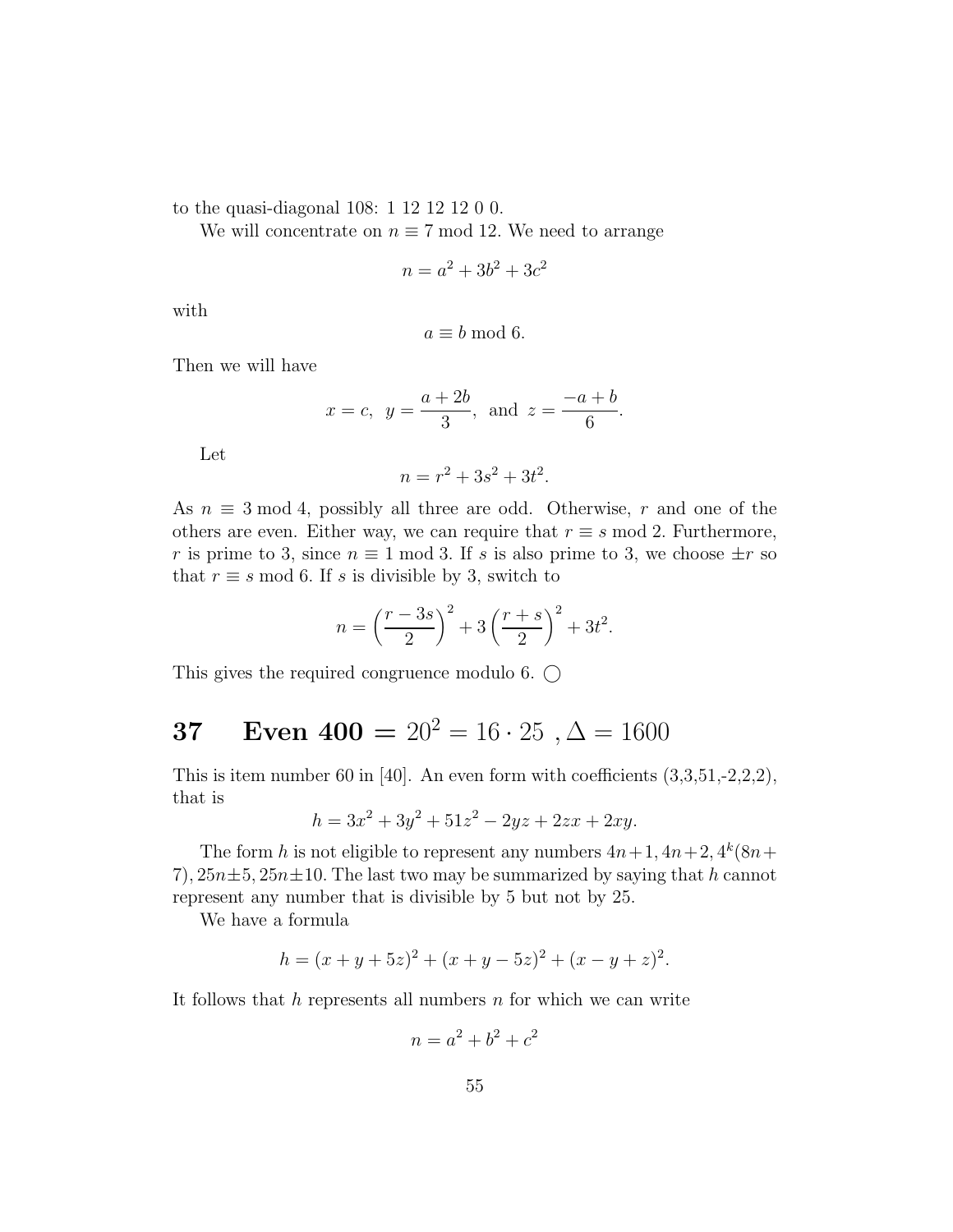to the quasi-diagonal 108: 1 12 12 12 0 0.

We will concentrate on $n \equiv 7 \bmod 12$. We need to arrange

$$n = a^2 + 3b^2 + 3c^2$$

with

$$a \equiv b \bmod 6.$$

Then we will have

$$x = c, \;\; y = \frac{a+2b}{3}, \;\; \text{and} \;\; z = \frac{-a+b}{6}.$$

Let

$$n = r^2 + 3s^2 + 3t^2.$$

As $n \equiv 3 \bmod 4$, possibly all three are odd. Otherwise, $r$ and one of the others are even. Either way, we can require that $r \equiv s \bmod 2$. Furthermore, $r$ is prime to 3, since $n \equiv 1 \bmod 3$. If $s$ is also prime to 3, we choose $\pm r$ so that $r \equiv s \bmod 6$. If $s$ is divisible by 3, switch to

$$n = \left(\frac{r-3s}{2}\right)^2 + 3\left(\frac{r+s}{2}\right)^2 + 3t^2.$$

This gives the required congruence modulo 6. ◯

# 37 Even 400 $= 20^2 = 16 \cdot 25$ , $\Delta = 1600$

This is item number 60 in [40]. An even form with coefficients (3,3,51,-2,2,2), that is

$$h = 3x^2 + 3y^2 + 51z^2 - 2yz + 2zx + 2xy.$$

The form $h$ is not eligible to represent any numbers $4n+1, 4n+2, 4^k(8n+7), 25n\pm5, 25n\pm10$. The last two may be summarized by saying that $h$ cannot represent any number that is divisible by 5 but not by 25.

We have a formula

$$h = (x+y+5z)^2 + (x+y-5z)^2 + (x-y+z)^2.$$

It follows that $h$ represents all numbers $n$ for which we can write

$$n = a^2 + b^2 + c^2$$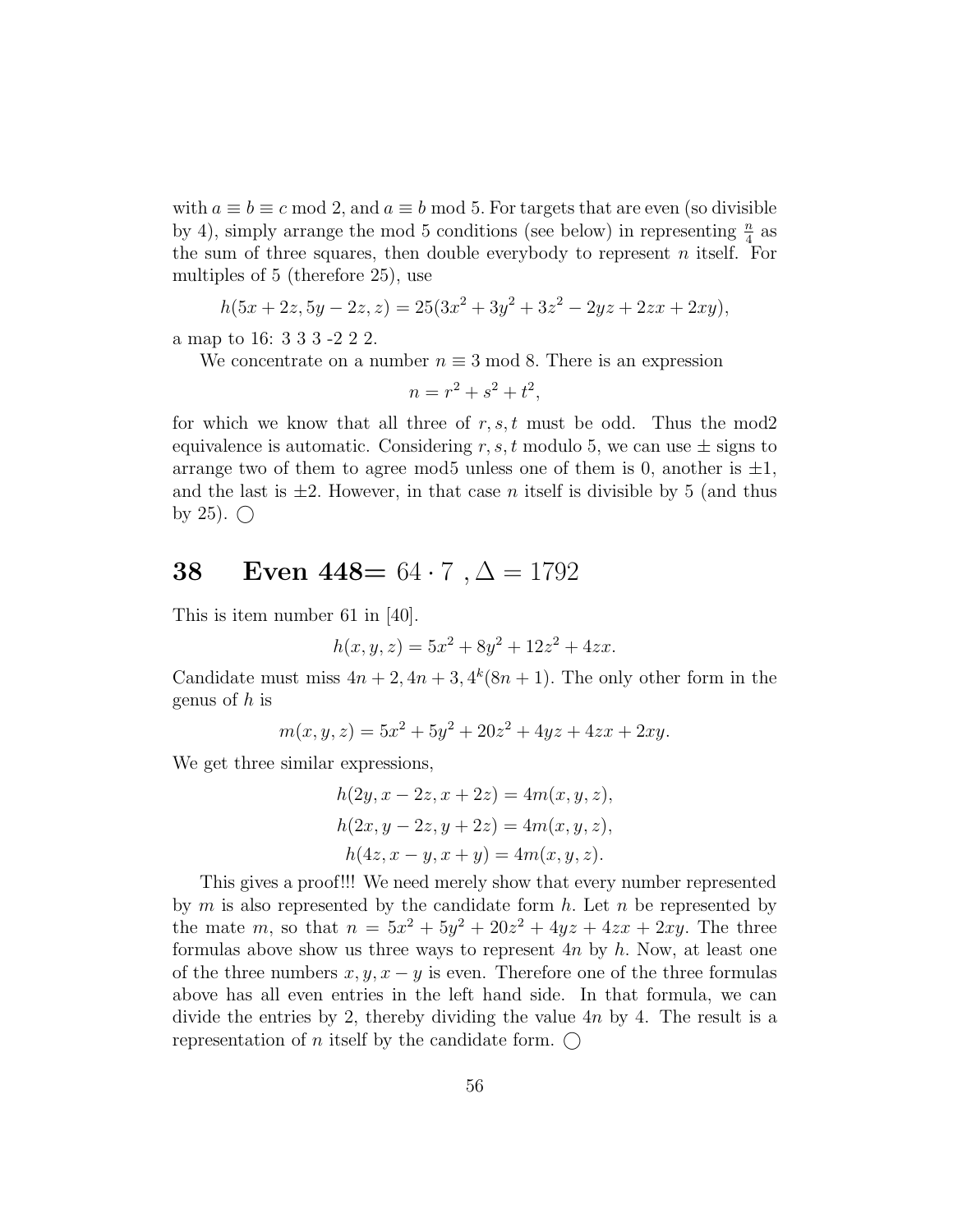with $a \equiv b \equiv c \bmod 2$, and $a \equiv b \bmod 5$. For targets that are even (so divisible by 4), simply arrange the mod 5 conditions (see below) in representing $\frac{n}{4}$ as the sum of three squares, then double everybody to represent $n$ itself. For multiples of 5 (therefore 25), use

$$h(5x + 2z, 5y - 2z, z) = 25(3x^2 + 3y^2 + 3z^2 - 2yz + 2zx + 2xy),$$

a map to 16: 3 3 3 -2 2 2.

We concentrate on a number $n \equiv 3 \bmod 8$. There is an expression

$$n = r^2 + s^2 + t^2,$$

for which we know that all three of $r, s, t$ must be odd. Thus the mod2 equivalence is automatic. Considering $r, s, t$ modulo 5, we can use $\pm$ signs to arrange two of them to agree mod5 unless one of them is 0, another is $\pm 1$, and the last is $\pm 2$. However, in that case $n$ itself is divisible by 5 (and thus by 25). ◯

# 38 Even 448= $64 \cdot 7$ , $\Delta = 1792$

This is item number 61 in [40].

$$h(x, y, z) = 5x^2 + 8y^2 + 12z^2 + 4zx.$$

Candidate must miss $4n + 2, 4n + 3, 4^k(8n + 1)$. The only other form in the genus of $h$ is

$$m(x, y, z) = 5x^2 + 5y^2 + 20z^2 + 4yz + 4zx + 2xy.$$

We get three similar expressions,

$$h(2y, x - 2z, x + 2z) = 4m(x, y, z),$$

$$h(2x, y - 2z, y + 2z) = 4m(x, y, z),$$

$$h(4z, x - y, x + y) = 4m(x, y, z).$$

This gives a proof!!! We need merely show that every number represented by $m$ is also represented by the candidate form $h$. Let $n$ be represented by the mate $m$, so that $n = 5x^2 + 5y^2 + 20z^2 + 4yz + 4zx + 2xy$. The three formulas above show us three ways to represent $4n$ by $h$. Now, at least one of the three numbers $x, y, x - y$ is even. Therefore one of the three formulas above has all even entries in the left hand side. In that formula, we can divide the entries by 2, thereby dividing the value $4n$ by 4. The result is a representation of $n$ itself by the candidate form. ◯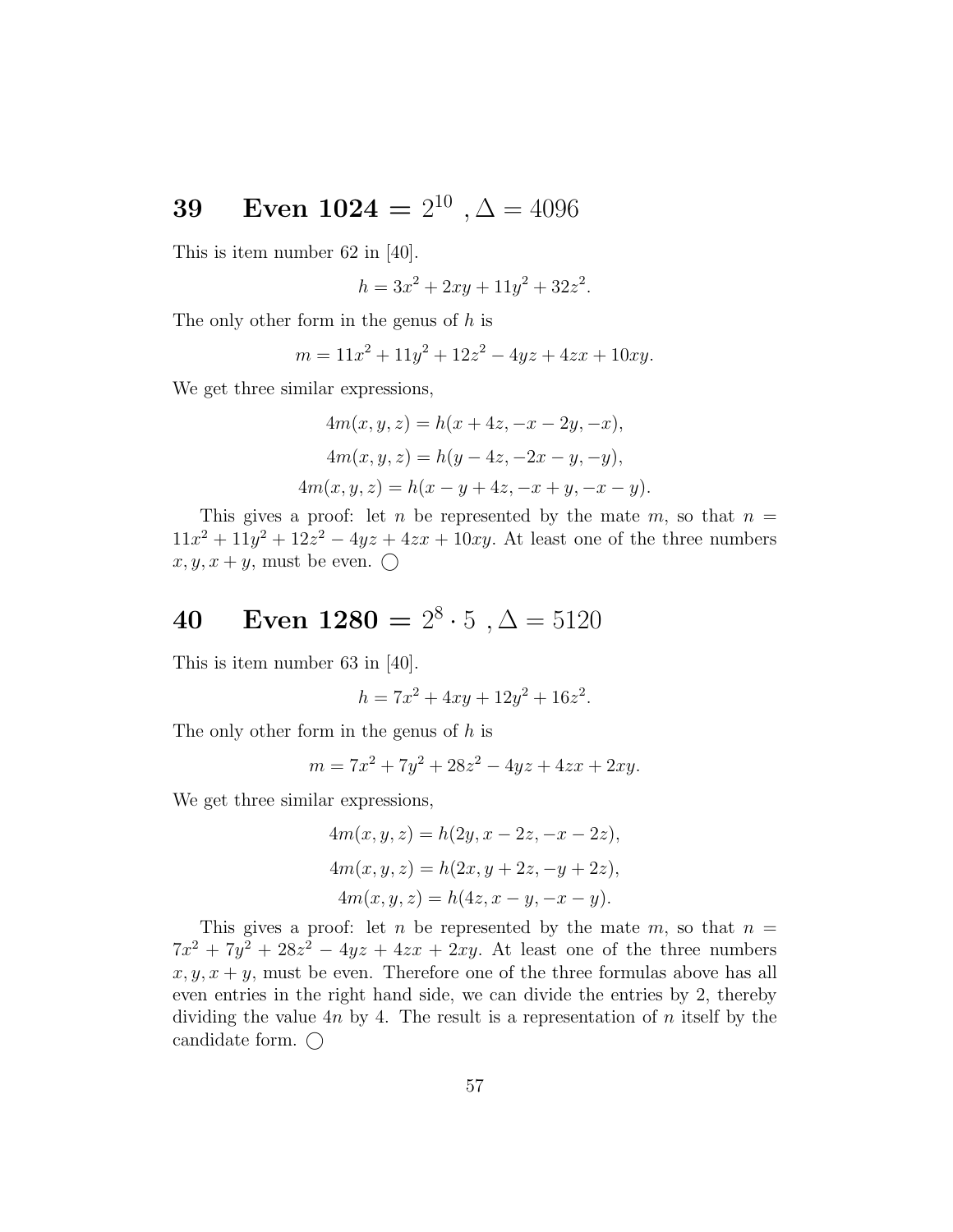## 39 Even 1024 $= 2^{10}$ , $\Delta = 4096$

This is item number 62 in [40].

$$h = 3x^2 + 2xy + 11y^2 + 32z^2.$$

The only other form in the genus of $h$ is

$$m = 11x^2 + 11y^2 + 12z^2 - 4yz + 4zx + 10xy.$$

We get three similar expressions,

$$4m(x, y, z) = h(x + 4z, -x - 2y, -x),$$

$$4m(x, y, z) = h(y - 4z, -2x - y, -y),$$

$$4m(x, y, z) = h(x - y + 4z, -x + y, -x - y).$$

This gives a proof: let $n$ be represented by the mate $m$, so that $n = 11x^2 + 11y^2 + 12z^2 - 4yz + 4zx + 10xy$. At least one of the three numbers $x, y, x + y$, must be even. ◯

## 40 Even 1280 $= 2^8 \cdot 5$ , $\Delta = 5120$

This is item number 63 in [40].

$$h = 7x^2 + 4xy + 12y^2 + 16z^2.$$

The only other form in the genus of $h$ is

$$m = 7x^2 + 7y^2 + 28z^2 - 4yz + 4zx + 2xy.$$

We get three similar expressions,

$$4m(x, y, z) = h(2y, x - 2z, -x - 2z),$$

$$4m(x, y, z) = h(2x, y + 2z, -y + 2z),$$

$$4m(x, y, z) = h(4z, x - y, -x - y).$$

This gives a proof: let $n$ be represented by the mate $m$, so that $n = 7x^2 + 7y^2 + 28z^2 - 4yz + 4zx + 2xy$. At least one of the three numbers $x, y, x + y$, must be even. Therefore one of the three formulas above has all even entries in the right hand side, we can divide the entries by 2, thereby dividing the value $4n$ by 4. The result is a representation of $n$ itself by the candidate form. ◯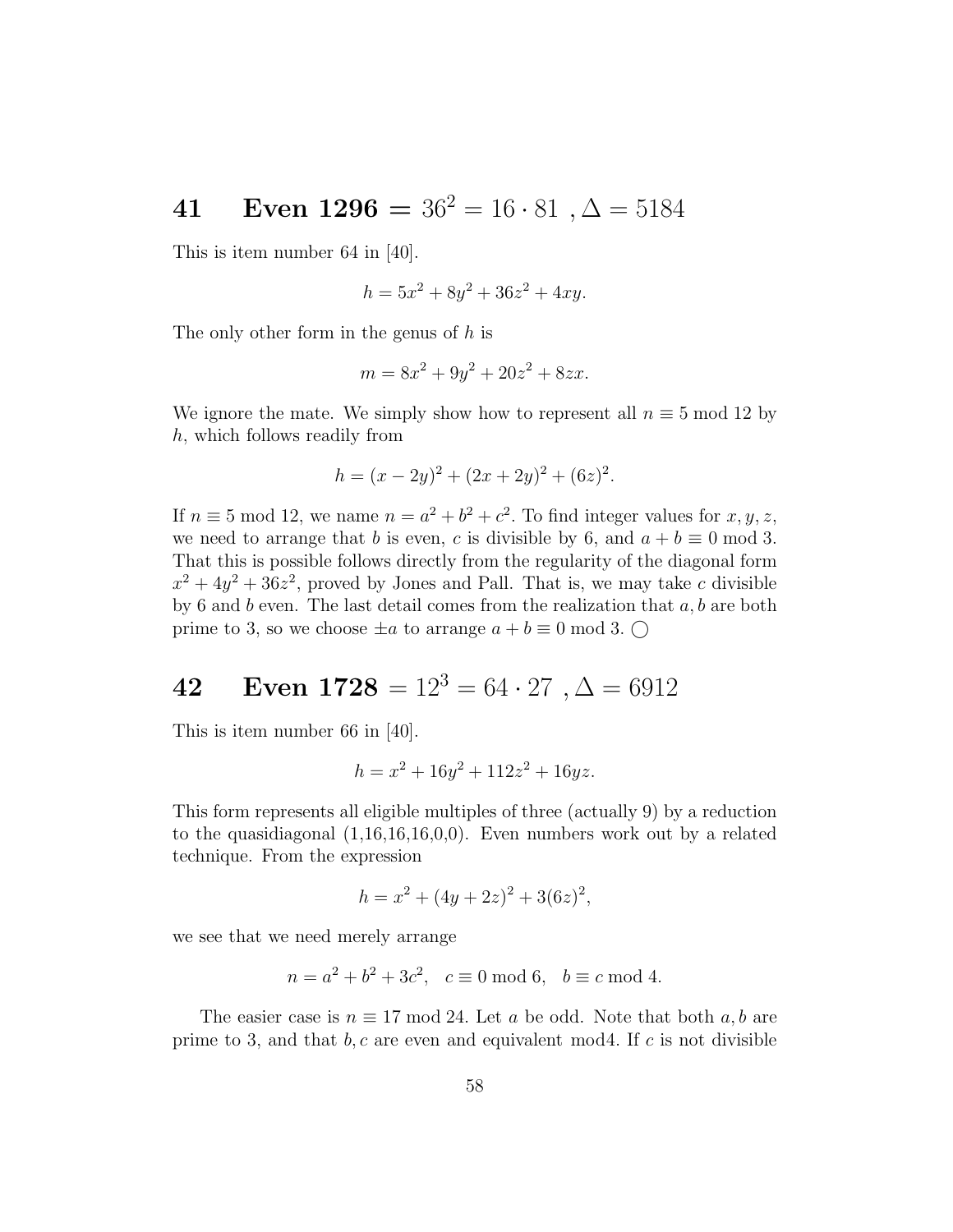# 41 Even 1296 $= 36^2 = 16 \cdot 81$ , $\Delta = 5184$

This is item number 64 in [40].

$$h = 5x^2 + 8y^2 + 36z^2 + 4xy.$$

The only other form in the genus of $h$ is

$$m = 8x^2 + 9y^2 + 20z^2 + 8zx.$$

We ignore the mate. We simply show how to represent all $n \equiv 5 \bmod 12$ by $h$, which follows readily from

$$h = (x - 2y)^2 + (2x + 2y)^2 + (6z)^2.$$

If $n \equiv 5 \bmod 12$, we name $n = a^2 + b^2 + c^2$. To find integer values for $x, y, z$, we need to arrange that $b$ is even, $c$ is divisible by 6, and $a + b \equiv 0 \bmod 3$. That this is possible follows directly from the regularity of the diagonal form $x^2 + 4y^2 + 36z^2$, proved by Jones and Pall. That is, we may take $c$ divisible by 6 and $b$ even. The last detail comes from the realization that $a, b$ are both prime to 3, so we choose $\pm a$ to arrange $a + b \equiv 0 \bmod 3$. ◯

# 42 Even 1728 $= 12^3 = 64 \cdot 27$ , $\Delta = 6912$

This is item number 66 in [40].

$$h = x^2 + 16y^2 + 112z^2 + 16yz.$$

This form represents all eligible multiples of three (actually 9) by a reduction to the quasidiagonal (1,16,16,16,0,0). Even numbers work out by a related technique. From the expression

$$h = x^2 + (4y + 2z)^2 + 3(6z)^2,$$

we see that we need merely arrange

$$n = a^2 + b^2 + 3c^2, \quad c \equiv 0 \bmod 6, \quad b \equiv c \bmod 4.$$

The easier case is $n \equiv 17 \bmod 24$. Let $a$ be odd. Note that both $a, b$ are prime to 3, and that $b, c$ are even and equivalent mod4. If $c$ is not divisible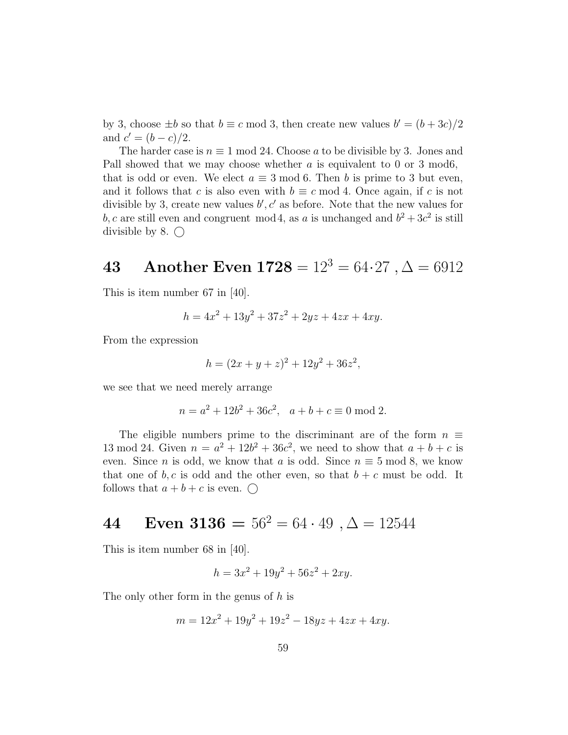by 3, choose $\pm b$ so that $b \equiv c \bmod 3$, then create new values $b' = (b + 3c)/2$ and $c' = (b - c)/2$.

The harder case is $n \equiv 1 \bmod 24$. Choose $a$ to be divisible by 3. Jones and Pall showed that we may choose whether $a$ is equivalent to 0 or 3 mod6, that is odd or even. We elect $a \equiv 3 \bmod 6$. Then $b$ is prime to 3 but even, and it follows that $c$ is also even with $b \equiv c \bmod 4$. Once again, if $c$ is not divisible by 3, create new values $b', c'$ as before. Note that the new values for $b, c$ are still even and congruent mod4, as $a$ is unchanged and $b^2 + 3c^2$ is still divisible by 8. ◯

## 43 Another Even 1728 $= 12^3 = 64 \cdot 27$ , $\Delta = 6912$

This is item number 67 in [40].

$$h = 4x^2 + 13y^2 + 37z^2 + 2yz + 4zx + 4xy.$$

From the expression

$$h = (2x + y + z)^2 + 12y^2 + 36z^2,$$

we see that we need merely arrange

$$n = a^2 + 12b^2 + 36c^2, \quad a + b + c \equiv 0 \bmod 2.$$

The eligible numbers prime to the discriminant are of the form $n \equiv 13 \bmod 24$. Given $n = a^2 + 12b^2 + 36c^2$, we need to show that $a + b + c$ is even. Since $n$ is odd, we know that $a$ is odd. Since $n \equiv 5 \bmod 8$, we know that one of $b, c$ is odd and the other even, so that $b + c$ must be odd. It follows that $a + b + c$ is even. ◯

## 44 Even 3136 $= 56^2 = 64 \cdot 49$ , $\Delta = 12544$

This is item number 68 in [40].

$$h = 3x^2 + 19y^2 + 56z^2 + 2xy.$$

The only other form in the genus of $h$ is

$$m = 12x^2 + 19y^2 + 19z^2 - 18yz + 4zx + 4xy.$$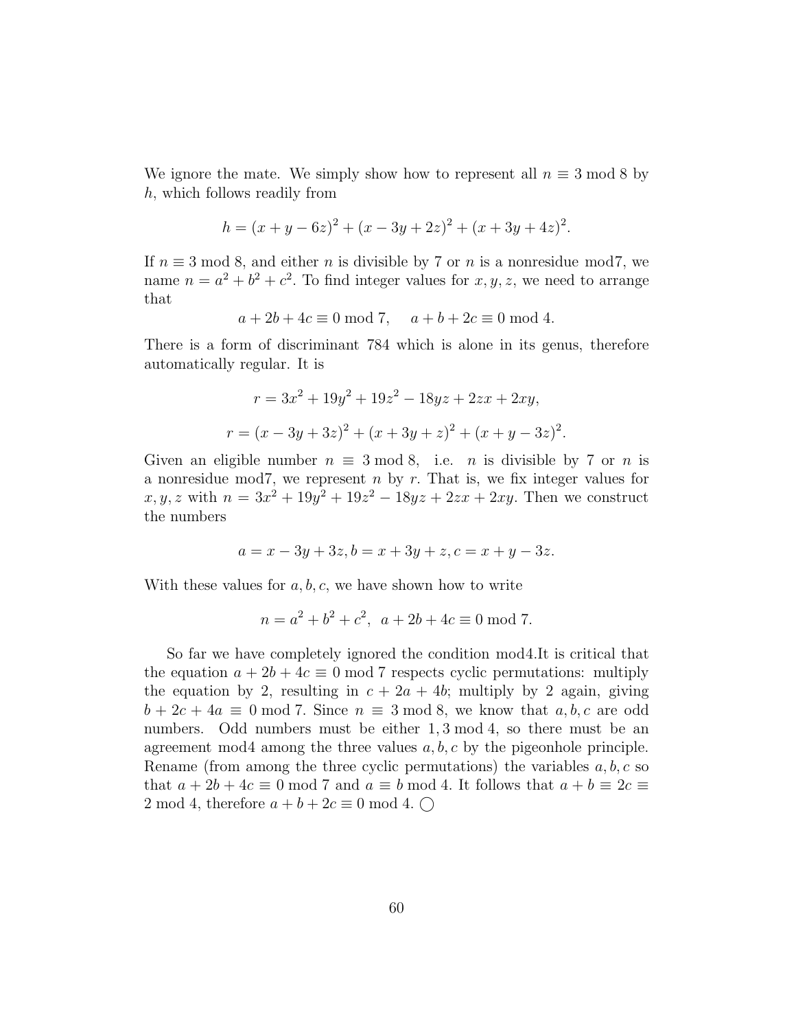We ignore the mate. We simply show how to represent all $n \equiv 3 \bmod 8$ by $h$, which follows readily from

$$h = (x + y - 6z)^2 + (x - 3y + 2z)^2 + (x + 3y + 4z)^2.$$

If $n \equiv 3 \bmod 8$, and either $n$ is divisible by 7 or $n$ is a nonresidue mod7, we name $n = a^2 + b^2 + c^2$. To find integer values for $x, y, z$, we need to arrange that

$$a + 2b + 4c \equiv 0 \bmod 7, \quad a + b + 2c \equiv 0 \bmod 4.$$

There is a form of discriminant 784 which is alone in its genus, therefore automatically regular. It is

$$r = 3x^2 + 19y^2 + 19z^2 - 18yz + 2zx + 2xy,$$

$$r = (x - 3y + 3z)^2 + (x + 3y + z)^2 + (x + y - 3z)^2.$$

Given an eligible number $n \equiv 3 \bmod 8$, i.e. $n$ is divisible by 7 or $n$ is a nonresidue mod7, we represent $n$ by $r$. That is, we fix integer values for $x, y, z$ with $n = 3x^2 + 19y^2 + 19z^2 - 18yz + 2zx + 2xy$. Then we construct the numbers

$$a = x - 3y + 3z, b = x + 3y + z, c = x + y - 3z.$$

With these values for $a, b, c$, we have shown how to write

$$n = a^2 + b^2 + c^2, \;\; a + 2b + 4c \equiv 0 \bmod 7.$$

So far we have completely ignored the condition mod4.It is critical that the equation $a + 2b + 4c \equiv 0 \bmod 7$ respects cyclic permutations: multiply the equation by 2, resulting in $c + 2a + 4b$; multiply by 2 again, giving $b + 2c + 4a \equiv 0 \bmod 7$. Since $n \equiv 3 \bmod 8$, we know that $a, b, c$ are odd numbers. Odd numbers must be either $1, 3 \bmod 4$, so there must be an agreement mod4 among the three values $a, b, c$ by the pigeonhole principle. Rename (from among the three cyclic permutations) the variables $a, b, c$ so that $a + 2b + 4c \equiv 0 \bmod 7$ and $a \equiv b \bmod 4$. It follows that $a + b \equiv 2c \equiv 2 \bmod 4$, therefore $a + b + 2c \equiv 0 \bmod 4$. ◯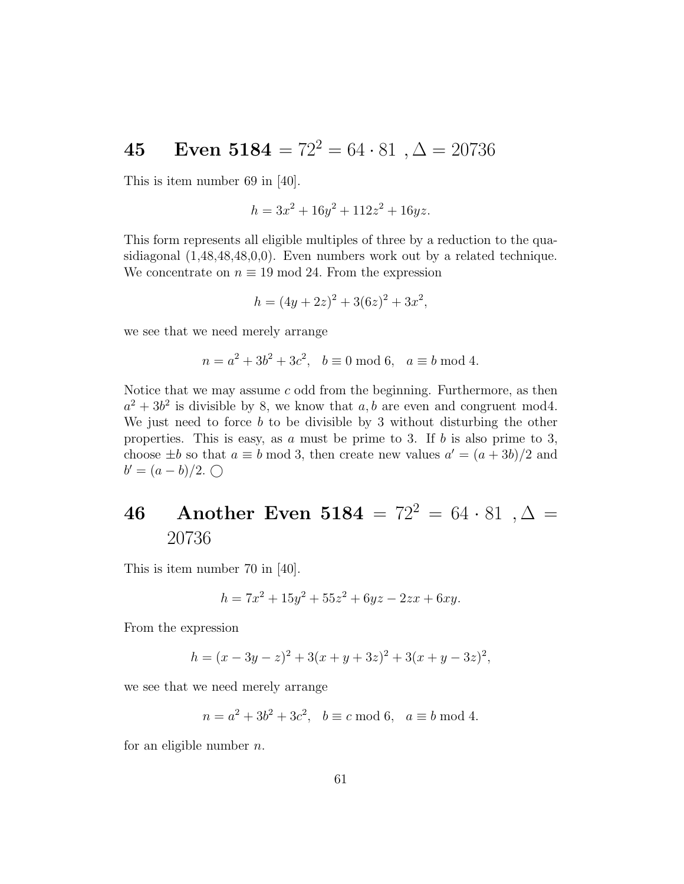# 45 Even 5184 $= 72^2 = 64 \cdot 81$ , $\Delta = 20736$

This is item number 69 in [40].

$$h = 3x^2 + 16y^2 + 112z^2 + 16yz.$$

This form represents all eligible multiples of three by a reduction to the quasidiagonal (1,48,48,48,0,0). Even numbers work out by a related technique. We concentrate on $n \equiv 19 \bmod 24$. From the expression

$$h = (4y + 2z)^2 + 3(6z)^2 + 3x^2,$$

we see that we need merely arrange

$$n = a^2 + 3b^2 + 3c^2, \quad b \equiv 0 \bmod 6, \quad a \equiv b \bmod 4.$$

Notice that we may assume $c$ odd from the beginning. Furthermore, as then $a^2 + 3b^2$ is divisible by 8, we know that $a, b$ are even and congruent mod4. We just need to force $b$ to be divisible by 3 without disturbing the other properties. This is easy, as $a$ must be prime to 3. If $b$ is also prime to 3, choose $\pm b$ so that $a \equiv b \bmod 3$, then create new values $a' = (a + 3b)/2$ and $b' = (a - b)/2$. ◯

# 46 Another Even 5184 $= 72^2 = 64 \cdot 81$ , $\Delta = 20736$

This is item number 70 in [40].

$$h = 7x^2 + 15y^2 + 55z^2 + 6yz - 2zx + 6xy.$$

From the expression

$$h = (x - 3y - z)^2 + 3(x + y + 3z)^2 + 3(x + y - 3z)^2,$$

we see that we need merely arrange

$$n = a^2 + 3b^2 + 3c^2, \quad b \equiv c \bmod 6, \quad a \equiv b \bmod 4.$$

for an eligible number $n$.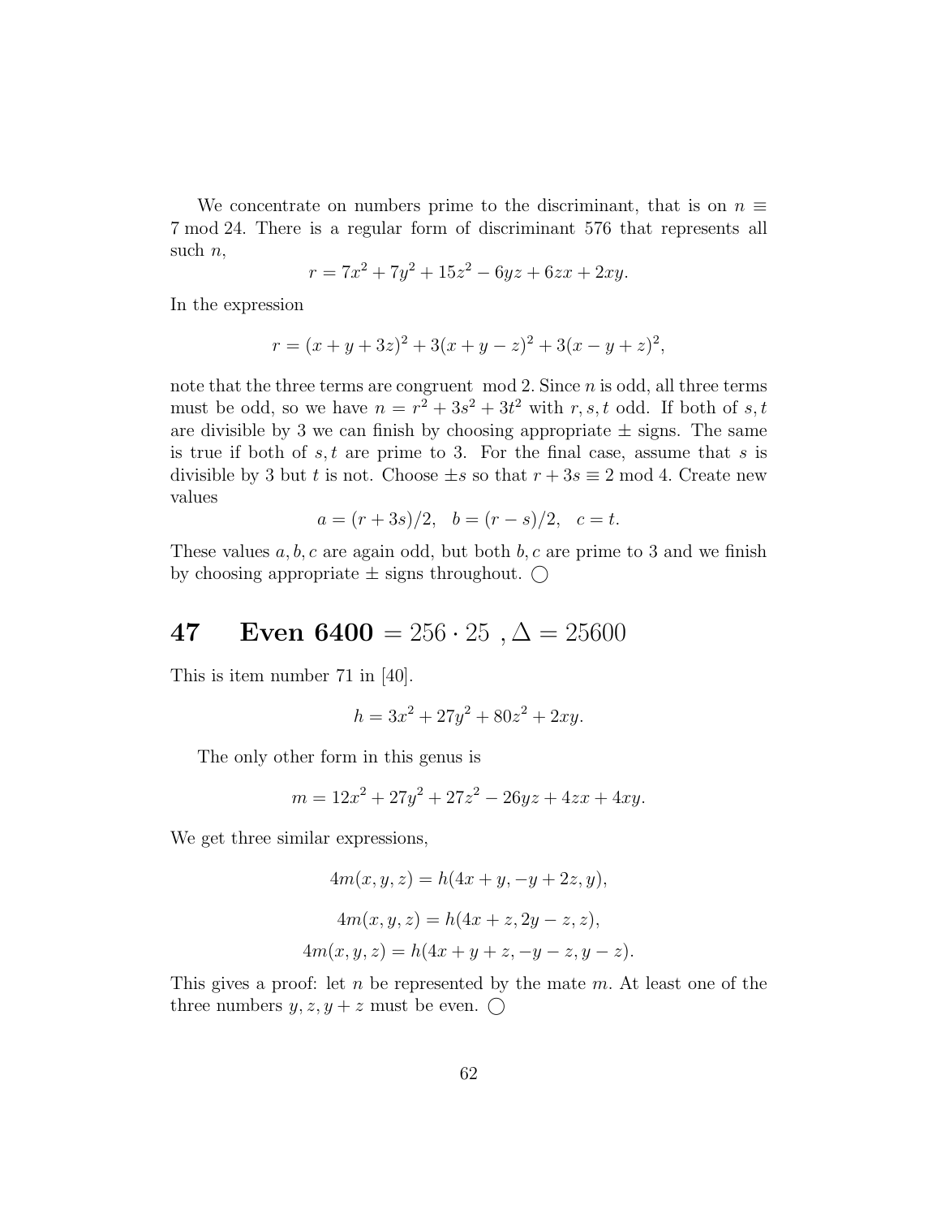We concentrate on numbers prime to the discriminant, that is on $n \equiv 7 \bmod 24$. There is a regular form of discriminant 576 that represents all such $n$,

$$r = 7x^2 + 7y^2 + 15z^2 - 6yz + 6zx + 2xy.$$

In the expression

$$r = (x + y + 3z)^2 + 3(x + y - z)^2 + 3(x - y + z)^2,$$

note that the three terms are congruent $\bmod 2$. Since $n$ is odd, all three terms must be odd, so we have $n = r^2 + 3s^2 + 3t^2$ with $r, s, t$ odd. If both of $s, t$ are divisible by 3 we can finish by choosing appropriate $\pm$ signs. The same is true if both of $s, t$ are prime to 3. For the final case, assume that $s$ is divisible by 3 but $t$ is not. Choose $\pm s$ so that $r + 3s \equiv 2 \bmod 4$. Create new values

$$a = (r + 3s)/2, \quad b = (r - s)/2, \quad c = t.$$

These values $a, b, c$ are again odd, but both $b, c$ are prime to 3 and we finish by choosing appropriate $\pm$ signs throughout. ○

## 47 Even 6400 $= 256 \cdot 25$, $\Delta = 25600$

This is item number 71 in [40].

$$h = 3x^2 + 27y^2 + 80z^2 + 2xy.$$

The only other form in this genus is

$$m = 12x^2 + 27y^2 + 27z^2 - 26yz + 4zx + 4xy.$$

We get three similar expressions,

$$4m(x, y, z) = h(4x + y, -y + 2z, y),$$

$$4m(x, y, z) = h(4x + z, 2y - z, z),$$

$$4m(x, y, z) = h(4x + y + z, -y - z, y - z).$$

This gives a proof: let $n$ be represented by the mate $m$. At least one of the three numbers $y, z, y + z$ must be even. ○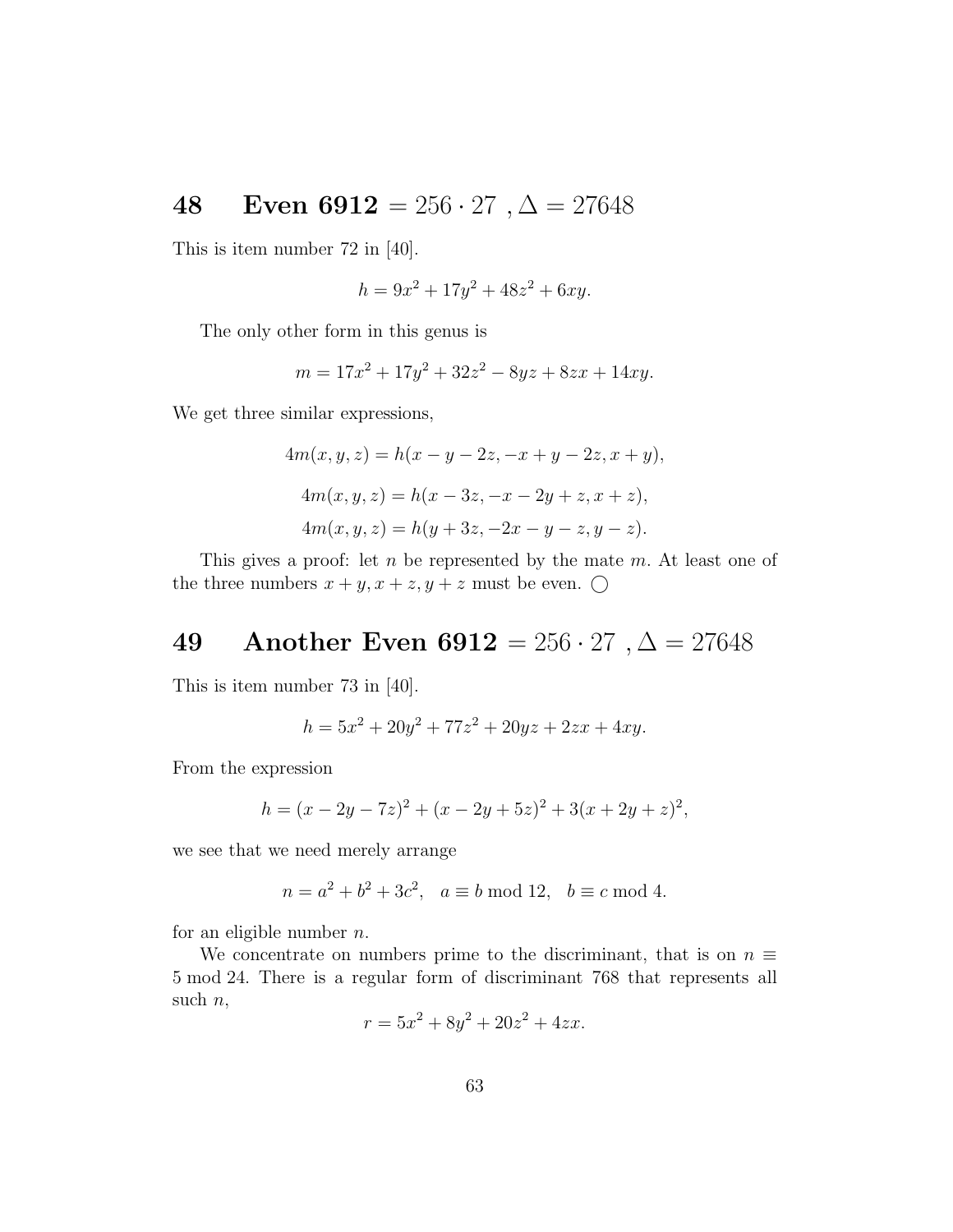## 48 Even 6912 $= 256 \cdot 27$ , $\Delta = 27648$

This is item number 72 in [40].

$$h = 9x^2 + 17y^2 + 48z^2 + 6xy.$$

The only other form in this genus is

$$m = 17x^2 + 17y^2 + 32z^2 - 8yz + 8zx + 14xy.$$

We get three similar expressions,

$$4m(x, y, z) = h(x - y - 2z, -x + y - 2z, x + y),$$

$$4m(x, y, z) = h(x - 3z, -x - 2y + z, x + z),$$

$$4m(x, y, z) = h(y + 3z, -2x - y - z, y - z).$$

This gives a proof: let $n$ be represented by the mate $m$. At least one of the three numbers $x + y, x + z, y + z$ must be even. $\bigcirc$

## 49 Another Even 6912 $= 256 \cdot 27$ , $\Delta = 27648$

This is item number 73 in [40].

$$h = 5x^2 + 20y^2 + 77z^2 + 20yz + 2zx + 4xy.$$

From the expression

$$h = (x - 2y - 7z)^2 + (x - 2y + 5z)^2 + 3(x + 2y + z)^2,$$

we see that we need merely arrange

$$n = a^2 + b^2 + 3c^2, \quad a \equiv b \bmod 12, \quad b \equiv c \bmod 4.$$

for an eligible number $n$.

We concentrate on numbers prime to the discriminant, that is on $n \equiv 5 \bmod 24$. There is a regular form of discriminant 768 that represents all such $n$,

$$r = 5x^2 + 8y^2 + 20z^2 + 4zx.$$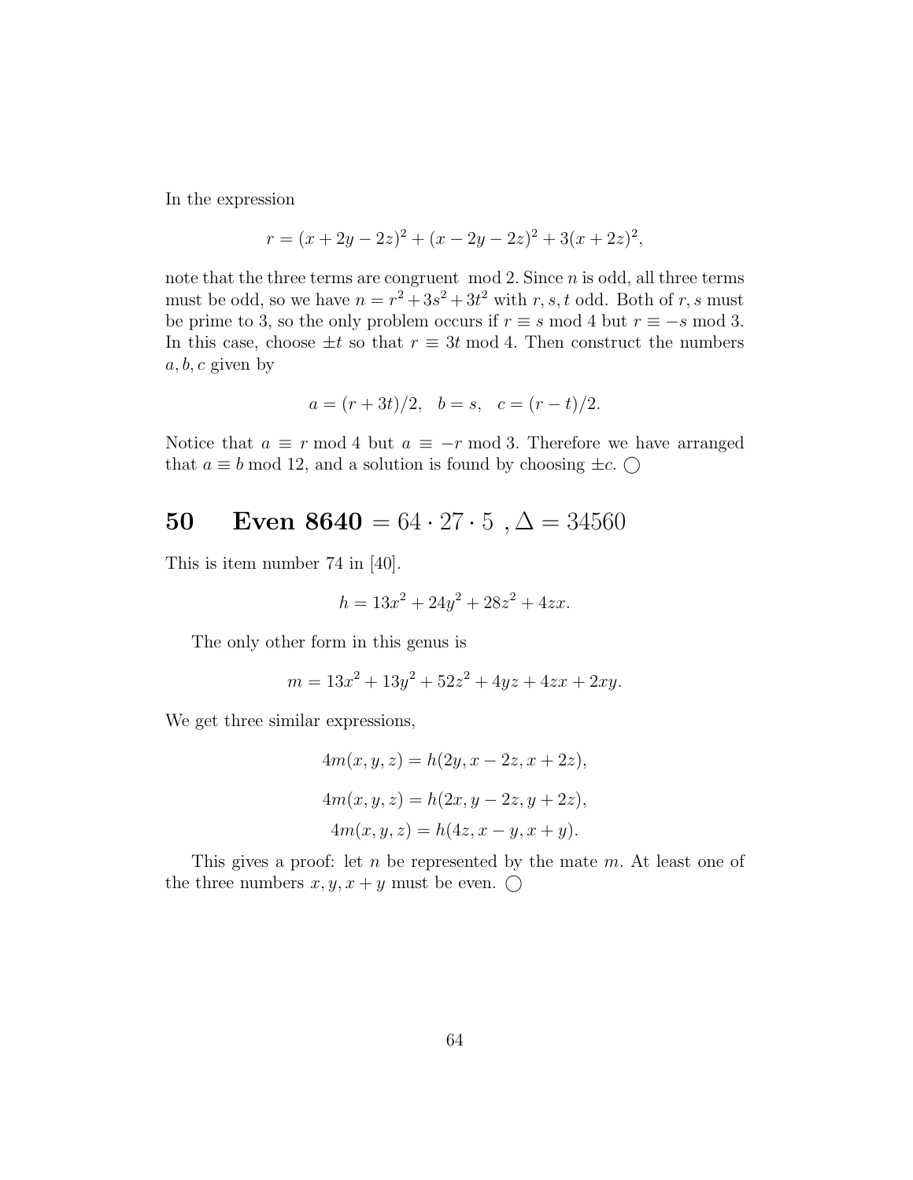In the expression

$$r = (x + 2y - 2z)^2 + (x - 2y - 2z)^2 + 3(x + 2z)^2,$$

note that the three terms are congruent mod 2. Since $n$ is odd, all three terms must be odd, so we have $n = r^2 + 3s^2 + 3t^2$ with $r, s, t$ odd. Both of $r, s$ must be prime to 3, so the only problem occurs if $r \equiv s \bmod 4$ but $r \equiv -s \bmod 3$. In this case, choose $\pm t$ so that $r \equiv 3t \bmod 4$. Then construct the numbers $a, b, c$ given by

$$a = (r + 3t)/2, \quad b = s, \quad c = (r - t)/2.$$

Notice that $a \equiv r \bmod 4$ but $a \equiv -r \bmod 3$. Therefore we have arranged that $a \equiv b \bmod 12$, and a solution is found by choosing $\pm c$. ◯

## 50 Even 8640 $= 64 \cdot 27 \cdot 5$ , $\Delta = 34560$

This is item number 74 in [40].

$$h = 13x^2 + 24y^2 + 28z^2 + 4zx.$$

The only other form in this genus is

$$m = 13x^2 + 13y^2 + 52z^2 + 4yz + 4zx + 2xy.$$

We get three similar expressions,

$$4m(x, y, z) = h(2y, x - 2z, x + 2z),$$

$$4m(x, y, z) = h(2x, y - 2z, y + 2z),$$

$$4m(x, y, z) = h(4z, x - y, x + y).$$

This gives a proof: let $n$ be represented by the mate $m$. At least one of the three numbers $x, y, x + y$ must be even. ◯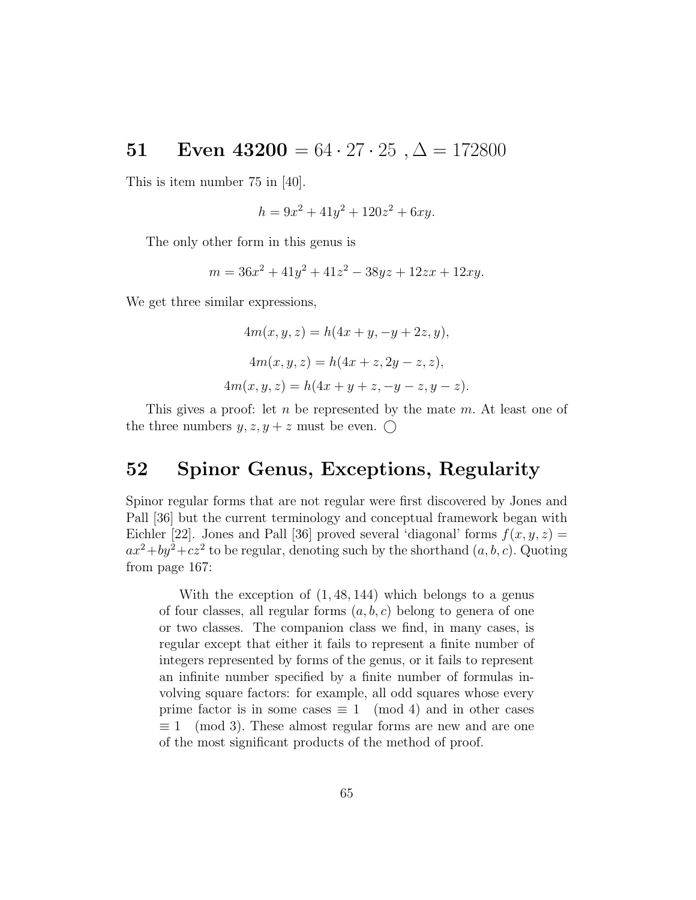## 51 Even 43200 $= 64 \cdot 27 \cdot 25$ , $\Delta = 172800$

This is item number 75 in [40].

$$h = 9x^2 + 41y^2 + 120z^2 + 6xy.$$

The only other form in this genus is

$$m = 36x^2 + 41y^2 + 41z^2 - 38yz + 12zx + 12xy.$$

We get three similar expressions,

$$4m(x, y, z) = h(4x + y, -y + 2z, y),$$

$$4m(x, y, z) = h(4x + z, 2y - z, z),$$

$$4m(x, y, z) = h(4x + y + z, -y - z, y - z).$$

This gives a proof: let $n$ be represented by the mate $m$. At least one of the three numbers $y, z, y + z$ must be even. $\bigcirc$

## 52 Spinor Genus, Exceptions, Regularity

Spinor regular forms that are not regular were first discovered by Jones and Pall [36] but the current terminology and conceptual framework began with Eichler [22]. Jones and Pall [36] proved several 'diagonal' forms $f(x, y, z) = ax^2 + by^2 + cz^2$ to be regular, denoting such by the shorthand $(a, b, c)$. Quoting from page 167:

> With the exception of $(1, 48, 144)$ which belongs to a genus of four classes, all regular forms $(a, b, c)$ belong to genera of one or two classes. The companion class we find, in many cases, is regular except that either it fails to represent a finite number of integers represented by forms of the genus, or it fails to represent an infinite number specified by a finite number of formulas involving square factors: for example, all odd squares whose every prime factor is in some cases $\equiv 1 \pmod 4$ and in other cases $\equiv 1 \pmod 3$. These almost regular forms are new and are one of the most significant products of the method of proof.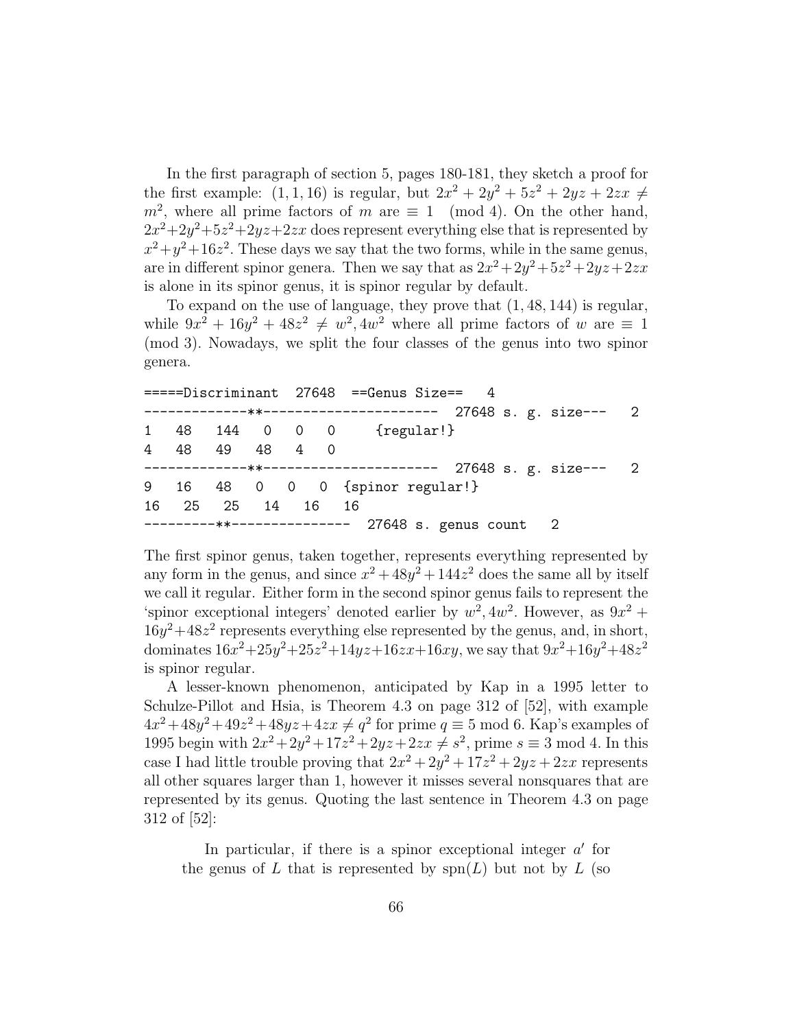In the first paragraph of section 5, pages 180-181, they sketch a proof for the first example: $(1,1,16)$ is regular, but $2x^2 + 2y^2 + 5z^2 + 2yz + 2zx \neq m^2$, where all prime factors of $m$ are $\equiv 1 \pmod 4$. On the other hand, $2x^2+2y^2+5z^2+2yz+2zx$ does represent everything else that is represented by $x^2+y^2+16z^2$. These days we say that the two forms, while in the same genus, are in different spinor genera. Then we say that as $2x^2+2y^2+5z^2+2yz+2zx$ is alone in its spinor genus, it is spinor regular by default.

To expand on the use of language, they prove that $(1, 48, 144)$ is regular, while $9x^2 + 16y^2 + 48z^2 \neq w^2, 4w^2$ where all prime factors of $w$ are $\equiv 1 \pmod 3$. Nowadays, we split the four classes of the genus into two spinor genera.

```
=====Discriminant  27648  ==Genus Size==   4
-------------**----------------------  27648 s. g. size---   2
1   48   144   0   0   0     {regular!}
4   48   49   48   4   0
-------------**----------------------  27648 s. g. size---   2
9   16   48   0   0   0  {spinor regular!}
16   25   25   14   16   16
---------**---------------  27648 s. genus count   2
```

The first spinor genus, taken together, represents everything represented by any form in the genus, and since $x^2+48y^2+144z^2$ does the same all by itself we call it regular. Either form in the second spinor genus fails to represent the 'spinor exceptional integers' denoted earlier by $w^2, 4w^2$. However, as $9x^2 + 16y^2+48z^2$ represents everything else represented by the genus, and, in short, dominates $16x^2+25y^2+25z^2+14yz+16zx+16xy$, we say that $9x^2+16y^2+48z^2$ is spinor regular.

A lesser-known phenomenon, anticipated by Kap in a 1995 letter to Schulze-Pillot and Hsia, is Theorem 4.3 on page 312 of [52], with example $4x^2+48y^2+49z^2+48yz+4zx \neq q^2$ for prime $q \equiv 5 \bmod 6$. Kap's examples of 1995 begin with $2x^2+2y^2+17z^2+2yz+2zx \neq s^2$, prime $s \equiv 3 \bmod 4$. In this case I had little trouble proving that $2x^2+2y^2+17z^2+2yz+2zx$ represents all other squares larger than 1, however it misses several nonsquares that are represented by its genus. Quoting the last sentence in Theorem 4.3 on page 312 of [52]:

> In particular, if there is a spinor exceptional integer $a'$ for the genus of $L$ that is represented by $\mathrm{spn}(L)$ but not by $L$ (so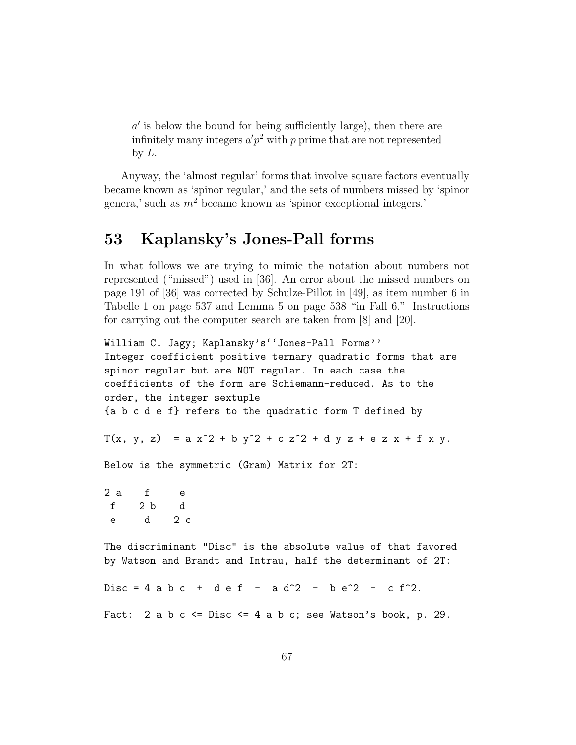$a'$ is below the bound for being sufficiently large), then there are infinitely many integers $a'p^2$ with $p$ prime that are not represented by $L$.

Anyway, the 'almost regular' forms that involve square factors eventually became known as 'spinor regular,' and the sets of numbers missed by 'spinor genera,' such as $m^2$ became known as 'spinor exceptional integers.'

## 53 Kaplansky's Jones-Pall forms

In what follows we are trying to mimic the notation about numbers not represented ("missed") used in [36]. An error about the missed numbers on page 191 of [36] was corrected by Schulze-Pillot in [49], as item number 6 in Tabelle 1 on page 537 and Lemma 5 on page 538 "in Fall 6." Instructions for carrying out the computer search are taken from [8] and [20].

```
William C. Jagy; Kaplansky's``Jones-Pall Forms''
Integer coefficient positive ternary quadratic forms that are
spinor regular but are NOT regular. In each case the
coefficients of the form are Schiemann-reduced. As to the
order, the integer sextuple
{a b c d e f} refers to the quadratic form T defined by

T(x, y, z)  = a x^2 + b y^2 + c z^2 + d y z + e z x + f x y.

Below is the symmetric (Gram) Matrix for 2T:

2 a    f     e
 f    2 b    d
 e     d    2 c

The discriminant "Disc" is the absolute value of that favored
by Watson and Brandt and Intrau, half the determinant of 2T:

Disc = 4 a b c  +  d e f  -  a d^2  -  b e^2  -  c f^2.

Fact:  2 a b c <= Disc <= 4 a b c; see Watson's book, p. 29.
```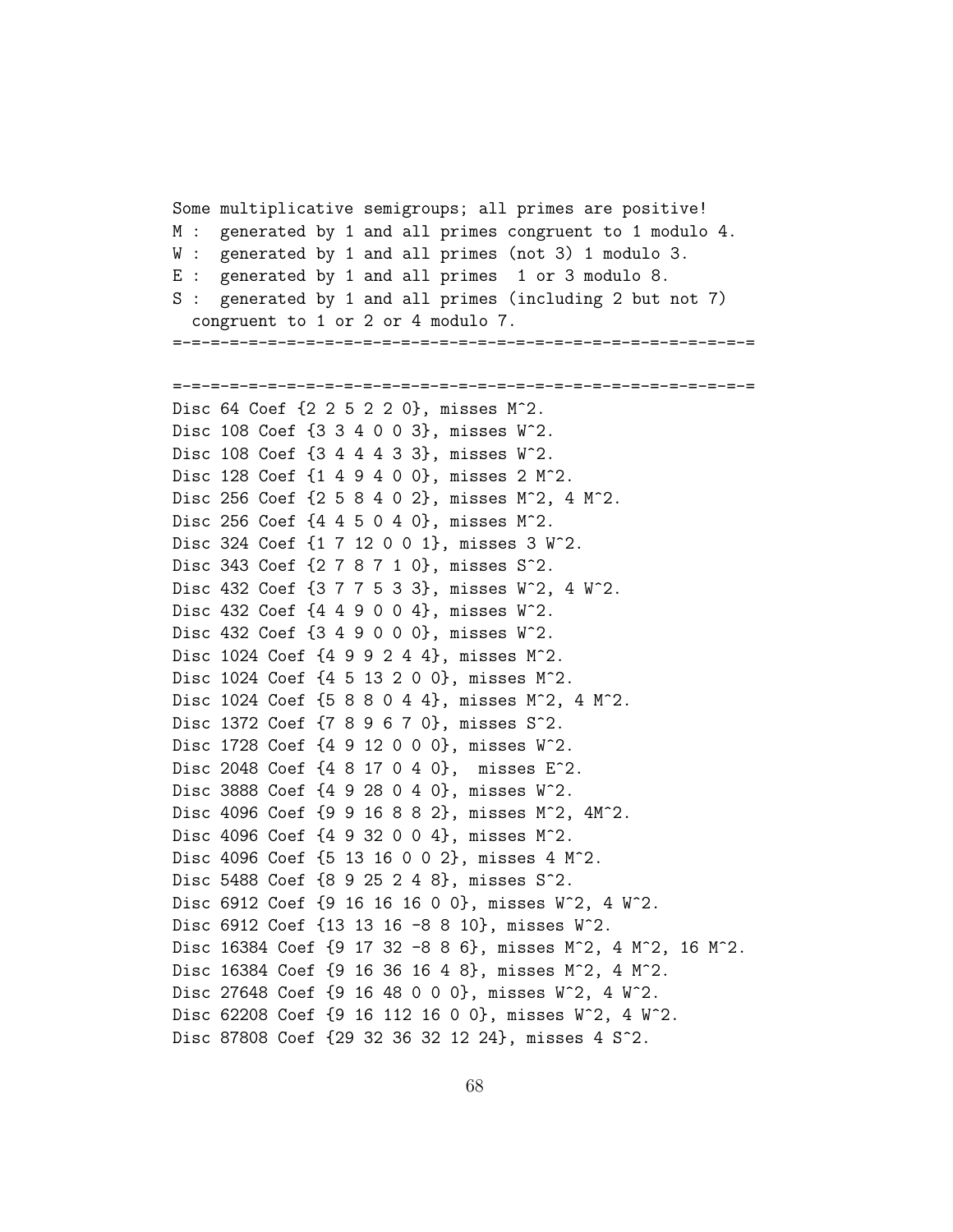```
Some multiplicative semigroups; all primes are positive!
M :  generated by 1 and all primes congruent to 1 modulo 4.
W :  generated by 1 and all primes (not 3) 1 modulo 3.
E :  generated by 1 and all primes  1 or 3 modulo 8.
S :  generated by 1 and all primes (including 2 but not 7)
  congruent to 1 or 2 or 4 modulo 7.
=-=-=-=-=-=-=-=-=-=-=-=-=-=-=-=-=-=-=-=-=-=-=-=-=-=-=-=-=-=-=

=-=-=-=-=-=-=-=-=-=-=-=-=-=-=-=-=-=-=-=-=-=-=-=-=-=-=-=-=-=-=
Disc 64 Coef {2 2 5 2 2 0}, misses M^2.
Disc 108 Coef {3 3 4 0 0 3}, misses W^2.
Disc 108 Coef {3 4 4 4 3 3}, misses W^2.
Disc 128 Coef {1 4 9 4 0 0}, misses 2 M^2.
Disc 256 Coef {2 5 8 4 0 2}, misses M^2, 4 M^2.
Disc 256 Coef {4 4 5 0 4 0}, misses M^2.
Disc 324 Coef {1 7 12 0 0 1}, misses 3 W^2.
Disc 343 Coef {2 7 8 7 1 0}, misses S^2.
Disc 432 Coef {3 7 7 5 3 3}, misses W^2, 4 W^2.
Disc 432 Coef {4 4 9 0 0 4}, misses W^2.
Disc 432 Coef {3 4 9 0 0 0}, misses W^2.
Disc 1024 Coef {4 9 9 2 4 4}, misses M^2.
Disc 1024 Coef {4 5 13 2 0 0}, misses M^2.
Disc 1024 Coef {5 8 8 0 4 4}, misses M^2, 4 M^2.
Disc 1372 Coef {7 8 9 6 7 0}, misses S^2.
Disc 1728 Coef {4 9 12 0 0 0}, misses W^2.
Disc 2048 Coef {4 8 17 0 4 0},  misses E^2.
Disc 3888 Coef {4 9 28 0 4 0}, misses W^2.
Disc 4096 Coef {9 9 16 8 8 2}, misses M^2, 4M^2.
Disc 4096 Coef {4 9 32 0 0 4}, misses M^2.
Disc 4096 Coef {5 13 16 0 0 2}, misses 4 M^2.
Disc 5488 Coef {8 9 25 2 4 8}, misses S^2.
Disc 6912 Coef {9 16 16 16 0 0}, misses W^2, 4 W^2.
Disc 6912 Coef {13 13 16 -8 8 10}, misses W^2.
Disc 16384 Coef {9 17 32 -8 8 6}, misses M^2, 4 M^2, 16 M^2.
Disc 16384 Coef {9 16 36 16 4 8}, misses M^2, 4 M^2.
Disc 27648 Coef {9 16 48 0 0 0}, misses W^2, 4 W^2.
Disc 62208 Coef {9 16 112 16 0 0}, misses W^2, 4 W^2.
Disc 87808 Coef {29 32 36 32 12 24}, misses 4 S^2.
```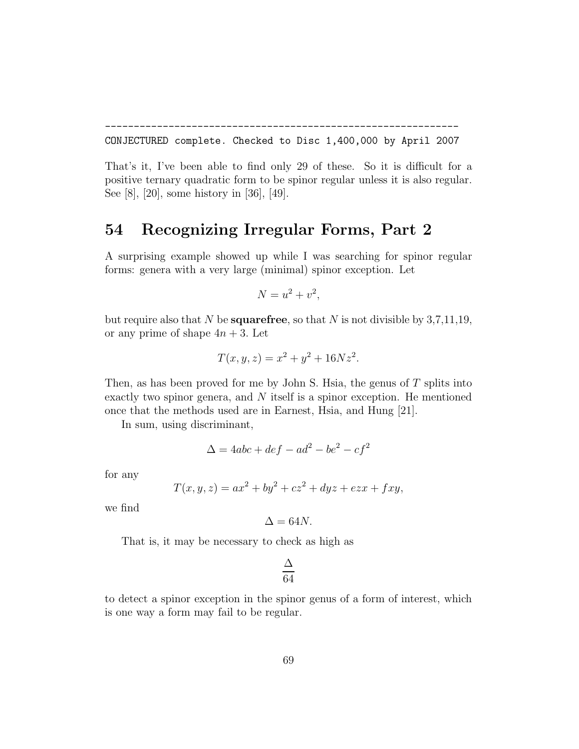```
--------------------------------------------------------------
CONJECTURED complete. Checked to Disc 1,400,000 by April 2007
```

That's it, I've been able to find only 29 of these. So it is difficult for a positive ternary quadratic form to be spinor regular unless it is also regular. See [8], [20], some history in [36], [49].

# 54 Recognizing Irregular Forms, Part 2

A surprising example showed up while I was searching for spinor regular forms: genera with a very large (minimal) spinor exception. Let

$$N = u^2 + v^2,$$

but require also that $N$ be **squarefree**, so that $N$ is not divisible by 3,7,11,19, or any prime of shape $4n + 3$. Let

$$T(x, y, z) = x^2 + y^2 + 16Nz^2.$$

Then, as has been proved for me by John S. Hsia, the genus of $T$ splits into exactly two spinor genera, and $N$ itself is a spinor exception. He mentioned once that the methods used are in Earnest, Hsia, and Hung [21].

In sum, using discriminant,

$$\Delta = 4abc + def - ad^2 - be^2 - cf^2$$

for any

$$T(x, y, z) = ax^2 + by^2 + cz^2 + dyz + ezx + fxy,$$

we find

$$\Delta = 64N.$$

That is, it may be necessary to check as high as

$$\frac{\Delta}{64}$$

to detect a spinor exception in the spinor genus of a form of interest, which is one way a form may fail to be regular.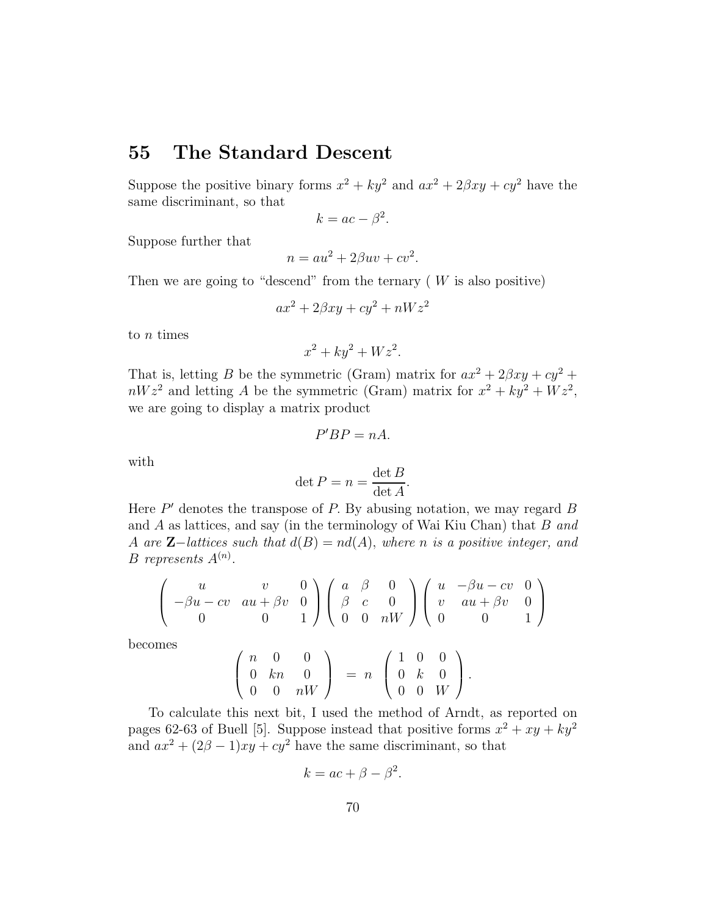# 55 The Standard Descent

Suppose the positive binary forms $x^2 + ky^2$ and $ax^2 + 2\beta xy + cy^2$ have the same discriminant, so that

$$k = ac - \beta^2.$$

Suppose further that

$$n = au^2 + 2\beta uv + cv^2.$$

Then we are going to "descend" from the ternary ( $W$ is also positive)

$$ax^2 + 2\beta xy + cy^2 + nWz^2$$

to $n$ times

$$x^2 + ky^2 + Wz^2.$$

That is, letting $B$ be the symmetric (Gram) matrix for $ax^2 + 2\beta xy + cy^2 + nWz^2$ and letting $A$ be the symmetric (Gram) matrix for $x^2 + ky^2 + Wz^2$, we are going to display a matrix product

$$P'BP = nA.$$

with

$$\det P = n = \frac{\det B}{\det A}.$$

Here $P'$ denotes the transpose of $P$. By abusing notation, we may regard $B$ and $A$ as lattices, and say (in the terminology of Wai Kiu Chan) that *$B$ and $A$ are $\mathbf{Z}-$lattices such that $d(B) = nd(A)$, where $n$ is a positive integer, and $B$ represents $A^{(n)}$.*

$$\begin{pmatrix} u & v & 0 \\ -\beta u - cv & au + \beta v & 0 \\ 0 & 0 & 1 \end{pmatrix} \begin{pmatrix} a & \beta & 0 \\ \beta & c & 0 \\ 0 & 0 & nW \end{pmatrix} \begin{pmatrix} u & -\beta u - cv & 0 \\ v & au + \beta v & 0 \\ 0 & 0 & 1 \end{pmatrix}$$

becomes

$$\begin{pmatrix} n & 0 & 0 \\ 0 & kn & 0 \\ 0 & 0 & nW \end{pmatrix} \; = \; n \; \begin{pmatrix} 1 & 0 & 0 \\ 0 & k & 0 \\ 0 & 0 & W \end{pmatrix}.$$

To calculate this next bit, I used the method of Arndt, as reported on pages 62-63 of Buell [5]. Suppose instead that positive forms $x^2 + xy + ky^2$ and $ax^2 + (2\beta - 1)xy + cy^2$ have the same discriminant, so that

$$k = ac + \beta - \beta^2.$$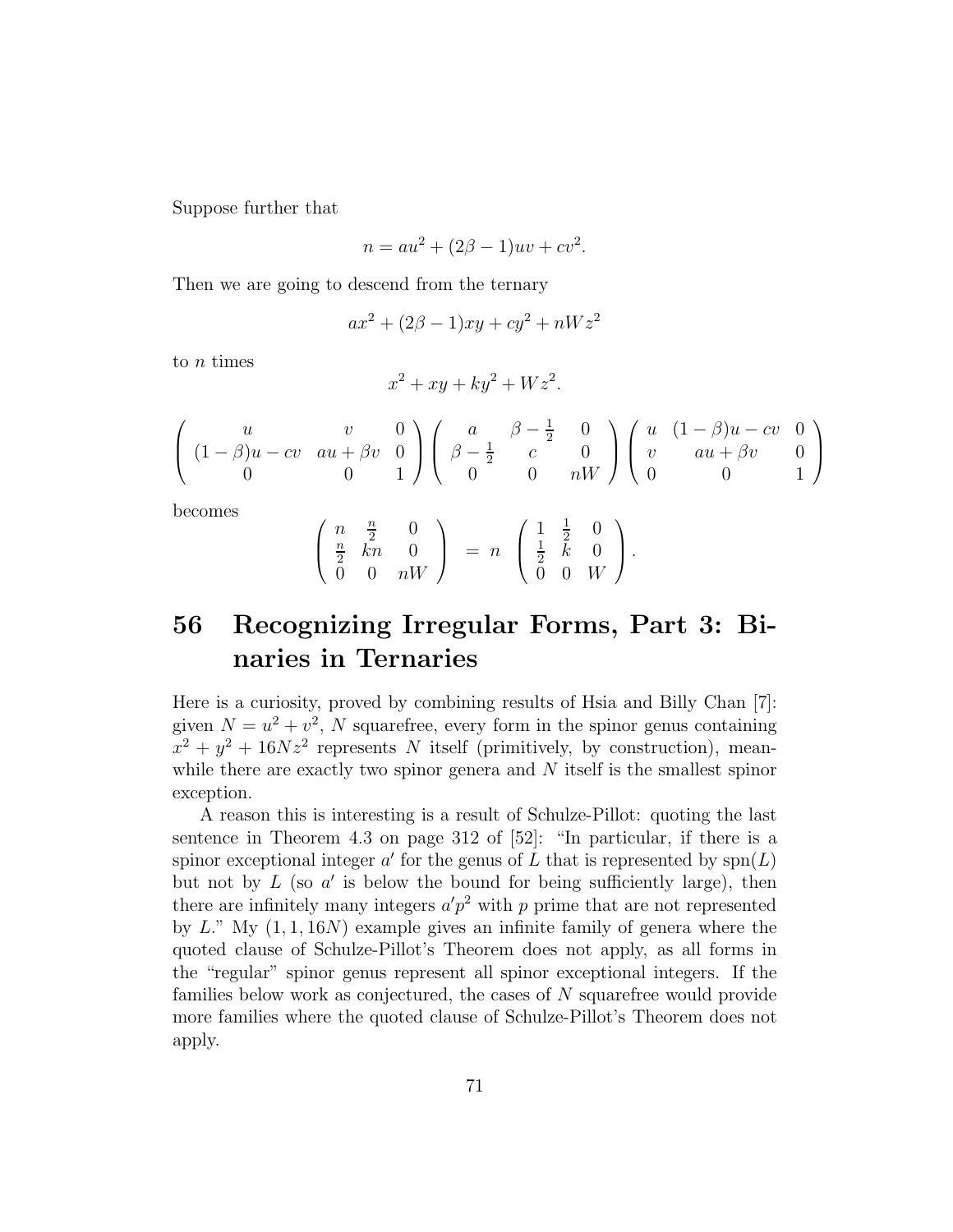Suppose further that

$$n = au^2 + (2\beta - 1)uv + cv^2.$$

Then we are going to descend from the ternary

$$ax^2 + (2\beta - 1)xy + cy^2 + nWz^2$$

to $n$ times

$$x^2 + xy + ky^2 + Wz^2.$$

$$\left( \begin{array}{ccc} u & v & 0 \\ (1-\beta)u - cv & au + \beta v & 0 \\ 0 & 0 & 1 \end{array} \right) \left( \begin{array}{ccc} a & \beta - \frac{1}{2} & 0 \\ \beta - \frac{1}{2} & c & 0 \\ 0 & 0 & nW \end{array} \right) \left( \begin{array}{ccc} u & (1-\beta)u - cv & 0 \\ v & au + \beta v & 0 \\ 0 & 0 & 1 \end{array} \right)$$

becomes

$$\left( \begin{array}{ccc} n & \frac{n}{2} & 0 \\ \frac{n}{2} & kn & 0 \\ 0 & 0 & nW \end{array} \right) \; = \; n \; \left( \begin{array}{ccc} 1 & \frac{1}{2} & 0 \\ \frac{1}{2} & k & 0 \\ 0 & 0 & W \end{array} \right).$$

# 56 Recognizing Irregular Forms, Part 3: Binaries in Ternaries

Here is a curiosity, proved by combining results of Hsia and Billy Chan [7]: given $N = u^2 + v^2$, $N$ squarefree, every form in the spinor genus containing $x^2 + y^2 + 16Nz^2$ represents $N$ itself (primitively, by construction), meanwhile there are exactly two spinor genera and $N$ itself is the smallest spinor exception.

A reason this is interesting is a result of Schulze-Pillot: quoting the last sentence in Theorem 4.3 on page 312 of [52]: "In particular, if there is a spinor exceptional integer $a'$ for the genus of $L$ that is represented by $\mathrm{spn}(L)$ but not by $L$ (so $a'$ is below the bound for being sufficiently large), then there are infinitely many integers $a'p^2$ with $p$ prime that are not represented by $L$." My $(1, 1, 16N)$ example gives an infinite family of genera where the quoted clause of Schulze-Pillot's Theorem does not apply, as all forms in the "regular" spinor genus represent all spinor exceptional integers. If the families below work as conjectured, the cases of $N$ squarefree would provide more families where the quoted clause of Schulze-Pillot's Theorem does not apply.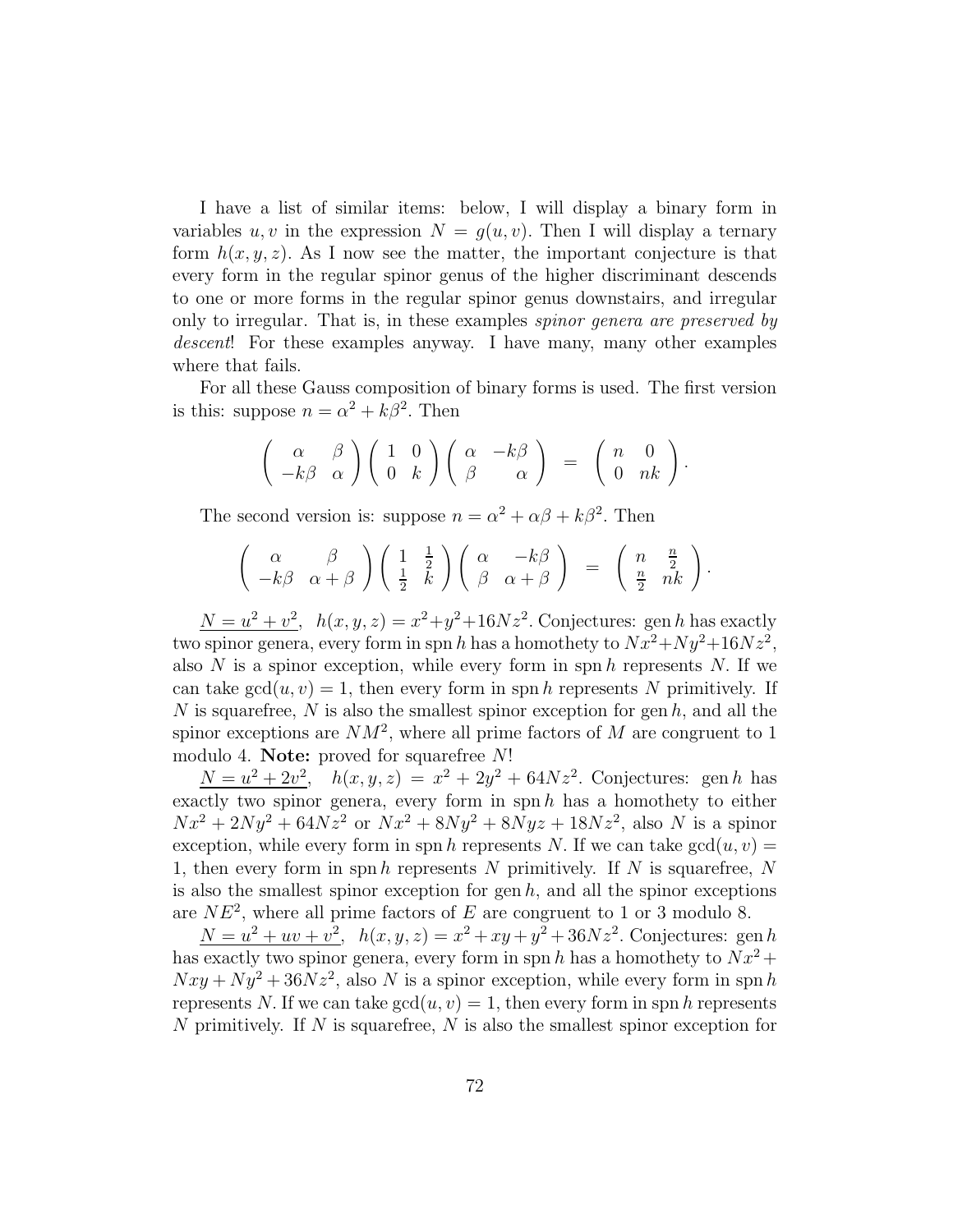I have a list of similar items: below, I will display a binary form in variables $u, v$ in the expression $N = g(u, v)$. Then I will display a ternary form $h(x, y, z)$. As I now see the matter, the important conjecture is that every form in the regular spinor genus of the higher discriminant descends to one or more forms in the regular spinor genus downstairs, and irregular only to irregular. That is, in these examples *spinor genera are preserved by descent*! For these examples anyway. I have many, many other examples where that fails.

For all these Gauss composition of binary forms is used. The first version is this: suppose $n = \alpha^2 + k\beta^2$. Then

$$\begin{pmatrix} \alpha & \beta \\ -k\beta & \alpha \end{pmatrix} \begin{pmatrix} 1 & 0 \\ 0 & k \end{pmatrix} \begin{pmatrix} \alpha & -k\beta \\ \beta & \alpha \end{pmatrix} = \begin{pmatrix} n & 0 \\ 0 & nk \end{pmatrix}.$$

The second version is: suppose $n = \alpha^2 + \alpha\beta + k\beta^2$. Then

$$\begin{pmatrix} \alpha & \beta \\ -k\beta & \alpha + \beta \end{pmatrix} \begin{pmatrix} 1 & \frac{1}{2} \\ \frac{1}{2} & k \end{pmatrix} \begin{pmatrix} \alpha & -k\beta \\ \beta & \alpha + \beta \end{pmatrix} = \begin{pmatrix} n & \frac{n}{2} \\ \frac{n}{2} & nk \end{pmatrix}.$$

<u>$N = u^2 + v^2$</u>, $h(x, y, z) = x^2 + y^2 + 16Nz^2$. Conjectures: $\operatorname{gen} h$ has exactly two spinor genera, every form in $\operatorname{spn} h$ has a homothety to $Nx^2 + Ny^2 + 16Nz^2$, also $N$ is a spinor exception, while every form in $\operatorname{spn} h$ represents $N$. If we can take $\gcd(u, v) = 1$, then every form in $\operatorname{spn} h$ represents $N$ primitively. If $N$ is squarefree, $N$ is also the smallest spinor exception for $\operatorname{gen} h$, and all the spinor exceptions are $NM^2$, where all prime factors of $M$ are congruent to 1 modulo 4. **Note:** proved for squarefree $N$!

<u>$N = u^2 + 2v^2$</u>, $h(x, y, z) = x^2 + 2y^2 + 64Nz^2$. Conjectures: $\operatorname{gen} h$ has exactly two spinor genera, every form in $\operatorname{spn} h$ has a homothety to either $Nx^2 + 2Ny^2 + 64Nz^2$ or $Nx^2 + 8Ny^2 + 8Nyz + 18Nz^2$, also $N$ is a spinor exception, while every form in $\operatorname{spn} h$ represents $N$. If we can take $\gcd(u, v) = 1$, then every form in $\operatorname{spn} h$ represents $N$ primitively. If $N$ is squarefree, $N$ is also the smallest spinor exception for $\operatorname{gen} h$, and all the spinor exceptions are $NE^2$, where all prime factors of $E$ are congruent to 1 or 3 modulo 8.

<u>$N = u^2 + uv + v^2$</u>, $h(x, y, z) = x^2 + xy + y^2 + 36Nz^2$. Conjectures: $\operatorname{gen} h$ has exactly two spinor genera, every form in $\operatorname{spn} h$ has a homothety to $Nx^2 + Nxy + Ny^2 + 36Nz^2$, also $N$ is a spinor exception, while every form in $\operatorname{spn} h$ represents $N$. If we can take $\gcd(u, v) = 1$, then every form in $\operatorname{spn} h$ represents $N$ primitively. If $N$ is squarefree, $N$ is also the smallest spinor exception for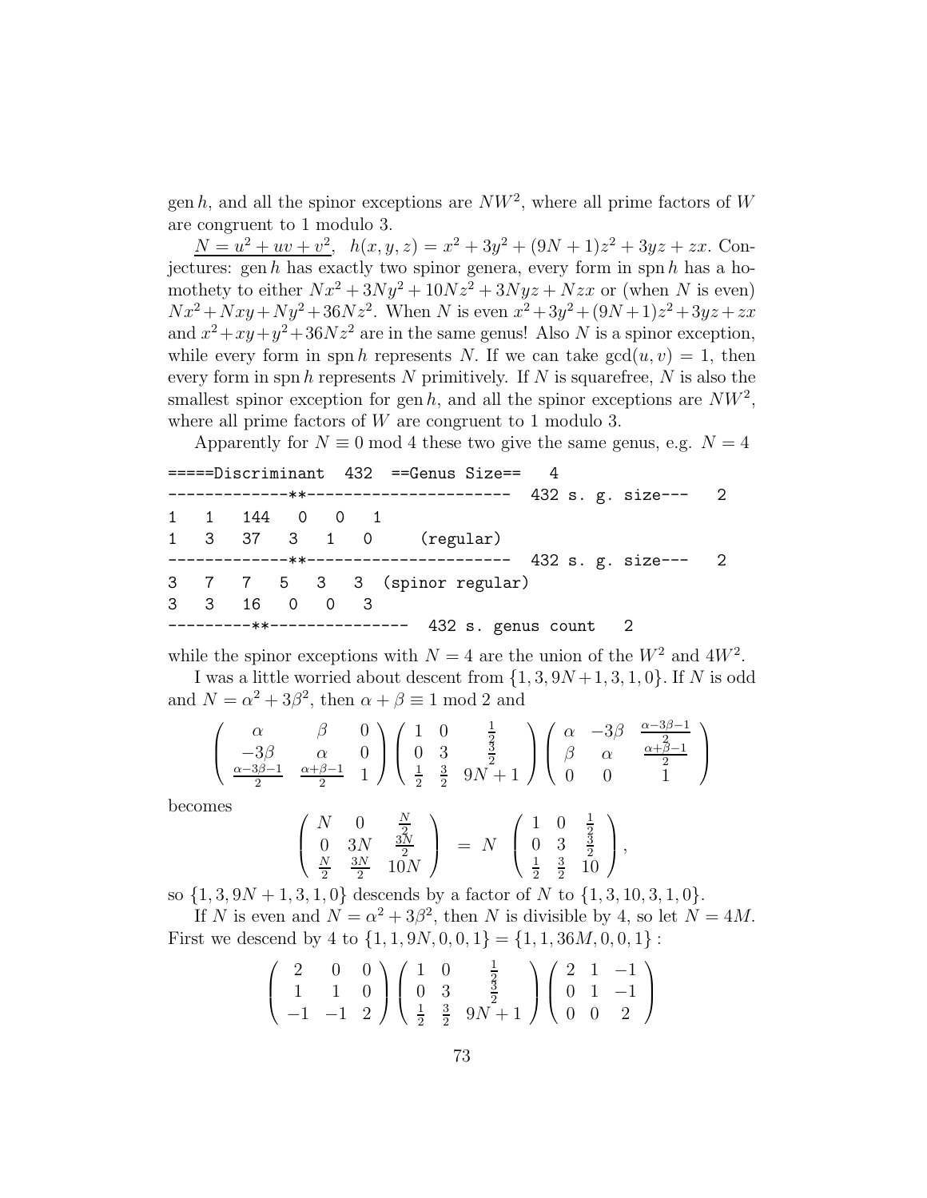gen $h$, and all the spinor exceptions are $NW^2$, where all prime factors of $W$ are congruent to 1 modulo 3.

<u>$N = u^2 + uv + v^2$,</u> $h(x, y, z) = x^2 + 3y^2 + (9N+1)z^2 + 3yz + zx$. Conjectures: gen $h$ has exactly two spinor genera, every form in spn $h$ has a homothety to either $Nx^2 + 3Ny^2 + 10Nz^2 + 3Nyz + Nzx$ or (when $N$ is even) $Nx^2 + Nxy + Ny^2 + 36Nz^2$. When $N$ is even $x^2 + 3y^2 + (9N+1)z^2 + 3yz + zx$ and $x^2 + xy + y^2 + 36Nz^2$ are in the same genus! Also $N$ is a spinor exception, while every form in spn $h$ represents $N$. If we can take $\gcd(u, v) = 1$, then every form in spn $h$ represents $N$ primitively. If $N$ is squarefree, $N$ is also the smallest spinor exception for gen $h$, and all the spinor exceptions are $NW^2$, where all prime factors of $W$ are congruent to 1 modulo 3.

Apparently for $N \equiv 0 \bmod 4$ these two give the same genus, e.g. $N = 4$

```
=====Discriminant  432  ==Genus Size==   4
-------------**----------------------  432 s. g. size---   2
1   1   144   0   0   1
1   3   37    3   1   0      (regular)
-------------**----------------------  432 s. g. size---   2
3   7   7   5   3   3  (spinor regular)
3   3   16   0   0   3
---------**---------------  432 s. genus count   2
```

while the spinor exceptions with $N = 4$ are the union of the $W^2$ and $4W^2$.

I was a little worried about descent from $\{1, 3, 9N+1, 3, 1, 0\}$. If $N$ is odd and $N = \alpha^2 + 3\beta^2$, then $\alpha + \beta \equiv 1 \bmod 2$ and

$$\begin{pmatrix} \alpha & \beta & 0 \\ -3\beta & \alpha & 0 \\ \frac{\alpha-3\beta-1}{2} & \frac{\alpha+\beta-1}{2} & 1 \end{pmatrix} \begin{pmatrix} 1 & 0 & \frac{1}{2} \\ 0 & 3 & \frac{3}{2} \\ \frac{1}{2} & \frac{3}{2} & 9N+1 \end{pmatrix} \begin{pmatrix} \alpha & -3\beta & \frac{\alpha-3\beta-1}{2} \\ \beta & \alpha & \frac{\alpha+\beta-1}{2} \\ 0 & 0 & 1 \end{pmatrix}$$

becomes

$$\begin{pmatrix} N & 0 & \frac{N}{2} \\ 0 & 3N & \frac{3N}{2} \\ \frac{N}{2} & \frac{3N}{2} & 10N \end{pmatrix} = N \begin{pmatrix} 1 & 0 & \frac{1}{2} \\ 0 & 3 & \frac{3}{2} \\ \frac{1}{2} & \frac{3}{2} & 10 \end{pmatrix},$$

so $\{1, 3, 9N+1, 3, 1, 0\}$ descends by a factor of $N$ to $\{1, 3, 10, 3, 1, 0\}$.

If $N$ is even and $N = \alpha^2 + 3\beta^2$, then $N$ is divisible by 4, so let $N = 4M$. First we descend by 4 to $\{1, 1, 9N, 0, 0, 1\} = \{1, 1, 36M, 0, 0, 1\}$ :

$$\begin{pmatrix} 2 & 0 & 0 \\ 1 & 1 & 0 \\ -1 & -1 & 2 \end{pmatrix} \begin{pmatrix} 1 & 0 & \frac{1}{2} \\ 0 & 3 & \frac{3}{2} \\ \frac{1}{2} & \frac{3}{2} & 9N+1 \end{pmatrix} \begin{pmatrix} 2 & 1 & -1 \\ 0 & 1 & -1 \\ 0 & 0 & 2 \end{pmatrix}$$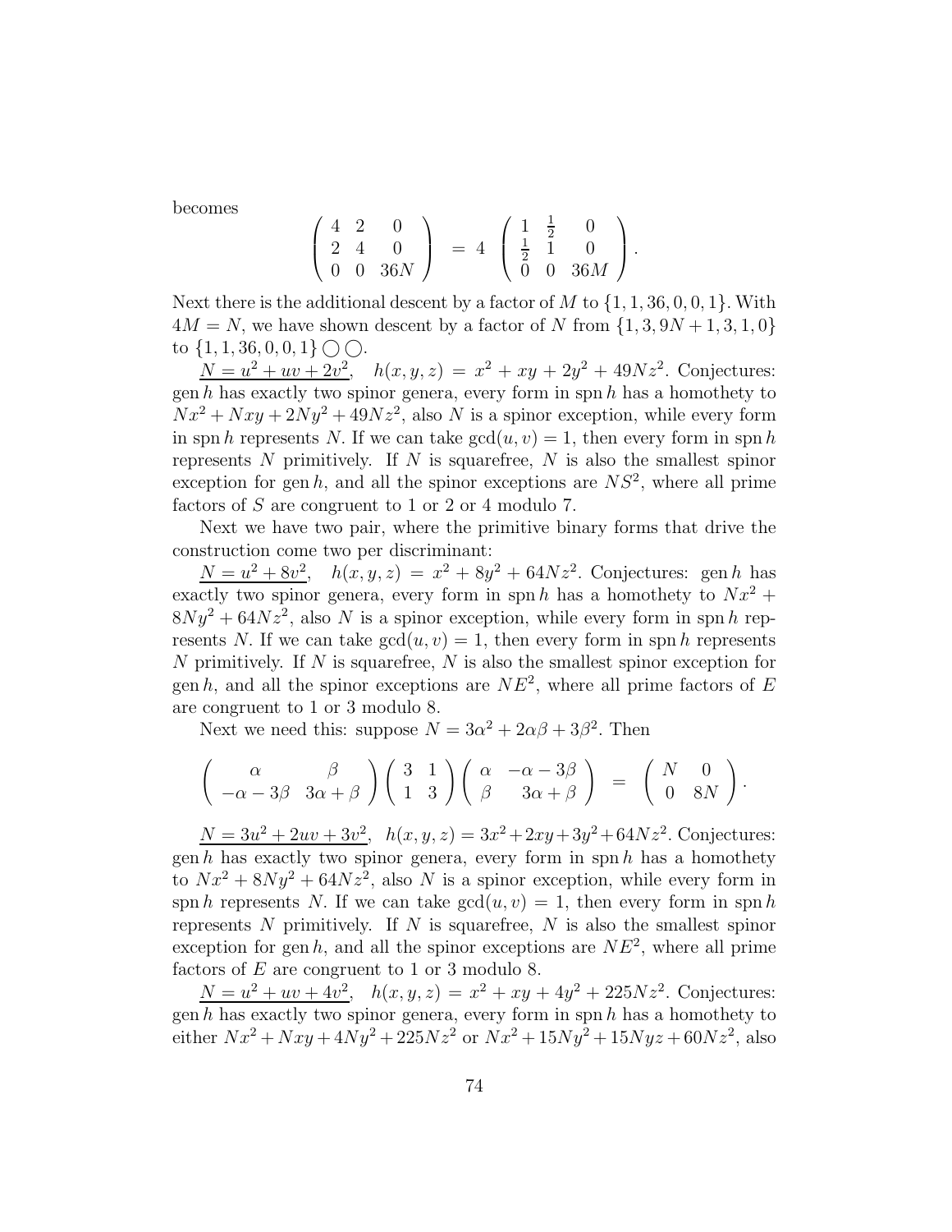becomes

$$\begin{pmatrix} 4 & 2 & 0 \\ 2 & 4 & 0 \\ 0 & 0 & 36N \end{pmatrix} = 4 \begin{pmatrix} 1 & \frac{1}{2} & 0 \\ \frac{1}{2} & 1 & 0 \\ 0 & 0 & 36M \end{pmatrix}.$$

Next there is the additional descent by a factor of $M$ to $\{1, 1, 36, 0, 0, 1\}$. With $4M = N$, we have shown descent by a factor of $N$ from $\{1, 3, 9N + 1, 3, 1, 0\}$ to $\{1, 1, 36, 0, 0, 1\}$ $\bigcirc\bigcirc$.

$\underline{N = u^2 + uv + 2v^2}$, $h(x, y, z) = x^2 + xy + 2y^2 + 49Nz^2$. Conjectures: $\operatorname{gen} h$ has exactly two spinor genera, every form in $\operatorname{spn} h$ has a homothety to $Nx^2 + Nxy + 2Ny^2 + 49Nz^2$, also $N$ is a spinor exception, while every form in $\operatorname{spn} h$ represents $N$. If we can take $\gcd(u, v) = 1$, then every form in $\operatorname{spn} h$ represents $N$ primitively. If $N$ is squarefree, $N$ is also the smallest spinor exception for $\operatorname{gen} h$, and all the spinor exceptions are $NS^2$, where all prime factors of $S$ are congruent to 1 or 2 or 4 modulo 7.

Next we have two pair, where the primitive binary forms that drive the construction come two per discriminant:

$\underline{N = u^2 + 8v^2}$, $h(x, y, z) = x^2 + 8y^2 + 64Nz^2$. Conjectures: $\operatorname{gen} h$ has exactly two spinor genera, every form in $\operatorname{spn} h$ has a homothety to $Nx^2 + 8Ny^2 + 64Nz^2$, also $N$ is a spinor exception, while every form in $\operatorname{spn} h$ represents $N$. If we can take $\gcd(u, v) = 1$, then every form in $\operatorname{spn} h$ represents $N$ primitively. If $N$ is squarefree, $N$ is also the smallest spinor exception for $\operatorname{gen} h$, and all the spinor exceptions are $NE^2$, where all prime factors of $E$ are congruent to 1 or 3 modulo 8.

Next we need this: suppose $N = 3\alpha^2 + 2\alpha\beta + 3\beta^2$. Then

$$\begin{pmatrix} \alpha & \beta \\ -\alpha - 3\beta & 3\alpha + \beta \end{pmatrix} \begin{pmatrix} 3 & 1 \\ 1 & 3 \end{pmatrix} \begin{pmatrix} \alpha & -\alpha - 3\beta \\ \beta & 3\alpha + \beta \end{pmatrix} = \begin{pmatrix} N & 0 \\ 0 & 8N \end{pmatrix}.$$

$\underline{N = 3u^2 + 2uv + 3v^2}$, $h(x, y, z) = 3x^2 + 2xy + 3y^2 + 64Nz^2$. Conjectures: $\operatorname{gen} h$ has exactly two spinor genera, every form in $\operatorname{spn} h$ has a homothety to $Nx^2 + 8Ny^2 + 64Nz^2$, also $N$ is a spinor exception, while every form in $\operatorname{spn} h$ represents $N$. If we can take $\gcd(u, v) = 1$, then every form in $\operatorname{spn} h$ represents $N$ primitively. If $N$ is squarefree, $N$ is also the smallest spinor exception for $\operatorname{gen} h$, and all the spinor exceptions are $NE^2$, where all prime factors of $E$ are congruent to 1 or 3 modulo 8.

$\underline{N = u^2 + uv + 4v^2}$, $h(x, y, z) = x^2 + xy + 4y^2 + 225Nz^2$. Conjectures: $\operatorname{gen} h$ has exactly two spinor genera, every form in $\operatorname{spn} h$ has a homothety to either $Nx^2 + Nxy + 4Ny^2 + 225Nz^2$ or $Nx^2 + 15Ny^2 + 15Nyz + 60Nz^2$, also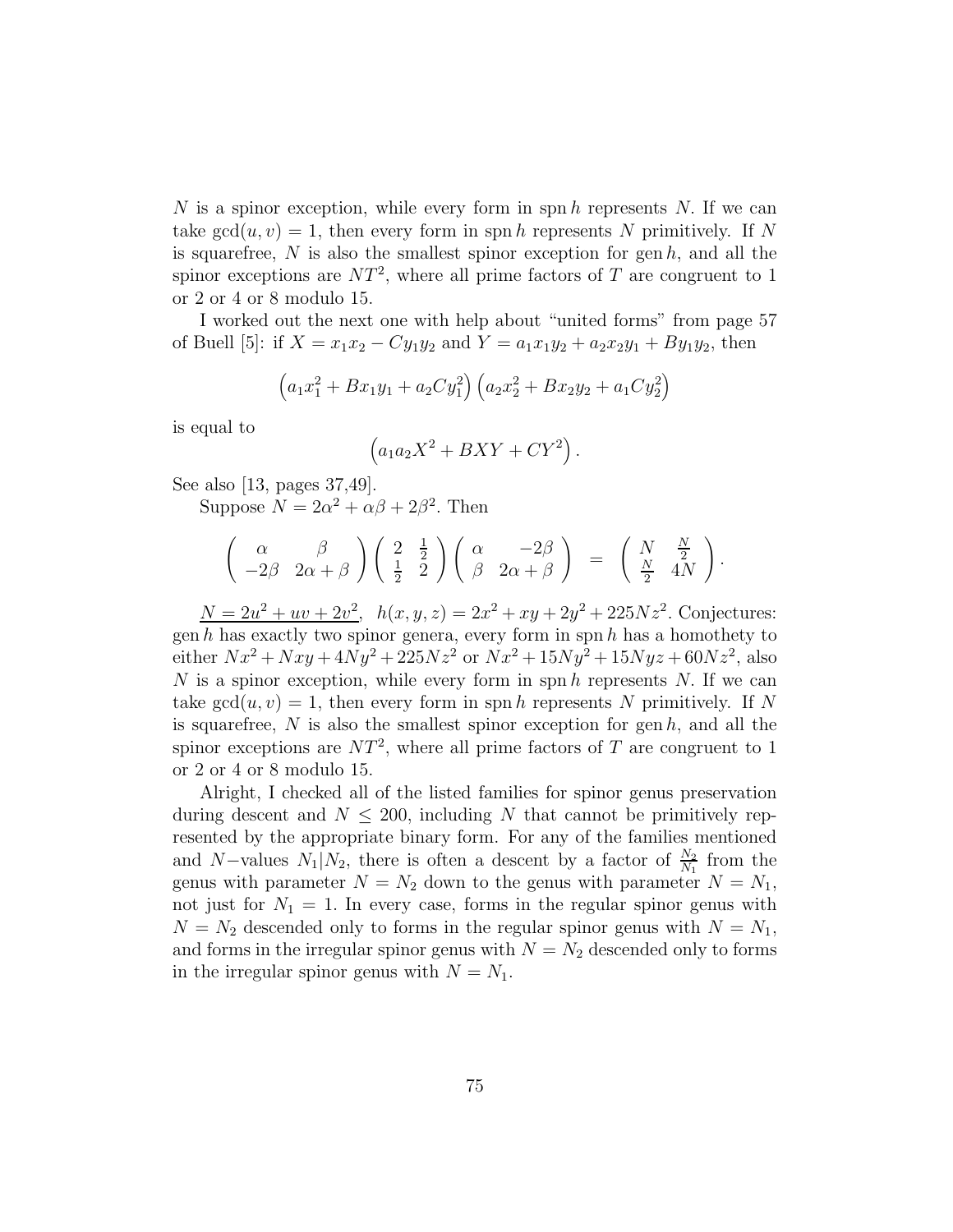$N$ is a spinor exception, while every form in $\operatorname{spn} h$ represents $N$. If we can take $\gcd(u,v) = 1$, then every form in $\operatorname{spn} h$ represents $N$ primitively. If $N$ is squarefree, $N$ is also the smallest spinor exception for $\operatorname{gen} h$, and all the spinor exceptions are $NT^2$, where all prime factors of $T$ are congruent to 1 or 2 or 4 or 8 modulo 15.

I worked out the next one with help about "united forms" from page 57 of Buell [5]: if $X = x_1x_2 - Cy_1y_2$ and $Y = a_1x_1y_2 + a_2x_2y_1 + By_1y_2$, then

$$\left(a_1x_1^2 + Bx_1y_1 + a_2Cy_1^2\right)\left(a_2x_2^2 + Bx_2y_2 + a_1Cy_2^2\right)$$

is equal to

$$\left(a_1a_2X^2 + BXY + CY^2\right).$$

See also [13, pages 37,49].

Suppose $N = 2\alpha^2 + \alpha\beta + 2\beta^2$. Then

$$\begin{pmatrix} \alpha & \beta \\ -2\beta & 2\alpha+\beta \end{pmatrix}\begin{pmatrix} 2 & \frac{1}{2} \\ \frac{1}{2} & 2 \end{pmatrix}\begin{pmatrix} \alpha & -2\beta \\ \beta & 2\alpha+\beta \end{pmatrix} = \begin{pmatrix} N & \frac{N}{2} \\ \frac{N}{2} & 4N \end{pmatrix}.$$

<u>$N = 2u^2 + uv + 2v^2$</u>, $h(x,y,z) = 2x^2 + xy + 2y^2 + 225Nz^2$. Conjectures: $\operatorname{gen} h$ has exactly two spinor genera, every form in $\operatorname{spn} h$ has a homothety to either $Nx^2 + Nxy + 4Ny^2 + 225Nz^2$ or $Nx^2 + 15Ny^2 + 15Nyz + 60Nz^2$, also $N$ is a spinor exception, while every form in $\operatorname{spn} h$ represents $N$. If we can take $\gcd(u,v) = 1$, then every form in $\operatorname{spn} h$ represents $N$ primitively. If $N$ is squarefree, $N$ is also the smallest spinor exception for $\operatorname{gen} h$, and all the spinor exceptions are $NT^2$, where all prime factors of $T$ are congruent to 1 or 2 or 4 or 8 modulo 15.

Alright, I checked all of the listed families for spinor genus preservation during descent and $N \leq 200$, including $N$ that cannot be primitively represented by the appropriate binary form. For any of the families mentioned and $N-$values $N_1 | N_2$, there is often a descent by a factor of $\frac{N_2}{N_1}$ from the genus with parameter $N = N_2$ down to the genus with parameter $N = N_1$, not just for $N_1 = 1$. In every case, forms in the regular spinor genus with $N = N_2$ descended only to forms in the regular spinor genus with $N = N_1$, and forms in the irregular spinor genus with $N = N_2$ descended only to forms in the irregular spinor genus with $N = N_1$.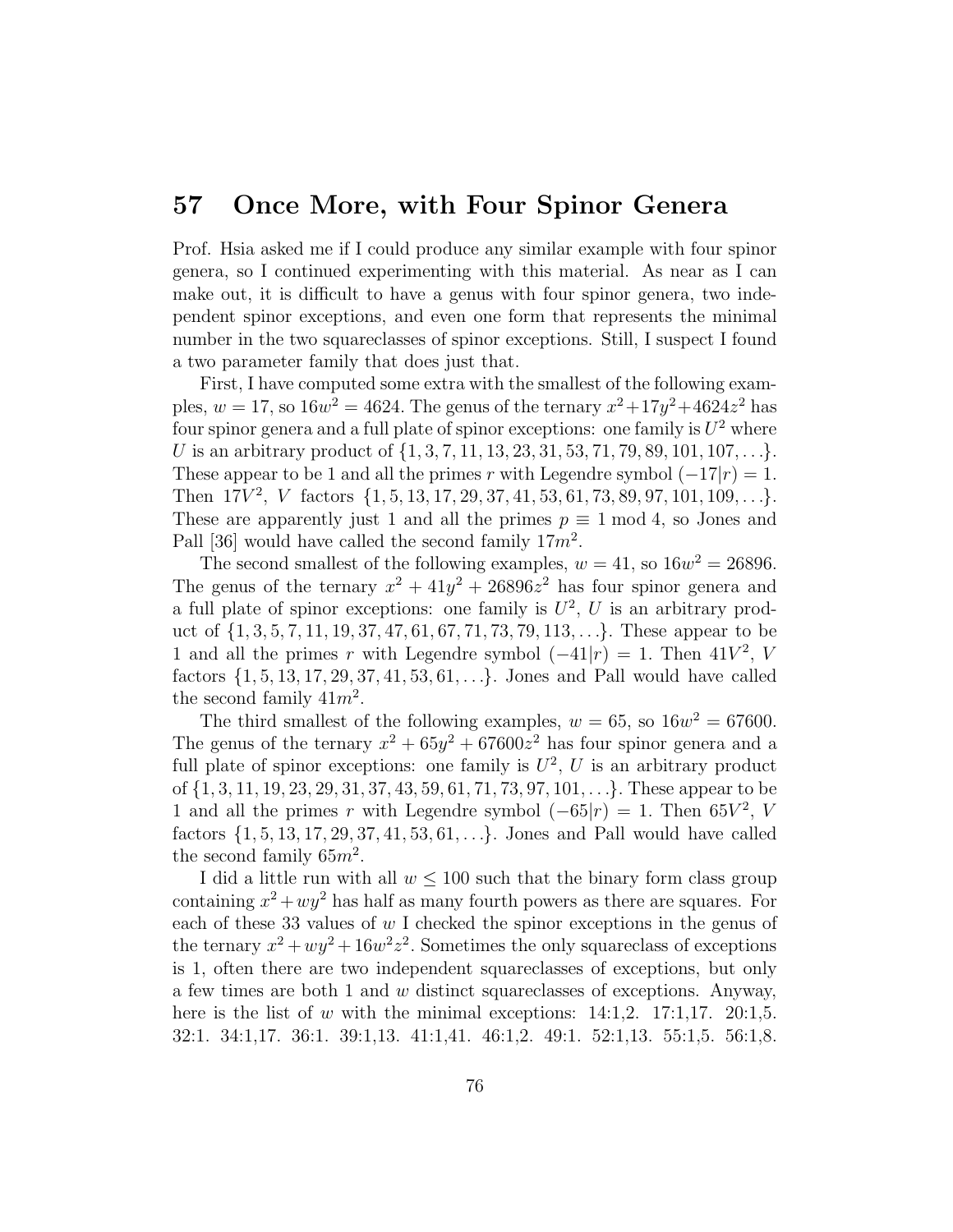## 57 Once More, with Four Spinor Genera

Prof. Hsia asked me if I could produce any similar example with four spinor genera, so I continued experimenting with this material. As near as I can make out, it is difficult to have a genus with four spinor genera, two independent spinor exceptions, and even one form that represents the minimal number in the two squareclasses of spinor exceptions. Still, I suspect I found a two parameter family that does just that.

First, I have computed some extra with the smallest of the following examples, $w = 17$, so $16w^2 = 4624$. The genus of the ternary $x^2 + 17y^2 + 4624z^2$ has four spinor genera and a full plate of spinor exceptions: one family is $U^2$ where $U$ is an arbitrary product of $\{1, 3, 7, 11, 13, 23, 31, 53, 71, 79, 89, 101, 107, \ldots\}$. These appear to be 1 and all the primes $r$ with Legendre symbol $(-17|r) = 1$. Then $17V^2$, $V$ factors $\{1, 5, 13, 17, 29, 37, 41, 53, 61, 73, 89, 97, 101, 109, \ldots\}$. These are apparently just 1 and all the primes $p \equiv 1 \bmod 4$, so Jones and Pall [36] would have called the second family $17m^2$.

The second smallest of the following examples, $w = 41$, so $16w^2 = 26896$. The genus of the ternary $x^2 + 41y^2 + 26896z^2$ has four spinor genera and a full plate of spinor exceptions: one family is $U^2$, $U$ is an arbitrary product of $\{1, 3, 5, 7, 11, 19, 37, 47, 61, 67, 71, 73, 79, 113, \ldots\}$. These appear to be 1 and all the primes $r$ with Legendre symbol $(-41|r) = 1$. Then $41V^2$, $V$ factors $\{1, 5, 13, 17, 29, 37, 41, 53, 61, \ldots\}$. Jones and Pall would have called the second family $41m^2$.

The third smallest of the following examples, $w = 65$, so $16w^2 = 67600$. The genus of the ternary $x^2 + 65y^2 + 67600z^2$ has four spinor genera and a full plate of spinor exceptions: one family is $U^2$, $U$ is an arbitrary product of $\{1, 3, 11, 19, 23, 29, 31, 37, 43, 59, 61, 71, 73, 97, 101, \ldots\}$. These appear to be 1 and all the primes $r$ with Legendre symbol $(-65|r) = 1$. Then $65V^2$, $V$ factors $\{1, 5, 13, 17, 29, 37, 41, 53, 61, \ldots\}$. Jones and Pall would have called the second family $65m^2$.

I did a little run with all $w \leq 100$ such that the binary form class group containing $x^2 + wy^2$ has half as many fourth powers as there are squares. For each of these 33 values of $w$ I checked the spinor exceptions in the genus of the ternary $x^2 + wy^2 + 16w^2z^2$. Sometimes the only squareclass of exceptions is 1, often there are two independent squareclasses of exceptions, but only a few times are both 1 and $w$ distinct squareclasses of exceptions. Anyway, here is the list of $w$ with the minimal exceptions: 14:1,2. 17:1,17. 20:1,5. 32:1. 34:1,17. 36:1. 39:1,13. 41:1,41. 46:1,2. 49:1. 52:1,13. 55:1,5. 56:1,8.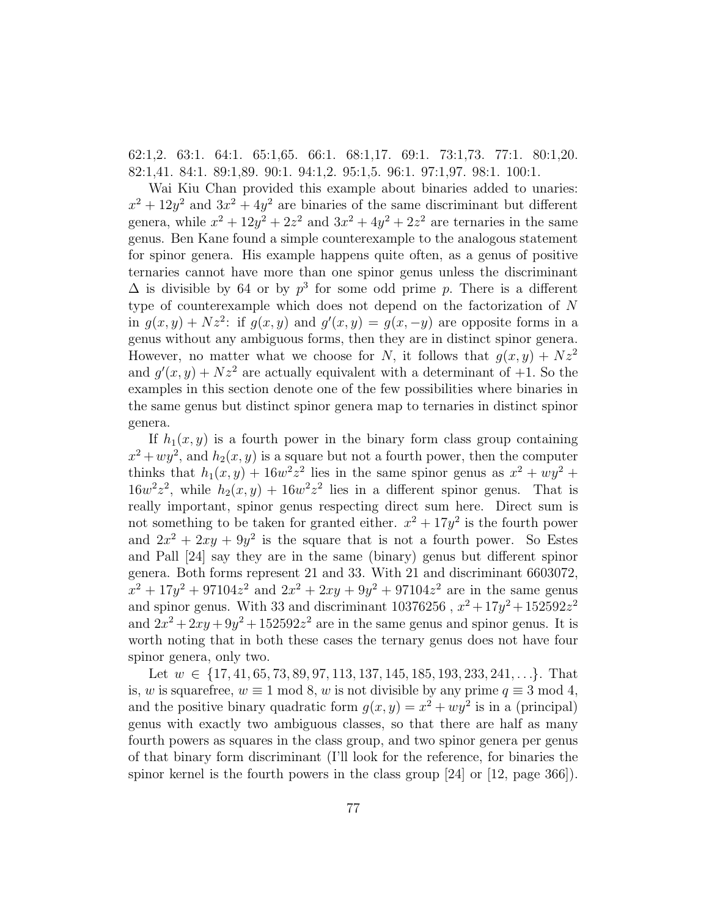62:1,2. 63:1. 64:1. 65:1,65. 66:1. 68:1,17. 69:1. 73:1,73. 77:1. 80:1,20. 82:1,41. 84:1. 89:1,89. 90:1. 94:1,2. 95:1,5. 96:1. 97:1,97. 98:1. 100:1.

Wai Kiu Chan provided this example about binaries added to unaries: $x^2 + 12y^2$ and $3x^2 + 4y^2$ are binaries of the same discriminant but different genera, while $x^2 + 12y^2 + 2z^2$ and $3x^2 + 4y^2 + 2z^2$ are ternaries in the same genus. Ben Kane found a simple counterexample to the analogous statement for spinor genera. His example happens quite often, as a genus of positive ternaries cannot have more than one spinor genus unless the discriminant $\Delta$ is divisible by 64 or by $p^3$ for some odd prime $p$. There is a different type of counterexample which does not depend on the factorization of $N$ in $g(x, y) + Nz^2$: if $g(x, y)$ and $g'(x, y) = g(x, -y)$ are opposite forms in a genus without any ambiguous forms, then they are in distinct spinor genera. However, no matter what we choose for $N$, it follows that $g(x, y) + Nz^2$ and $g'(x, y) + Nz^2$ are actually equivalent with a determinant of $+1$. So the examples in this section denote one of the few possibilities where binaries in the same genus but distinct spinor genera map to ternaries in distinct spinor genera.

If $h_1(x, y)$ is a fourth power in the binary form class group containing $x^2 + wy^2$, and $h_2(x, y)$ is a square but not a fourth power, then the computer thinks that $h_1(x, y) + 16w^2z^2$ lies in the same spinor genus as $x^2 + wy^2 + 16w^2z^2$, while $h_2(x, y) + 16w^2z^2$ lies in a different spinor genus. That is really important, spinor genus respecting direct sum here. Direct sum is not something to be taken for granted either. $x^2 + 17y^2$ is the fourth power and $2x^2 + 2xy + 9y^2$ is the square that is not a fourth power. So Estes and Pall [24] say they are in the same (binary) genus but different spinor genera. Both forms represent 21 and 33. With 21 and discriminant 6603072, $x^2 + 17y^2 + 97104z^2$ and $2x^2 + 2xy + 9y^2 + 97104z^2$ are in the same genus and spinor genus. With 33 and discriminant 10376256 , $x^2 + 17y^2 + 152592z^2$ and $2x^2 + 2xy + 9y^2 + 152592z^2$ are in the same genus and spinor genus. It is worth noting that in both these cases the ternary genus does not have four spinor genera, only two.

Let $w \in \{17, 41, 65, 73, 89, 97, 113, 137, 145, 185, 193, 233, 241, \ldots\}$. That is, $w$ is squarefree, $w \equiv 1 \bmod 8$, $w$ is not divisible by any prime $q \equiv 3 \bmod 4$, and the positive binary quadratic form $g(x, y) = x^2 + wy^2$ is in a (principal) genus with exactly two ambiguous classes, so that there are half as many fourth powers as squares in the class group, and two spinor genera per genus of that binary form discriminant (I'll look for the reference, for binaries the spinor kernel is the fourth powers in the class group [24] or [12, page 366]).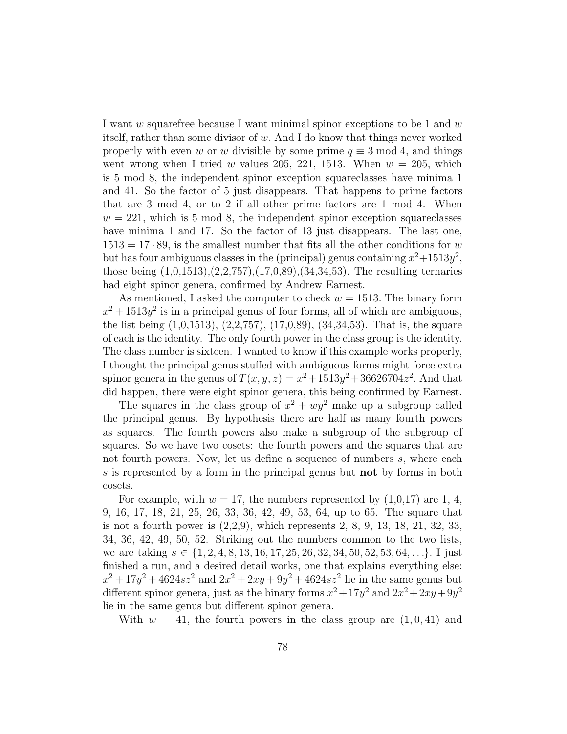I want $w$ squarefree because I want minimal spinor exceptions to be 1 and $w$ itself, rather than some divisor of $w$. And I do know that things never worked properly with even $w$ or $w$ divisible by some prime $q \equiv 3 \bmod 4$, and things went wrong when I tried $w$ values 205, 221, 1513. When $w = 205$, which is 5 mod 8, the independent spinor exception squareclasses have minima 1 and 41. So the factor of 5 just disappears. That happens to prime factors that are 3 mod 4, or to 2 if all other prime factors are 1 mod 4. When $w = 221$, which is 5 mod 8, the independent spinor exception squareclasses have minima 1 and 17. So the factor of 13 just disappears. The last one, $1513 = 17 \cdot 89$, is the smallest number that fits all the other conditions for $w$ but has four ambiguous classes in the (principal) genus containing $x^2 + 1513y^2$, those being (1,0,1513),(2,2,757),(17,0,89),(34,34,53). The resulting ternaries had eight spinor genera, confirmed by Andrew Earnest.

As mentioned, I asked the computer to check $w = 1513$. The binary form $x^2 + 1513y^2$ is in a principal genus of four forms, all of which are ambiguous, the list being (1,0,1513), (2,2,757), (17,0,89), (34,34,53). That is, the square of each is the identity. The only fourth power in the class group is the identity. The class number is sixteen. I wanted to know if this example works properly, I thought the principal genus stuffed with ambiguous forms might force extra spinor genera in the genus of $T(x, y, z) = x^2 + 1513y^2 + 36626704z^2$. And that did happen, there were eight spinor genera, this being confirmed by Earnest.

The squares in the class group of $x^2 + wy^2$ make up a subgroup called the principal genus. By hypothesis there are half as many fourth powers as squares. The fourth powers also make a subgroup of the subgroup of squares. So we have two cosets: the fourth powers and the squares that are not fourth powers. Now, let us define a sequence of numbers $s$, where each $s$ is represented by a form in the principal genus but **not** by forms in both cosets.

For example, with $w = 17$, the numbers represented by (1,0,17) are 1, 4, 9, 16, 17, 18, 21, 25, 26, 33, 36, 42, 49, 53, 64, up to 65. The square that is not a fourth power is (2,2,9), which represents 2, 8, 9, 13, 18, 21, 32, 33, 34, 36, 42, 49, 50, 52. Striking out the numbers common to the two lists, we are taking $s \in \{1, 2, 4, 8, 13, 16, 17, 25, 26, 32, 34, 50, 52, 53, 64, \ldots\}$. I just finished a run, and a desired detail works, one that explains everything else: $x^2 + 17y^2 + 4624sz^2$ and $2x^2 + 2xy + 9y^2 + 4624sz^2$ lie in the same genus but different spinor genera, just as the binary forms $x^2 + 17y^2$ and $2x^2 + 2xy + 9y^2$ lie in the same genus but different spinor genera.

With $w = 41$, the fourth powers in the class group are $(1, 0, 41)$ and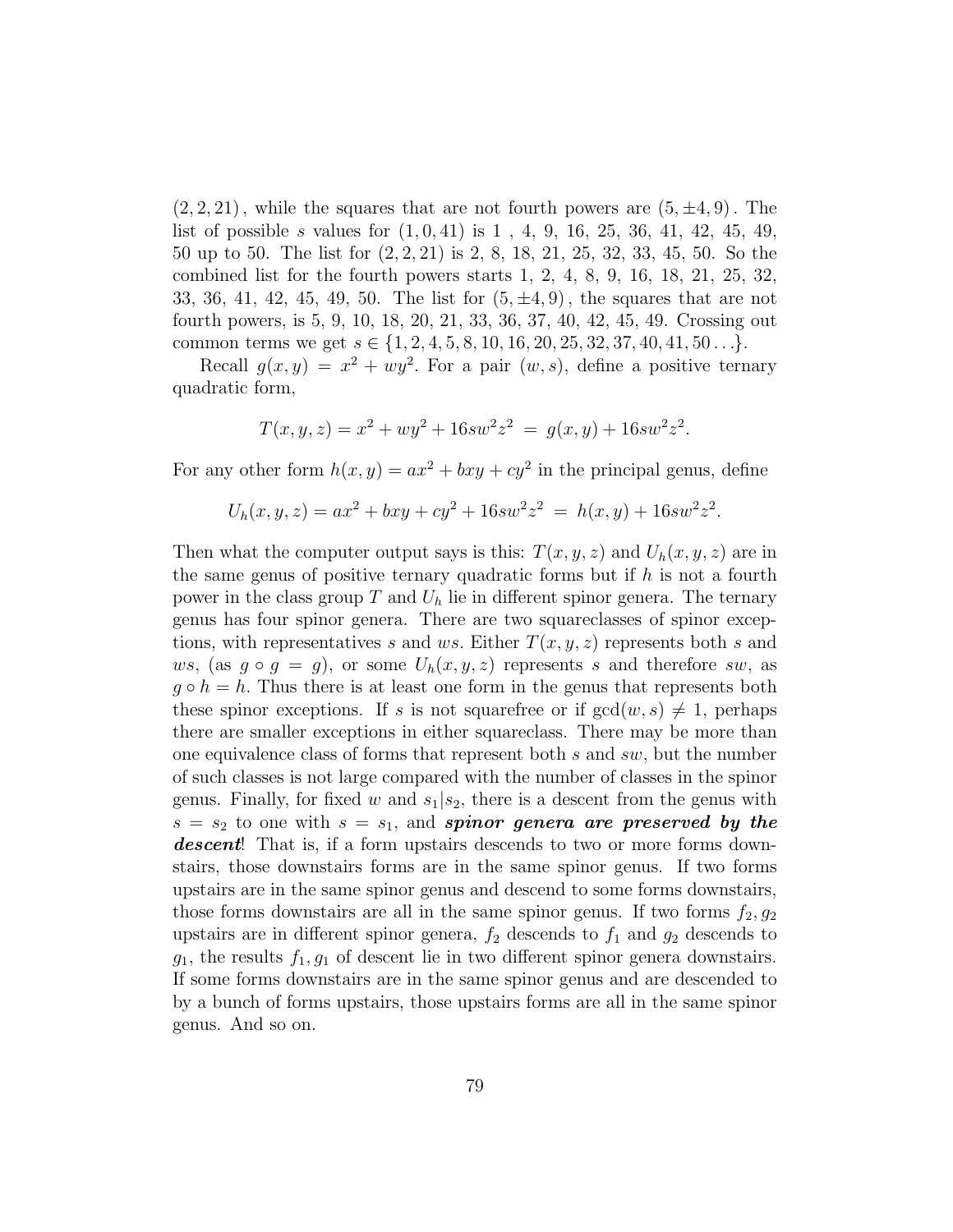$(2, 2, 21)$, while the squares that are not fourth powers are $(5, \pm 4, 9)$. The list of possible $s$ values for $(1, 0, 41)$ is 1 , 4, 9, 16, 25, 36, 41, 42, 45, 49, 50 up to 50. The list for $(2, 2, 21)$ is 2, 8, 18, 21, 25, 32, 33, 45, 50. So the combined list for the fourth powers starts 1, 2, 4, 8, 9, 16, 18, 21, 25, 32, 33, 36, 41, 42, 45, 49, 50. The list for $(5, \pm 4, 9)$, the squares that are not fourth powers, is 5, 9, 10, 18, 20, 21, 33, 36, 37, 40, 42, 45, 49. Crossing out common terms we get $s \in \{1, 2, 4, 5, 8, 10, 16, 20, 25, 32, 37, 40, 41, 50 \ldots\}$.

Recall $g(x, y) = x^2 + wy^2$. For a pair $(w, s)$, define a positive ternary quadratic form,

$$T(x, y, z) = x^2 + wy^2 + 16sw^2z^2 \ = \ g(x, y) + 16sw^2z^2.$$

For any other form $h(x, y) = ax^2 + bxy + cy^2$ in the principal genus, define

$$U_h(x, y, z) = ax^2 + bxy + cy^2 + 16sw^2z^2 \ = \ h(x, y) + 16sw^2z^2.$$

Then what the computer output says is this: $T(x, y, z)$ and $U_h(x, y, z)$ are in the same genus of positive ternary quadratic forms but if $h$ is not a fourth power in the class group $T$ and $U_h$ lie in different spinor genera. The ternary genus has four spinor genera. There are two squareclasses of spinor exceptions, with representatives $s$ and $ws$. Either $T(x, y, z)$ represents both $s$ and $ws$, (as $g \circ g = g$), or some $U_h(x, y, z)$ represents $s$ and therefore $sw$, as $g \circ h = h$. Thus there is at least one form in the genus that represents both these spinor exceptions. If $s$ is not squarefree or if $\gcd(w, s) \neq 1$, perhaps there are smaller exceptions in either squareclass. There may be more than one equivalence class of forms that represent both $s$ and $sw$, but the number of such classes is not large compared with the number of classes in the spinor genus. Finally, for fixed $w$ and $s_1 | s_2$, there is a descent from the genus with $s = s_2$ to one with $s = s_1$, and ***spinor genera are preserved by the descent***! That is, if a form upstairs descends to two or more forms downstairs, those downstairs forms are in the same spinor genus. If two forms upstairs are in the same spinor genus and descend to some forms downstairs, those forms downstairs are all in the same spinor genus. If two forms $f_2, g_2$ upstairs are in different spinor genera, $f_2$ descends to $f_1$ and $g_2$ descends to $g_1$, the results $f_1, g_1$ of descent lie in two different spinor genera downstairs. If some forms downstairs are in the same spinor genus and are descended to by a bunch of forms upstairs, those upstairs forms are all in the same spinor genus. And so on.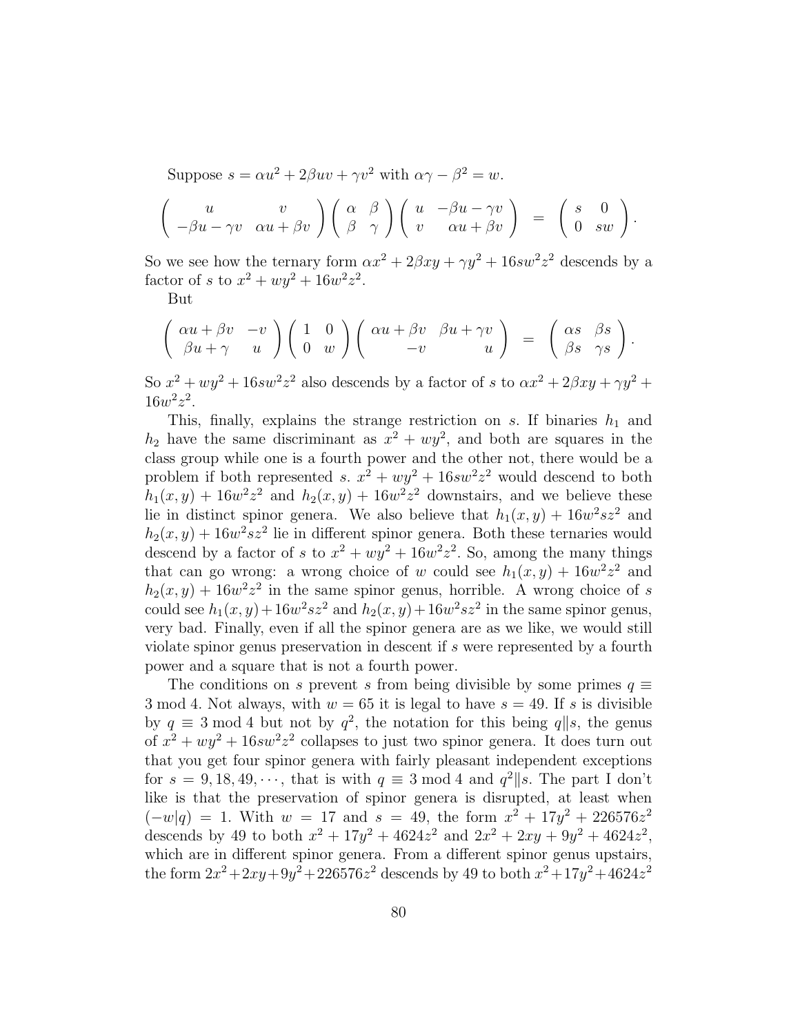Suppose $s = \alpha u^2 + 2\beta uv + \gamma v^2$ with $\alpha\gamma - \beta^2 = w$.

$$\begin{pmatrix} u & v \\ -\beta u - \gamma v & \alpha u + \beta v \end{pmatrix} \begin{pmatrix} \alpha & \beta \\ \beta & \gamma \end{pmatrix} \begin{pmatrix} u & -\beta u - \gamma v \\ v & \alpha u + \beta v \end{pmatrix} \;=\; \begin{pmatrix} s & 0 \\ 0 & sw \end{pmatrix}.$$

So we see how the ternary form $\alpha x^2 + 2\beta xy + \gamma y^2 + 16sw^2z^2$ descends by a factor of $s$ to $x^2 + wy^2 + 16w^2z^2$.

But

$$\begin{pmatrix} \alpha u + \beta v & -v \\ \beta u + \gamma & u \end{pmatrix} \begin{pmatrix} 1 & 0 \\ 0 & w \end{pmatrix} \begin{pmatrix} \alpha u + \beta v & \beta u + \gamma v \\ -v & u \end{pmatrix} \;=\; \begin{pmatrix} \alpha s & \beta s \\ \beta s & \gamma s \end{pmatrix}.$$

So $x^2 + wy^2 + 16sw^2z^2$ also descends by a factor of $s$ to $\alpha x^2 + 2\beta xy + \gamma y^2 + 16w^2z^2$.

This, finally, explains the strange restriction on $s$. If binaries $h_1$ and $h_2$ have the same discriminant as $x^2 + wy^2$, and both are squares in the class group while one is a fourth power and the other not, there would be a problem if both represented $s$. $x^2 + wy^2 + 16sw^2z^2$ would descend to both $h_1(x, y) + 16w^2z^2$ and $h_2(x, y) + 16w^2z^2$ downstairs, and we believe these lie in distinct spinor genera. We also believe that $h_1(x, y) + 16w^2sz^2$ and $h_2(x, y) + 16w^2sz^2$ lie in different spinor genera. Both these ternaries would descend by a factor of $s$ to $x^2 + wy^2 + 16w^2z^2$. So, among the many things that can go wrong: a wrong choice of $w$ could see $h_1(x, y) + 16w^2z^2$ and $h_2(x, y) + 16w^2z^2$ in the same spinor genus, horrible. A wrong choice of $s$ could see $h_1(x, y) + 16w^2sz^2$ and $h_2(x, y) + 16w^2sz^2$ in the same spinor genus, very bad. Finally, even if all the spinor genera are as we like, we would still violate spinor genus preservation in descent if $s$ were represented by a fourth power and a square that is not a fourth power.

The conditions on $s$ prevent $s$ from being divisible by some primes $q \equiv 3 \bmod 4$. Not always, with $w = 65$ it is legal to have $s = 49$. If $s$ is divisible by $q \equiv 3 \bmod 4$ but not by $q^2$, the notation for this being $q \| s$, the genus of $x^2 + wy^2 + 16sw^2z^2$ collapses to just two spinor genera. It does turn out that you get four spinor genera with fairly pleasant independent exceptions for $s = 9, 18, 49, \cdots$, that is with $q \equiv 3 \bmod 4$ and $q^2 \| s$. The part I don't like is that the preservation of spinor genera is disrupted, at least when $(-w|q) = 1$. With $w = 17$ and $s = 49$, the form $x^2 + 17y^2 + 226576z^2$ descends by 49 to both $x^2 + 17y^2 + 4624z^2$ and $2x^2 + 2xy + 9y^2 + 4624z^2$, which are in different spinor genera. From a different spinor genus upstairs, the form $2x^2 + 2xy + 9y^2 + 226576z^2$ descends by 49 to both $x^2 + 17y^2 + 4624z^2$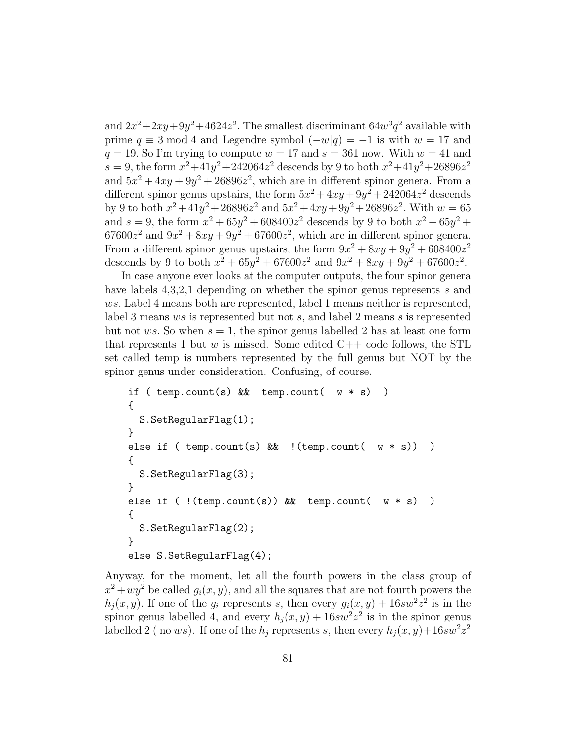and $2x^2+2xy+9y^2+4624z^2$. The smallest discriminant $64w^3q^2$ available with prime $q \equiv 3 \bmod 4$ and Legendre symbol $(-w|q) = -1$ is with $w = 17$ and $q = 19$. So I'm trying to compute $w = 17$ and $s = 361$ now. With $w = 41$ and $s = 9$, the form $x^2+41y^2+242064z^2$ descends by 9 to both $x^2+41y^2+26896z^2$ and $5x^2 + 4xy + 9y^2 + 26896z^2$, which are in different spinor genera. From a different spinor genus upstairs, the form $5x^2+4xy+9y^2+242064z^2$ descends by 9 to both $x^2+41y^2+26896z^2$ and $5x^2+4xy+9y^2+26896z^2$. With $w = 65$ and $s = 9$, the form $x^2 + 65y^2 + 608400z^2$ descends by 9 to both $x^2 + 65y^2 + 67600z^2$ and $9x^2 + 8xy + 9y^2 + 67600z^2$, which are in different spinor genera. From a different spinor genus upstairs, the form $9x^2 + 8xy + 9y^2 + 608400z^2$ descends by 9 to both $x^2 + 65y^2 + 67600z^2$ and $9x^2 + 8xy + 9y^2 + 67600z^2$.

In case anyone ever looks at the computer outputs, the four spinor genera have labels 4,3,2,1 depending on whether the spinor genus represents $s$ and $ws$. Label 4 means both are represented, label 1 means neither is represented, label 3 means $ws$ is represented but not $s$, and label 2 means $s$ is represented but not $ws$. So when $s = 1$, the spinor genus labelled 2 has at least one form that represents 1 but $w$ is missed. Some edited C++ code follows, the STL set called temp is numbers represented by the full genus but NOT by the spinor genus under consideration. Confusing, of course.

```
if ( temp.count(s) &&  temp.count(  w * s)  )
{
  S.SetRegularFlag(1);
}
else if ( temp.count(s) &&  !(temp.count(  w * s))  )
{
  S.SetRegularFlag(3);
}
else if ( !(temp.count(s)) &&  temp.count(  w * s)  )
{
  S.SetRegularFlag(2);
}
else S.SetRegularFlag(4);
```

Anyway, for the moment, let all the fourth powers in the class group of $x^2 + wy^2$ be called $g_i(x, y)$, and all the squares that are not fourth powers the $h_j(x, y)$. If one of the $g_i$ represents $s$, then every $g_i(x, y) + 16sw^2z^2$ is in the spinor genus labelled 4, and every $h_j(x, y) + 16sw^2z^2$ is in the spinor genus labelled 2 ( no $ws$). If one of the $h_j$ represents $s$, then every $h_j(x, y)+16sw^2z^2$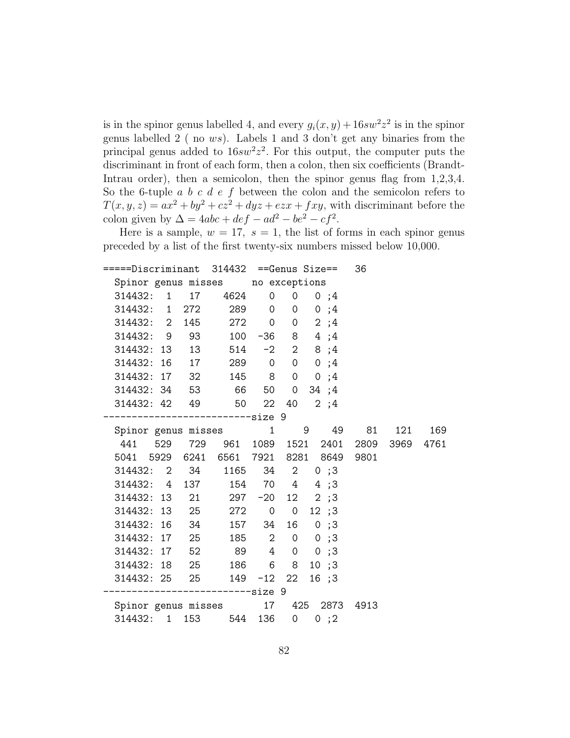is in the spinor genus labelled 4, and every $g_i(x,y) + 16sw^2z^2$ is in the spinor genus labelled 2 ( no $ws$). Labels 1 and 3 don't get any binaries from the principal genus added to $16sw^2z^2$. For this output, the computer puts the discriminant in front of each form, then a colon, then six coefficients (Brandt-Intrau order), then a semicolon, then the spinor genus flag from 1,2,3,4. So the 6-tuple $a\ b\ c\ d\ e\ f$ between the colon and the semicolon refers to $T(x,y,z) = ax^2 + by^2 + cz^2 + dyz + ezx + fxy$, with discriminant before the colon given by $\Delta = 4abc + def - ad^2 - be^2 - cf^2$.

Here is a sample, $w = 17,\ s = 1$, the list of forms in each spinor genus preceded by a list of the first twenty-six numbers missed below 10,000.

```
=====Discriminant  314432  ==Genus Size==   36
  Spinor genus misses     no exceptions
  314432:  1   17    4624    0   0   0 ;4
  314432:  1  272     289    0   0   0 ;4
  314432:  2  145     272    0   0   2 ;4
  314432:  9   93     100  -36   8   4 ;4
  314432: 13   13     514   -2   2   8 ;4
  314432: 16   17     289    0   0   0 ;4
  314432: 17   32     145    8   0   0 ;4
  314432: 34   53      66   50   0  34 ;4
  314432: 42   49      50   22  40   2 ;4
--------------------------size 9
  Spinor genus misses       1     9    49    81   121   169
   441   529   729   961  1089  1521  2401  2809  3969  4761
  5041  5929  6241  6561  7921  8281  8649  9801
  314432:  2   34    1165   34   2   0 ;3
  314432:  4  137     154   70   4   4 ;3
  314432: 13   21     297  -20  12   2 ;3
  314432: 13   25     272    0   0  12 ;3
  314432: 16   34     157   34  16   0 ;3
  314432: 17   25     185    2   0   0 ;3
  314432: 17   52      89    4   0   0 ;3
  314432: 18   25     186    6   8  10 ;3
  314432: 25   25     149  -12  22  16 ;3
--------------------------size 9
  Spinor genus misses      17   425  2873  4913
  314432:  1  153     544  136   0   0 ;2
```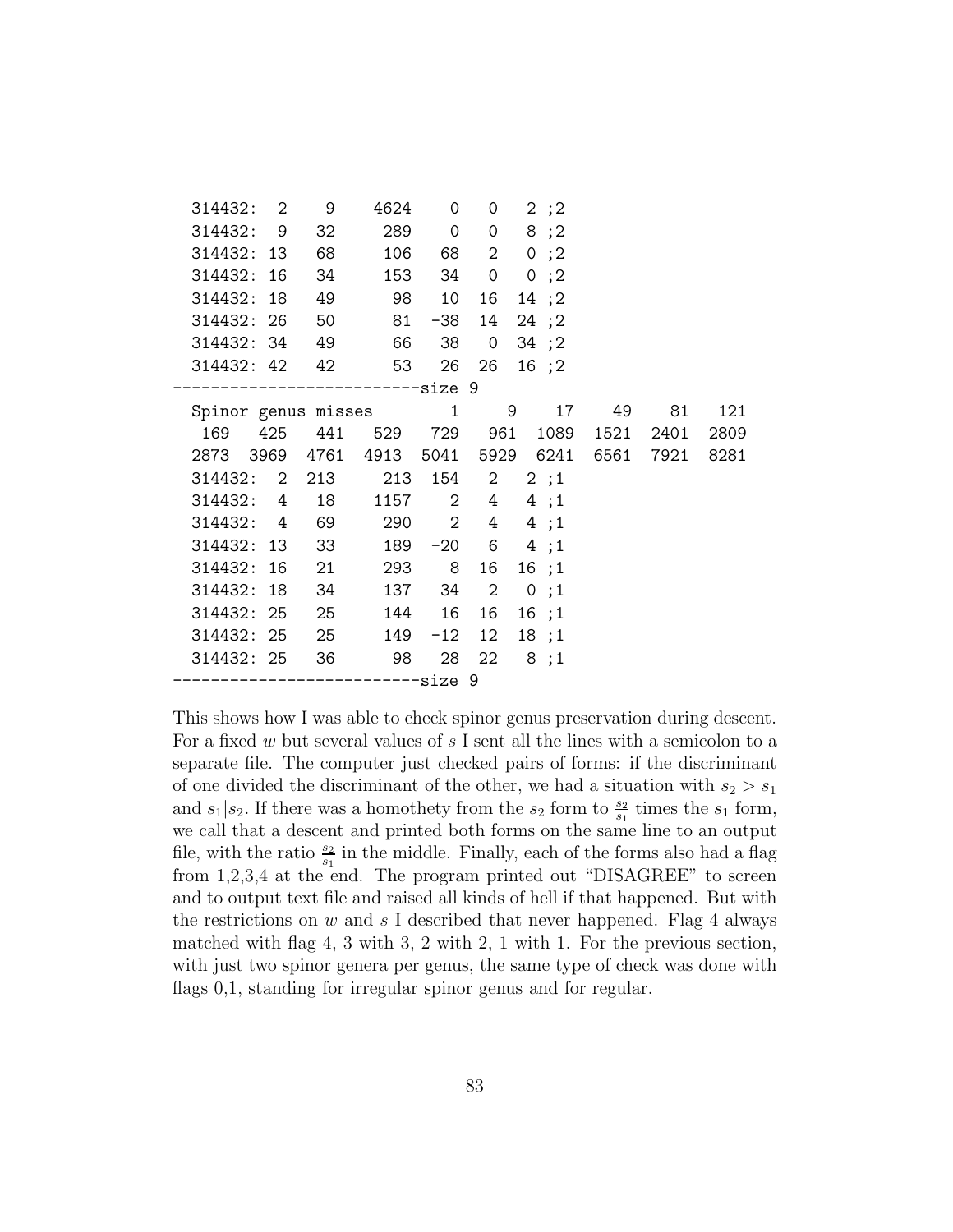```
  314432:  2    9     4624    0   0    2 ;2
  314432:  9   32      289    0   0    8 ;2
  314432: 13   68      106   68   2    0 ;2
  314432: 16   34      153   34   0    0 ;2
  314432: 18   49       98   10  16   14 ;2
  314432: 26   50       81  -38  14   24 ;2
  314432: 34   49       66   38   0   34 ;2
  314432: 42   42       53   26  26   16 ;2
-------------------------size 9
  Spinor genus misses        1     9    17    49    81   121
   169   425   441   529   729   961  1089  1521  2401  2809
  2873  3969  4761  4913  5041  5929  6241  6561  7921  8281
  314432:  2  213      213  154   2    2 ;1
  314432:  4   18     1157    2   4    4 ;1
  314432:  4   69      290    2   4    4 ;1
  314432: 13   33      189  -20   6    4 ;1
  314432: 16   21      293    8  16   16 ;1
  314432: 18   34      137   34   2    0 ;1
  314432: 25   25      144   16  16   16 ;1
  314432: 25   25      149  -12  12   18 ;1
  314432: 25   36       98   28  22    8 ;1
-------------------------size 9
```

This shows how I was able to check spinor genus preservation during descent. For a fixed $w$ but several values of $s$ I sent all the lines with a semicolon to a separate file. The computer just checked pairs of forms: if the discriminant of one divided the discriminant of the other, we had a situation with $s_2 > s_1$ and $s_1 | s_2$. If there was a homothety from the $s_2$ form to $\frac{s_2}{s_1}$ times the $s_1$ form, we call that a descent and printed both forms on the same line to an output file, with the ratio $\frac{s_2}{s_1}$ in the middle. Finally, each of the forms also had a flag from 1,2,3,4 at the end. The program printed out "DISAGREE" to screen and to output text file and raised all kinds of hell if that happened. But with the restrictions on $w$ and $s$ I described that never happened. Flag 4 always matched with flag 4, 3 with 3, 2 with 2, 1 with 1. For the previous section, with just two spinor genera per genus, the same type of check was done with flags 0,1, standing for irregular spinor genus and for regular.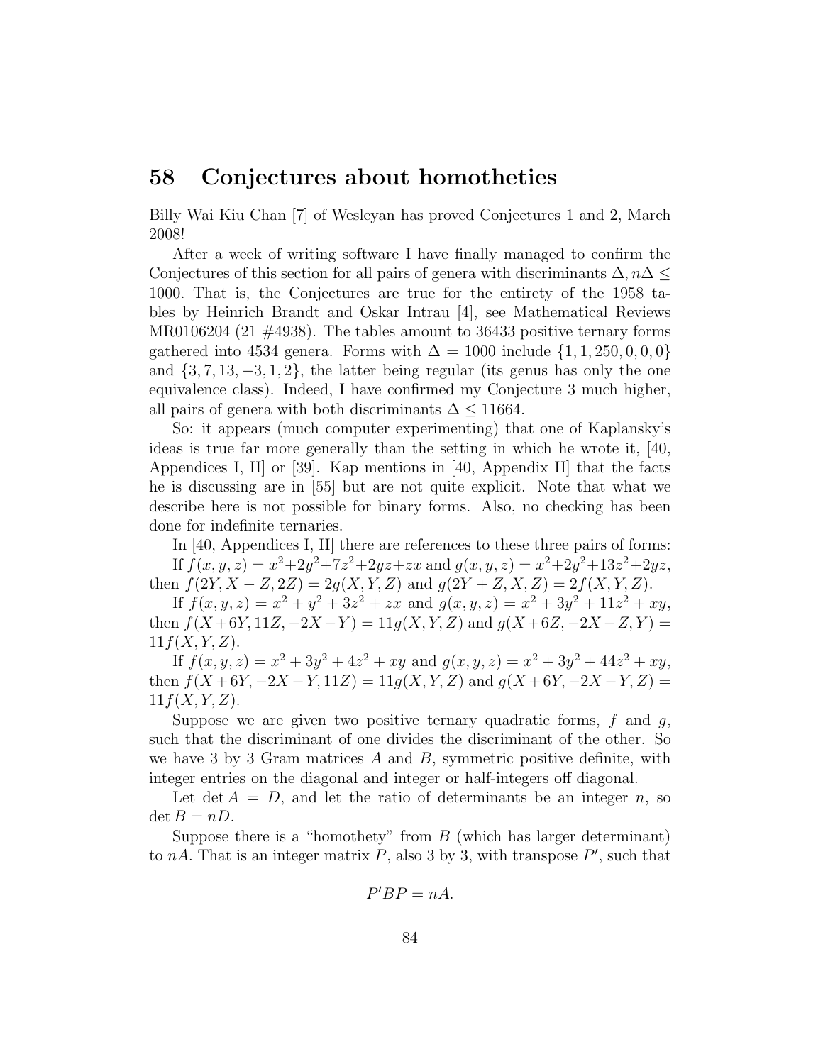## 58 Conjectures about homotheties

Billy Wai Kiu Chan [7] of Wesleyan has proved Conjectures 1 and 2, March 2008!

After a week of writing software I have finally managed to confirm the Conjectures of this section for all pairs of genera with discriminants $\Delta, n\Delta \leq 1000$. That is, the Conjectures are true for the entirety of the 1958 tables by Heinrich Brandt and Oskar Intrau [4], see Mathematical Reviews MR0106204 (21 #4938). The tables amount to 36433 positive ternary forms gathered into 4534 genera. Forms with $\Delta = 1000$ include $\{1, 1, 250, 0, 0, 0\}$ and $\{3, 7, 13, -3, 1, 2\}$, the latter being regular (its genus has only the one equivalence class). Indeed, I have confirmed my Conjecture 3 much higher, all pairs of genera with both discriminants $\Delta \leq 11664$.

So: it appears (much computer experimenting) that one of Kaplansky's ideas is true far more generally than the setting in which he wrote it, [40, Appendices I, II] or [39]. Kap mentions in [40, Appendix II] that the facts he is discussing are in [55] but are not quite explicit. Note that what we describe here is not possible for binary forms. Also, no checking has been done for indefinite ternaries.

In [40, Appendices I, II] there are references to these three pairs of forms:

If $f(x, y, z) = x^2+2y^2+7z^2+2yz+zx$ and $g(x, y, z) = x^2+2y^2+13z^2+2yz$, then $f(2Y, X - Z, 2Z) = 2g(X, Y, Z)$ and $g(2Y + Z, X, Z) = 2f(X, Y, Z)$.

If $f(x, y, z) = x^2 + y^2 + 3z^2 + zx$ and $g(x, y, z) = x^2 + 3y^2 + 11z^2 + xy$, then $f(X+6Y, 11Z, -2X-Y) = 11g(X, Y, Z)$ and $g(X+6Z, -2X-Z, Y) = 11f(X, Y, Z)$.

If $f(x, y, z) = x^2 + 3y^2 + 4z^2 + xy$ and $g(x, y, z) = x^2 + 3y^2 + 44z^2 + xy$, then $f(X+6Y, -2X-Y, 11Z) = 11g(X, Y, Z)$ and $g(X+6Y, -2X-Y, Z) = 11f(X, Y, Z)$.

Suppose we are given two positive ternary quadratic forms, $f$ and $g$, such that the discriminant of one divides the discriminant of the other. So we have 3 by 3 Gram matrices $A$ and $B$, symmetric positive definite, with integer entries on the diagonal and integer or half-integers off diagonal.

Let $\det A = D$, and let the ratio of determinants be an integer $n$, so $\det B = nD$.

Suppose there is a "homothety" from $B$ (which has larger determinant) to $nA$. That is an integer matrix $P$, also 3 by 3, with transpose $P'$, such that

$$P'BP = nA.$$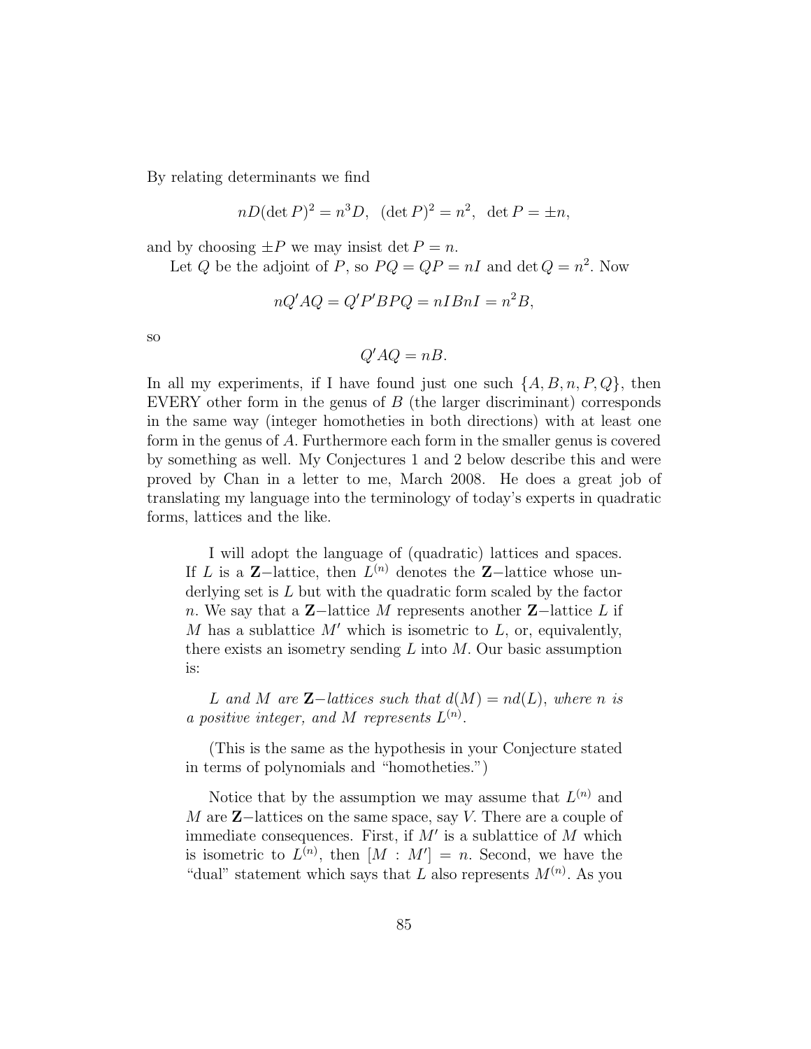By relating determinants we find

$$nD(\det P)^2 = n^3 D, \ \ (\det P)^2 = n^2, \ \ \det P = \pm n,$$

and by choosing $\pm P$ we may insist $\det P = n$.

Let $Q$ be the adjoint of $P$, so $PQ = QP = nI$ and $\det Q = n^2$. Now

$$nQ'AQ = Q'P'BPQ = nIBnI = n^2 B,$$

so

$$Q'AQ = nB.$$

In all my experiments, if I have found just one such $\{A, B, n, P, Q\}$, then EVERY other form in the genus of $B$ (the larger discriminant) corresponds in the same way (integer homotheties in both directions) with at least one form in the genus of $A$. Furthermore each form in the smaller genus is covered by something as well. My Conjectures 1 and 2 below describe this and were proved by Chan in a letter to me, March 2008. He does a great job of translating my language into the terminology of today's experts in quadratic forms, lattices and the like.

> I will adopt the language of (quadratic) lattices and spaces. If $L$ is a $\mathbf{Z}-$lattice, then $L^{(n)}$ denotes the $\mathbf{Z}-$lattice whose underlying set is $L$ but with the quadratic form scaled by the factor $n$. We say that a $\mathbf{Z}-$lattice $M$ represents another $\mathbf{Z}-$lattice $L$ if $M$ has a sublattice $M'$ which is isometric to $L$, or, equivalently, there exists an isometry sending $L$ into $M$. Our basic assumption is:
>
> *$L$ and $M$ are $\mathbf{Z}-$lattices such that $d(M) = nd(L)$, where $n$ is a positive integer, and $M$ represents $L^{(n)}$.*
>
> (This is the same as the hypothesis in your Conjecture stated in terms of polynomials and "homotheties.")
>
> Notice that by the assumption we may assume that $L^{(n)}$ and $M$ are $\mathbf{Z}-$lattices on the same space, say $V$. There are a couple of immediate consequences. First, if $M'$ is a sublattice of $M$ which is isometric to $L^{(n)}$, then $[M : M'] = n$. Second, we have the "dual" statement which says that $L$ also represents $M^{(n)}$. As you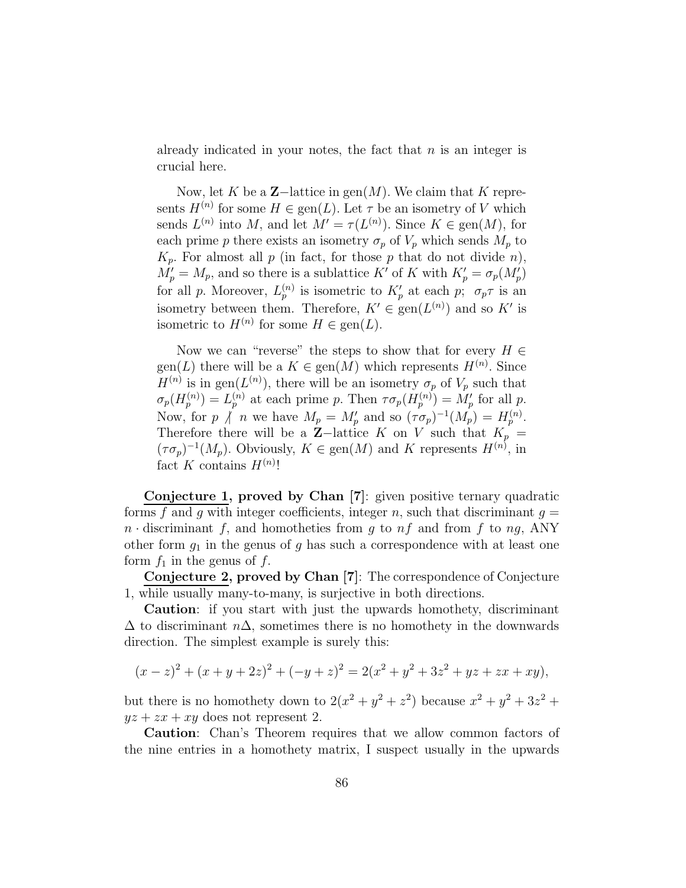already indicated in your notes, the fact that $n$ is an integer is crucial here.

Now, let $K$ be a $\mathbf{Z}$−lattice in $\text{gen}(M)$. We claim that $K$ represents $H^{(n)}$ for some $H \in \text{gen}(L)$. Let $\tau$ be an isometry of $V$ which sends $L^{(n)}$ into $M$, and let $M' = \tau(L^{(n)})$. Since $K \in \text{gen}(M)$, for each prime $p$ there exists an isometry $\sigma_p$ of $V_p$ which sends $M_p$ to $K_p$. For almost all $p$ (in fact, for those $p$ that do not divide $n$), $M'_p = M_p$, and so there is a sublattice $K'$ of $K$ with $K'_p = \sigma_p(M'_p)$ for all $p$. Moreover, $L_p^{(n)}$ is isometric to $K'_p$ at each $p$; $\sigma_p\tau$ is an isometry between them. Therefore, $K' \in \text{gen}(L^{(n)})$ and so $K'$ is isometric to $H^{(n)}$ for some $H \in \text{gen}(L)$.

Now we can "reverse" the steps to show that for every $H \in \text{gen}(L)$ there will be a $K \in \text{gen}(M)$ which represents $H^{(n)}$. Since $H^{(n)}$ is in $\text{gen}(L^{(n)})$, there will be an isometry $\sigma_p$ of $V_p$ such that $\sigma_p(H_p^{(n)}) = L_p^{(n)}$ at each prime $p$. Then $\tau\sigma_p(H_p^{(n)}) = M'_p$ for all $p$. Now, for $p \nmid n$ we have $M_p = M'_p$ and so $(\tau\sigma_p)^{-1}(M_p) = H_p^{(n)}$. Therefore there will be a $\mathbf{Z}$−lattice $K$ on $V$ such that $K_p = (\tau\sigma_p)^{-1}(M_p)$. Obviously, $K \in \text{gen}(M)$ and $K$ represents $H^{(n)}$, in fact $K$ contains $H^{(n)}$!

**Conjecture 1, proved by Chan [7]**: given positive ternary quadratic forms $f$ and $g$ with integer coefficients, integer $n$, such that discriminant $g = n \cdot$ discriminant $f$, and homotheties from $g$ to $nf$ and from $f$ to $ng$, ANY other form $g_1$ in the genus of $g$ has such a correspondence with at least one form $f_1$ in the genus of $f$.

**Conjecture 2, proved by Chan [7]**: The correspondence of Conjecture 1, while usually many-to-many, is surjective in both directions.

**Caution**: if you start with just the upwards homothety, discriminant $\Delta$ to discriminant $n\Delta$, sometimes there is no homothety in the downwards direction. The simplest example is surely this:

$$(x - z)^2 + (x + y + 2z)^2 + (-y + z)^2 = 2(x^2 + y^2 + 3z^2 + yz + zx + xy),$$

but there is no homothety down to $2(x^2 + y^2 + z^2)$ because $x^2 + y^2 + 3z^2 + yz + zx + xy$ does not represent 2.

**Caution**: Chan's Theorem requires that we allow common factors of the nine entries in a homothety matrix, I suspect usually in the upwards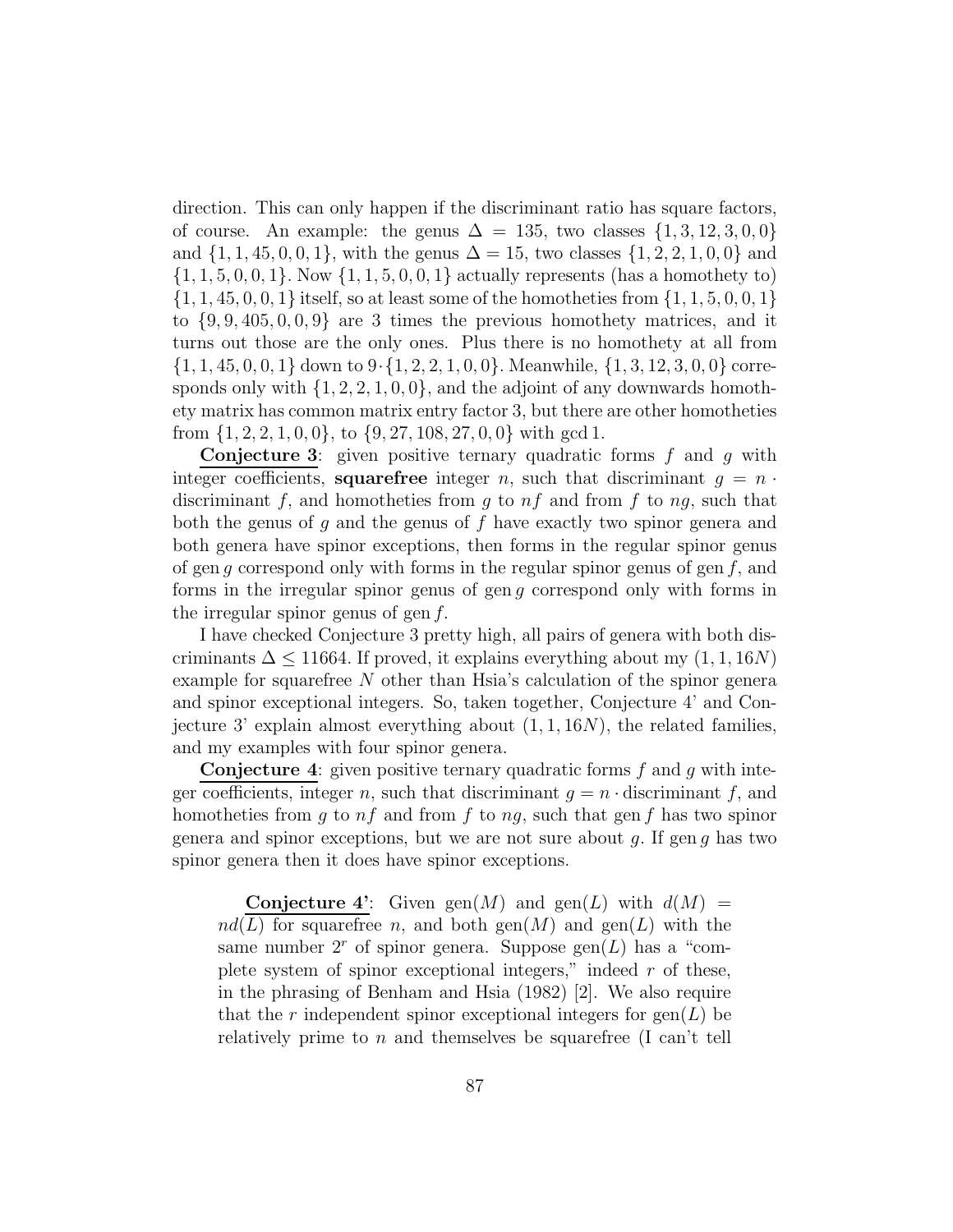direction. This can only happen if the discriminant ratio has square factors, of course. An example: the genus $\Delta = 135$, two classes $\{1, 3, 12, 3, 0, 0\}$ and $\{1, 1, 45, 0, 0, 1\}$, with the genus $\Delta = 15$, two classes $\{1, 2, 2, 1, 0, 0\}$ and $\{1, 1, 5, 0, 0, 1\}$. Now $\{1, 1, 5, 0, 0, 1\}$ actually represents (has a homothety to) $\{1, 1, 45, 0, 0, 1\}$ itself, so at least some of the homotheties from $\{1, 1, 5, 0, 0, 1\}$ to $\{9, 9, 405, 0, 0, 9\}$ are 3 times the previous homothety matrices, and it turns out those are the only ones. Plus there is no homothety at all from $\{1, 1, 45, 0, 0, 1\}$ down to $9 \cdot \{1, 2, 2, 1, 0, 0\}$. Meanwhile, $\{1, 3, 12, 3, 0, 0\}$ corresponds only with $\{1, 2, 2, 1, 0, 0\}$, and the adjoint of any downwards homothety matrix has common matrix entry factor 3, but there are other homotheties from $\{1, 2, 2, 1, 0, 0\}$, to $\{9, 27, 108, 27, 0, 0\}$ with gcd 1.

**Conjecture 3**: given positive ternary quadratic forms $f$ and $g$ with integer coefficients, **squarefree** integer $n$, such that discriminant $g = n \cdot$ discriminant $f$, and homotheties from $g$ to $nf$ and from $f$ to $ng$, such that both the genus of $g$ and the genus of $f$ have exactly two spinor genera and both genera have spinor exceptions, then forms in the regular spinor genus of gen $g$ correspond only with forms in the regular spinor genus of gen $f$, and forms in the irregular spinor genus of gen $g$ correspond only with forms in the irregular spinor genus of gen $f$.

I have checked Conjecture 3 pretty high, all pairs of genera with both discriminants $\Delta \leq 11664$. If proved, it explains everything about my $(1, 1, 16N)$ example for squarefree $N$ other than Hsia's calculation of the spinor genera and spinor exceptional integers. So, taken together, Conjecture 4' and Conjecture 3' explain almost everything about $(1, 1, 16N)$, the related families, and my examples with four spinor genera.

**Conjecture 4**: given positive ternary quadratic forms $f$ and $g$ with integer coefficients, integer $n$, such that discriminant $g = n \cdot$ discriminant $f$, and homotheties from $g$ to $nf$ and from $f$ to $ng$, such that gen $f$ has two spinor genera and spinor exceptions, but we are not sure about $g$. If gen $g$ has two spinor genera then it does have spinor exceptions.

> **Conjecture 4'**: Given $\text{gen}(M)$ and $\text{gen}(L)$ with $d(M) = nd(L)$ for squarefree $n$, and both $\text{gen}(M)$ and $\text{gen}(L)$ with the same number $2^r$ of spinor genera. Suppose $\text{gen}(L)$ has a "complete system of spinor exceptional integers," indeed $r$ of these, in the phrasing of Benham and Hsia (1982) [2]. We also require that the $r$ independent spinor exceptional integers for $\text{gen}(L)$ be relatively prime to $n$ and themselves be squarefree (I can't tell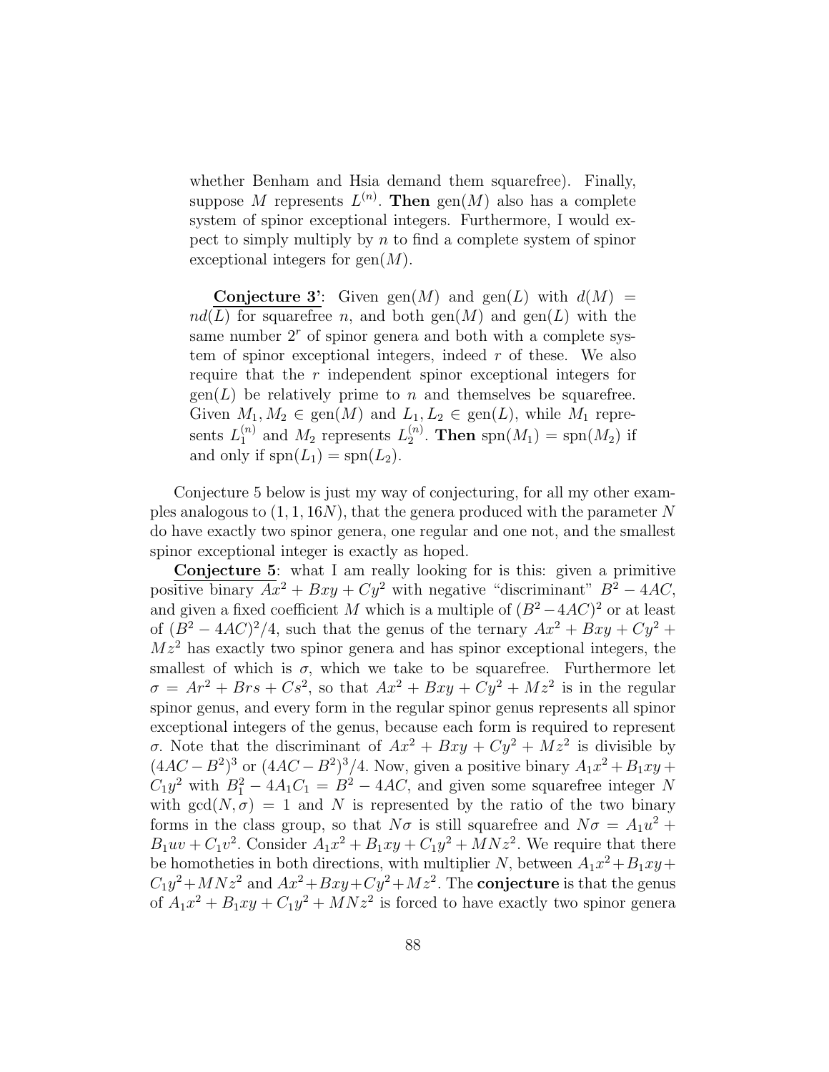whether Benham and Hsia demand them squarefree). Finally, suppose $M$ represents $L^{(n)}$. **Then** gen$(M)$ also has a complete system of spinor exceptional integers. Furthermore, I would expect to simply multiply by $n$ to find a complete system of spinor exceptional integers for gen$(M)$.

**Conjecture 3'**: Given gen$(M)$ and gen$(L)$ with $d(M) = nd(L)$ for squarefree $n$, and both gen$(M)$ and gen$(L)$ with the same number $2^r$ of spinor genera and both with a complete system of spinor exceptional integers, indeed $r$ of these. We also require that the $r$ independent spinor exceptional integers for gen$(L)$ be relatively prime to $n$ and themselves be squarefree. Given $M_1, M_2 \in$ gen$(M)$ and $L_1, L_2 \in$ gen$(L)$, while $M_1$ represents $L_1^{(n)}$ and $M_2$ represents $L_2^{(n)}$. **Then** spn$(M_1) =$ spn$(M_2)$ if and only if spn$(L_1) =$ spn$(L_2)$.

Conjecture 5 below is just my way of conjecturing, for all my other examples analogous to $(1, 1, 16N)$, that the genera produced with the parameter $N$ do have exactly two spinor genera, one regular and one not, and the smallest spinor exceptional integer is exactly as hoped.

**Conjecture 5**: what I am really looking for is this: given a primitive positive binary $Ax^2 + Bxy + Cy^2$ with negative "discriminant" $B^2 - 4AC$, and given a fixed coefficient $M$ which is a multiple of $(B^2 - 4AC)^2$ or at least of $(B^2 - 4AC)^2/4$, such that the genus of the ternary $Ax^2 + Bxy + Cy^2 + Mz^2$ has exactly two spinor genera and has spinor exceptional integers, the smallest of which is $\sigma$, which we take to be squarefree. Furthermore let $\sigma = Ar^2 + Brs + Cs^2$, so that $Ax^2 + Bxy + Cy^2 + Mz^2$ is in the regular spinor genus, and every form in the regular spinor genus represents all spinor exceptional integers of the genus, because each form is required to represent $\sigma$. Note that the discriminant of $Ax^2 + Bxy + Cy^2 + Mz^2$ is divisible by $(4AC - B^2)^3$ or $(4AC - B^2)^3/4$. Now, given a positive binary $A_1x^2 + B_1xy + C_1y^2$ with $B_1^2 - 4A_1C_1 = B^2 - 4AC$, and given some squarefree integer $N$ with $\gcd(N, \sigma) = 1$ and $N$ is represented by the ratio of the two binary forms in the class group, so that $N\sigma$ is still squarefree and $N\sigma = A_1u^2 + B_1uv + C_1v^2$. Consider $A_1x^2 + B_1xy + C_1y^2 + MNz^2$. We require that there be homotheties in both directions, with multiplier $N$, between $A_1x^2 + B_1xy + C_1y^2 + MNz^2$ and $Ax^2 + Bxy + Cy^2 + Mz^2$. The **conjecture** is that the genus of $A_1x^2 + B_1xy + C_1y^2 + MNz^2$ is forced to have exactly two spinor genera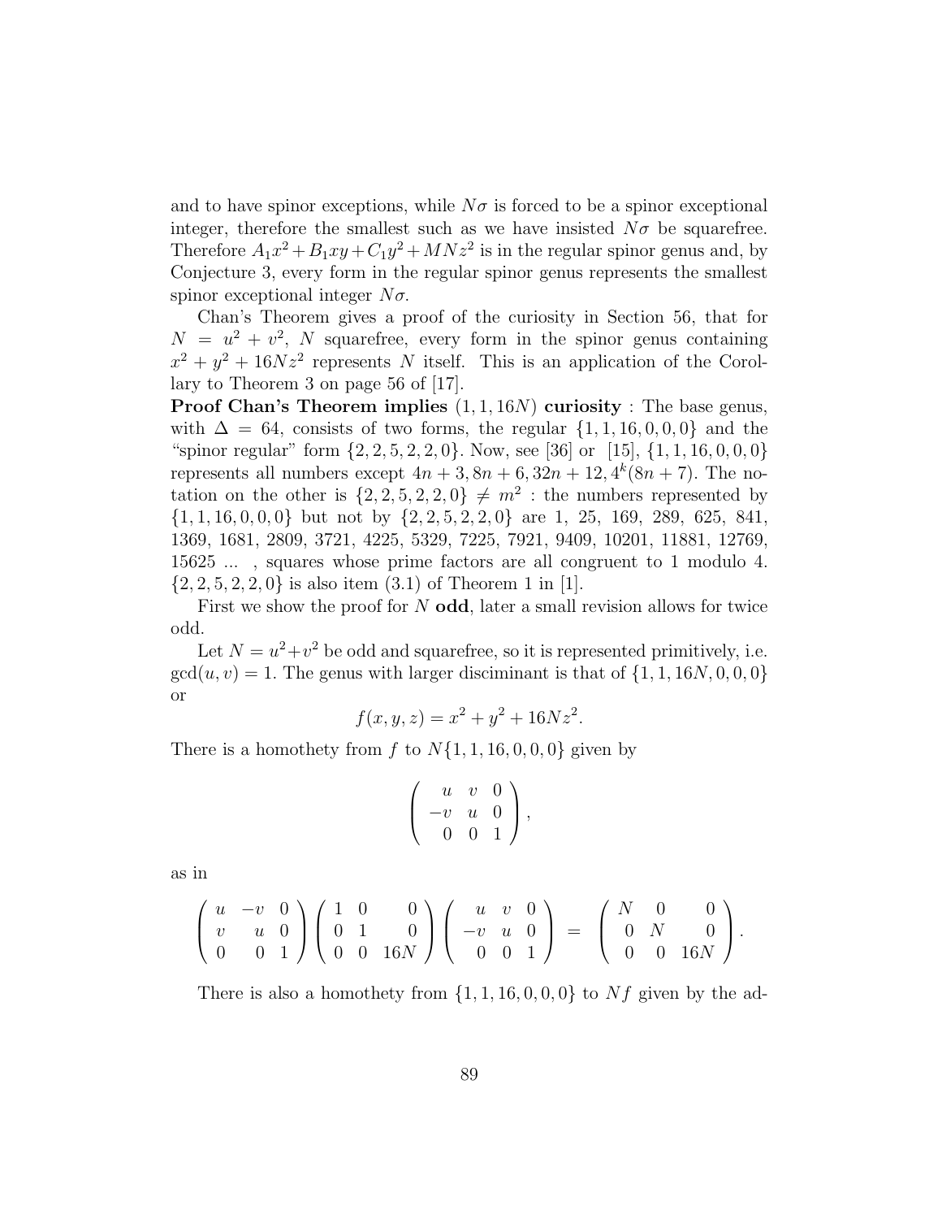and to have spinor exceptions, while $N\sigma$ is forced to be a spinor exceptional integer, therefore the smallest such as we have insisted $N\sigma$ be squarefree. Therefore $A_1x^2 + B_1xy + C_1y^2 + MNz^2$ is in the regular spinor genus and, by Conjecture 3, every form in the regular spinor genus represents the smallest spinor exceptional integer $N\sigma$.

Chan's Theorem gives a proof of the curiosity in Section 56, that for $N = u^2 + v^2$, $N$ squarefree, every form in the spinor genus containing $x^2 + y^2 + 16Nz^2$ represents $N$ itself. This is an application of the Corollary to Theorem 3 on page 56 of [17].

**Proof Chan's Theorem implies $(1, 1, 16N)$ curiosity** : The base genus, with $\Delta = 64$, consists of two forms, the regular $\{1, 1, 16, 0, 0, 0\}$ and the "spinor regular" form $\{2, 2, 5, 2, 2, 0\}$. Now, see [36] or [15], $\{1, 1, 16, 0, 0, 0\}$ represents all numbers except $4n + 3, 8n + 6, 32n + 12, 4^k(8n + 7)$. The notation on the other is $\{2, 2, 5, 2, 2, 0\} \neq m^2$ : the numbers represented by $\{1, 1, 16, 0, 0, 0\}$ but not by $\{2, 2, 5, 2, 2, 0\}$ are 1, 25, 169, 289, 625, 841, 1369, 1681, 2809, 3721, 4225, 5329, 7225, 7921, 9409, 10201, 11881, 12769, 15625 ... , squares whose prime factors are all congruent to 1 modulo 4. $\{2, 2, 5, 2, 2, 0\}$ is also item (3.1) of Theorem 1 in [1].

First we show the proof for $N$ **odd**, later a small revision allows for twice odd.

Let $N = u^2 + v^2$ be odd and squarefree, so it is represented primitively, i.e. $\gcd(u, v) = 1$. The genus with larger disciminant is that of $\{1, 1, 16N, 0, 0, 0\}$ or

$$f(x, y, z) = x^2 + y^2 + 16Nz^2.$$

There is a homothety from $f$ to $N\{1, 1, 16, 0, 0, 0\}$ given by

$$\begin{pmatrix} u & v & 0 \\ -v & u & 0 \\ 0 & 0 & 1 \end{pmatrix},$$

as in

$$\begin{pmatrix} u & -v & 0 \\ v & u & 0 \\ 0 & 0 & 1 \end{pmatrix} \begin{pmatrix} 1 & 0 & 0 \\ 0 & 1 & 0 \\ 0 & 0 & 16N \end{pmatrix} \begin{pmatrix} u & v & 0 \\ -v & u & 0 \\ 0 & 0 & 1 \end{pmatrix} = \begin{pmatrix} N & 0 & 0 \\ 0 & N & 0 \\ 0 & 0 & 16N \end{pmatrix}.$$

There is also a homothety from $\{1, 1, 16, 0, 0, 0\}$ to $Nf$ given by the ad-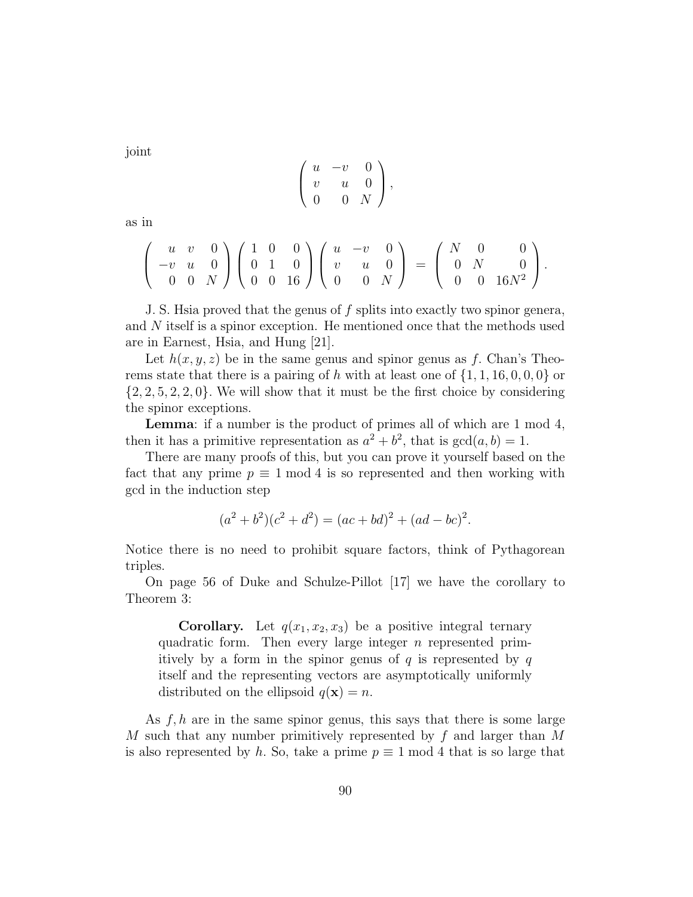joint

$$\begin{pmatrix} u & -v & 0 \\ v & u & 0 \\ 0 & 0 & N \end{pmatrix},$$

as in

$$\begin{pmatrix} u & v & 0 \\ -v & u & 0 \\ 0 & 0 & N \end{pmatrix} \begin{pmatrix} 1 & 0 & 0 \\ 0 & 1 & 0 \\ 0 & 0 & 16 \end{pmatrix} \begin{pmatrix} u & -v & 0 \\ v & u & 0 \\ 0 & 0 & N \end{pmatrix} = \begin{pmatrix} N & 0 & 0 \\ 0 & N & 0 \\ 0 & 0 & 16N^2 \end{pmatrix}.$$

J. S. Hsia proved that the genus of $f$ splits into exactly two spinor genera, and $N$ itself is a spinor exception. He mentioned once that the methods used are in Earnest, Hsia, and Hung [21].

Let $h(x, y, z)$ be in the same genus and spinor genus as $f$. Chan's Theorems state that there is a pairing of $h$ with at least one of $\{1, 1, 16, 0, 0, 0\}$ or $\{2, 2, 5, 2, 2, 0\}$. We will show that it must be the first choice by considering the spinor exceptions.

**Lemma**: if a number is the product of primes all of which are 1 mod 4, then it has a primitive representation as $a^2 + b^2$, that is $\gcd(a, b) = 1$.

There are many proofs of this, but you can prove it yourself based on the fact that any prime $p \equiv 1 \bmod 4$ is so represented and then working with gcd in the induction step

$$(a^2 + b^2)(c^2 + d^2) = (ac + bd)^2 + (ad - bc)^2.$$

Notice there is no need to prohibit square factors, think of Pythagorean triples.

On page 56 of Duke and Schulze-Pillot [17] we have the corollary to Theorem 3:

> **Corollary.** Let $q(x_1, x_2, x_3)$ be a positive integral ternary quadratic form. Then every large integer $n$ represented primitively by a form in the spinor genus of $q$ is represented by $q$ itself and the representing vectors are asymptotically uniformly distributed on the ellipsoid $q(\mathbf{x}) = n$.

As $f, h$ are in the same spinor genus, this says that there is some large $M$ such that any number primitively represented by $f$ and larger than $M$ is also represented by $h$. So, take a prime $p \equiv 1 \bmod 4$ that is so large that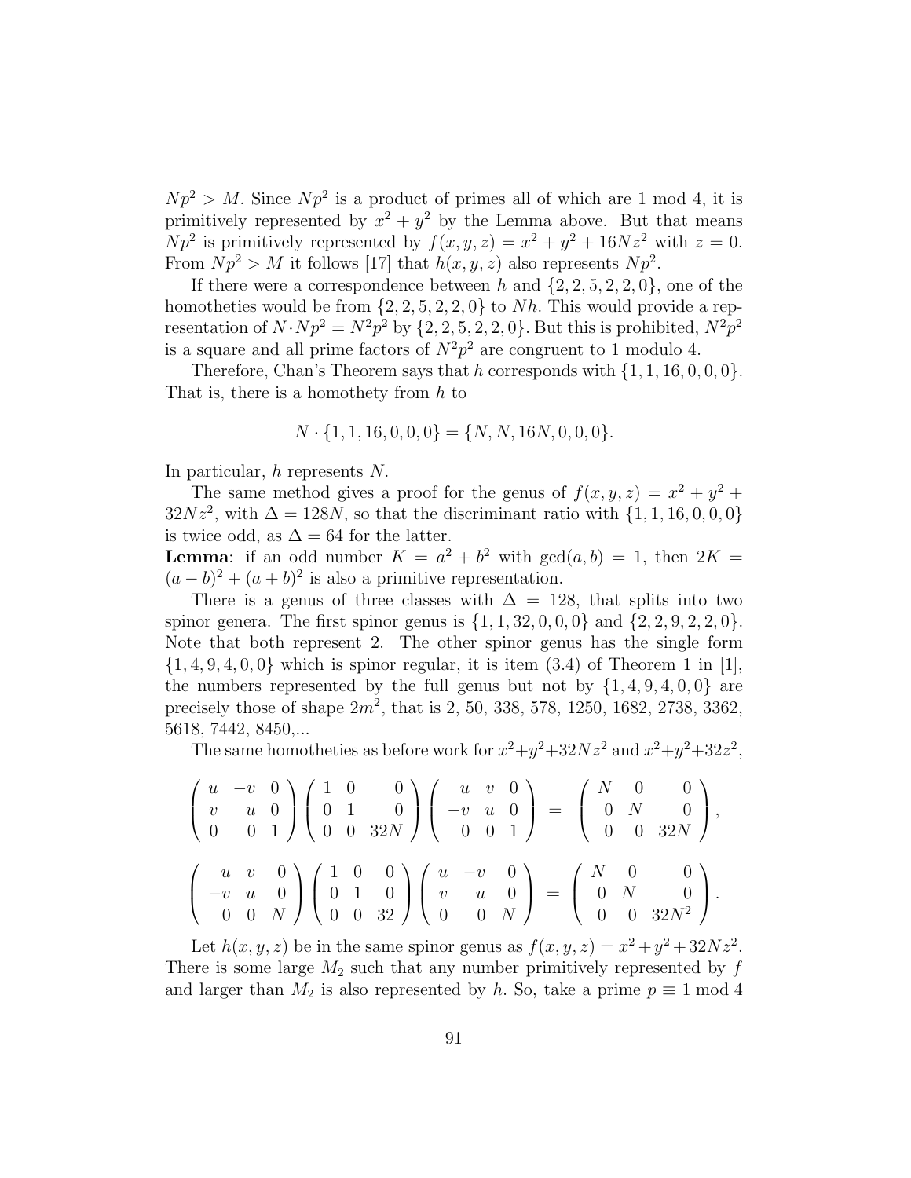$Np^2 > M$. Since $Np^2$ is a product of primes all of which are 1 mod 4, it is primitively represented by $x^2 + y^2$ by the Lemma above. But that means $Np^2$ is primitively represented by $f(x, y, z) = x^2 + y^2 + 16Nz^2$ with $z = 0$. From $Np^2 > M$ it follows [17] that $h(x, y, z)$ also represents $Np^2$.

If there were a correspondence between $h$ and $\{2, 2, 5, 2, 2, 0\}$, one of the homotheties would be from $\{2, 2, 5, 2, 2, 0\}$ to $Nh$. This would provide a representation of $N \cdot Np^2 = N^2p^2$ by $\{2, 2, 5, 2, 2, 0\}$. But this is prohibited, $N^2p^2$ is a square and all prime factors of $N^2p^2$ are congruent to 1 modulo 4.

Therefore, Chan's Theorem says that $h$ corresponds with $\{1, 1, 16, 0, 0, 0\}$. That is, there is a homothety from $h$ to

$$N \cdot \{1, 1, 16, 0, 0, 0\} = \{N, N, 16N, 0, 0, 0\}.$$

In particular, $h$ represents $N$.

The same method gives a proof for the genus of $f(x, y, z) = x^2 + y^2 + 32Nz^2$, with $\Delta = 128N$, so that the discriminant ratio with $\{1, 1, 16, 0, 0, 0\}$ is twice odd, as $\Delta = 64$ for the latter.

**Lemma**: if an odd number $K = a^2 + b^2$ with $\gcd(a, b) = 1$, then $2K = (a - b)^2 + (a + b)^2$ is also a primitive representation.

There is a genus of three classes with $\Delta = 128$, that splits into two spinor genera. The first spinor genus is $\{1, 1, 32, 0, 0, 0\}$ and $\{2, 2, 9, 2, 2, 0\}$. Note that both represent 2. The other spinor genus has the single form $\{1, 4, 9, 4, 0, 0\}$ which is spinor regular, it is item (3.4) of Theorem 1 in [1], the numbers represented by the full genus but not by $\{1, 4, 9, 4, 0, 0\}$ are precisely those of shape $2m^2$, that is 2, 50, 338, 578, 1250, 1682, 2738, 3362, 5618, 7442, 8450,...

The same homotheties as before work for $x^2+y^2+32Nz^2$ and $x^2+y^2+32z^2$,

$$\begin{pmatrix} u & -v & 0 \\ v & u & 0 \\ 0 & 0 & 1 \end{pmatrix} \begin{pmatrix} 1 & 0 & 0 \\ 0 & 1 & 0 \\ 0 & 0 & 32N \end{pmatrix} \begin{pmatrix} u & v & 0 \\ -v & u & 0 \\ 0 & 0 & 1 \end{pmatrix} = \begin{pmatrix} N & 0 & 0 \\ 0 & N & 0 \\ 0 & 0 & 32N \end{pmatrix},$$

$$\begin{pmatrix} u & v & 0 \\ -v & u & 0 \\ 0 & 0 & N \end{pmatrix} \begin{pmatrix} 1 & 0 & 0 \\ 0 & 1 & 0 \\ 0 & 0 & 32 \end{pmatrix} \begin{pmatrix} u & -v & 0 \\ v & u & 0 \\ 0 & 0 & N \end{pmatrix} = \begin{pmatrix} N & 0 & 0 \\ 0 & N & 0 \\ 0 & 0 & 32N^2 \end{pmatrix}.$$

Let $h(x, y, z)$ be in the same spinor genus as $f(x, y, z) = x^2 + y^2 + 32Nz^2$. There is some large $M_2$ such that any number primitively represented by $f$ and larger than $M_2$ is also represented by $h$. So, take a prime $p \equiv 1 \bmod 4$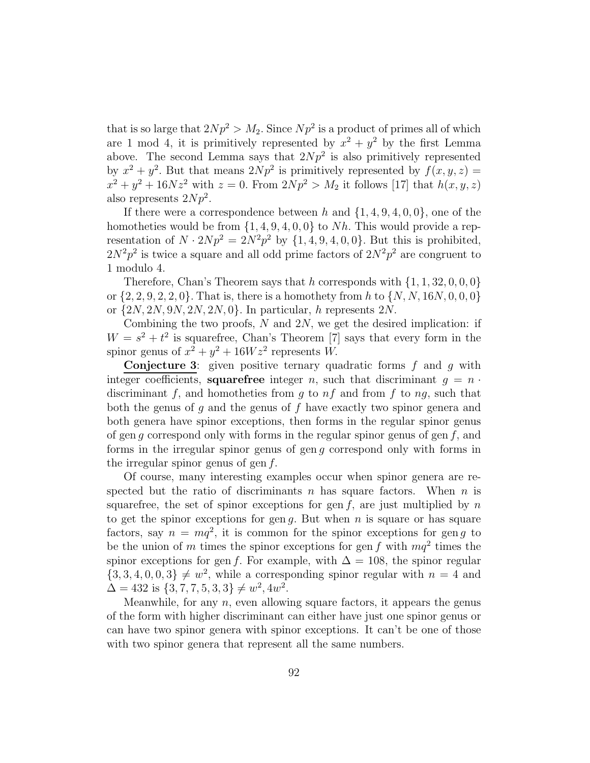that is so large that $2Np^2 > M_2$. Since $Np^2$ is a product of primes all of which are 1 mod 4, it is primitively represented by $x^2 + y^2$ by the first Lemma above. The second Lemma says that $2Np^2$ is also primitively represented by $x^2 + y^2$. But that means $2Np^2$ is primitively represented by $f(x, y, z) = x^2 + y^2 + 16Nz^2$ with $z = 0$. From $2Np^2 > M_2$ it follows [17] that $h(x, y, z)$ also represents $2Np^2$.

If there were a correspondence between $h$ and $\{1, 4, 9, 4, 0, 0\}$, one of the homotheties would be from $\{1, 4, 9, 4, 0, 0\}$ to $Nh$. This would provide a representation of $N \cdot 2Np^2 = 2N^2p^2$ by $\{1, 4, 9, 4, 0, 0\}$. But this is prohibited, $2N^2p^2$ is twice a square and all odd prime factors of $2N^2p^2$ are congruent to 1 modulo 4.

Therefore, Chan's Theorem says that $h$ corresponds with $\{1, 1, 32, 0, 0, 0\}$ or $\{2, 2, 9, 2, 2, 0\}$. That is, there is a homothety from $h$ to $\{N, N, 16N, 0, 0, 0\}$ or $\{2N, 2N, 9N, 2N, 2N, 0\}$. In particular, $h$ represents $2N$.

Combining the two proofs, $N$ and $2N$, we get the desired implication: if $W = s^2 + t^2$ is squarefree, Chan's Theorem [7] says that every form in the spinor genus of $x^2 + y^2 + 16Wz^2$ represents $W$.

**Conjecture 3**: given positive ternary quadratic forms $f$ and $g$ with integer coefficients, **squarefree** integer $n$, such that discriminant $g = n \cdot$ discriminant $f$, and homotheties from $g$ to $nf$ and from $f$ to $ng$, such that both the genus of $g$ and the genus of $f$ have exactly two spinor genera and both genera have spinor exceptions, then forms in the regular spinor genus of gen $g$ correspond only with forms in the regular spinor genus of gen $f$, and forms in the irregular spinor genus of gen $g$ correspond only with forms in the irregular spinor genus of gen $f$.

Of course, many interesting examples occur when spinor genera are respected but the ratio of discriminants $n$ has square factors. When $n$ is squarefree, the set of spinor exceptions for gen $f$, are just multiplied by $n$ to get the spinor exceptions for gen $g$. But when $n$ is square or has square factors, say $n = mq^2$, it is common for the spinor exceptions for gen $g$ to be the union of $m$ times the spinor exceptions for gen $f$ with $mq^2$ times the spinor exceptions for gen $f$. For example, with $\Delta = 108$, the spinor regular $\{3, 3, 4, 0, 0, 3\} \neq w^2$, while a corresponding spinor regular with $n = 4$ and $\Delta = 432$ is $\{3, 7, 7, 5, 3, 3\} \neq w^2, 4w^2$.

Meanwhile, for any $n$, even allowing square factors, it appears the genus of the form with higher discriminant can either have just one spinor genus or can have two spinor genera with spinor exceptions. It can't be one of those with two spinor genera that represent all the same numbers.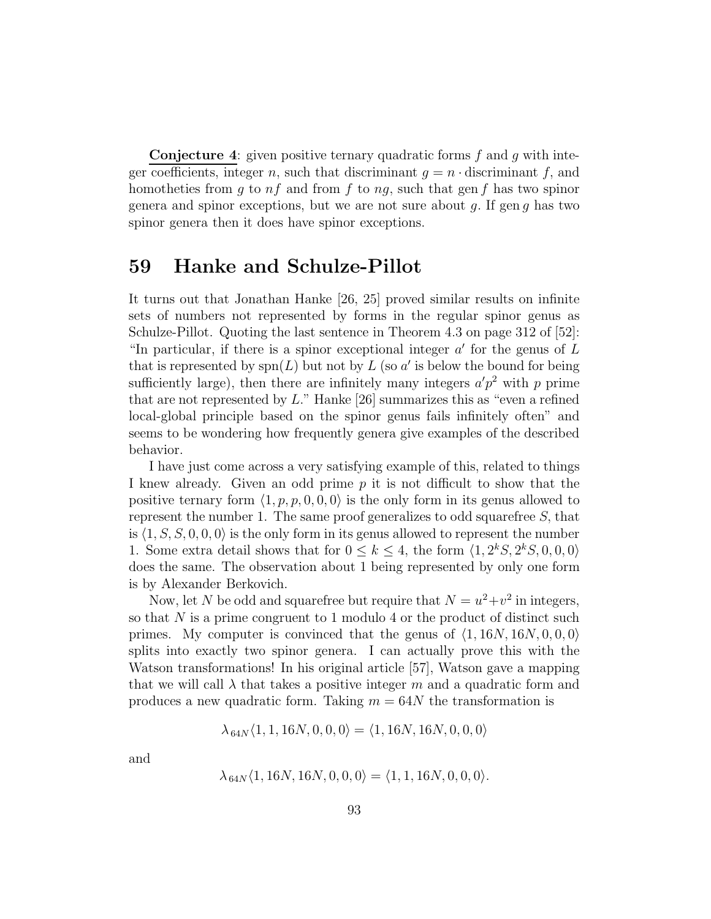**Conjecture 4**: given positive ternary quadratic forms $f$ and $g$ with integer coefficients, integer $n$, such that discriminant $g = n \cdot$ discriminant $f$, and homotheties from $g$ to $nf$ and from $f$ to $ng$, such that gen $f$ has two spinor genera and spinor exceptions, but we are not sure about $g$. If gen $g$ has two spinor genera then it does have spinor exceptions.

# 59 Hanke and Schulze-Pillot

It turns out that Jonathan Hanke [26, 25] proved similar results on infinite sets of numbers not represented by forms in the regular spinor genus as Schulze-Pillot. Quoting the last sentence in Theorem 4.3 on page 312 of [52]: "In particular, if there is a spinor exceptional integer $a'$ for the genus of $L$ that is represented by $\mathrm{spn}(L)$ but not by $L$ (so $a'$ is below the bound for being sufficiently large), then there are infinitely many integers $a'p^2$ with $p$ prime that are not represented by $L$." Hanke [26] summarizes this as "even a refined local-global principle based on the spinor genus fails infinitely often" and seems to be wondering how frequently genera give examples of the described behavior.

I have just come across a very satisfying example of this, related to things I knew already. Given an odd prime $p$ it is not difficult to show that the positive ternary form $\langle 1, p, p, 0, 0, 0 \rangle$ is the only form in its genus allowed to represent the number 1. The same proof generalizes to odd squarefree $S$, that is $\langle 1, S, S, 0, 0, 0 \rangle$ is the only form in its genus allowed to represent the number 1. Some extra detail shows that for $0 \leq k \leq 4$, the form $\langle 1, 2^k S, 2^k S, 0, 0, 0 \rangle$ does the same. The observation about 1 being represented by only one form is by Alexander Berkovich.

Now, let $N$ be odd and squarefree but require that $N = u^2 + v^2$ in integers, so that $N$ is a prime congruent to 1 modulo 4 or the product of distinct such primes. My computer is convinced that the genus of $\langle 1, 16N, 16N, 0, 0, 0 \rangle$ splits into exactly two spinor genera. I can actually prove this with the Watson transformations! In his original article [57], Watson gave a mapping that we will call $\lambda$ that takes a positive integer $m$ and a quadratic form and produces a new quadratic form. Taking $m = 64N$ the transformation is

$$\lambda_{64N} \langle 1, 1, 16N, 0, 0, 0 \rangle = \langle 1, 16N, 16N, 0, 0, 0 \rangle$$

and

$$\lambda_{64N} \langle 1, 16N, 16N, 0, 0, 0 \rangle = \langle 1, 1, 16N, 0, 0, 0 \rangle.$$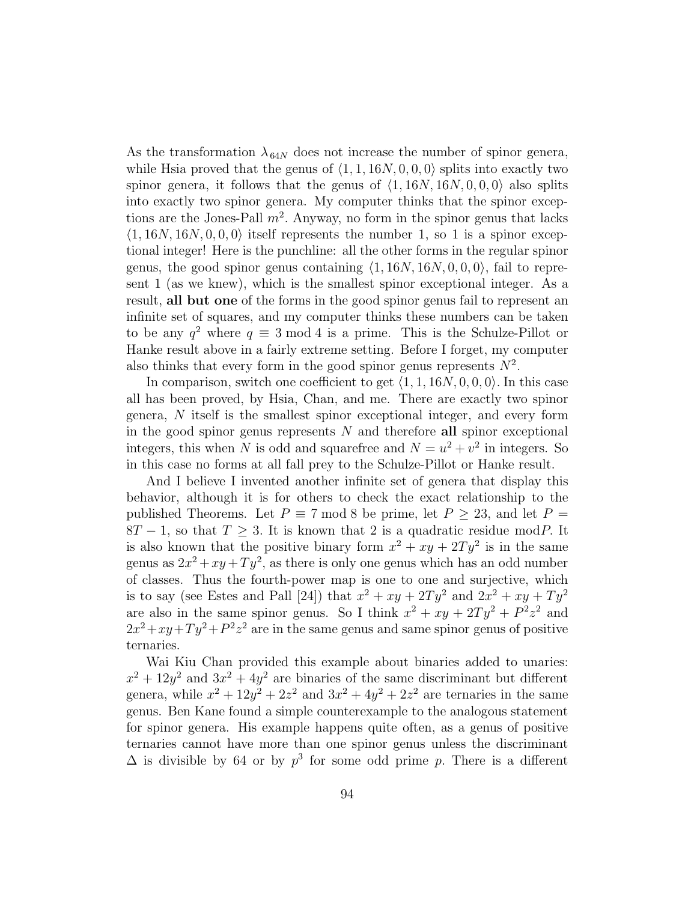As the transformation $\lambda_{64N}$ does not increase the number of spinor genera, while Hsia proved that the genus of $\langle 1, 1, 16N, 0, 0, 0\rangle$ splits into exactly two spinor genera, it follows that the genus of $\langle 1, 16N, 16N, 0, 0, 0\rangle$ also splits into exactly two spinor genera. My computer thinks that the spinor exceptions are the Jones-Pall $m^2$. Anyway, no form in the spinor genus that lacks $\langle 1, 16N, 16N, 0, 0, 0\rangle$ itself represents the number 1, so 1 is a spinor exceptional integer! Here is the punchline: all the other forms in the regular spinor genus, the good spinor genus containing $\langle 1, 16N, 16N, 0, 0, 0\rangle$, fail to represent 1 (as we knew), which is the smallest spinor exceptional integer. As a result, **all but one** of the forms in the good spinor genus fail to represent an infinite set of squares, and my computer thinks these numbers can be taken to be any $q^2$ where $q \equiv 3 \bmod 4$ is a prime. This is the Schulze-Pillot or Hanke result above in a fairly extreme setting. Before I forget, my computer also thinks that every form in the good spinor genus represents $N^2$.

In comparison, switch one coefficient to get $\langle 1, 1, 16N, 0, 0, 0\rangle$. In this case all has been proved, by Hsia, Chan, and me. There are exactly two spinor genera, $N$ itself is the smallest spinor exceptional integer, and every form in the good spinor genus represents $N$ and therefore **all** spinor exceptional integers, this when $N$ is odd and squarefree and $N = u^2 + v^2$ in integers. So in this case no forms at all fall prey to the Schulze-Pillot or Hanke result.

And I believe I invented another infinite set of genera that display this behavior, although it is for others to check the exact relationship to the published Theorems. Let $P \equiv 7 \bmod 8$ be prime, let $P \geq 23$, and let $P = 8T - 1$, so that $T \geq 3$. It is known that 2 is a quadratic residue mod$P$. It is also known that the positive binary form $x^2 + xy + 2Ty^2$ is in the same genus as $2x^2 + xy + Ty^2$, as there is only one genus which has an odd number of classes. Thus the fourth-power map is one to one and surjective, which is to say (see Estes and Pall [24]) that $x^2 + xy + 2Ty^2$ and $2x^2 + xy + Ty^2$ are also in the same spinor genus. So I think $x^2 + xy + 2Ty^2 + P^2z^2$ and $2x^2 + xy + Ty^2 + P^2z^2$ are in the same genus and same spinor genus of positive ternaries.

Wai Kiu Chan provided this example about binaries added to unaries: $x^2 + 12y^2$ and $3x^2 + 4y^2$ are binaries of the same discriminant but different genera, while $x^2 + 12y^2 + 2z^2$ and $3x^2 + 4y^2 + 2z^2$ are ternaries in the same genus. Ben Kane found a simple counterexample to the analogous statement for spinor genera. His example happens quite often, as a genus of positive ternaries cannot have more than one spinor genus unless the discriminant $\Delta$ is divisible by 64 or by $p^3$ for some odd prime $p$. There is a different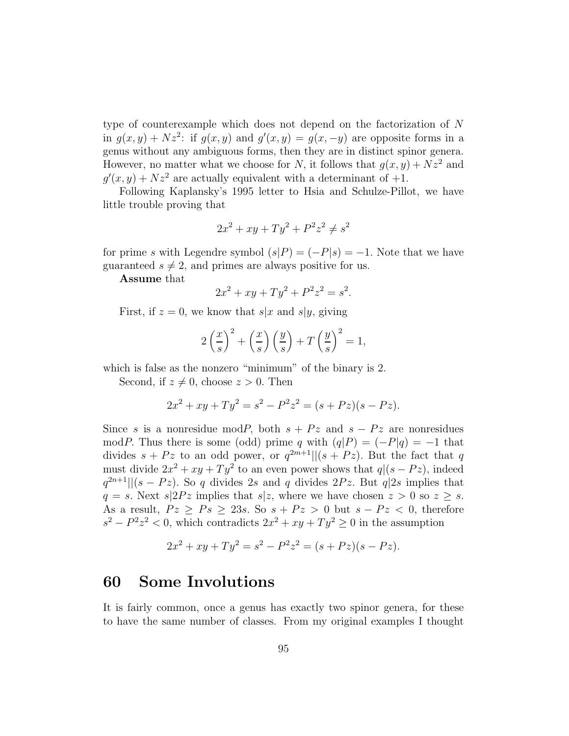type of counterexample which does not depend on the factorization of $N$ in $g(x, y) + Nz^2$: if $g(x, y)$ and $g'(x, y) = g(x, -y)$ are opposite forms in a genus without any ambiguous forms, then they are in distinct spinor genera. However, no matter what we choose for $N$, it follows that $g(x, y) + Nz^2$ and $g'(x, y) + Nz^2$ are actually equivalent with a determinant of $+1$.

Following Kaplansky's 1995 letter to Hsia and Schulze-Pillot, we have little trouble proving that

$$2x^2 + xy + Ty^2 + P^2z^2 \neq s^2$$

for prime $s$ with Legendre symbol $(s|P) = (-P|s) = -1$. Note that we have guaranteed $s \neq 2$, and primes are always positive for us.

**Assume** that

$$2x^2 + xy + Ty^2 + P^2z^2 = s^2.$$

First, if $z = 0$, we know that $s|x$ and $s|y$, giving

$$2\left(\frac{x}{s}\right)^2 + \left(\frac{x}{s}\right)\left(\frac{y}{s}\right) + T\left(\frac{y}{s}\right)^2 = 1,$$

which is false as the nonzero "minimum" of the binary is 2.

Second, if $z \neq 0$, choose $z > 0$. Then

$$2x^2 + xy + Ty^2 = s^2 - P^2z^2 = (s + Pz)(s - Pz).$$

Since $s$ is a nonresidue mod$P$, both $s + Pz$ and $s - Pz$ are nonresidues mod$P$. Thus there is some (odd) prime $q$ with $(q|P) = (-P|q) = -1$ that divides $s + Pz$ to an odd power, or $q^{2m+1}||(s + Pz)$. But the fact that $q$ must divide $2x^2 + xy + Ty^2$ to an even power shows that $q|(s - Pz)$, indeed $q^{2n+1}||(s - Pz)$. So $q$ divides $2s$ and $q$ divides $2Pz$. But $q|2s$ implies that $q = s$. Next $s|2Pz$ implies that $s|z$, where we have chosen $z > 0$ so $z \geq s$. As a result, $Pz \geq Ps \geq 23s$. So $s + Pz > 0$ but $s - Pz < 0$, therefore $s^2 - P^2z^2 < 0$, which contradicts $2x^2 + xy + Ty^2 \geq 0$ in the assumption

$$2x^2 + xy + Ty^2 = s^2 - P^2z^2 = (s + Pz)(s - Pz).$$

## 60 Some Involutions

It is fairly common, once a genus has exactly two spinor genera, for these to have the same number of classes. From my original examples I thought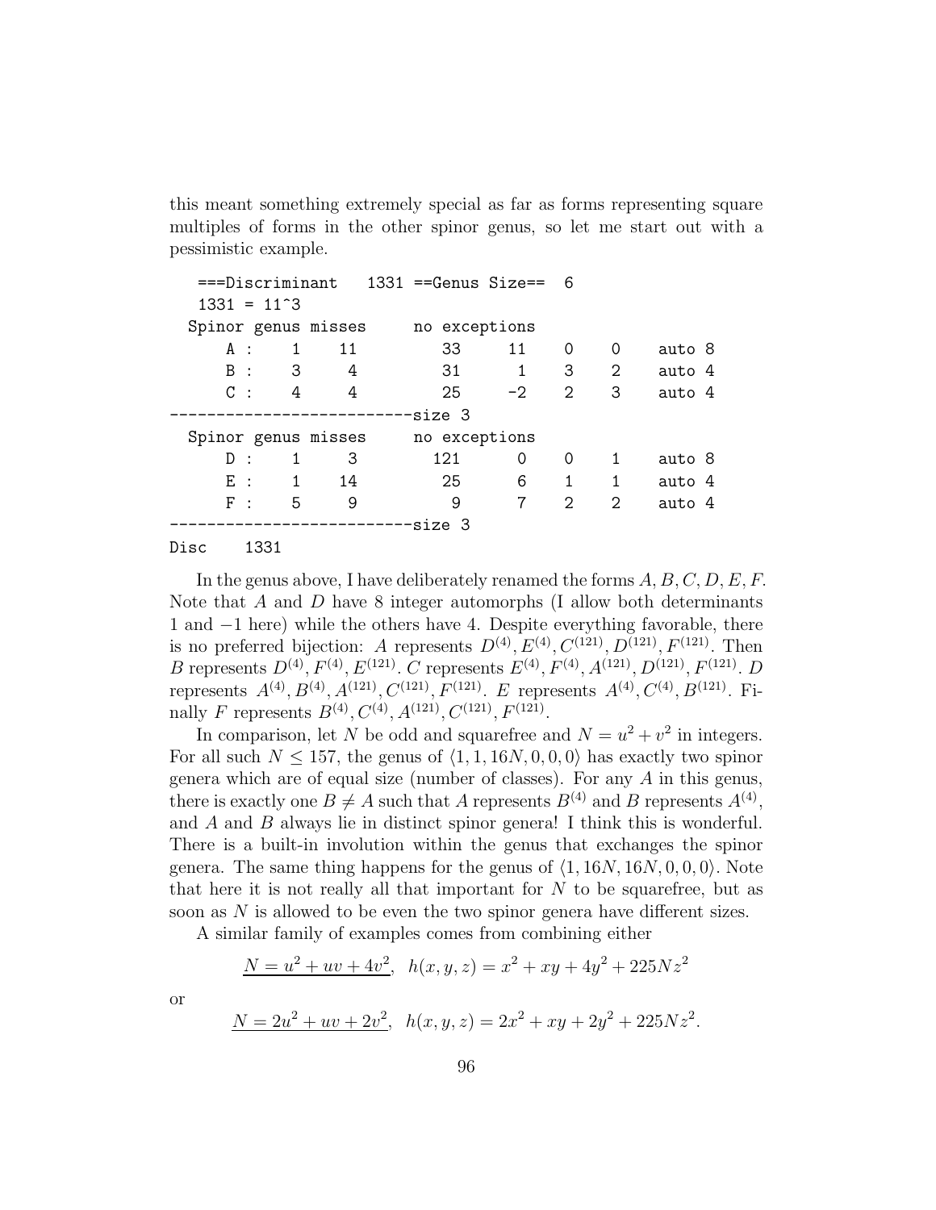this meant something extremely special as far as forms representing square multiples of forms in the other spinor genus, so let me start out with a pessimistic example.

```
   ===Discriminant   1331 ==Genus Size==  6
   1331 = 11^3
  Spinor genus misses      no exceptions
     A :    1    11          33     11    0     0     auto 8
     B :    3     4          31      1    3     2     auto 4
     C :    4     4          25     -2    2     3     auto 4
--------------------------size 3
  Spinor genus misses      no exceptions
     D :    1     3         121      0    0     1     auto 8
     E :    1    14          25      6    1     1     auto 4
     F :    5     9           9      7    2     2     auto 4
--------------------------size 3
Disc    1331
```

In the genus above, I have deliberately renamed the forms $A, B, C, D, E, F$. Note that $A$ and $D$ have 8 integer automorphs (I allow both determinants 1 and $-1$ here) while the others have 4. Despite everything favorable, there is no preferred bijection: $A$ represents $D^{(4)}, E^{(4)}, C^{(121)}, D^{(121)}, F^{(121)}$. Then $B$ represents $D^{(4)}, F^{(4)}, E^{(121)}$. $C$ represents $E^{(4)}, F^{(4)}, A^{(121)}, D^{(121)}, F^{(121)}$. $D$ represents $A^{(4)}, B^{(4)}, A^{(121)}, C^{(121)}, F^{(121)}$. $E$ represents $A^{(4)}, C^{(4)}, B^{(121)}$. Finally $F$ represents $B^{(4)}, C^{(4)}, A^{(121)}, C^{(121)}, F^{(121)}$.

In comparison, let $N$ be odd and squarefree and $N = u^2 + v^2$ in integers. For all such $N \leq 157$, the genus of $\langle 1, 1, 16N, 0, 0, 0\rangle$ has exactly two spinor genera which are of equal size (number of classes). For any $A$ in this genus, there is exactly one $B \neq A$ such that $A$ represents $B^{(4)}$ and $B$ represents $A^{(4)}$, and $A$ and $B$ always lie in distinct spinor genera! I think this is wonderful. There is a built-in involution within the genus that exchanges the spinor genera. The same thing happens for the genus of $\langle 1, 16N, 16N, 0, 0, 0\rangle$. Note that here it is not really all that important for $N$ to be squarefree, but as soon as $N$ is allowed to be even the two spinor genera have different sizes.

A similar family of examples comes from combining either

$$\underline{N = u^2 + uv + 4v^2}, \quad h(x, y, z) = x^2 + xy + 4y^2 + 225Nz^2$$

or

$$\underline{N = 2u^2 + uv + 2v^2}, \quad h(x, y, z) = 2x^2 + xy + 2y^2 + 225Nz^2.$$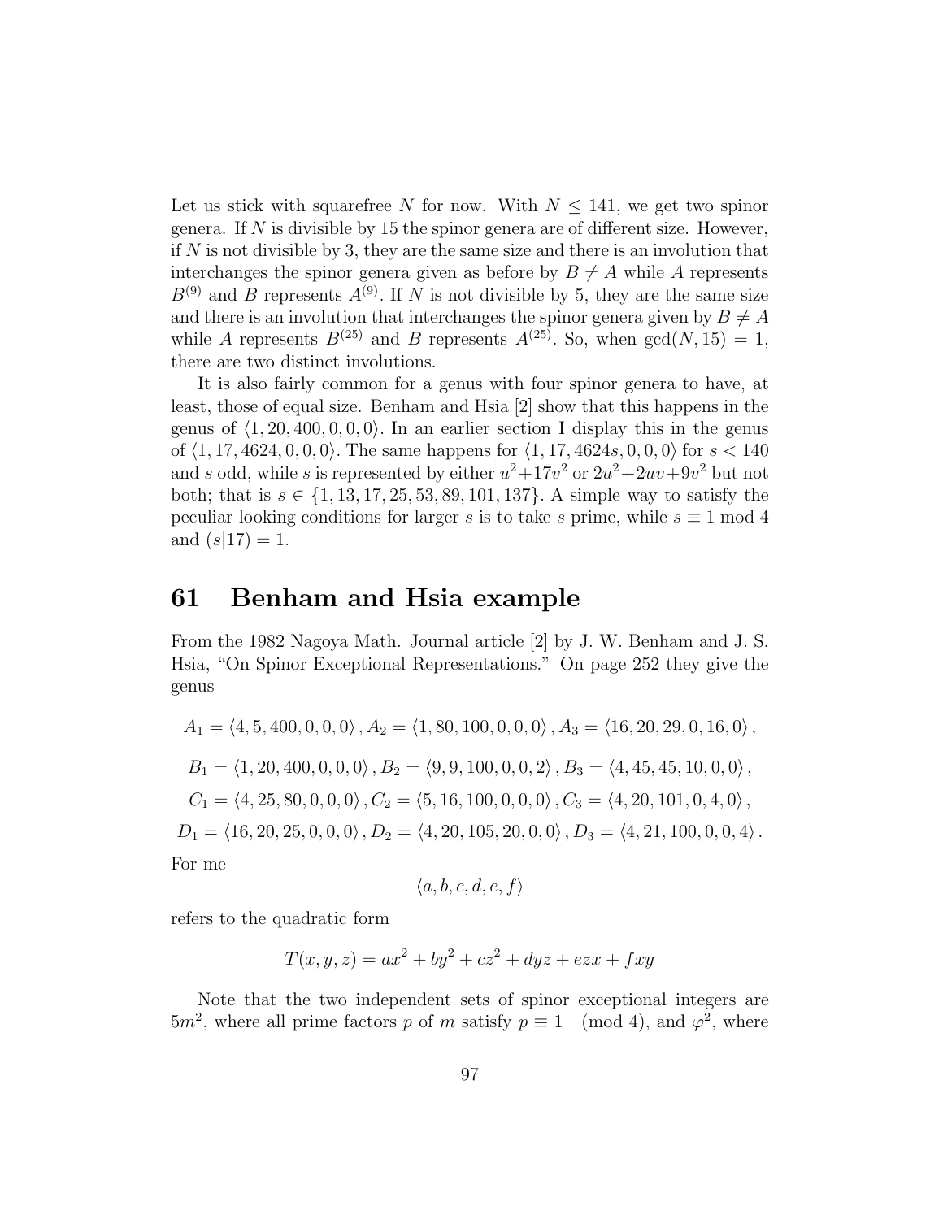Let us stick with squarefree $N$ for now. With $N \leq 141$, we get two spinor genera. If $N$ is divisible by 15 the spinor genera are of different size. However, if $N$ is not divisible by 3, they are the same size and there is an involution that interchanges the spinor genera given as before by $B \neq A$ while $A$ represents $B^{(9)}$ and $B$ represents $A^{(9)}$. If $N$ is not divisible by 5, they are the same size and there is an involution that interchanges the spinor genera given by $B \neq A$ while $A$ represents $B^{(25)}$ and $B$ represents $A^{(25)}$. So, when $\gcd(N, 15) = 1$, there are two distinct involutions.

It is also fairly common for a genus with four spinor genera to have, at least, those of equal size. Benham and Hsia [2] show that this happens in the genus of $\langle 1, 20, 400, 0, 0, 0 \rangle$. In an earlier section I display this in the genus of $\langle 1, 17, 4624, 0, 0, 0 \rangle$. The same happens for $\langle 1, 17, 4624s, 0, 0, 0 \rangle$ for $s < 140$ and $s$ odd, while $s$ is represented by either $u^2 + 17v^2$ or $2u^2 + 2uv + 9v^2$ but not both; that is $s \in \{1, 13, 17, 25, 53, 89, 101, 137\}$. A simple way to satisfy the peculiar looking conditions for larger $s$ is to take $s$ prime, while $s \equiv 1 \bmod 4$ and $(s|17) = 1$.

# 61 Benham and Hsia example

From the 1982 Nagoya Math. Journal article [2] by J. W. Benham and J. S. Hsia, "On Spinor Exceptional Representations." On page 252 they give the genus

$$A_1 = \langle 4, 5, 400, 0, 0, 0 \rangle, A_2 = \langle 1, 80, 100, 0, 0, 0 \rangle, A_3 = \langle 16, 20, 29, 0, 16, 0 \rangle,$$

$$B_1 = \langle 1, 20, 400, 0, 0, 0 \rangle, B_2 = \langle 9, 9, 100, 0, 0, 2 \rangle, B_3 = \langle 4, 45, 45, 10, 0, 0 \rangle,$$

$$C_1 = \langle 4, 25, 80, 0, 0, 0 \rangle, C_2 = \langle 5, 16, 100, 0, 0, 0 \rangle, C_3 = \langle 4, 20, 101, 0, 4, 0 \rangle,$$

$$D_1 = \langle 16, 20, 25, 0, 0, 0 \rangle, D_2 = \langle 4, 20, 105, 20, 0, 0 \rangle, D_3 = \langle 4, 21, 100, 0, 0, 4 \rangle.$$

For me

$$\langle a, b, c, d, e, f \rangle$$

refers to the quadratic form

$$T(x, y, z) = ax^2 + by^2 + cz^2 + dyz + ezx + fxy$$

Note that the two independent sets of spinor exceptional integers are $5m^2$, where all prime factors $p$ of $m$ satisfy $p \equiv 1 \pmod 4$, and $\varphi^2$, where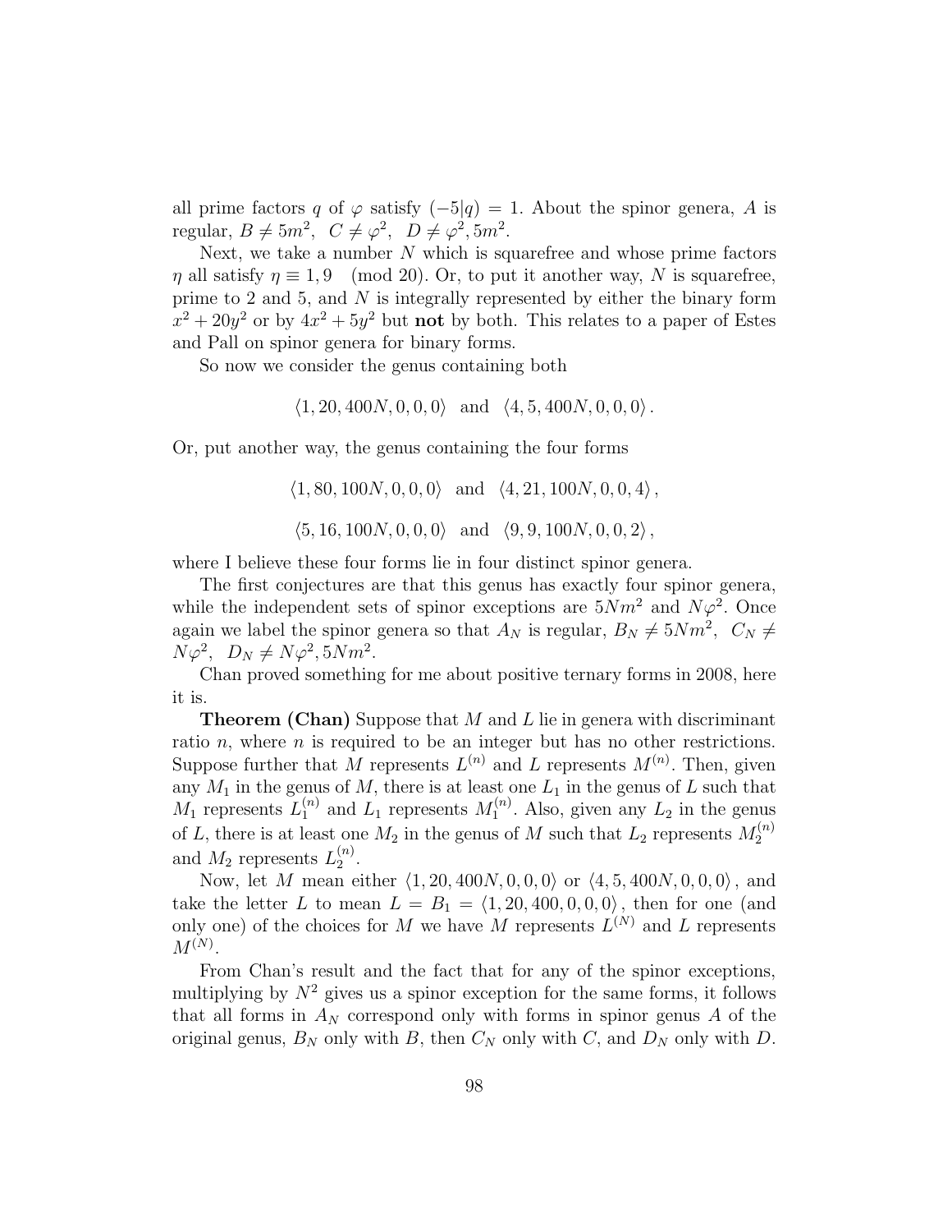all prime factors $q$ of $\varphi$ satisfy $(-5|q) = 1$. About the spinor genera, $A$ is regular, $B \neq 5m^2$, $C \neq \varphi^2$, $D \neq \varphi^2, 5m^2$.

Next, we take a number $N$ which is squarefree and whose prime factors $\eta$ all satisfy $\eta \equiv 1, 9 \pmod{20}$. Or, to put it another way, $N$ is squarefree, prime to 2 and 5, and $N$ is integrally represented by either the binary form $x^2 + 20y^2$ or by $4x^2 + 5y^2$ but **not** by both. This relates to a paper of Estes and Pall on spinor genera for binary forms.

So now we consider the genus containing both

$$\langle 1, 20, 400N, 0, 0, 0 \rangle \quad \text{and} \quad \langle 4, 5, 400N, 0, 0, 0 \rangle .$$

Or, put another way, the genus containing the four forms

$$\langle 1, 80, 100N, 0, 0, 0 \rangle \quad \text{and} \quad \langle 4, 21, 100N, 0, 0, 4 \rangle ,$$

$$\langle 5, 16, 100N, 0, 0, 0 \rangle \quad \text{and} \quad \langle 9, 9, 100N, 0, 0, 2 \rangle ,$$

where I believe these four forms lie in four distinct spinor genera.

The first conjectures are that this genus has exactly four spinor genera, while the independent sets of spinor exceptions are $5Nm^2$ and $N\varphi^2$. Once again we label the spinor genera so that $A_N$ is regular, $B_N \neq 5Nm^2$, $C_N \neq N\varphi^2$, $D_N \neq N\varphi^2, 5Nm^2$.

Chan proved something for me about positive ternary forms in 2008, here it is.

**Theorem (Chan)** Suppose that $M$ and $L$ lie in genera with discriminant ratio $n$, where $n$ is required to be an integer but has no other restrictions. Suppose further that $M$ represents $L^{(n)}$ and $L$ represents $M^{(n)}$. Then, given any $M_1$ in the genus of $M$, there is at least one $L_1$ in the genus of $L$ such that $M_1$ represents $L_1^{(n)}$ and $L_1$ represents $M_1^{(n)}$. Also, given any $L_2$ in the genus of $L$, there is at least one $M_2$ in the genus of $M$ such that $L_2$ represents $M_2^{(n)}$ and $M_2$ represents $L_2^{(n)}$.

Now, let $M$ mean either $\langle 1, 20, 400N, 0, 0, 0 \rangle$ or $\langle 4, 5, 400N, 0, 0, 0 \rangle$, and take the letter $L$ to mean $L = B_1 = \langle 1, 20, 400, 0, 0, 0 \rangle$, then for one (and only one) of the choices for $M$ we have $M$ represents $L^{(N)}$ and $L$ represents $M^{(N)}$.

From Chan's result and the fact that for any of the spinor exceptions, multiplying by $N^2$ gives us a spinor exception for the same forms, it follows that all forms in $A_N$ correspond only with forms in spinor genus $A$ of the original genus, $B_N$ only with $B$, then $C_N$ only with $C$, and $D_N$ only with $D$.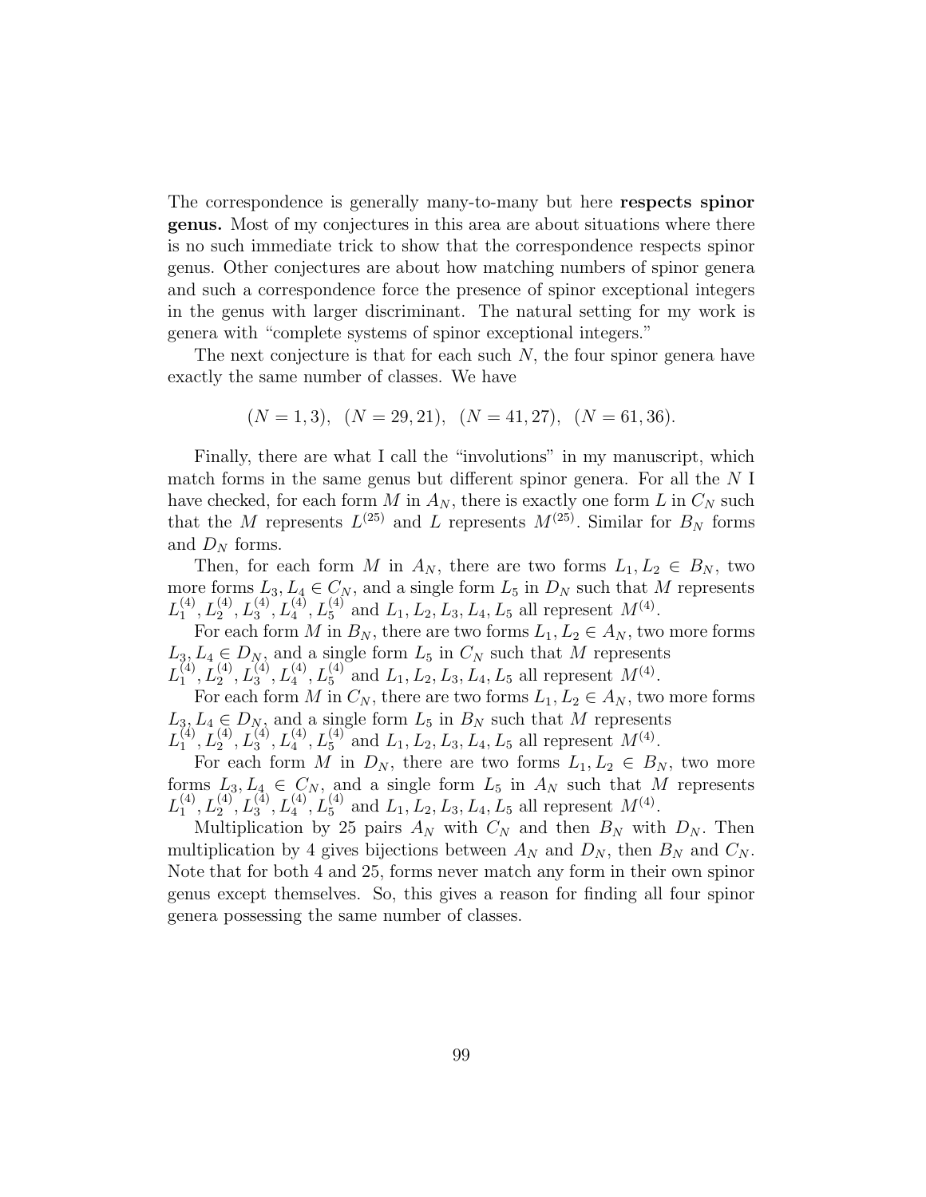The correspondence is generally many-to-many but here **respects spinor genus.** Most of my conjectures in this area are about situations where there is no such immediate trick to show that the correspondence respects spinor genus. Other conjectures are about how matching numbers of spinor genera and such a correspondence force the presence of spinor exceptional integers in the genus with larger discriminant. The natural setting for my work is genera with "complete systems of spinor exceptional integers."

The next conjecture is that for each such $N$, the four spinor genera have exactly the same number of classes. We have

$$(N = 1, 3), \quad (N = 29, 21), \quad (N = 41, 27), \quad (N = 61, 36).$$

Finally, there are what I call the "involutions" in my manuscript, which match forms in the same genus but different spinor genera. For all the $N$ I have checked, for each form $M$ in $A_N$, there is exactly one form $L$ in $C_N$ such that the $M$ represents $L^{(25)}$ and $L$ represents $M^{(25)}$. Similar for $B_N$ forms and $D_N$ forms.

Then, for each form $M$ in $A_N$, there are two forms $L_1, L_2 \in B_N$, two more forms $L_3, L_4 \in C_N$, and a single form $L_5$ in $D_N$ such that $M$ represents $L_1^{(4)}, L_2^{(4)}, L_3^{(4)}, L_4^{(4)}, L_5^{(4)}$ and $L_1, L_2, L_3, L_4, L_5$ all represent $M^{(4)}$.

For each form $M$ in $B_N$, there are two forms $L_1, L_2 \in A_N$, two more forms $L_3, L_4 \in D_N$, and a single form $L_5$ in $C_N$ such that $M$ represents $L_1^{(4)}, L_2^{(4)}, L_3^{(4)}, L_4^{(4)}, L_5^{(4)}$ and $L_1, L_2, L_3, L_4, L_5$ all represent $M^{(4)}$.

For each form $M$ in $C_N$, there are two forms $L_1, L_2 \in A_N$, two more forms $L_3, L_4 \in D_N$, and a single form $L_5$ in $B_N$ such that $M$ represents $L_1^{(4)}, L_2^{(4)}, L_3^{(4)}, L_4^{(4)}, L_5^{(4)}$ and $L_1, L_2, L_3, L_4, L_5$ all represent $M^{(4)}$.

For each form $M$ in $D_N$, there are two forms $L_1, L_2 \in B_N$, two more forms $L_3, L_4 \in C_N$, and a single form $L_5$ in $A_N$ such that $M$ represents $L_1^{(4)}, L_2^{(4)}, L_3^{(4)}, L_4^{(4)}, L_5^{(4)}$ and $L_1, L_2, L_3, L_4, L_5$ all represent $M^{(4)}$.

Multiplication by 25 pairs $A_N$ with $C_N$ and then $B_N$ with $D_N$. Then multiplication by 4 gives bijections between $A_N$ and $D_N$, then $B_N$ and $C_N$. Note that for both 4 and 25, forms never match any form in their own spinor genus except themselves. So, this gives a reason for finding all four spinor genera possessing the same number of classes.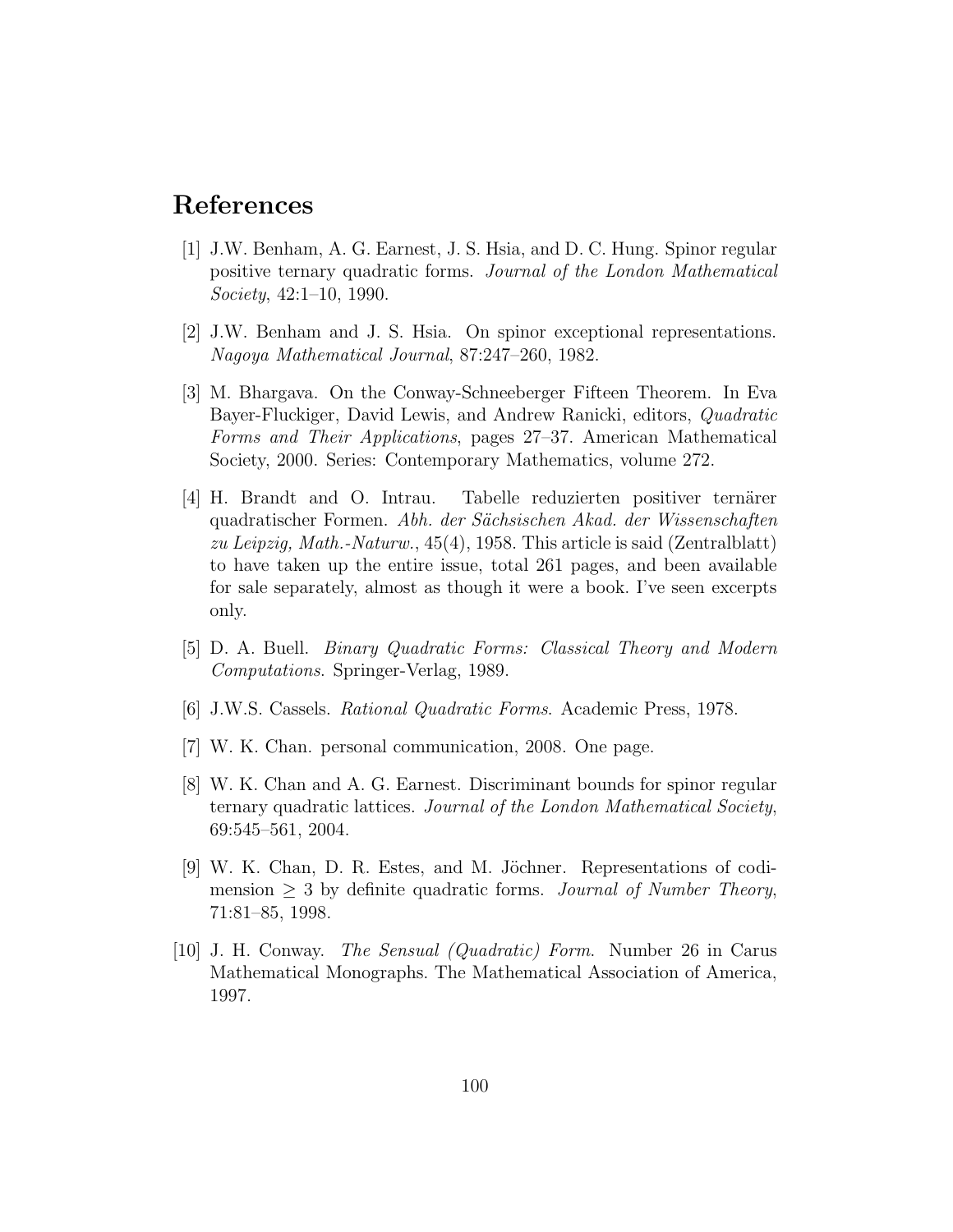# References

[1] J.W. Benham, A. G. Earnest, J. S. Hsia, and D. C. Hung. Spinor regular positive ternary quadratic forms. *Journal of the London Mathematical Society*, 42:1–10, 1990.

[2] J.W. Benham and J. S. Hsia. On spinor exceptional representations. *Nagoya Mathematical Journal*, 87:247–260, 1982.

[3] M. Bhargava. On the Conway-Schneeberger Fifteen Theorem. In Eva Bayer-Fluckiger, David Lewis, and Andrew Ranicki, editors, *Quadratic Forms and Their Applications*, pages 27–37. American Mathematical Society, 2000. Series: Contemporary Mathematics, volume 272.

[4] H. Brandt and O. Intrau. Tabelle reduzierten positiver ternärer quadratischer Formen. *Abh. der Sächsischen Akad. der Wissenschaften zu Leipzig, Math.-Naturw.*, 45(4), 1958. This article is said (Zentralblatt) to have taken up the entire issue, total 261 pages, and been available for sale separately, almost as though it were a book. I've seen excerpts only.

[5] D. A. Buell. *Binary Quadratic Forms: Classical Theory and Modern Computations.* Springer-Verlag, 1989.

[6] J.W.S. Cassels. *Rational Quadratic Forms*. Academic Press, 1978.

[7] W. K. Chan. personal communication, 2008. One page.

[8] W. K. Chan and A. G. Earnest. Discriminant bounds for spinor regular ternary quadratic lattices. *Journal of the London Mathematical Society*, 69:545–561, 2004.

[9] W. K. Chan, D. R. Estes, and M. Jöchner. Representations of codimension $\geq 3$ by definite quadratic forms. *Journal of Number Theory*, 71:81–85, 1998.

[10] J. H. Conway. *The Sensual (Quadratic) Form*. Number 26 in Carus Mathematical Monographs. The Mathematical Association of America, 1997.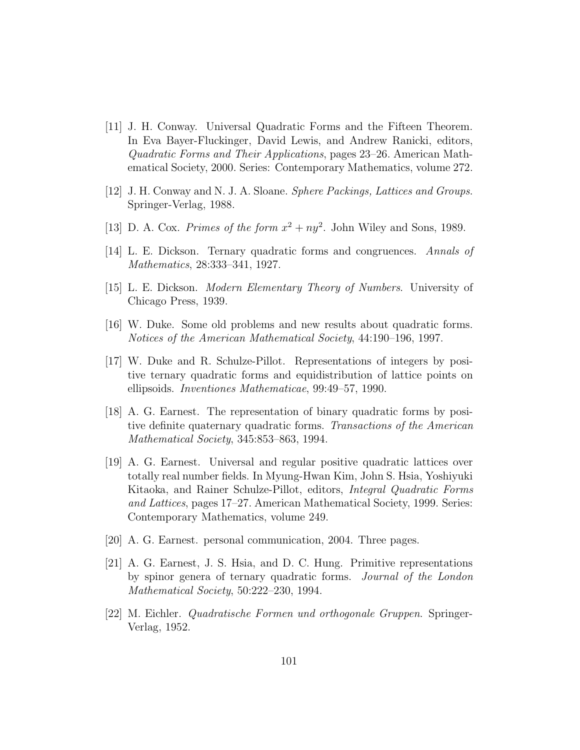[11] J. H. Conway. Universal Quadratic Forms and the Fifteen Theorem. In Eva Bayer-Fluckinger, David Lewis, and Andrew Ranicki, editors, *Quadratic Forms and Their Applications*, pages 23–26. American Mathematical Society, 2000. Series: Contemporary Mathematics, volume 272.

[12] J. H. Conway and N. J. A. Sloane. *Sphere Packings, Lattices and Groups*. Springer-Verlag, 1988.

[13] D. A. Cox. *Primes of the form $x^2 + ny^2$*. John Wiley and Sons, 1989.

[14] L. E. Dickson. Ternary quadratic forms and congruences. *Annals of Mathematics*, 28:333–341, 1927.

[15] L. E. Dickson. *Modern Elementary Theory of Numbers*. University of Chicago Press, 1939.

[16] W. Duke. Some old problems and new results about quadratic forms. *Notices of the American Mathematical Society*, 44:190–196, 1997.

[17] W. Duke and R. Schulze-Pillot. Representations of integers by positive ternary quadratic forms and equidistribution of lattice points on ellipsoids. *Inventiones Mathematicae*, 99:49–57, 1990.

[18] A. G. Earnest. The representation of binary quadratic forms by positive definite quaternary quadratic forms. *Transactions of the American Mathematical Society*, 345:853–863, 1994.

[19] A. G. Earnest. Universal and regular positive quadratic lattices over totally real number fields. In Myung-Hwan Kim, John S. Hsia, Yoshiyuki Kitaoka, and Rainer Schulze-Pillot, editors, *Integral Quadratic Forms and Lattices*, pages 17–27. American Mathematical Society, 1999. Series: Contemporary Mathematics, volume 249.

[20] A. G. Earnest. personal communication, 2004. Three pages.

[21] A. G. Earnest, J. S. Hsia, and D. C. Hung. Primitive representations by spinor genera of ternary quadratic forms. *Journal of the London Mathematical Society*, 50:222–230, 1994.

[22] M. Eichler. *Quadratische Formen und orthogonale Gruppen*. Springer-Verlag, 1952.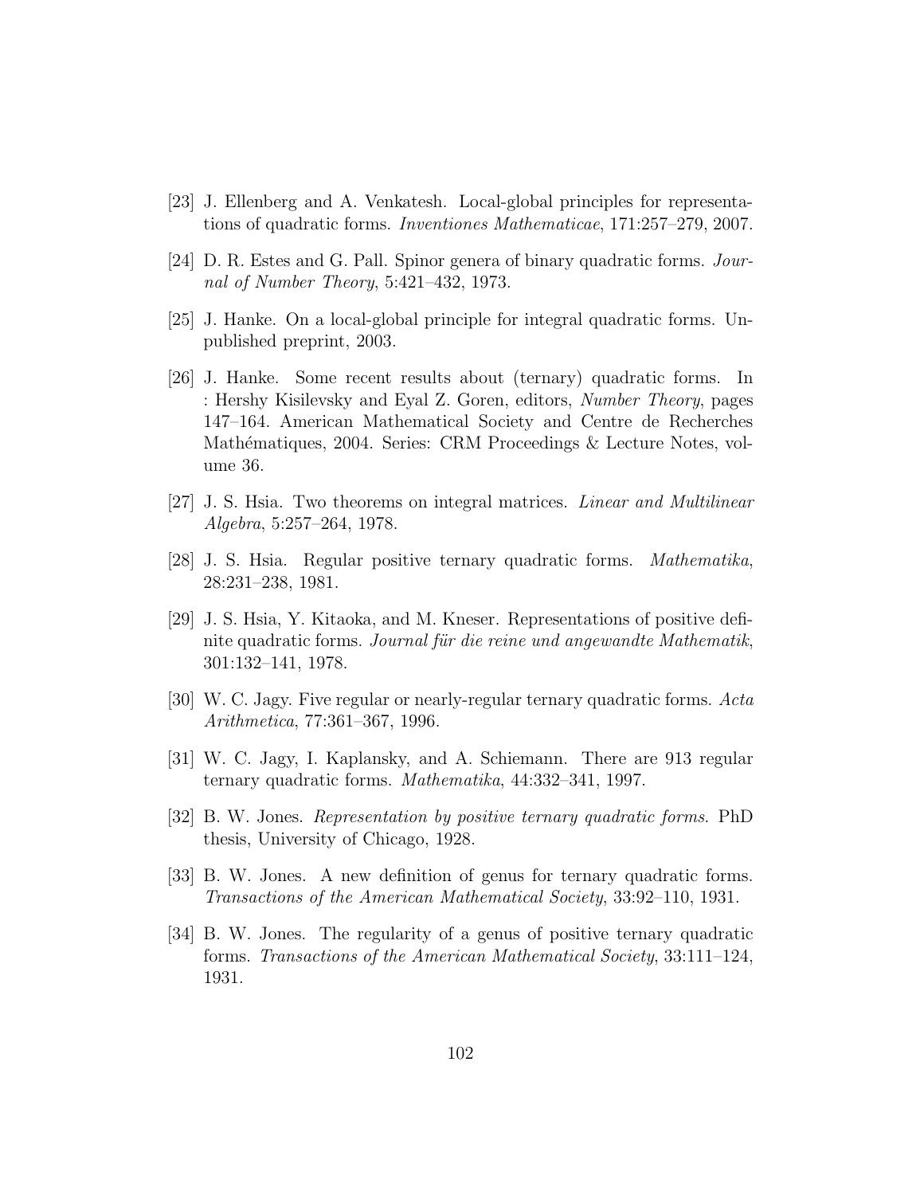[23] J. Ellenberg and A. Venkatesh. Local-global principles for representations of quadratic forms. *Inventiones Mathematicae*, 171:257–279, 2007.

[24] D. R. Estes and G. Pall. Spinor genera of binary quadratic forms. *Journal of Number Theory*, 5:421–432, 1973.

[25] J. Hanke. On a local-global principle for integral quadratic forms. Unpublished preprint, 2003.

[26] J. Hanke. Some recent results about (ternary) quadratic forms. In : Hershy Kisilevsky and Eyal Z. Goren, editors, *Number Theory*, pages 147–164. American Mathematical Society and Centre de Recherches Mathématiques, 2004. Series: CRM Proceedings & Lecture Notes, volume 36.

[27] J. S. Hsia. Two theorems on integral matrices. *Linear and Multilinear Algebra*, 5:257–264, 1978.

[28] J. S. Hsia. Regular positive ternary quadratic forms. *Mathematika*, 28:231–238, 1981.

[29] J. S. Hsia, Y. Kitaoka, and M. Kneser. Representations of positive definite quadratic forms. *Journal für die reine und angewandte Mathematik*, 301:132–141, 1978.

[30] W. C. Jagy. Five regular or nearly-regular ternary quadratic forms. *Acta Arithmetica*, 77:361–367, 1996.

[31] W. C. Jagy, I. Kaplansky, and A. Schiemann. There are 913 regular ternary quadratic forms. *Mathematika*, 44:332–341, 1997.

[32] B. W. Jones. *Representation by positive ternary quadratic forms*. PhD thesis, University of Chicago, 1928.

[33] B. W. Jones. A new definition of genus for ternary quadratic forms. *Transactions of the American Mathematical Society*, 33:92–110, 1931.

[34] B. W. Jones. The regularity of a genus of positive ternary quadratic forms. *Transactions of the American Mathematical Society*, 33:111–124, 1931.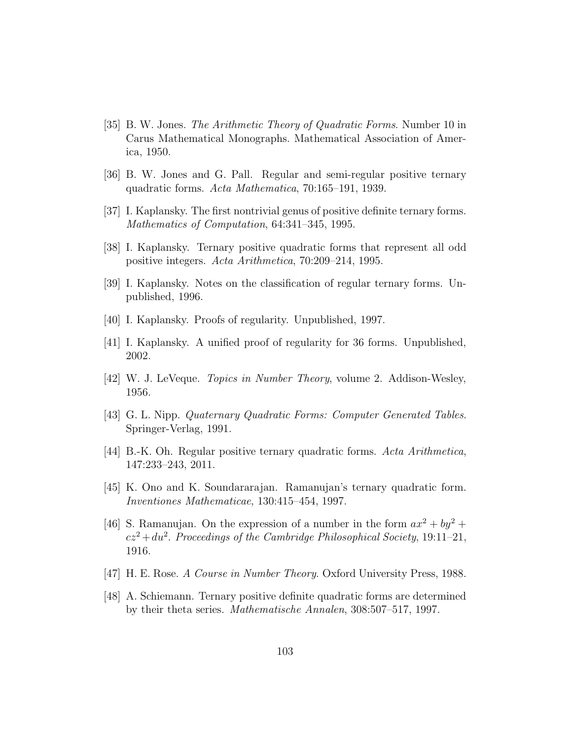[35] B. W. Jones. *The Arithmetic Theory of Quadratic Forms*. Number 10 in Carus Mathematical Monographs. Mathematical Association of America, 1950.

[36] B. W. Jones and G. Pall. Regular and semi-regular positive ternary quadratic forms. *Acta Mathematica*, 70:165–191, 1939.

[37] I. Kaplansky. The first nontrivial genus of positive definite ternary forms. *Mathematics of Computation*, 64:341–345, 1995.

[38] I. Kaplansky. Ternary positive quadratic forms that represent all odd positive integers. *Acta Arithmetica*, 70:209–214, 1995.

[39] I. Kaplansky. Notes on the classification of regular ternary forms. Unpublished, 1996.

[40] I. Kaplansky. Proofs of regularity. Unpublished, 1997.

[41] I. Kaplansky. A unified proof of regularity for 36 forms. Unpublished, 2002.

[42] W. J. LeVeque. *Topics in Number Theory*, volume 2. Addison-Wesley, 1956.

[43] G. L. Nipp. *Quaternary Quadratic Forms: Computer Generated Tables*. Springer-Verlag, 1991.

[44] B.-K. Oh. Regular positive ternary quadratic forms. *Acta Arithmetica*, 147:233–243, 2011.

[45] K. Ono and K. Soundararajan. Ramanujan's ternary quadratic form. *Inventiones Mathematicae*, 130:415–454, 1997.

[46] S. Ramanujan. On the expression of a number in the form $ax^2 + by^2 + cz^2 + du^2$. *Proceedings of the Cambridge Philosophical Society*, 19:11–21, 1916.

[47] H. E. Rose. *A Course in Number Theory*. Oxford University Press, 1988.

[48] A. Schiemann. Ternary positive definite quadratic forms are determined by their theta series. *Mathematische Annalen*, 308:507–517, 1997.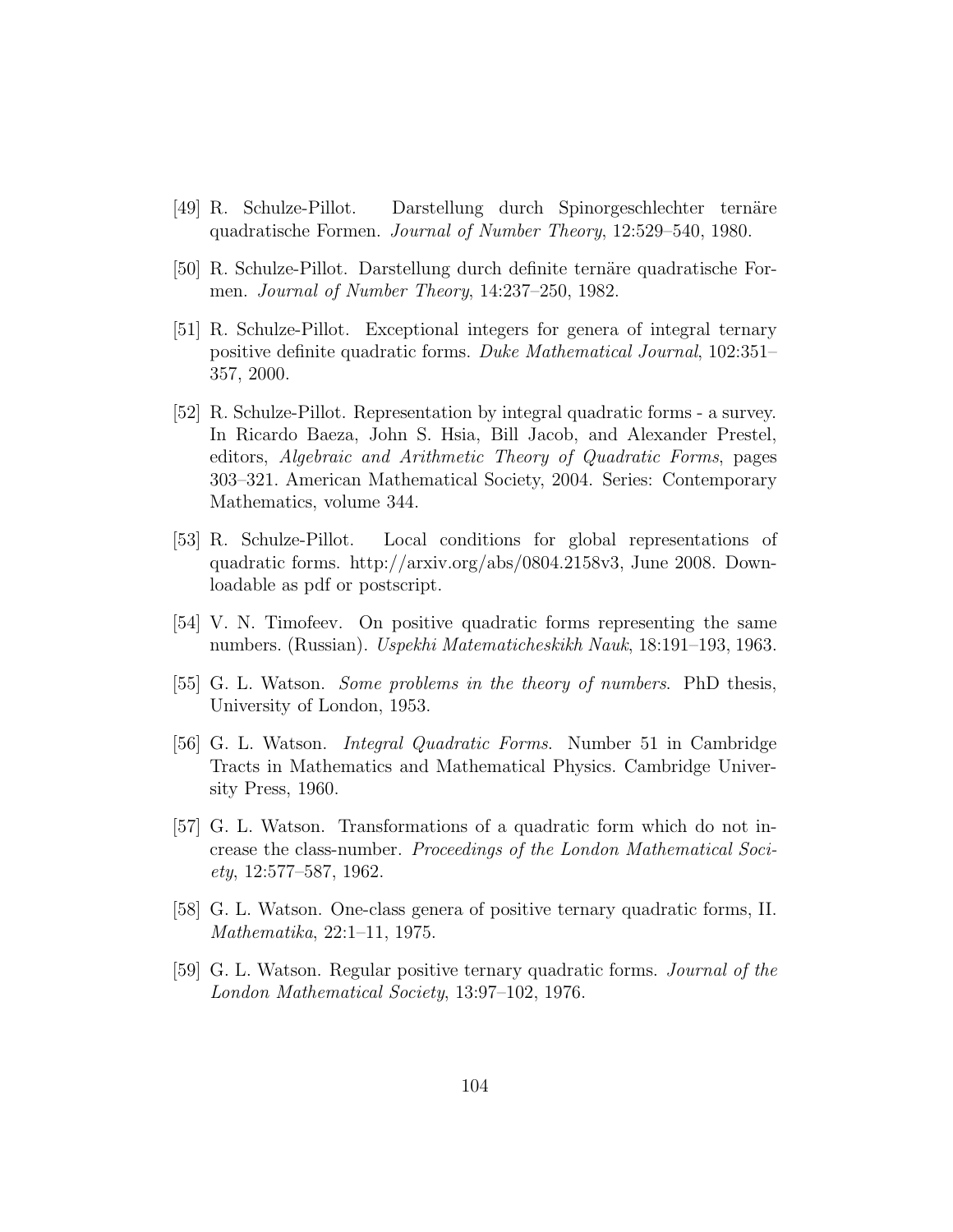[49] R. Schulze-Pillot. Darstellung durch Spinorgeschlechter ternäre quadratische Formen. *Journal of Number Theory*, 12:529–540, 1980.

[50] R. Schulze-Pillot. Darstellung durch definite ternäre quadratische Formen. *Journal of Number Theory*, 14:237–250, 1982.

[51] R. Schulze-Pillot. Exceptional integers for genera of integral ternary positive definite quadratic forms. *Duke Mathematical Journal*, 102:351–357, 2000.

[52] R. Schulze-Pillot. Representation by integral quadratic forms - a survey. In Ricardo Baeza, John S. Hsia, Bill Jacob, and Alexander Prestel, editors, *Algebraic and Arithmetic Theory of Quadratic Forms*, pages 303–321. American Mathematical Society, 2004. Series: Contemporary Mathematics, volume 344.

[53] R. Schulze-Pillot. Local conditions for global representations of quadratic forms. http://arxiv.org/abs/0804.2158v3, June 2008. Downloadable as pdf or postscript.

[54] V. N. Timofeev. On positive quadratic forms representing the same numbers. (Russian). *Uspekhi Matematicheskikh Nauk*, 18:191–193, 1963.

[55] G. L. Watson. *Some problems in the theory of numbers*. PhD thesis, University of London, 1953.

[56] G. L. Watson. *Integral Quadratic Forms*. Number 51 in Cambridge Tracts in Mathematics and Mathematical Physics. Cambridge University Press, 1960.

[57] G. L. Watson. Transformations of a quadratic form which do not increase the class-number. *Proceedings of the London Mathematical Society*, 12:577–587, 1962.

[58] G. L. Watson. One-class genera of positive ternary quadratic forms, II. *Mathematika*, 22:1–11, 1975.

[59] G. L. Watson. Regular positive ternary quadratic forms. *Journal of the London Mathematical Society*, 13:97–102, 1976.